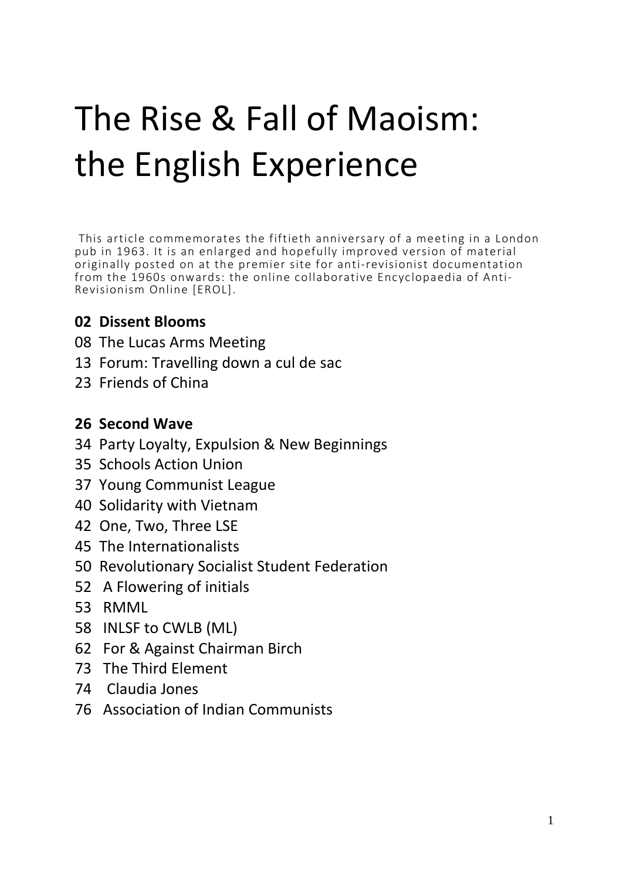# The Rise & Fall of Maoism: the English Experience

This article commemorates the fiftieth anniversary of a meeting in a London pub in 1963. It is an enlarged and hopefully improved version of material originally posted on at the premier site for anti-revisionist documentation from the 1960s onwards: the online collaborative Encyclopaedia of Anti-Revisionism Online [EROL].

**02 Dissent Blooms**

08 The Lucas Arms Meeting
13 Forum: Travelling down a cul de sac
23 Friends of China

**26 Second Wave**

34 Party Loyalty, Expulsion & New Beginnings
35 Schools Action Union
37 Young Communist League
40 Solidarity with Vietnam
42 One, Two, Three LSE
45 The Internationalists
50 Revolutionary Socialist Student Federation
52 A Flowering of initials
53 RMML
58 INLSF to CWLB (ML)
62 For & Against Chairman Birch
73 The Third Element
74 Claudia Jones
76 Association of Indian Communists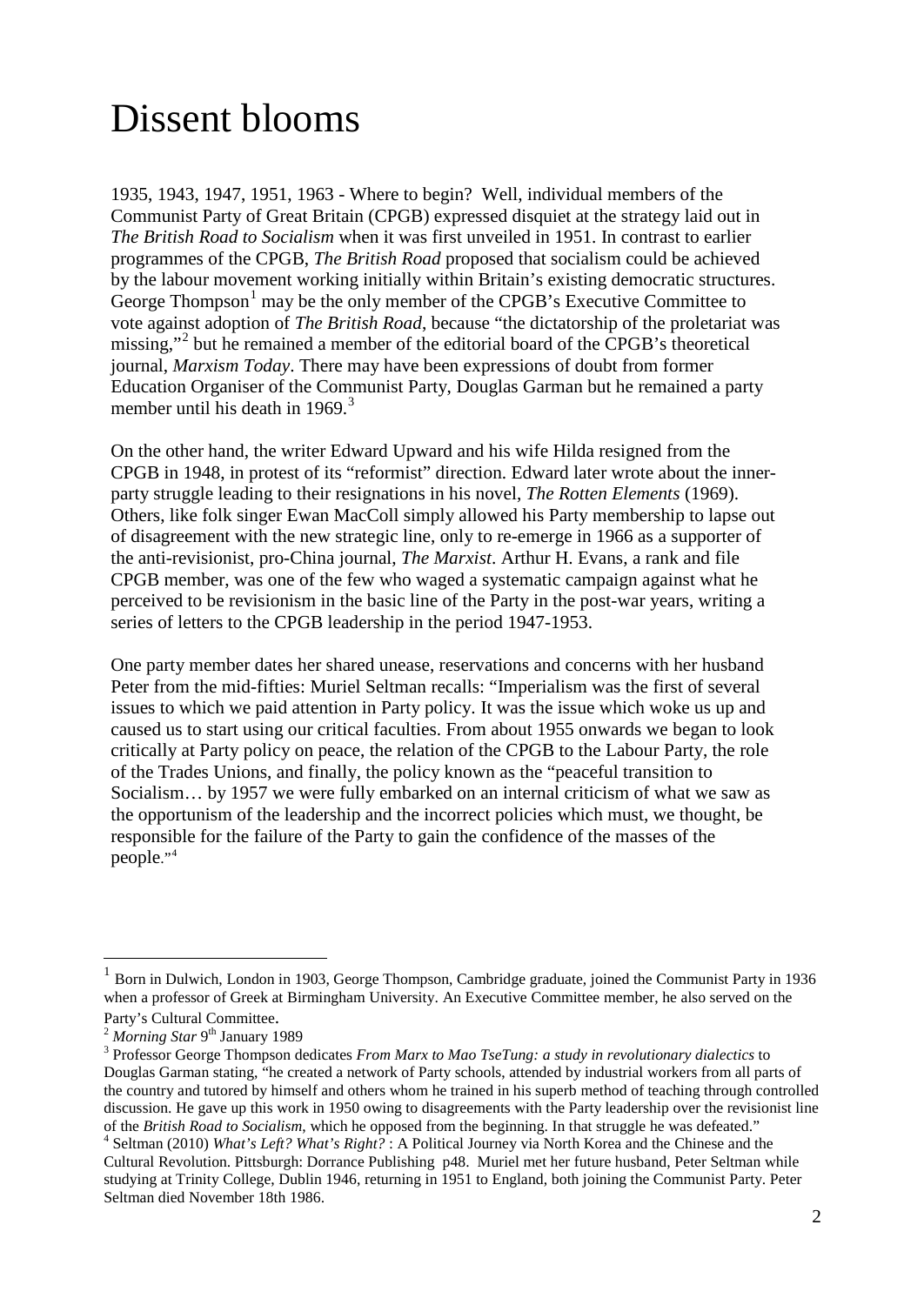# Dissent blooms

1935, 1943, 1947, 1951, 1963 - Where to begin? Well, individual members of the Communist Party of Great Britain (CPGB) expressed disquiet at the strategy laid out in *The British Road to Socialism* when it was first unveiled in 1951. In contrast to earlier programmes of the CPGB, *The British Road* proposed that socialism could be achieved by the labour movement working initially within Britain's existing democratic structures. George Thompson[1] may be the only member of the CPGB's Executive Committee to vote against adoption of *The British Road*, because "the dictatorship of the proletariat was missing,"[2] but he remained a member of the editorial board of the CPGB's theoretical journal, *Marxism Today*. There may have been expressions of doubt from former Education Organiser of the Communist Party, Douglas Garman but he remained a party member until his death in 1969.[3]

On the other hand, the writer Edward Upward and his wife Hilda resigned from the CPGB in 1948, in protest of its "reformist" direction. Edward later wrote about the inner-party struggle leading to their resignations in his novel, *The Rotten Elements* (1969). Others, like folk singer Ewan MacColl simply allowed his Party membership to lapse out of disagreement with the new strategic line, only to re-emerge in 1966 as a supporter of the anti-revisionist, pro-China journal, *The Marxist*. Arthur H. Evans, a rank and file CPGB member, was one of the few who waged a systematic campaign against what he perceived to be revisionism in the basic line of the Party in the post-war years, writing a series of letters to the CPGB leadership in the period 1947-1953.

One party member dates her shared unease, reservations and concerns with her husband Peter from the mid-fifties: Muriel Seltman recalls: "Imperialism was the first of several issues to which we paid attention in Party policy. It was the issue which woke us up and caused us to start using our critical faculties. From about 1955 onwards we began to look critically at Party policy on peace, the relation of the CPGB to the Labour Party, the role of the Trades Unions, and finally, the policy known as the "peaceful transition to Socialism… by 1957 we were fully embarked on an internal criticism of what we saw as the opportunism of the leadership and the incorrect policies which must, we thought, be responsible for the failure of the Party to gain the confidence of the masses of the people."[4]

---

[1] Born in Dulwich, London in 1903, George Thompson, Cambridge graduate, joined the Communist Party in 1936 when a professor of Greek at Birmingham University. An Executive Committee member, he also served on the Party's Cultural Committee.

[2] *Morning Star* 9th January 1989

[3] Professor George Thompson dedicates *From Marx to Mao TseTung: a study in revolutionary dialectics* to Douglas Garman stating, "he created a network of Party schools, attended by industrial workers from all parts of the country and tutored by himself and others whom he trained in his superb method of teaching through controlled discussion. He gave up this work in 1950 owing to disagreements with the Party leadership over the revisionist line of the *British Road to Socialism*, which he opposed from the beginning. In that struggle he was defeated."

[4] Seltman (2010) *What's Left? What's Right?* : A Political Journey via North Korea and the Chinese and the Cultural Revolution. Pittsburgh: Dorrance Publishing p48. Muriel met her future husband, Peter Seltman while studying at Trinity College, Dublin 1946, returning in 1951 to England, both joining the Communist Party. Peter Seltman died November 18th 1986.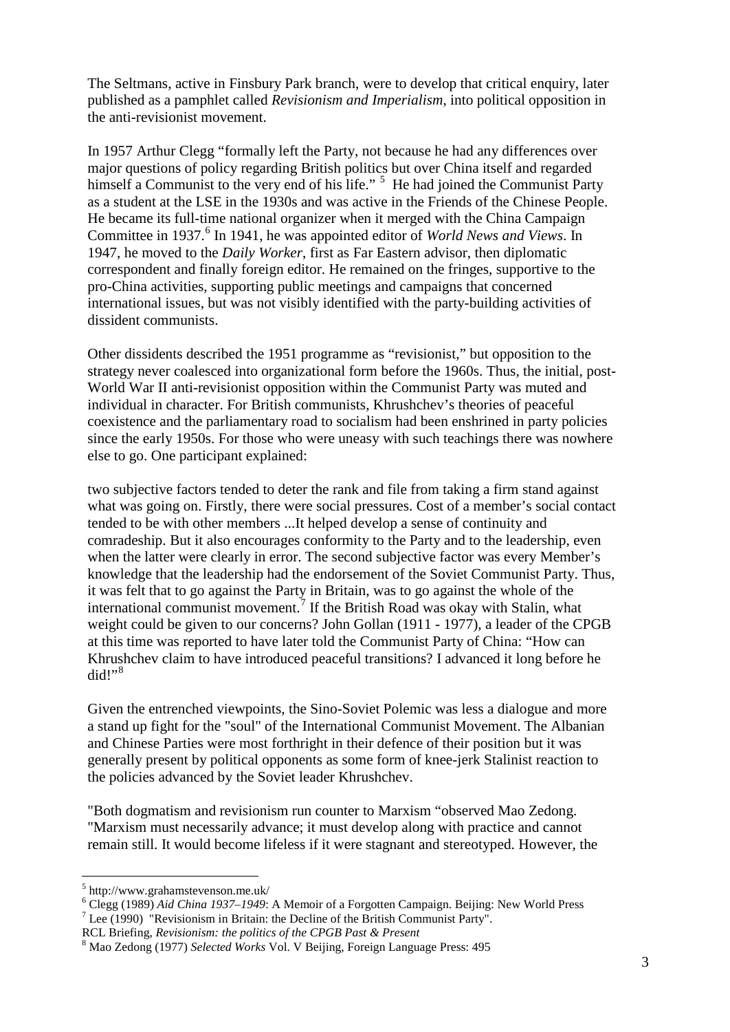The Seltmans, active in Finsbury Park branch, were to develop that critical enquiry, later published as a pamphlet called *Revisionism and Imperialism*, into political opposition in the anti-revisionist movement.

In 1957 Arthur Clegg "formally left the Party, not because he had any differences over major questions of policy regarding British politics but over China itself and regarded himself a Communist to the very end of his life." [5] He had joined the Communist Party as a student at the LSE in the 1930s and was active in the Friends of the Chinese People. He became its full-time national organizer when it merged with the China Campaign Committee in 1937.[6] In 1941, he was appointed editor of *World News and Views*. In 1947, he moved to the *Daily Worker*, first as Far Eastern advisor, then diplomatic correspondent and finally foreign editor. He remained on the fringes, supportive to the pro-China activities, supporting public meetings and campaigns that concerned international issues, but was not visibly identified with the party-building activities of dissident communists.

Other dissidents described the 1951 programme as "revisionist," but opposition to the strategy never coalesced into organizational form before the 1960s. Thus, the initial, post-World War II anti-revisionist opposition within the Communist Party was muted and individual in character. For British communists, Khrushchev's theories of peaceful coexistence and the parliamentary road to socialism had been enshrined in party policies since the early 1950s. For those who were uneasy with such teachings there was nowhere else to go. One participant explained:

two subjective factors tended to deter the rank and file from taking a firm stand against what was going on. Firstly, there were social pressures. Cost of a member's social contact tended to be with other members ...It helped develop a sense of continuity and comradeship. But it also encourages conformity to the Party and to the leadership, even when the latter were clearly in error. The second subjective factor was every Member's knowledge that the leadership had the endorsement of the Soviet Communist Party. Thus, it was felt that to go against the Party in Britain, was to go against the whole of the international communist movement.[7] If the British Road was okay with Stalin, what weight could be given to our concerns? John Gollan (1911 - 1977), a leader of the CPGB at this time was reported to have later told the Communist Party of China: "How can Khrushchev claim to have introduced peaceful transitions? I advanced it long before he did!"[8]

Given the entrenched viewpoints, the Sino-Soviet Polemic was less a dialogue and more a stand up fight for the "soul" of the International Communist Movement. The Albanian and Chinese Parties were most forthright in their defence of their position but it was generally present by political opponents as some form of knee-jerk Stalinist reaction to the policies advanced by the Soviet leader Khrushchev.

"Both dogmatism and revisionism run counter to Marxism "observed Mao Zedong. "Marxism must necessarily advance; it must develop along with practice and cannot remain still. It would become lifeless if it were stagnant and stereotyped. However, the

---

[5] http://www.grahamstevenson.me.uk/

[6] Clegg (1989) *Aid China 1937–1949*: A Memoir of a Forgotten Campaign. Beijing: New World Press

[7] Lee (1990) "Revisionism in Britain: the Decline of the British Communist Party". RCL Briefing, *Revisionism: the politics of the CPGB Past & Present*

[8] Mao Zedong (1977) *Selected Works* Vol. V Beijing, Foreign Language Press: 495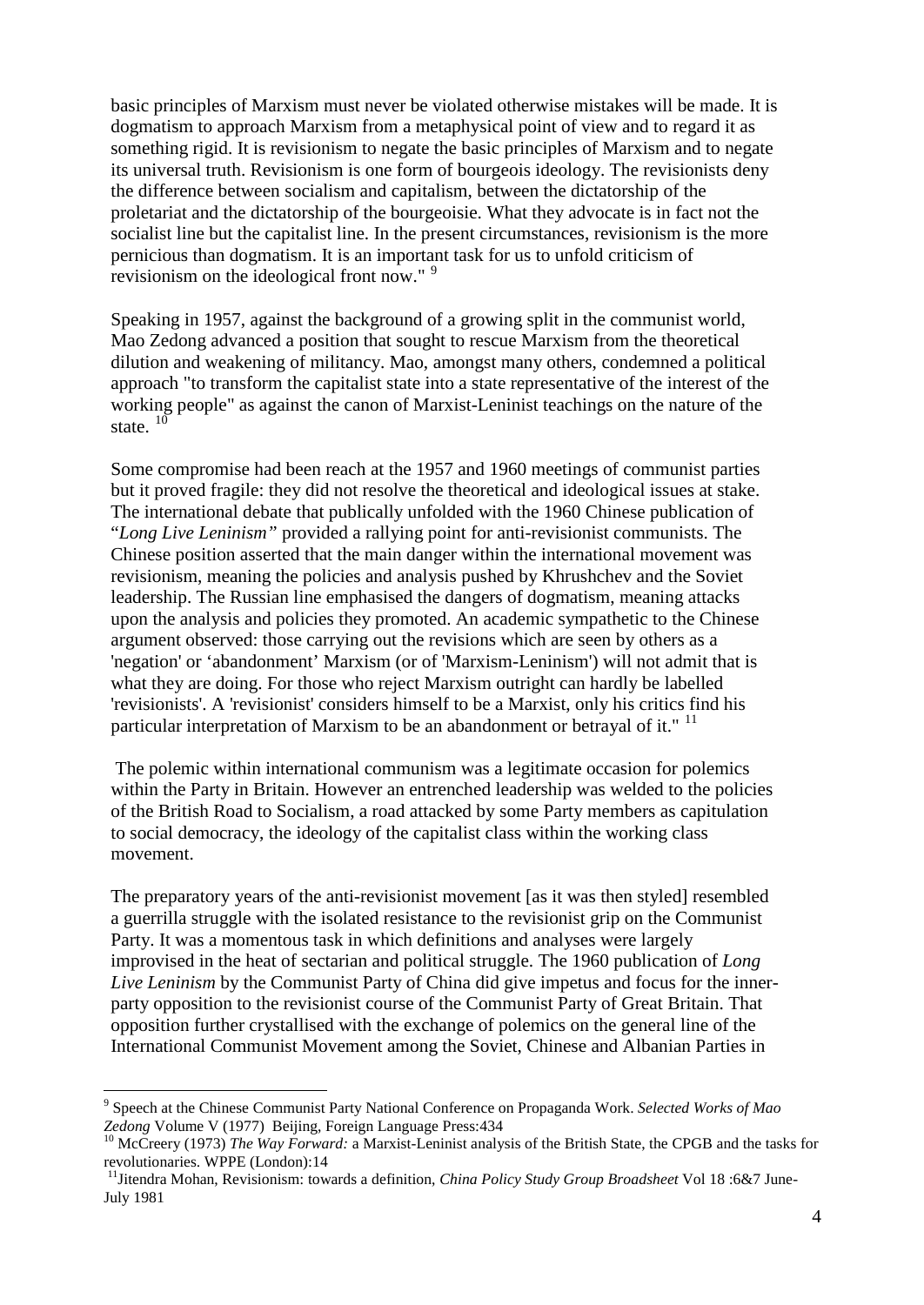basic principles of Marxism must never be violated otherwise mistakes will be made. It is dogmatism to approach Marxism from a metaphysical point of view and to regard it as something rigid. It is revisionism to negate the basic principles of Marxism and to negate its universal truth. Revisionism is one form of bourgeois ideology. The revisionists deny the difference between socialism and capitalism, between the dictatorship of the proletariat and the dictatorship of the bourgeoisie. What they advocate is in fact not the socialist line but the capitalist line. In the present circumstances, revisionism is the more pernicious than dogmatism. It is an important task for us to unfold criticism of revisionism on the ideological front now." [9]

Speaking in 1957, against the background of a growing split in the communist world, Mao Zedong advanced a position that sought to rescue Marxism from the theoretical dilution and weakening of militancy. Mao, amongst many others, condemned a political approach "to transform the capitalist state into a state representative of the interest of the working people" as against the canon of Marxist-Leninist teachings on the nature of the state. [10]

Some compromise had been reach at the 1957 and 1960 meetings of communist parties but it proved fragile: they did not resolve the theoretical and ideological issues at stake. The international debate that publically unfolded with the 1960 Chinese publication of "*Long Live Leninism"* provided a rallying point for anti-revisionist communists. The Chinese position asserted that the main danger within the international movement was revisionism, meaning the policies and analysis pushed by Khrushchev and the Soviet leadership. The Russian line emphasised the dangers of dogmatism, meaning attacks upon the analysis and policies they promoted. An academic sympathetic to the Chinese argument observed: those carrying out the revisions which are seen by others as a 'negation' or 'abandonment' Marxism (or of 'Marxism-Leninism') will not admit that is what they are doing. For those who reject Marxism outright can hardly be labelled 'revisionists'. A 'revisionist' considers himself to be a Marxist, only his critics find his particular interpretation of Marxism to be an abandonment or betrayal of it." [11]

The polemic within international communism was a legitimate occasion for polemics within the Party in Britain. However an entrenched leadership was welded to the policies of the British Road to Socialism, a road attacked by some Party members as capitulation to social democracy, the ideology of the capitalist class within the working class movement.

The preparatory years of the anti-revisionist movement [as it was then styled] resembled a guerrilla struggle with the isolated resistance to the revisionist grip on the Communist Party. It was a momentous task in which definitions and analyses were largely improvised in the heat of sectarian and political struggle. The 1960 publication of *Long Live Leninism* by the Communist Party of China did give impetus and focus for the inner-party opposition to the revisionist course of the Communist Party of Great Britain. That opposition further crystallised with the exchange of polemics on the general line of the International Communist Movement among the Soviet, Chinese and Albanian Parties in

---

[9] Speech at the Chinese Communist Party National Conference on Propaganda Work. *Selected Works of Mao Zedong* Volume V (1977) Beijing, Foreign Language Press:434

[10] McCreery (1973) *The Way Forward:* a Marxist-Leninist analysis of the British State, the CPGB and the tasks for revolutionaries. WPPE (London):14

[11] Jitendra Mohan, Revisionism: towards a definition, *China Policy Study Group Broadsheet* Vol 18 :6&7 June-July 1981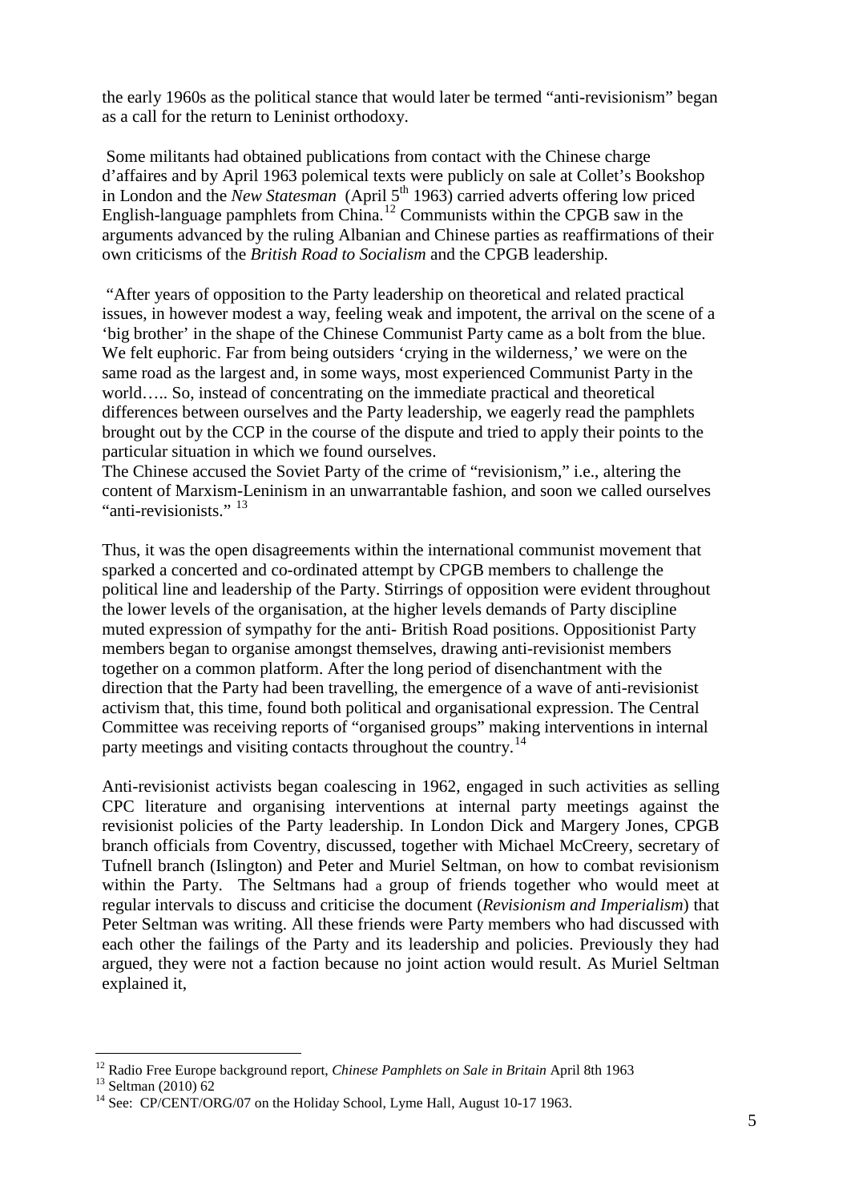the early 1960s as the political stance that would later be termed "anti-revisionism" began as a call for the return to Leninist orthodoxy.

Some militants had obtained publications from contact with the Chinese charge d'affaires and by April 1963 polemical texts were publicly on sale at Collet's Bookshop in London and the *New Statesman* (April 5th 1963) carried adverts offering low priced English-language pamphlets from China.[12] Communists within the CPGB saw in the arguments advanced by the ruling Albanian and Chinese parties as reaffirmations of their own criticisms of the *British Road to Socialism* and the CPGB leadership.

"After years of opposition to the Party leadership on theoretical and related practical issues, in however modest a way, feeling weak and impotent, the arrival on the scene of a 'big brother' in the shape of the Chinese Communist Party came as a bolt from the blue. We felt euphoric. Far from being outsiders 'crying in the wilderness,' we were on the same road as the largest and, in some ways, most experienced Communist Party in the world….. So, instead of concentrating on the immediate practical and theoretical differences between ourselves and the Party leadership, we eagerly read the pamphlets brought out by the CCP in the course of the dispute and tried to apply their points to the particular situation in which we found ourselves.
The Chinese accused the Soviet Party of the crime of "revisionism," i.e., altering the content of Marxism-Leninism in an unwarrantable fashion, and soon we called ourselves "anti-revisionists." [13]

Thus, it was the open disagreements within the international communist movement that sparked a concerted and co-ordinated attempt by CPGB members to challenge the political line and leadership of the Party. Stirrings of opposition were evident throughout the lower levels of the organisation, at the higher levels demands of Party discipline muted expression of sympathy for the anti- British Road positions. Oppositionist Party members began to organise amongst themselves, drawing anti-revisionist members together on a common platform. After the long period of disenchantment with the direction that the Party had been travelling, the emergence of a wave of anti-revisionist activism that, this time, found both political and organisational expression. The Central Committee was receiving reports of "organised groups" making interventions in internal party meetings and visiting contacts throughout the country.[14]

Anti-revisionist activists began coalescing in 1962, engaged in such activities as selling CPC literature and organising interventions at internal party meetings against the revisionist policies of the Party leadership. In London Dick and Margery Jones, CPGB branch officials from Coventry, discussed, together with Michael McCreery, secretary of Tufnell branch (Islington) and Peter and Muriel Seltman, on how to combat revisionism within the Party. The Seltmans had a group of friends together who would meet at regular intervals to discuss and criticise the document (*Revisionism and Imperialism*) that Peter Seltman was writing. All these friends were Party members who had discussed with each other the failings of the Party and its leadership and policies. Previously they had argued, they were not a faction because no joint action would result. As Muriel Seltman explained it,

---

[12] Radio Free Europe background report, *Chinese Pamphlets on Sale in Britain* April 8th 1963

[13] Seltman (2010) 62

[14] See: CP/CENT/ORG/07 on the Holiday School, Lyme Hall, August 10-17 1963.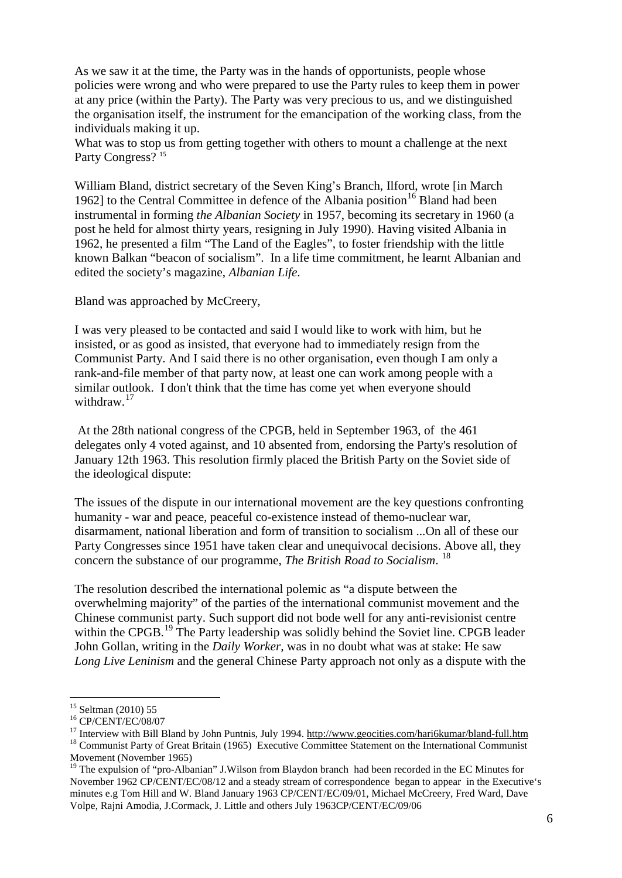As we saw it at the time, the Party was in the hands of opportunists, people whose policies were wrong and who were prepared to use the Party rules to keep them in power at any price (within the Party). The Party was very precious to us, and we distinguished the organisation itself, the instrument for the emancipation of the working class, from the individuals making it up.
What was to stop us from getting together with others to mount a challenge at the next Party Congress? [15]

William Bland, district secretary of the Seven King's Branch, Ilford, wrote [in March 1962] to the Central Committee in defence of the Albania position[16] Bland had been instrumental in forming *the Albanian Society* in 1957, becoming its secretary in 1960 (a post he held for almost thirty years, resigning in July 1990). Having visited Albania in 1962, he presented a film "The Land of the Eagles", to foster friendship with the little known Balkan "beacon of socialism". In a life time commitment, he learnt Albanian and edited the society's magazine, *Albanian Life*.

Bland was approached by McCreery,

I was very pleased to be contacted and said I would like to work with him, but he insisted, or as good as insisted, that everyone had to immediately resign from the Communist Party. And I said there is no other organisation, even though I am only a rank-and-file member of that party now, at least one can work among people with a similar outlook. I don't think that the time has come yet when everyone should withdraw.[17]

At the 28th national congress of the CPGB, held in September 1963, of the 461 delegates only 4 voted against, and 10 absented from, endorsing the Party's resolution of January 12th 1963. This resolution firmly placed the British Party on the Soviet side of the ideological dispute:

The issues of the dispute in our international movement are the key questions confronting humanity - war and peace, peaceful co-existence instead of themo-nuclear war, disarmament, national liberation and form of transition to socialism ...On all of these our Party Congresses since 1951 have taken clear and unequivocal decisions. Above all, they concern the substance of our programme, *The British Road to Socialism*. [18]

The resolution described the international polemic as "a dispute between the overwhelming majority" of the parties of the international communist movement and the Chinese communist party. Such support did not bode well for any anti-revisionist centre within the CPGB.[19] The Party leadership was solidly behind the Soviet line. CPGB leader John Gollan, writing in the *Daily Worker*, was in no doubt what was at stake: He saw *Long Live Leninism* and the general Chinese Party approach not only as a dispute with the

---

[15] Seltman (2010) 55

[16] CP/CENT/EC/08/07

[17] Interview with Bill Bland by John Puntnis, July 1994. http://www.geocities.com/hari6kumar/bland-full.htm

[18] Communist Party of Great Britain (1965) Executive Committee Statement on the International Communist Movement (November 1965)

[19] The expulsion of "pro-Albanian" J.Wilson from Blaydon branch had been recorded in the EC Minutes for November 1962 CP/CENT/EC/08/12 and a steady stream of correspondence began to appear in the Executive's minutes e.g Tom Hill and W. Bland January 1963 CP/CENT/EC/09/01, Michael McCreery, Fred Ward, Dave Volpe, Rajni Amodia, J.Cormack, J. Little and others July 1963CP/CENT/EC/09/06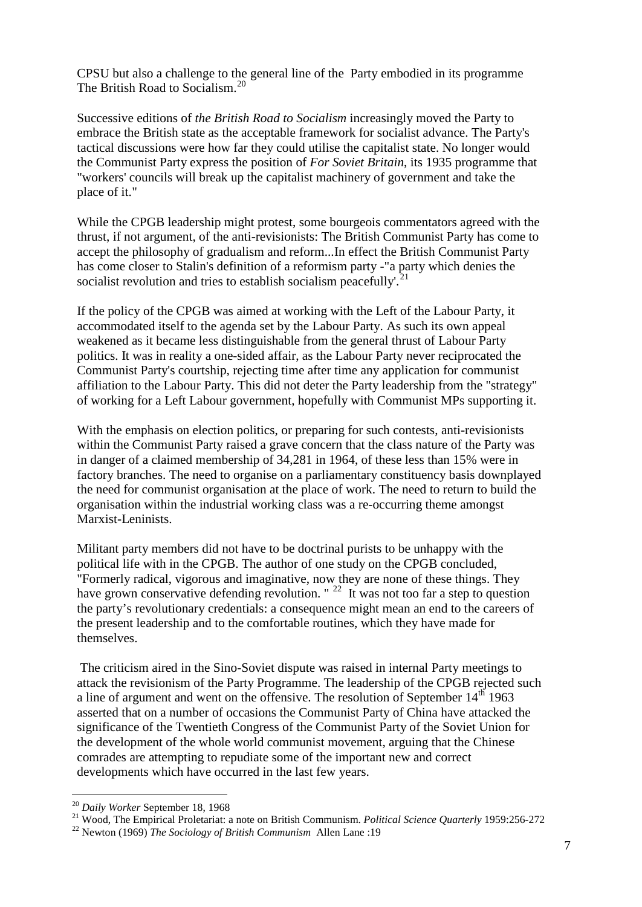CPSU but also a challenge to the general line of the Party embodied in its programme The British Road to Socialism.[20]

Successive editions of *the British Road to Socialism* increasingly moved the Party to embrace the British state as the acceptable framework for socialist advance. The Party's tactical discussions were how far they could utilise the capitalist state. No longer would the Communist Party express the position of *For Soviet Britain*, its 1935 programme that "workers' councils will break up the capitalist machinery of government and take the place of it."

While the CPGB leadership might protest, some bourgeois commentators agreed with the thrust, if not argument, of the anti-revisionists: The British Communist Party has come to accept the philosophy of gradualism and reform...In effect the British Communist Party has come closer to Stalin's definition of a reformism party -"a party which denies the socialist revolution and tries to establish socialism peacefully'.[21]

If the policy of the CPGB was aimed at working with the Left of the Labour Party, it accommodated itself to the agenda set by the Labour Party. As such its own appeal weakened as it became less distinguishable from the general thrust of Labour Party politics. It was in reality a one-sided affair, as the Labour Party never reciprocated the Communist Party's courtship, rejecting time after time any application for communist affiliation to the Labour Party. This did not deter the Party leadership from the "strategy" of working for a Left Labour government, hopefully with Communist MPs supporting it.

With the emphasis on election politics, or preparing for such contests, anti-revisionists within the Communist Party raised a grave concern that the class nature of the Party was in danger of a claimed membership of 34,281 in 1964, of these less than 15% were in factory branches. The need to organise on a parliamentary constituency basis downplayed the need for communist organisation at the place of work. The need to return to build the organisation within the industrial working class was a re-occurring theme amongst Marxist-Leninists.

Militant party members did not have to be doctrinal purists to be unhappy with the political life with in the CPGB. The author of one study on the CPGB concluded, "Formerly radical, vigorous and imaginative, now they are none of these things. They have grown conservative defending revolution. " [22] It was not too far a step to question the party's revolutionary credentials: a consequence might mean an end to the careers of the present leadership and to the comfortable routines, which they have made for themselves.

The criticism aired in the Sino-Soviet dispute was raised in internal Party meetings to attack the revisionism of the Party Programme. The leadership of the CPGB rejected such a line of argument and went on the offensive. The resolution of September 14th 1963 asserted that on a number of occasions the Communist Party of China have attacked the significance of the Twentieth Congress of the Communist Party of the Soviet Union for the development of the whole world communist movement, arguing that the Chinese comrades are attempting to repudiate some of the important new and correct developments which have occurred in the last few years.

---

[20] *Daily Worker* September 18, 1968

[21] Wood, The Empirical Proletariat: a note on British Communism. *Political Science Quarterly* 1959:256-272

[22] Newton (1969) *The Sociology of British Communism* Allen Lane :19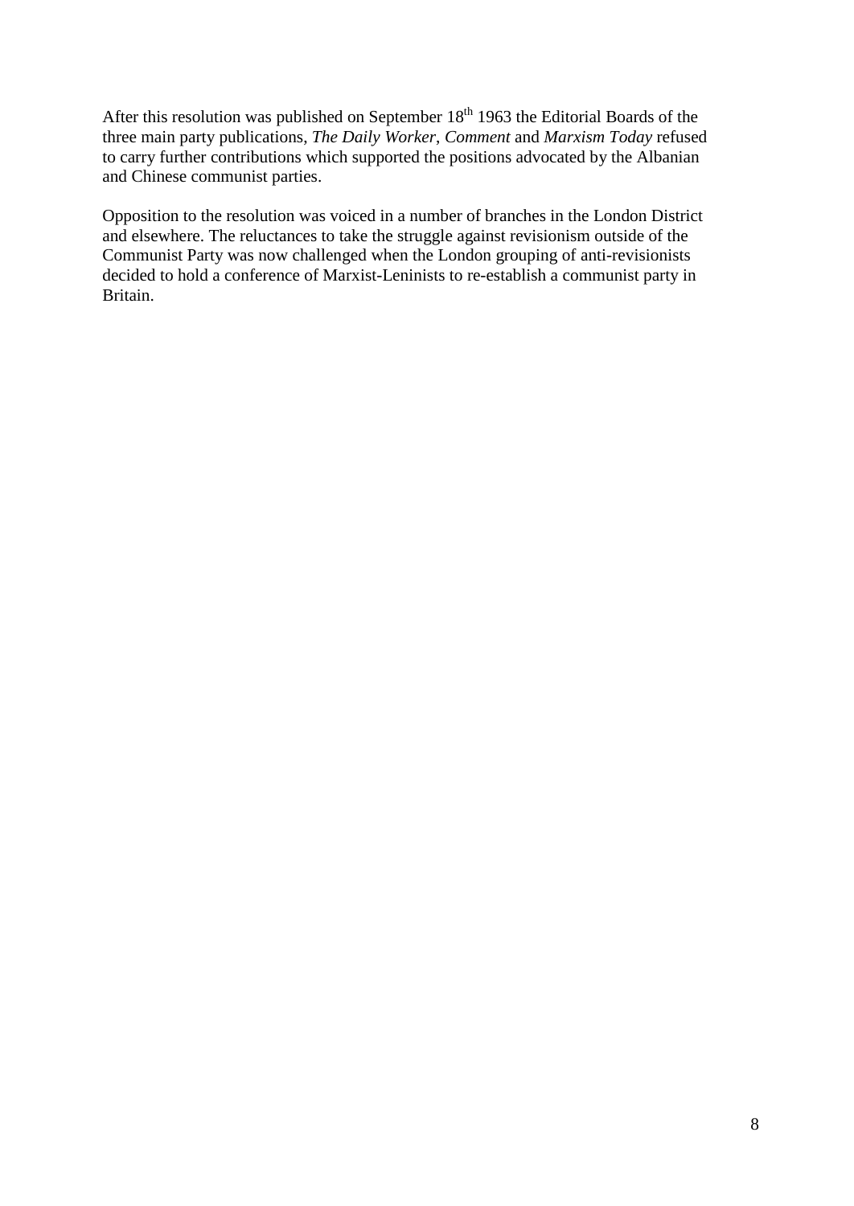After this resolution was published on September 18th 1963 the Editorial Boards of the three main party publications, *The Daily Worker*, *Comment* and *Marxism Today* refused to carry further contributions which supported the positions advocated by the Albanian and Chinese communist parties.

Opposition to the resolution was voiced in a number of branches in the London District and elsewhere. The reluctances to take the struggle against revisionism outside of the Communist Party was now challenged when the London grouping of anti-revisionists decided to hold a conference of Marxist-Leninists to re-establish a communist party in Britain.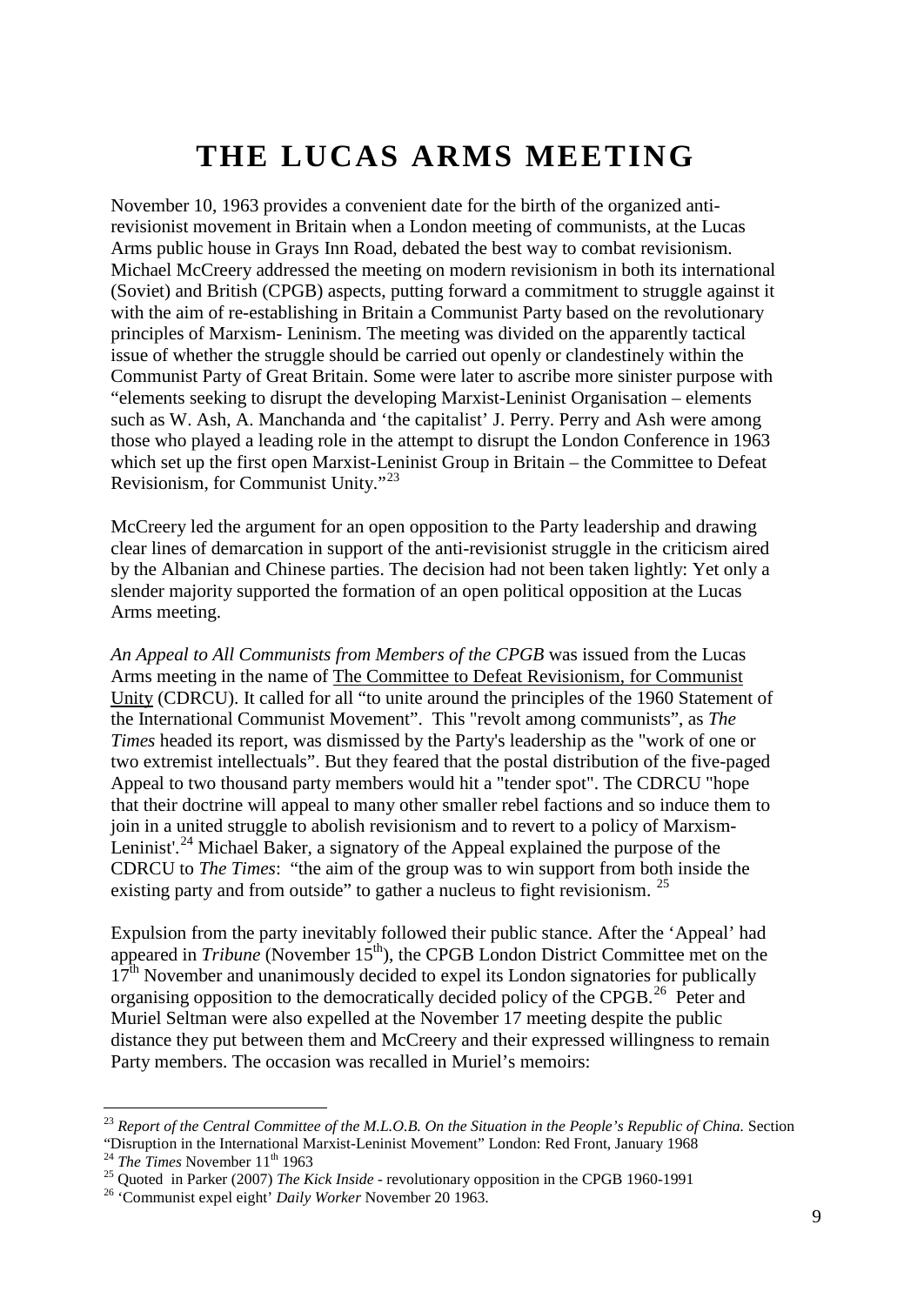# THE LUCAS ARMS MEETING

November 10, 1963 provides a convenient date for the birth of the organized anti-revisionist movement in Britain when a London meeting of communists, at the Lucas Arms public house in Grays Inn Road, debated the best way to combat revisionism. Michael McCreery addressed the meeting on modern revisionism in both its international (Soviet) and British (CPGB) aspects, putting forward a commitment to struggle against it with the aim of re-establishing in Britain a Communist Party based on the revolutionary principles of Marxism- Leninism. The meeting was divided on the apparently tactical issue of whether the struggle should be carried out openly or clandestinely within the Communist Party of Great Britain. Some were later to ascribe more sinister purpose with "elements seeking to disrupt the developing Marxist-Leninist Organisation – elements such as W. Ash, A. Manchanda and 'the capitalist' J. Perry. Perry and Ash were among those who played a leading role in the attempt to disrupt the London Conference in 1963 which set up the first open Marxist-Leninist Group in Britain – the Committee to Defeat Revisionism, for Communist Unity."[23]

McCreery led the argument for an open opposition to the Party leadership and drawing clear lines of demarcation in support of the anti-revisionist struggle in the criticism aired by the Albanian and Chinese parties. The decision had not been taken lightly: Yet only a slender majority supported the formation of an open political opposition at the Lucas Arms meeting.

*An Appeal to All Communists from Members of the CPGB* was issued from the Lucas Arms meeting in the name of The Committee to Defeat Revisionism, for Communist Unity (CDRCU). It called for all "to unite around the principles of the 1960 Statement of the International Communist Movement". This "revolt among communists", as *The Times* headed its report, was dismissed by the Party's leadership as the "work of one or two extremist intellectuals". But they feared that the postal distribution of the five-paged Appeal to two thousand party members would hit a "tender spot". The CDRCU "hope that their doctrine will appeal to many other smaller rebel factions and so induce them to join in a united struggle to abolish revisionism and to revert to a policy of Marxism-Leninist'.[24] Michael Baker, a signatory of the Appeal explained the purpose of the CDRCU to *The Times*: "the aim of the group was to win support from both inside the existing party and from outside" to gather a nucleus to fight revisionism. [25]

Expulsion from the party inevitably followed their public stance. After the 'Appeal' had appeared in *Tribune* (November 15th), the CPGB London District Committee met on the 17th November and unanimously decided to expel its London signatories for publically organising opposition to the democratically decided policy of the CPGB.[26] Peter and Muriel Seltman were also expelled at the November 17 meeting despite the public distance they put between them and McCreery and their expressed willingness to remain Party members. The occasion was recalled in Muriel's memoirs:

---

[23] *Report of the Central Committee of the M.L.O.B. On the Situation in the People's Republic of China.* Section "Disruption in the International Marxist-Leninist Movement" London: Red Front, January 1968

[24] *The Times* November 11th 1963

[25] Quoted in Parker (2007) *The Kick Inside* - revolutionary opposition in the CPGB 1960-1991

[26] 'Communist expel eight' *Daily Worker* November 20 1963.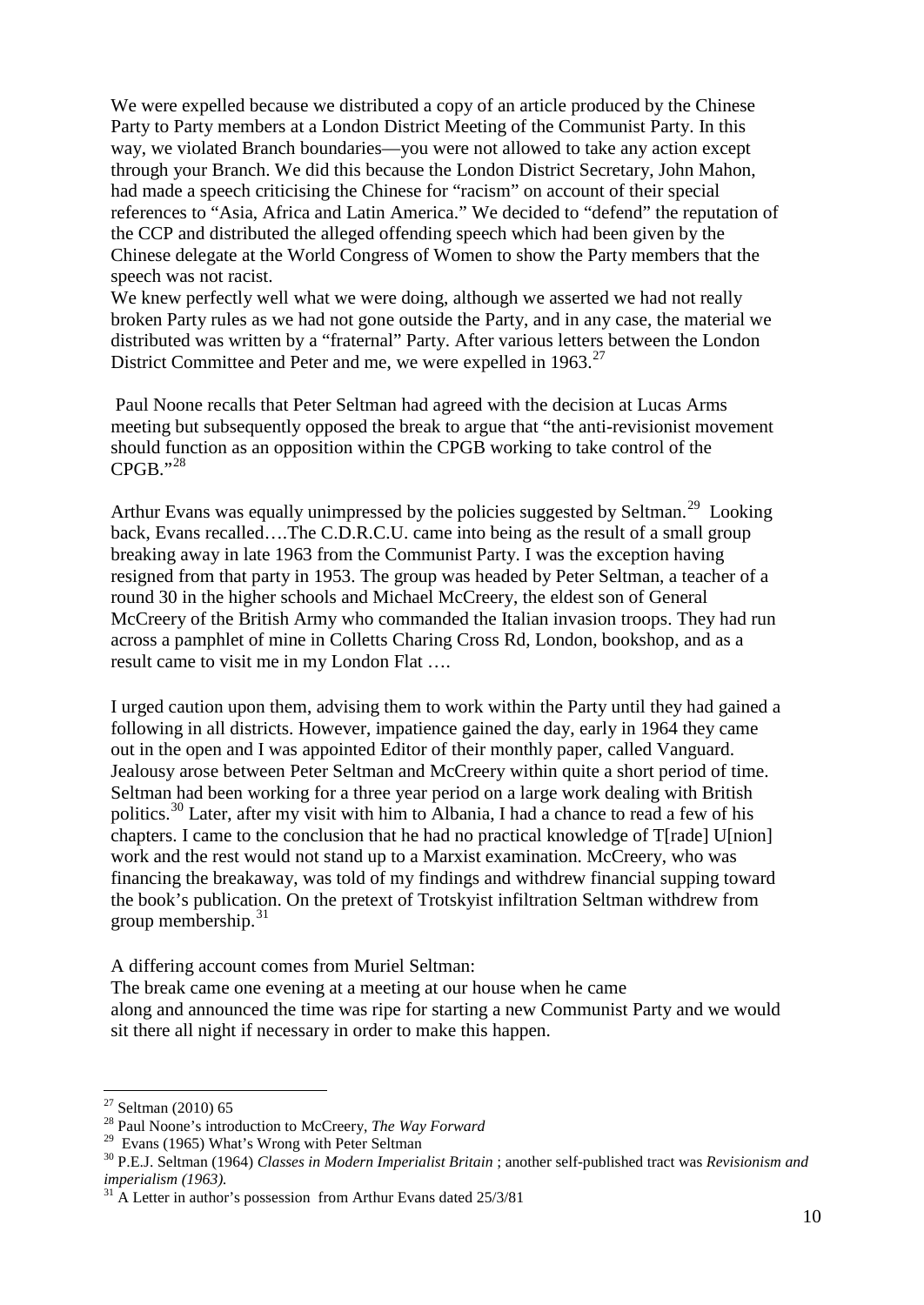We were expelled because we distributed a copy of an article produced by the Chinese Party to Party members at a London District Meeting of the Communist Party. In this way, we violated Branch boundaries—you were not allowed to take any action except through your Branch. We did this because the London District Secretary, John Mahon, had made a speech criticising the Chinese for "racism" on account of their special references to "Asia, Africa and Latin America." We decided to "defend" the reputation of the CCP and distributed the alleged offending speech which had been given by the Chinese delegate at the World Congress of Women to show the Party members that the speech was not racist.
We knew perfectly well what we were doing, although we asserted we had not really broken Party rules as we had not gone outside the Party, and in any case, the material we distributed was written by a "fraternal" Party. After various letters between the London District Committee and Peter and me, we were expelled in 1963.[27]

Paul Noone recalls that Peter Seltman had agreed with the decision at Lucas Arms meeting but subsequently opposed the break to argue that "the anti-revisionist movement should function as an opposition within the CPGB working to take control of the CPGB."[28]

Arthur Evans was equally unimpressed by the policies suggested by Seltman.[29] Looking back, Evans recalled….The C.D.R.C.U. came into being as the result of a small group breaking away in late 1963 from the Communist Party. I was the exception having resigned from that party in 1953. The group was headed by Peter Seltman, a teacher of a round 30 in the higher schools and Michael McCreery, the eldest son of General McCreery of the British Army who commanded the Italian invasion troops. They had run across a pamphlet of mine in Colletts Charing Cross Rd, London, bookshop, and as a result came to visit me in my London Flat ….

I urged caution upon them, advising them to work within the Party until they had gained a following in all districts. However, impatience gained the day, early in 1964 they came out in the open and I was appointed Editor of their monthly paper, called Vanguard. Jealousy arose between Peter Seltman and McCreery within quite a short period of time. Seltman had been working for a three year period on a large work dealing with British politics.[30] Later, after my visit with him to Albania, I had a chance to read a few of his chapters. I came to the conclusion that he had no practical knowledge of T[rade] U[nion] work and the rest would not stand up to a Marxist examination. McCreery, who was financing the breakaway, was told of my findings and withdrew financial supping toward the book's publication. On the pretext of Trotskyist infiltration Seltman withdrew from group membership.[31]

A differing account comes from Muriel Seltman:
The break came one evening at a meeting at our house when he came along and announced the time was ripe for starting a new Communist Party and we would sit there all night if necessary in order to make this happen.

---

[27] Seltman (2010) 65
[28] Paul Noone's introduction to McCreery, *The Way Forward*
[29] Evans (1965) What's Wrong with Peter Seltman
[30] P.E.J. Seltman (1964) *Classes in Modern Imperialist Britain* ; another self-published tract was *Revisionism and imperialism (1963).*
[31] A Letter in author's possession from Arthur Evans dated 25/3/81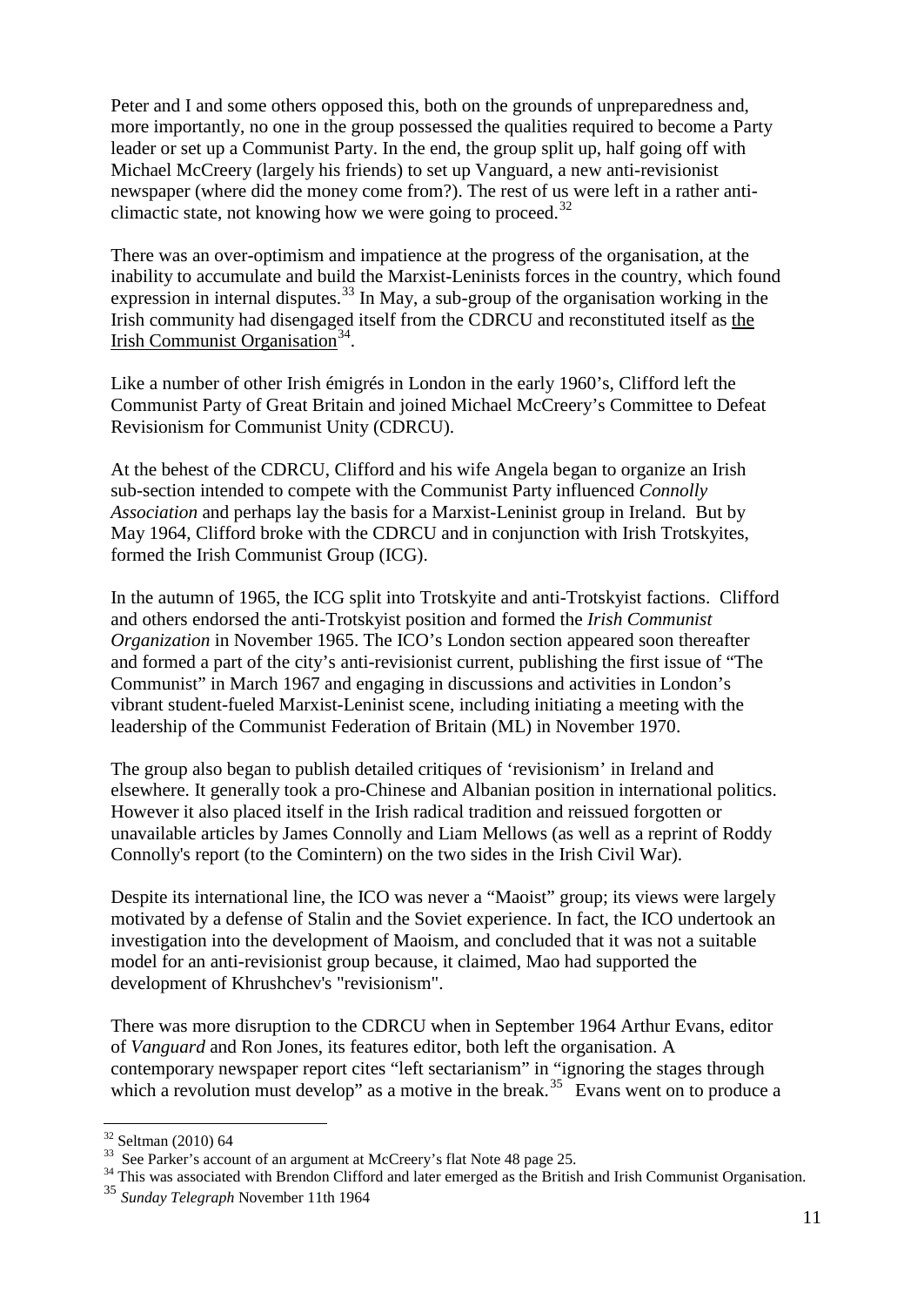Peter and I and some others opposed this, both on the grounds of unpreparedness and, more importantly, no one in the group possessed the qualities required to become a Party leader or set up a Communist Party. In the end, the group split up, half going off with Michael McCreery (largely his friends) to set up Vanguard, a new anti-revisionist newspaper (where did the money come from?). The rest of us were left in a rather anti-climactic state, not knowing how we were going to proceed.[32]

There was an over-optimism and impatience at the progress of the organisation, at the inability to accumulate and build the Marxist-Leninists forces in the country, which found expression in internal disputes.[33] In May, a sub-group of the organisation working in the Irish community had disengaged itself from the CDRCU and reconstituted itself as the Irish Communist Organisation[34].

Like a number of other Irish émigrés in London in the early 1960's, Clifford left the Communist Party of Great Britain and joined Michael McCreery's Committee to Defeat Revisionism for Communist Unity (CDRCU).

At the behest of the CDRCU, Clifford and his wife Angela began to organize an Irish sub-section intended to compete with the Communist Party influenced *Connolly Association* and perhaps lay the basis for a Marxist-Leninist group in Ireland. But by May 1964, Clifford broke with the CDRCU and in conjunction with Irish Trotskyites, formed the Irish Communist Group (ICG).

In the autumn of 1965, the ICG split into Trotskyite and anti-Trotskyist factions. Clifford and others endorsed the anti-Trotskyist position and formed the *Irish Communist Organization* in November 1965. The ICO's London section appeared soon thereafter and formed a part of the city's anti-revisionist current, publishing the first issue of "The Communist" in March 1967 and engaging in discussions and activities in London's vibrant student-fueled Marxist-Leninist scene, including initiating a meeting with the leadership of the Communist Federation of Britain (ML) in November 1970.

The group also began to publish detailed critiques of 'revisionism' in Ireland and elsewhere. It generally took a pro-Chinese and Albanian position in international politics. However it also placed itself in the Irish radical tradition and reissued forgotten or unavailable articles by James Connolly and Liam Mellows (as well as a reprint of Roddy Connolly's report (to the Comintern) on the two sides in the Irish Civil War).

Despite its international line, the ICO was never a "Maoist" group; its views were largely motivated by a defense of Stalin and the Soviet experience. In fact, the ICO undertook an investigation into the development of Maoism, and concluded that it was not a suitable model for an anti-revisionist group because, it claimed, Mao had supported the development of Khrushchev's "revisionism".

There was more disruption to the CDRCU when in September 1964 Arthur Evans, editor of *Vanguard* and Ron Jones, its features editor, both left the organisation. A contemporary newspaper report cites "left sectarianism" in "ignoring the stages through which a revolution must develop" as a motive in the break.[35] Evans went on to produce a

---

[32] Seltman (2010) 64

[33] See Parker's account of an argument at McCreery's flat Note 48 page 25.

[34] This was associated with Brendon Clifford and later emerged as the British and Irish Communist Organisation.

[35] *Sunday Telegraph* November 11th 1964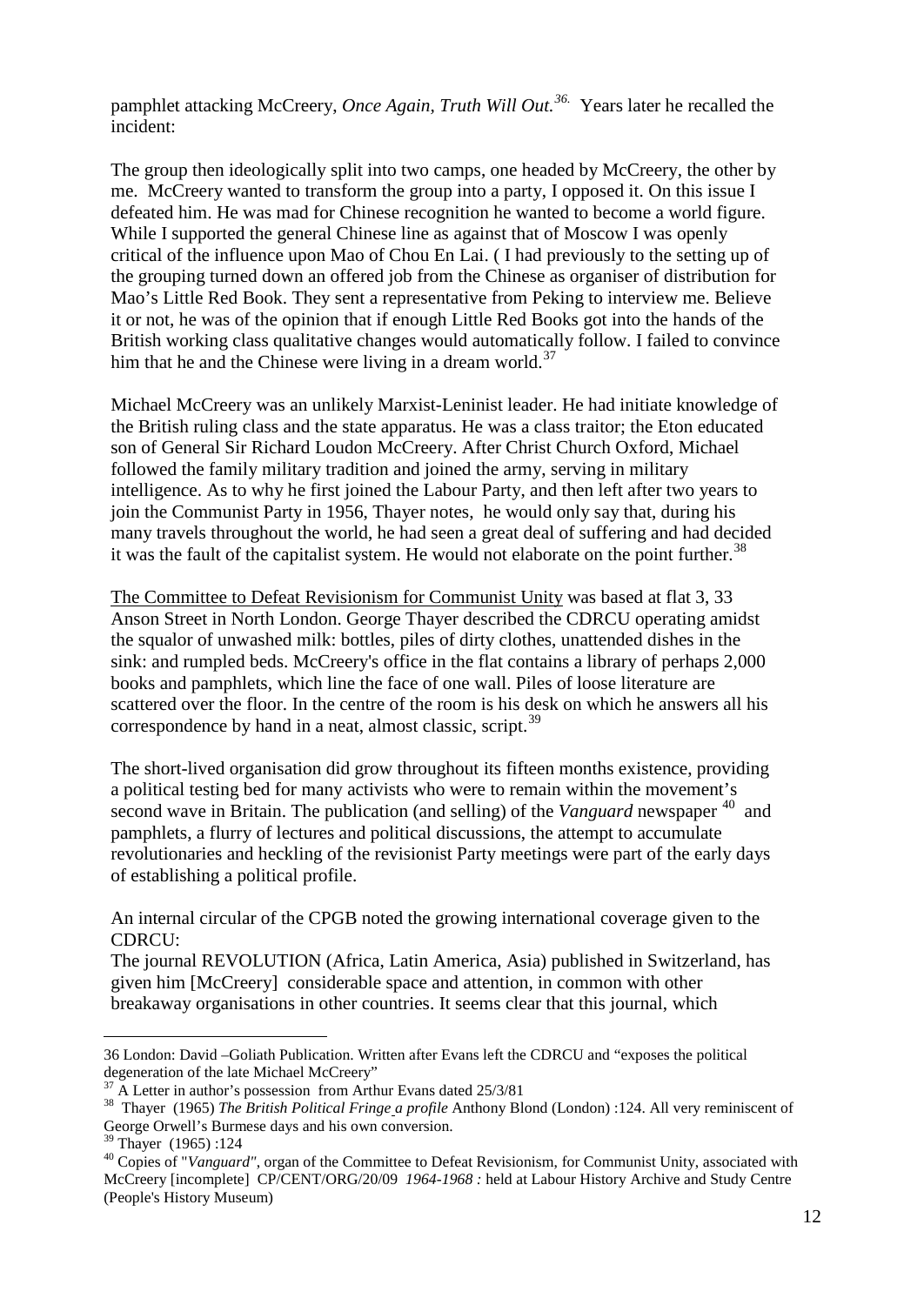pamphlet attacking McCreery, *Once Again, Truth Will Out*.[36.] Years later he recalled the incident:

The group then ideologically split into two camps, one headed by McCreery, the other by me. McCreery wanted to transform the group into a party, I opposed it. On this issue I defeated him. He was mad for Chinese recognition he wanted to become a world figure. While I supported the general Chinese line as against that of Moscow I was openly critical of the influence upon Mao of Chou En Lai. ( I had previously to the setting up of the grouping turned down an offered job from the Chinese as organiser of distribution for Mao's Little Red Book. They sent a representative from Peking to interview me. Believe it or not, he was of the opinion that if enough Little Red Books got into the hands of the British working class qualitative changes would automatically follow. I failed to convince him that he and the Chinese were living in a dream world.[37]

Michael McCreery was an unlikely Marxist-Leninist leader. He had initiate knowledge of the British ruling class and the state apparatus. He was a class traitor; the Eton educated son of General Sir Richard Loudon McCreery. After Christ Church Oxford, Michael followed the family military tradition and joined the army, serving in military intelligence. As to why he first joined the Labour Party, and then left after two years to join the Communist Party in 1956, Thayer notes, he would only say that, during his many travels throughout the world, he had seen a great deal of suffering and had decided it was the fault of the capitalist system. He would not elaborate on the point further.[38]

The Committee to Defeat Revisionism for Communist Unity was based at flat 3, 33 Anson Street in North London. George Thayer described the CDRCU operating amidst the squalor of unwashed milk: bottles, piles of dirty clothes, unattended dishes in the sink: and rumpled beds. McCreery's office in the flat contains a library of perhaps 2,000 books and pamphlets, which line the face of one wall. Piles of loose literature are scattered over the floor. In the centre of the room is his desk on which he answers all his correspondence by hand in a neat, almost classic, script.[39]

The short-lived organisation did grow throughout its fifteen months existence, providing a political testing bed for many activists who were to remain within the movement's second wave in Britain. The publication (and selling) of the *Vanguard* newspaper [40] and pamphlets, a flurry of lectures and political discussions, the attempt to accumulate revolutionaries and heckling of the revisionist Party meetings were part of the early days of establishing a political profile.

An internal circular of the CPGB noted the growing international coverage given to the CDRCU:

The journal REVOLUTION (Africa, Latin America, Asia) published in Switzerland, has given him [McCreery] considerable space and attention, in common with other breakaway organisations in other countries. It seems clear that this journal, which

---

36 London: David –Goliath Publication. Written after Evans left the CDRCU and "exposes the political degeneration of the late Michael McCreery"

37 A Letter in author's possession from Arthur Evans dated 25/3/81

38 Thayer (1965) *The British Political Fringe a profile* Anthony Blond (London) :124. All very reminiscent of George Orwell's Burmese days and his own conversion.

39 Thayer (1965) :124

40 Copies of "*Vanguard"*, organ of the Committee to Defeat Revisionism, for Communist Unity, associated with McCreery [incomplete] CP/CENT/ORG/20/09 *1964-1968 :* held at Labour History Archive and Study Centre (People's History Museum)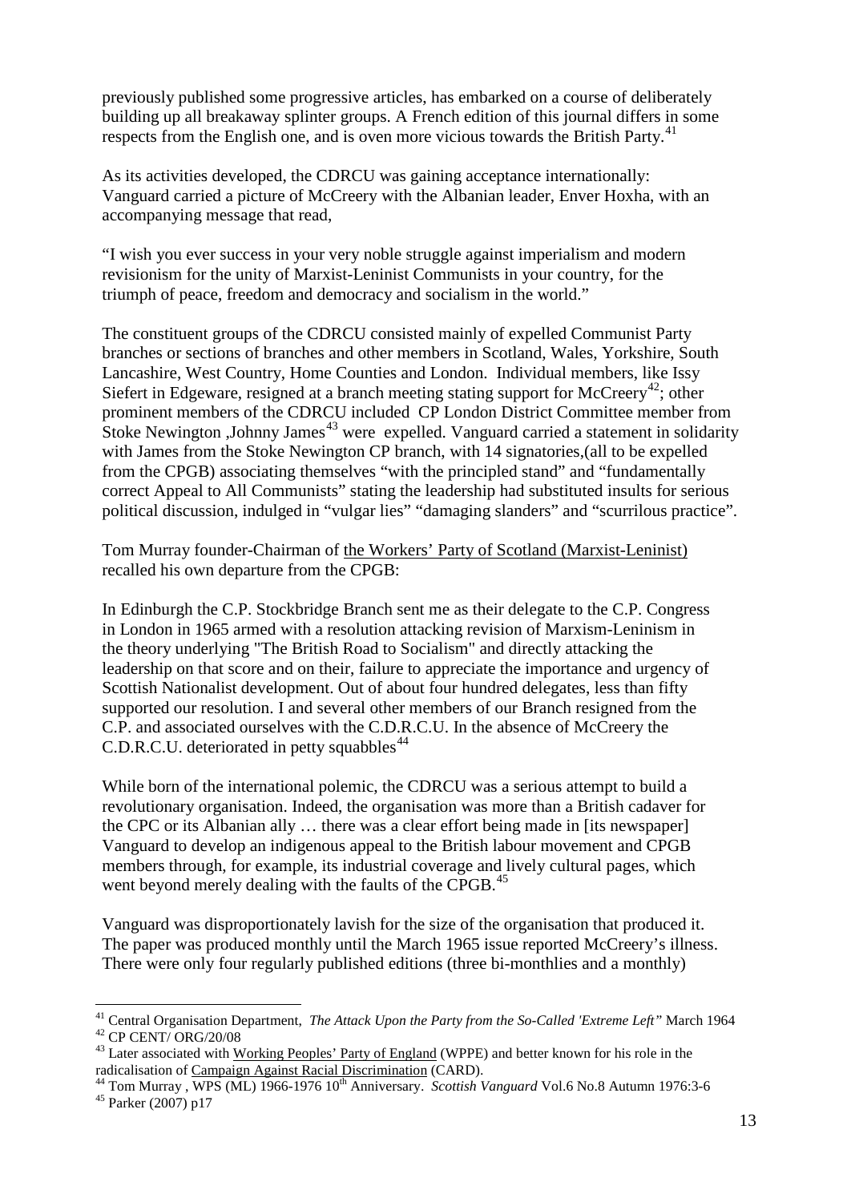previously published some progressive articles, has embarked on a course of deliberately building up all breakaway splinter groups. A French edition of this journal differs in some respects from the English one, and is oven more vicious towards the British Party.[41]

As its activities developed, the CDRCU was gaining acceptance internationally: Vanguard carried a picture of McCreery with the Albanian leader, Enver Hoxha, with an accompanying message that read,

"I wish you ever success in your very noble struggle against imperialism and modern revisionism for the unity of Marxist-Leninist Communists in your country, for the triumph of peace, freedom and democracy and socialism in the world."

The constituent groups of the CDRCU consisted mainly of expelled Communist Party branches or sections of branches and other members in Scotland, Wales, Yorkshire, South Lancashire, West Country, Home Counties and London. Individual members, like Issy Siefert in Edgeware, resigned at a branch meeting stating support for McCreery[42]; other prominent members of the CDRCU included CP London District Committee member from Stoke Newington ,Johnny James[43] were expelled. Vanguard carried a statement in solidarity with James from the Stoke Newington CP branch, with 14 signatories,(all to be expelled from the CPGB) associating themselves "with the principled stand" and "fundamentally correct Appeal to All Communists" stating the leadership had substituted insults for serious political discussion, indulged in "vulgar lies" "damaging slanders" and "scurrilous practice".

Tom Murray founder-Chairman of the Workers' Party of Scotland (Marxist-Leninist) recalled his own departure from the CPGB:

In Edinburgh the C.P. Stockbridge Branch sent me as their delegate to the C.P. Congress in London in 1965 armed with a resolution attacking revision of Marxism-Leninism in the theory underlying "The British Road to Socialism" and directly attacking the leadership on that score and on their, failure to appreciate the importance and urgency of Scottish Nationalist development. Out of about four hundred delegates, less than fifty supported our resolution. I and several other members of our Branch resigned from the C.P. and associated ourselves with the C.D.R.C.U. In the absence of McCreery the C.D.R.C.U. deteriorated in petty squabbles[44]

While born of the international polemic, the CDRCU was a serious attempt to build a revolutionary organisation. Indeed, the organisation was more than a British cadaver for the CPC or its Albanian ally … there was a clear effort being made in [its newspaper] Vanguard to develop an indigenous appeal to the British labour movement and CPGB members through, for example, its industrial coverage and lively cultural pages, which went beyond merely dealing with the faults of the CPGB.[45]

Vanguard was disproportionately lavish for the size of the organisation that produced it. The paper was produced monthly until the March 1965 issue reported McCreery's illness. There were only four regularly published editions (three bi-monthlies and a monthly)

---

[41] Central Organisation Department, *The Attack Upon the Party from the So-Called 'Extreme Left"* March 1964

[42] CP CENT/ ORG/20/08

[43] Later associated with Working Peoples' Party of England (WPPE) and better known for his role in the radicalisation of Campaign Against Racial Discrimination (CARD).

[44] Tom Murray , WPS (ML) 1966-1976 10th Anniversary. *Scottish Vanguard* Vol.6 No.8 Autumn 1976:3-6

[45] Parker (2007) p17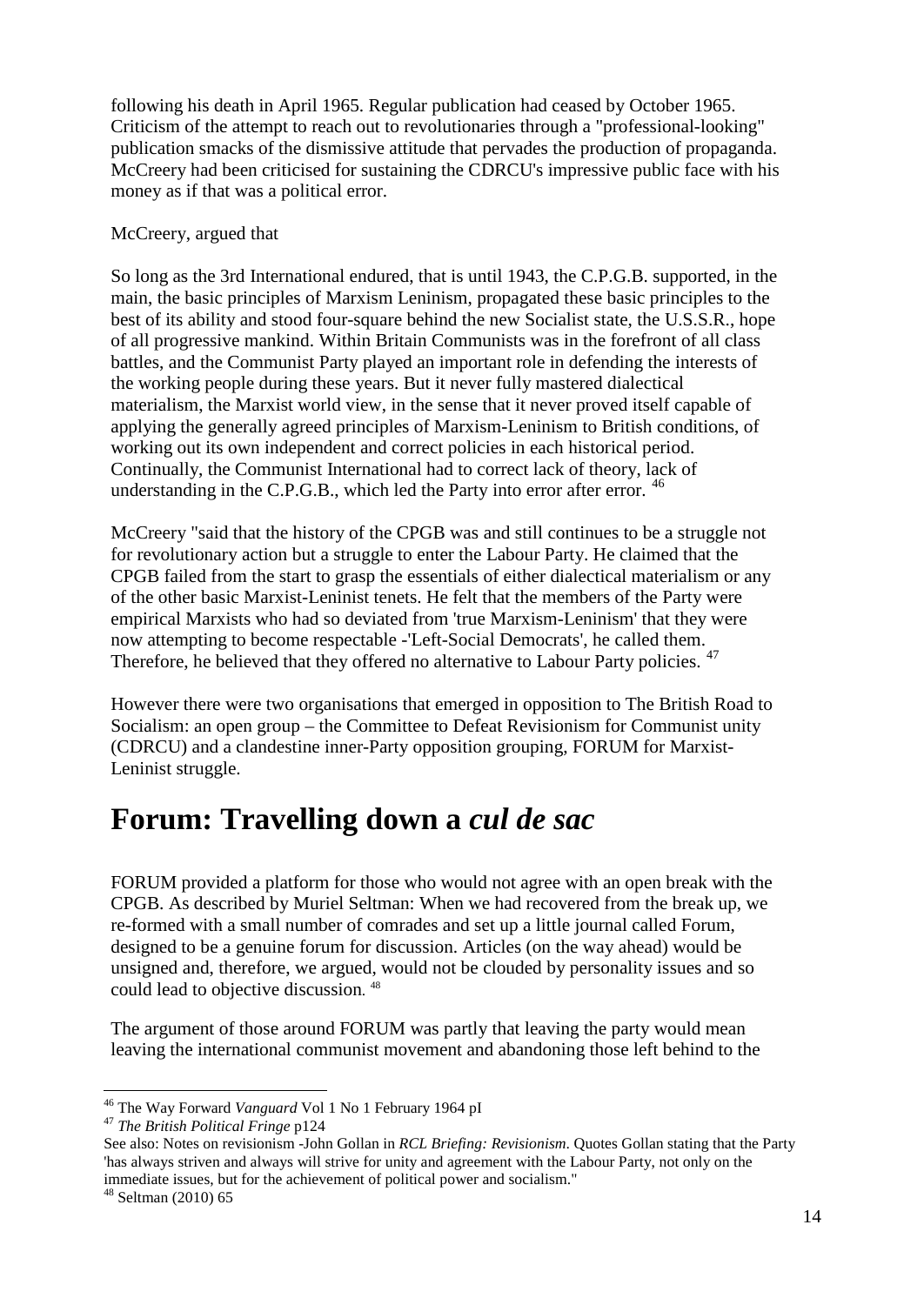following his death in April 1965. Regular publication had ceased by October 1965. Criticism of the attempt to reach out to revolutionaries through a "professional-looking" publication smacks of the dismissive attitude that pervades the production of propaganda. McCreery had been criticised for sustaining the CDRCU's impressive public face with his money as if that was a political error.

McCreery, argued that

So long as the 3rd International endured, that is until 1943, the C.P.G.B. supported, in the main, the basic principles of Marxism Leninism, propagated these basic principles to the best of its ability and stood four-square behind the new Socialist state, the U.S.S.R., hope of all progressive mankind. Within Britain Communists was in the forefront of all class battles, and the Communist Party played an important role in defending the interests of the working people during these years. But it never fully mastered dialectical materialism, the Marxist world view, in the sense that it never proved itself capable of applying the generally agreed principles of Marxism-Leninism to British conditions, of working out its own independent and correct policies in each historical period. Continually, the Communist International had to correct lack of theory, lack of understanding in the C.P.G.B., which led the Party into error after error. [46]

McCreery "said that the history of the CPGB was and still continues to be a struggle not for revolutionary action but a struggle to enter the Labour Party. He claimed that the CPGB failed from the start to grasp the essentials of either dialectical materialism or any of the other basic Marxist-Leninist tenets. He felt that the members of the Party were empirical Marxists who had so deviated from 'true Marxism-Leninism' that they were now attempting to become respectable -'Left-Social Democrats', he called them. Therefore, he believed that they offered no alternative to Labour Party policies. [47]

However there were two organisations that emerged in opposition to The British Road to Socialism: an open group – the Committee to Defeat Revisionism for Communist unity (CDRCU) and a clandestine inner-Party opposition grouping, FORUM for Marxist-Leninist struggle.

# Forum: Travelling down a *cul de sac*

FORUM provided a platform for those who would not agree with an open break with the CPGB. As described by Muriel Seltman: When we had recovered from the break up, we re-formed with a small number of comrades and set up a little journal called Forum, designed to be a genuine forum for discussion. Articles (on the way ahead) would be unsigned and, therefore, we argued, would not be clouded by personality issues and so could lead to objective discussion. [48]

The argument of those around FORUM was partly that leaving the party would mean leaving the international communist movement and abandoning those left behind to the

---

[46] The Way Forward *Vanguard* Vol 1 No 1 February 1964 pI

[47] *The British Political Fringe* p124

See also: Notes on revisionism -John Gollan in *RCL Briefing: Revisionism*. Quotes Gollan stating that the Party 'has always striven and always will strive for unity and agreement with the Labour Party, not only on the immediate issues, but for the achievement of political power and socialism."

[48] Seltman (2010) 65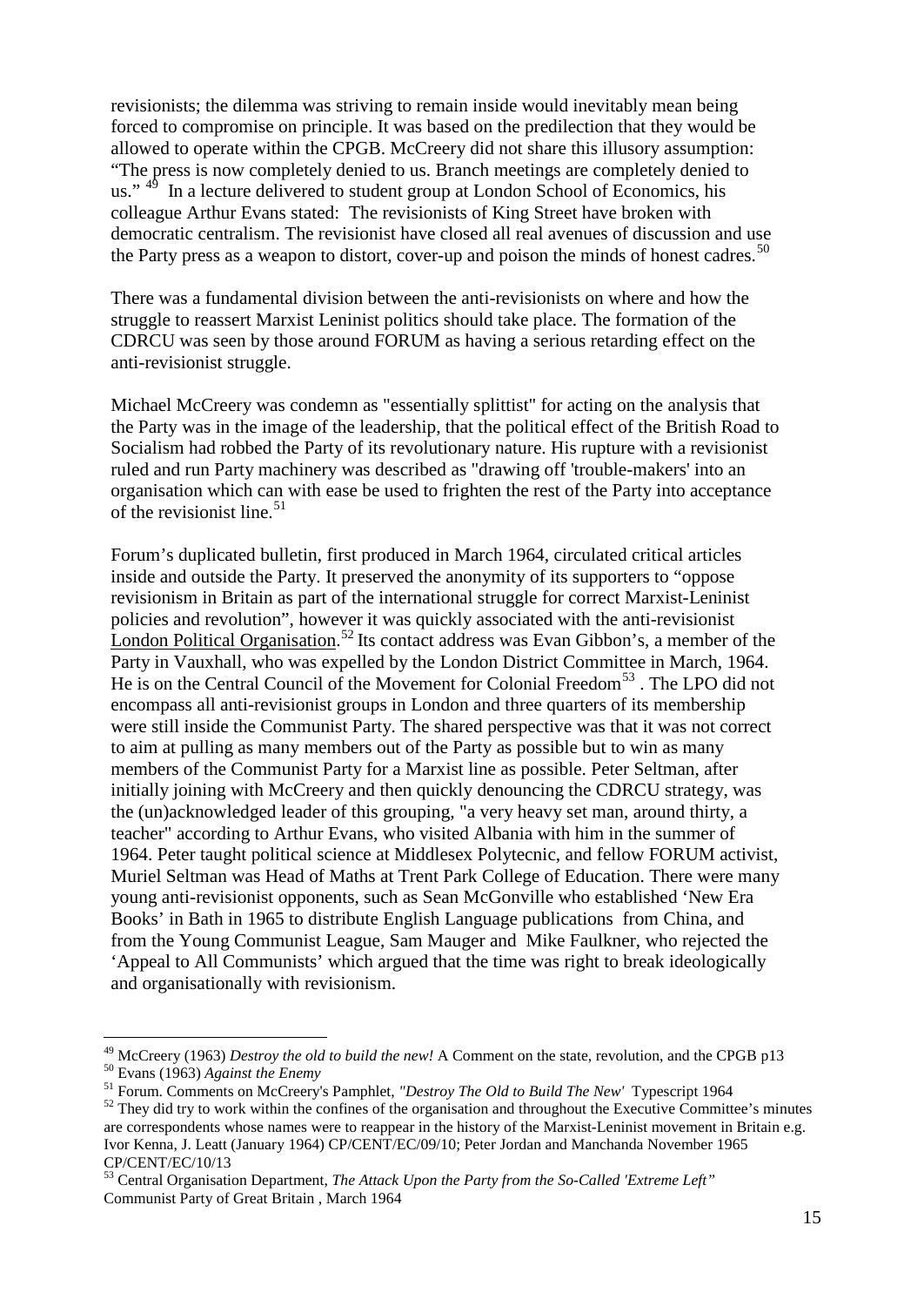revisionists; the dilemma was striving to remain inside would inevitably mean being forced to compromise on principle. It was based on the predilection that they would be allowed to operate within the CPGB. McCreery did not share this illusory assumption: "The press is now completely denied to us. Branch meetings are completely denied to us." [49] In a lecture delivered to student group at London School of Economics, his colleague Arthur Evans stated: The revisionists of King Street have broken with democratic centralism. The revisionist have closed all real avenues of discussion and use the Party press as a weapon to distort, cover-up and poison the minds of honest cadres.[50]

There was a fundamental division between the anti-revisionists on where and how the struggle to reassert Marxist Leninist politics should take place. The formation of the CDRCU was seen by those around FORUM as having a serious retarding effect on the anti-revisionist struggle.

Michael McCreery was condemn as "essentially splittist" for acting on the analysis that the Party was in the image of the leadership, that the political effect of the British Road to Socialism had robbed the Party of its revolutionary nature. His rupture with a revisionist ruled and run Party machinery was described as "drawing off 'trouble-makers' into an organisation which can with ease be used to frighten the rest of the Party into acceptance of the revisionist line.[51]

Forum's duplicated bulletin, first produced in March 1964, circulated critical articles inside and outside the Party. It preserved the anonymity of its supporters to "oppose revisionism in Britain as part of the international struggle for correct Marxist-Leninist policies and revolution", however it was quickly associated with the anti-revisionist London Political Organisation.[52] Its contact address was Evan Gibbon's, a member of the Party in Vauxhall, who was expelled by the London District Committee in March, 1964. He is on the Central Council of the Movement for Colonial Freedom[53] . The LPO did not encompass all anti-revisionist groups in London and three quarters of its membership were still inside the Communist Party. The shared perspective was that it was not correct to aim at pulling as many members out of the Party as possible but to win as many members of the Communist Party for a Marxist line as possible. Peter Seltman, after initially joining with McCreery and then quickly denouncing the CDRCU strategy, was the (un)acknowledged leader of this grouping, "a very heavy set man, around thirty, a teacher" according to Arthur Evans, who visited Albania with him in the summer of 1964. Peter taught political science at Middlesex Polytecnic, and fellow FORUM activist, Muriel Seltman was Head of Maths at Trent Park College of Education. There were many young anti-revisionist opponents, such as Sean McGonville who established 'New Era Books' in Bath in 1965 to distribute English Language publications from China, and from the Young Communist League, Sam Mauger and Mike Faulkner, who rejected the 'Appeal to All Communists' which argued that the time was right to break ideologically and organisationally with revisionism.

---

[49] McCreery (1963) *Destroy the old to build the new!* A Comment on the state, revolution, and the CPGB p13

[50] Evans (1963) *Against the Enemy*

[51] Forum. Comments on McCreery's Pamphlet, *"Destroy The Old to Build The New'* Typescript 1964

[52] They did try to work within the confines of the organisation and throughout the Executive Committee's minutes are correspondents whose names were to reappear in the history of the Marxist-Leninist movement in Britain e.g. Ivor Kenna, J. Leatt (January 1964) CP/CENT/EC/09/10; Peter Jordan and Manchanda November 1965 CP/CENT/EC/10/13

[53] Central Organisation Department, *The Attack Upon the Party from the So-Called 'Extreme Left"* Communist Party of Great Britain , March 1964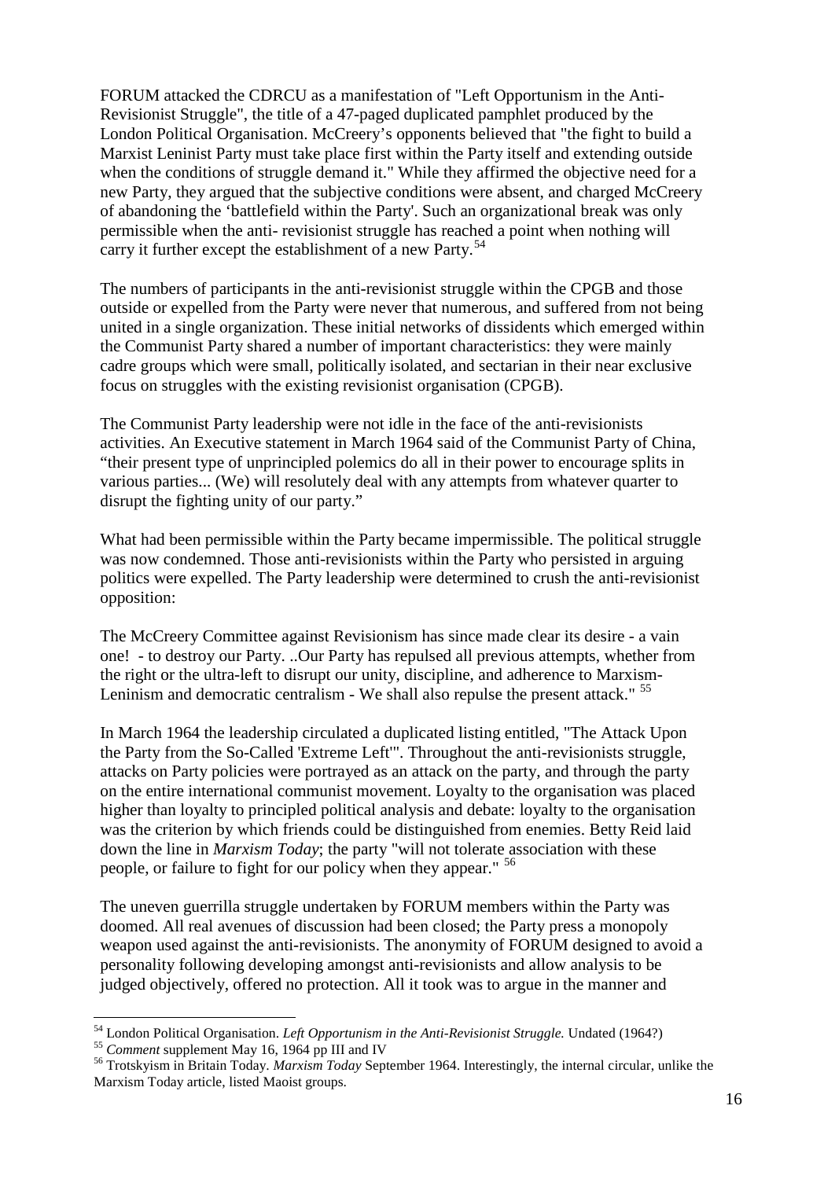FORUM attacked the CDRCU as a manifestation of "Left Opportunism in the Anti-Revisionist Struggle", the title of a 47-paged duplicated pamphlet produced by the London Political Organisation. McCreery's opponents believed that "the fight to build a Marxist Leninist Party must take place first within the Party itself and extending outside when the conditions of struggle demand it." While they affirmed the objective need for a new Party, they argued that the subjective conditions were absent, and charged McCreery of abandoning the 'battlefield within the Party'. Such an organizational break was only permissible when the anti- revisionist struggle has reached a point when nothing will carry it further except the establishment of a new Party.[54]

The numbers of participants in the anti-revisionist struggle within the CPGB and those outside or expelled from the Party were never that numerous, and suffered from not being united in a single organization. These initial networks of dissidents which emerged within the Communist Party shared a number of important characteristics: they were mainly cadre groups which were small, politically isolated, and sectarian in their near exclusive focus on struggles with the existing revisionist organisation (CPGB).

The Communist Party leadership were not idle in the face of the anti-revisionists activities. An Executive statement in March 1964 said of the Communist Party of China, "their present type of unprincipled polemics do all in their power to encourage splits in various parties... (We) will resolutely deal with any attempts from whatever quarter to disrupt the fighting unity of our party."

What had been permissible within the Party became impermissible. The political struggle was now condemned. Those anti-revisionists within the Party who persisted in arguing politics were expelled. The Party leadership were determined to crush the anti-revisionist opposition:

The McCreery Committee against Revisionism has since made clear its desire - a vain one! - to destroy our Party. ..Our Party has repulsed all previous attempts, whether from the right or the ultra-left to disrupt our unity, discipline, and adherence to Marxism-Leninism and democratic centralism - We shall also repulse the present attack." [55]

In March 1964 the leadership circulated a duplicated listing entitled, "The Attack Upon the Party from the So-Called 'Extreme Left'". Throughout the anti-revisionists struggle, attacks on Party policies were portrayed as an attack on the party, and through the party on the entire international communist movement. Loyalty to the organisation was placed higher than loyalty to principled political analysis and debate: loyalty to the organisation was the criterion by which friends could be distinguished from enemies. Betty Reid laid down the line in *Marxism Today*; the party "will not tolerate association with these people, or failure to fight for our policy when they appear." [56]

The uneven guerrilla struggle undertaken by FORUM members within the Party was doomed. All real avenues of discussion had been closed; the Party press a monopoly weapon used against the anti-revisionists. The anonymity of FORUM designed to avoid a personality following developing amongst anti-revisionists and allow analysis to be judged objectively, offered no protection. All it took was to argue in the manner and

---

[54] London Political Organisation. *Left Opportunism in the Anti-Revisionist Struggle.* Undated (1964?)

[55] *Comment* supplement May 16, 1964 pp III and IV

[56] Trotskyism in Britain Today. *Marxism Today* September 1964. Interestingly, the internal circular, unlike the Marxism Today article, listed Maoist groups.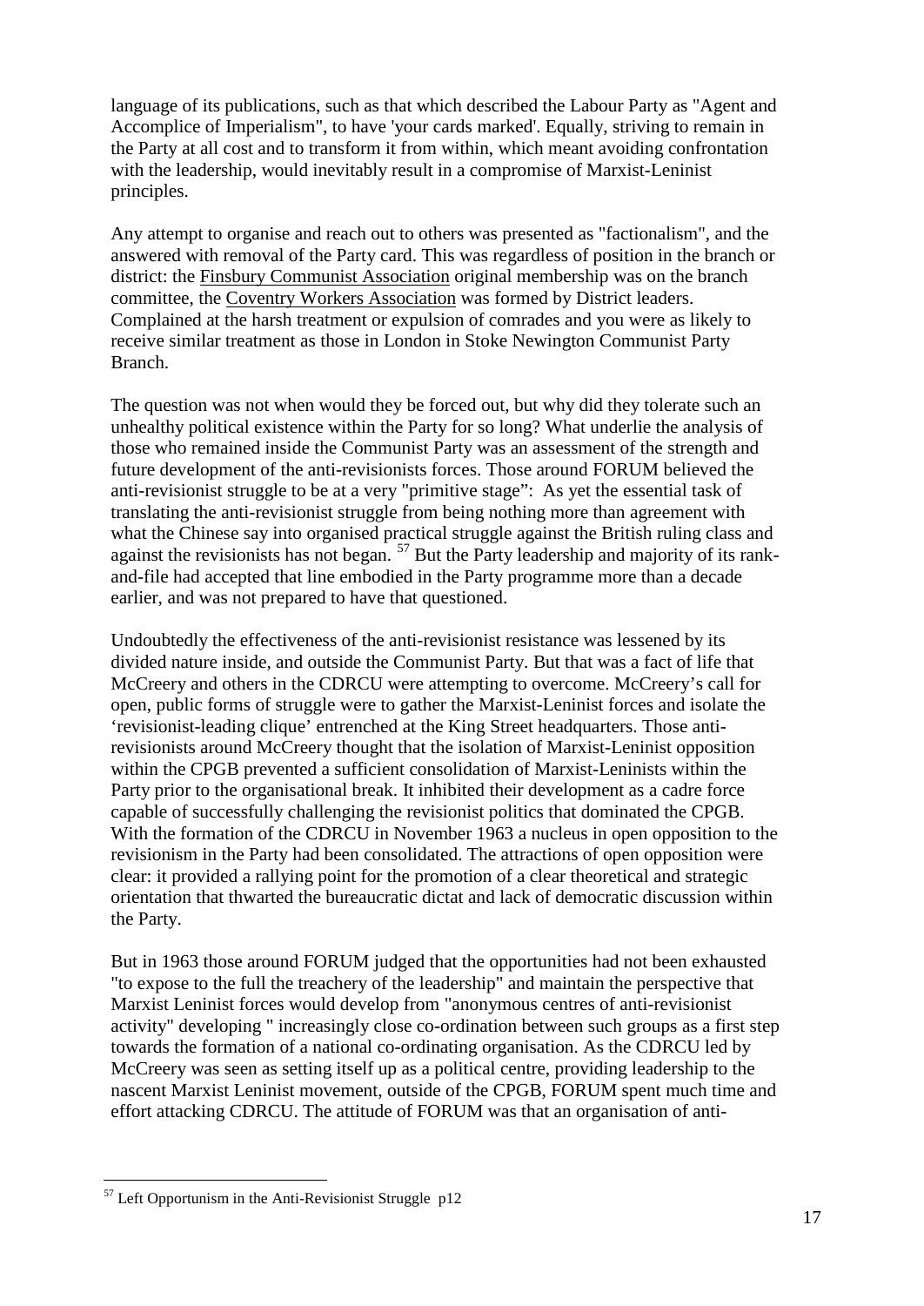language of its publications, such as that which described the Labour Party as "Agent and Accomplice of Imperialism", to have 'your cards marked'. Equally, striving to remain in the Party at all cost and to transform it from within, which meant avoiding confrontation with the leadership, would inevitably result in a compromise of Marxist-Leninist principles.

Any attempt to organise and reach out to others was presented as "factionalism", and the answered with removal of the Party card. This was regardless of position in the branch or district: the Finsbury Communist Association original membership was on the branch committee, the Coventry Workers Association was formed by District leaders. Complained at the harsh treatment or expulsion of comrades and you were as likely to receive similar treatment as those in London in Stoke Newington Communist Party Branch.

The question was not when would they be forced out, but why did they tolerate such an unhealthy political existence within the Party for so long? What underlie the analysis of those who remained inside the Communist Party was an assessment of the strength and future development of the anti-revisionists forces. Those around FORUM believed the anti-revisionist struggle to be at a very "primitive stage": As yet the essential task of translating the anti-revisionist struggle from being nothing more than agreement with what the Chinese say into organised practical struggle against the British ruling class and against the revisionists has not began. [57] But the Party leadership and majority of its rank-and-file had accepted that line embodied in the Party programme more than a decade earlier, and was not prepared to have that questioned.

Undoubtedly the effectiveness of the anti-revisionist resistance was lessened by its divided nature inside, and outside the Communist Party. But that was a fact of life that McCreery and others in the CDRCU were attempting to overcome. McCreery's call for open, public forms of struggle were to gather the Marxist-Leninist forces and isolate the 'revisionist-leading clique' entrenched at the King Street headquarters. Those anti-revisionists around McCreery thought that the isolation of Marxist-Leninist opposition within the CPGB prevented a sufficient consolidation of Marxist-Leninists within the Party prior to the organisational break. It inhibited their development as a cadre force capable of successfully challenging the revisionist politics that dominated the CPGB. With the formation of the CDRCU in November 1963 a nucleus in open opposition to the revisionism in the Party had been consolidated. The attractions of open opposition were clear: it provided a rallying point for the promotion of a clear theoretical and strategic orientation that thwarted the bureaucratic dictat and lack of democratic discussion within the Party.

But in 1963 those around FORUM judged that the opportunities had not been exhausted "to expose to the full the treachery of the leadership" and maintain the perspective that Marxist Leninist forces would develop from "anonymous centres of anti-revisionist activity" developing " increasingly close co-ordination between such groups as a first step towards the formation of a national co-ordinating organisation. As the CDRCU led by McCreery was seen as setting itself up as a political centre, providing leadership to the nascent Marxist Leninist movement, outside of the CPGB, FORUM spent much time and effort attacking CDRCU. The attitude of FORUM was that an organisation of anti-

[57] Left Opportunism in the Anti-Revisionist Struggle p12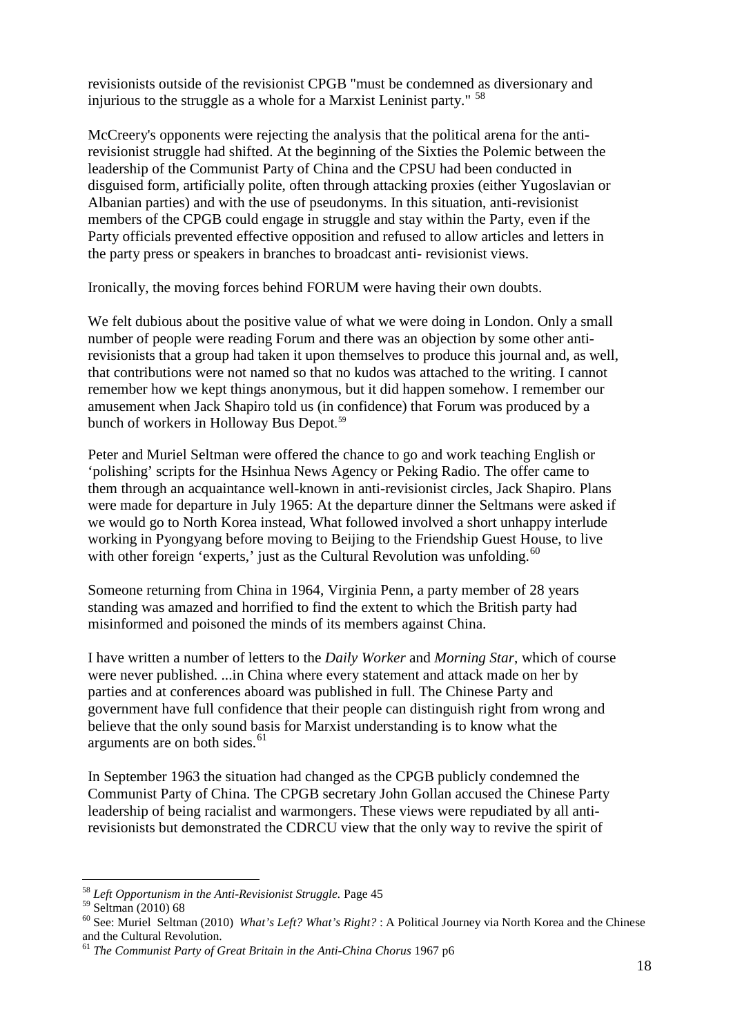revisionists outside of the revisionist CPGB "must be condemned as diversionary and injurious to the struggle as a whole for a Marxist Leninist party." [58]

McCreery's opponents were rejecting the analysis that the political arena for the anti-revisionist struggle had shifted. At the beginning of the Sixties the Polemic between the leadership of the Communist Party of China and the CPSU had been conducted in disguised form, artificially polite, often through attacking proxies (either Yugoslavian or Albanian parties) and with the use of pseudonyms. In this situation, anti-revisionist members of the CPGB could engage in struggle and stay within the Party, even if the Party officials prevented effective opposition and refused to allow articles and letters in the party press or speakers in branches to broadcast anti- revisionist views.

Ironically, the moving forces behind FORUM were having their own doubts.

We felt dubious about the positive value of what we were doing in London. Only a small number of people were reading Forum and there was an objection by some other anti-revisionists that a group had taken it upon themselves to produce this journal and, as well, that contributions were not named so that no kudos was attached to the writing. I cannot remember how we kept things anonymous, but it did happen somehow. I remember our amusement when Jack Shapiro told us (in confidence) that Forum was produced by a bunch of workers in Holloway Bus Depot.[59]

Peter and Muriel Seltman were offered the chance to go and work teaching English or 'polishing' scripts for the Hsinhua News Agency or Peking Radio. The offer came to them through an acquaintance well-known in anti-revisionist circles, Jack Shapiro. Plans were made for departure in July 1965: At the departure dinner the Seltmans were asked if we would go to North Korea instead, What followed involved a short unhappy interlude working in Pyongyang before moving to Beijing to the Friendship Guest House, to live with other foreign 'experts,' just as the Cultural Revolution was unfolding.[60]

Someone returning from China in 1964, Virginia Penn, a party member of 28 years standing was amazed and horrified to find the extent to which the British party had misinformed and poisoned the minds of its members against China.

I have written a number of letters to the *Daily Worker* and *Morning Star*, which of course were never published. ...in China where every statement and attack made on her by parties and at conferences aboard was published in full. The Chinese Party and government have full confidence that their people can distinguish right from wrong and believe that the only sound basis for Marxist understanding is to know what the arguments are on both sides.[61]

In September 1963 the situation had changed as the CPGB publicly condemned the Communist Party of China. The CPGB secretary John Gollan accused the Chinese Party leadership of being racialist and warmongers. These views were repudiated by all anti-revisionists but demonstrated the CDRCU view that the only way to revive the spirit of

---

[58] *Left Opportunism in the Anti-Revisionist Struggle.* Page 45

[59] Seltman (2010) 68

[60] See: Muriel Seltman (2010) *What's Left? What's Right?* : A Political Journey via North Korea and the Chinese and the Cultural Revolution.

[61] *The Communist Party of Great Britain in the Anti-China Chorus* 1967 p6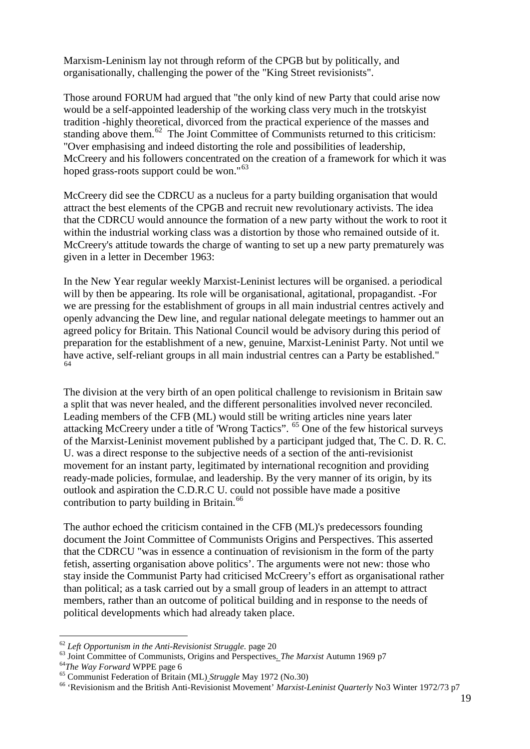Marxism-Leninism lay not through reform of the CPGB but by politically, and organisationally, challenging the power of the "King Street revisionists".

Those around FORUM had argued that "the only kind of new Party that could arise now would be a self-appointed leadership of the working class very much in the trotskyist tradition -highly theoretical, divorced from the practical experience of the masses and standing above them.[62] The Joint Committee of Communists returned to this criticism: "Over emphasising and indeed distorting the role and possibilities of leadership, McCreery and his followers concentrated on the creation of a framework for which it was hoped grass-roots support could be won."[63]

McCreery did see the CDRCU as a nucleus for a party building organisation that would attract the best elements of the CPGB and recruit new revolutionary activists. The idea that the CDRCU would announce the formation of a new party without the work to root it within the industrial working class was a distortion by those who remained outside of it. McCreery's attitude towards the charge of wanting to set up a new party prematurely was given in a letter in December 1963:

In the New Year regular weekly Marxist-Leninist lectures will be organised. a periodical will by then be appearing. Its role will be organisational, agitational, propagandist. -For we are pressing for the establishment of groups in all main industrial centres actively and openly advancing the Dew line, and regular national delegate meetings to hammer out an agreed policy for Britain. This National Council would be advisory during this period of preparation for the establishment of a new, genuine, Marxist-Leninist Party. Not until we have active, self-reliant groups in all main industrial centres can a Party be established."[64]

The division at the very birth of an open political challenge to revisionism in Britain saw a split that was never healed, and the different personalities involved never reconciled. Leading members of the CFB (ML) would still be writing articles nine years later attacking McCreery under a title of 'Wrong Tactics". [65] One of the few historical surveys of the Marxist-Leninist movement published by a participant judged that, The C. D. R. C. U. was a direct response to the subjective needs of a section of the anti-revisionist movement for an instant party, legitimated by international recognition and providing ready-made policies, formulae, and leadership. By the very manner of its origin, by its outlook and aspiration the C.D.R.C U. could not possible have made a positive contribution to party building in Britain.[66]

The author echoed the criticism contained in the CFB (ML)'s predecessors founding document the Joint Committee of Communists Origins and Perspectives. This asserted that the CDRCU "was in essence a continuation of revisionism in the form of the party fetish, asserting organisation above politics'. The arguments were not new: those who stay inside the Communist Party had criticised McCreery's effort as organisational rather than political; as a task carried out by a small group of leaders in an attempt to attract members, rather than an outcome of political building and in response to the needs of political developments which had already taken place.

---

[62] *Left Opportunism in the Anti-Revisionist Struggle.* page 20

[63] Joint Committee of Communists, Origins and Perspectives. *The Marxist* Autumn 1969 p7

[64] *The Way Forward* WPPE page 6

[65] Communist Federation of Britain (ML) *Struggle* May 1972 (No.30)

[66] 'Revisionism and the British Anti-Revisionist Movement' *Marxist-Leninist Quarterly* No3 Winter 1972/73 p7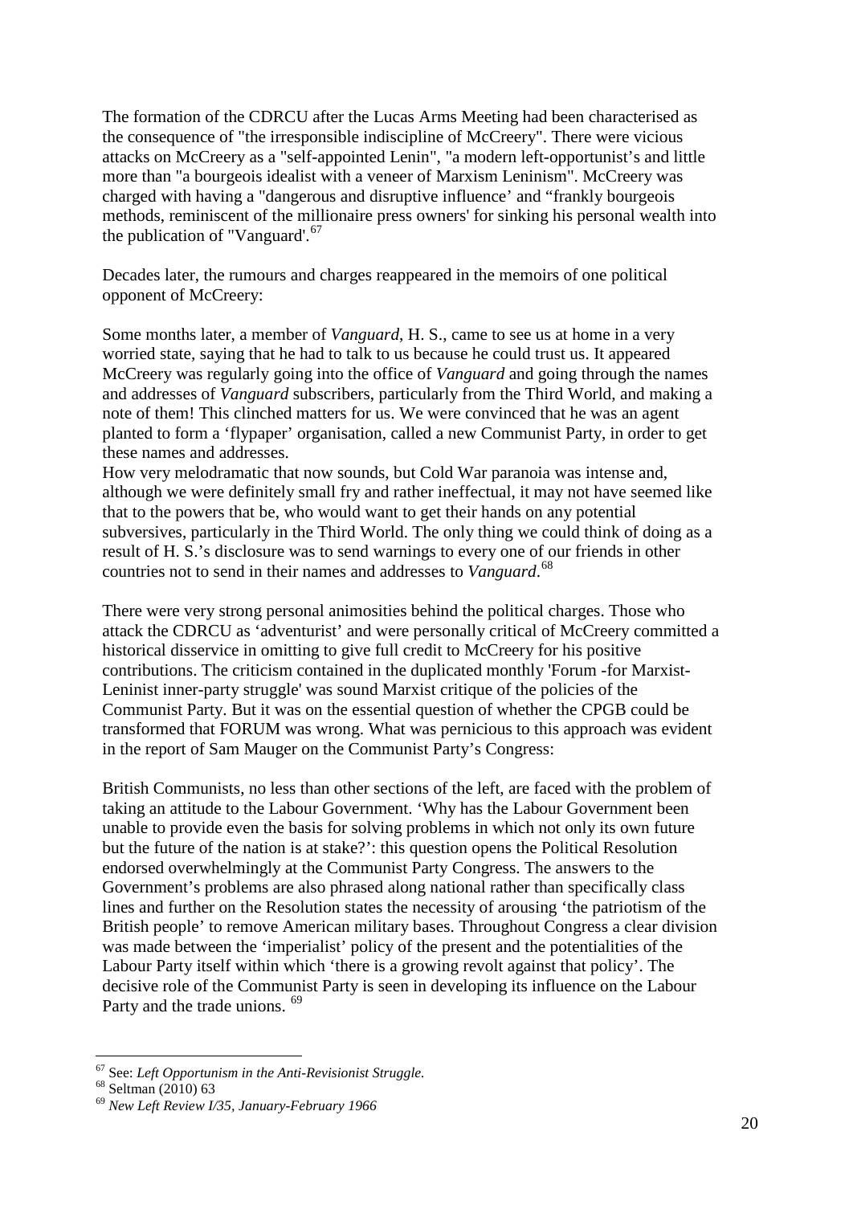The formation of the CDRCU after the Lucas Arms Meeting had been characterised as the consequence of "the irresponsible indiscipline of McCreery". There were vicious attacks on McCreery as a "self-appointed Lenin", "a modern left-opportunist's and little more than "a bourgeois idealist with a veneer of Marxism Leninism". McCreery was charged with having a "dangerous and disruptive influence' and "frankly bourgeois methods, reminiscent of the millionaire press owners' for sinking his personal wealth into the publication of "Vanguard'.[67]

Decades later, the rumours and charges reappeared in the memoirs of one political opponent of McCreery:

Some months later, a member of *Vanguard*, H. S., came to see us at home in a very worried state, saying that he had to talk to us because he could trust us. It appeared McCreery was regularly going into the office of *Vanguard* and going through the names and addresses of *Vanguard* subscribers, particularly from the Third World, and making a note of them! This clinched matters for us. We were convinced that he was an agent planted to form a 'flypaper' organisation, called a new Communist Party, in order to get these names and addresses.
How very melodramatic that now sounds, but Cold War paranoia was intense and, although we were definitely small fry and rather ineffectual, it may not have seemed like that to the powers that be, who would want to get their hands on any potential subversives, particularly in the Third World. The only thing we could think of doing as a result of H. S.'s disclosure was to send warnings to every one of our friends in other countries not to send in their names and addresses to *Vanguard*.[68]

There were very strong personal animosities behind the political charges. Those who attack the CDRCU as 'adventurist' and were personally critical of McCreery committed a historical disservice in omitting to give full credit to McCreery for his positive contributions. The criticism contained in the duplicated monthly 'Forum -for Marxist-Leninist inner-party struggle' was sound Marxist critique of the policies of the Communist Party. But it was on the essential question of whether the CPGB could be transformed that FORUM was wrong. What was pernicious to this approach was evident in the report of Sam Mauger on the Communist Party's Congress:

British Communists, no less than other sections of the left, are faced with the problem of taking an attitude to the Labour Government. 'Why has the Labour Government been unable to provide even the basis for solving problems in which not only its own future but the future of the nation is at stake?': this question opens the Political Resolution endorsed overwhelmingly at the Communist Party Congress. The answers to the Government's problems are also phrased along national rather than specifically class lines and further on the Resolution states the necessity of arousing 'the patriotism of the British people' to remove American military bases. Throughout Congress a clear division was made between the 'imperialist' policy of the present and the potentialities of the Labour Party itself within which 'there is a growing revolt against that policy'. The decisive role of the Communist Party is seen in developing its influence on the Labour Party and the trade unions. [69]

---

[67] See: *Left Opportunism in the Anti-Revisionist Struggle.*
[68] Seltman (2010) 63
[69] *New Left Review I/35, January-February 1966*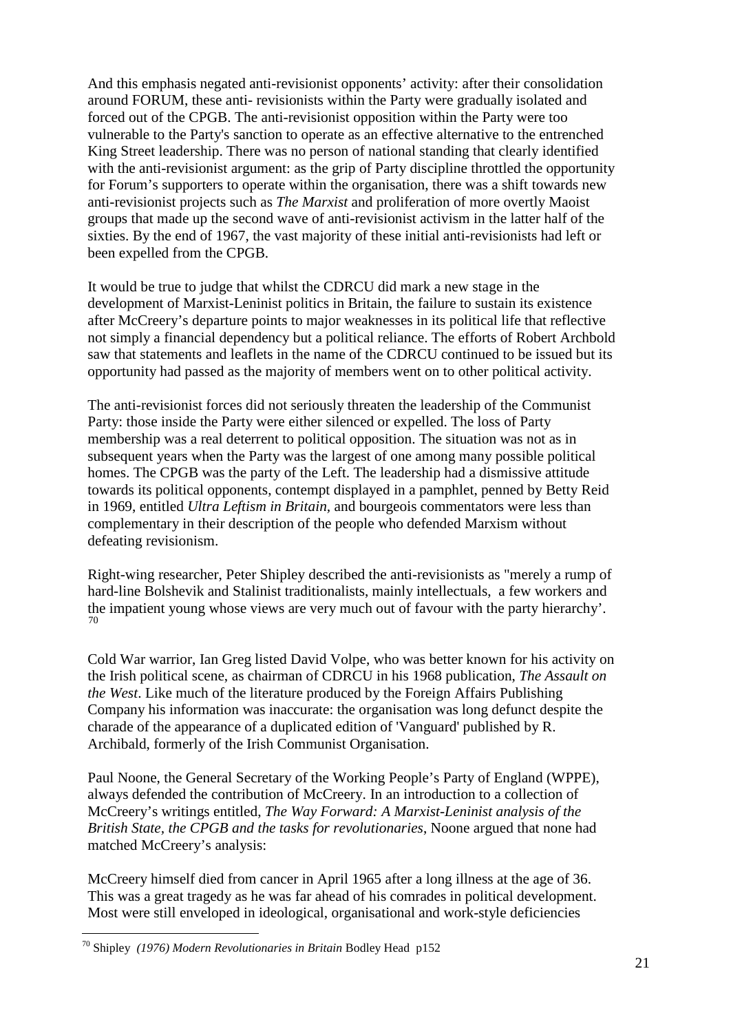And this emphasis negated anti-revisionist opponents' activity: after their consolidation around FORUM, these anti- revisionists within the Party were gradually isolated and forced out of the CPGB. The anti-revisionist opposition within the Party were too vulnerable to the Party's sanction to operate as an effective alternative to the entrenched King Street leadership. There was no person of national standing that clearly identified with the anti-revisionist argument: as the grip of Party discipline throttled the opportunity for Forum's supporters to operate within the organisation, there was a shift towards new anti-revisionist projects such as *The Marxist* and proliferation of more overtly Maoist groups that made up the second wave of anti-revisionist activism in the latter half of the sixties. By the end of 1967, the vast majority of these initial anti-revisionists had left or been expelled from the CPGB.

It would be true to judge that whilst the CDRCU did mark a new stage in the development of Marxist-Leninist politics in Britain, the failure to sustain its existence after McCreery's departure points to major weaknesses in its political life that reflective not simply a financial dependency but a political reliance. The efforts of Robert Archbold saw that statements and leaflets in the name of the CDRCU continued to be issued but its opportunity had passed as the majority of members went on to other political activity.

The anti-revisionist forces did not seriously threaten the leadership of the Communist Party: those inside the Party were either silenced or expelled. The loss of Party membership was a real deterrent to political opposition. The situation was not as in subsequent years when the Party was the largest of one among many possible political homes. The CPGB was the party of the Left. The leadership had a dismissive attitude towards its political opponents, contempt displayed in a pamphlet, penned by Betty Reid in 1969, entitled *Ultra Leftism in Britain*, and bourgeois commentators were less than complementary in their description of the people who defended Marxism without defeating revisionism.

Right-wing researcher, Peter Shipley described the anti-revisionists as "merely a rump of hard-line Bolshevik and Stalinist traditionalists, mainly intellectuals, a few workers and the impatient young whose views are very much out of favour with the party hierarchy'.[70]

Cold War warrior, Ian Greg listed David Volpe, who was better known for his activity on the Irish political scene, as chairman of CDRCU in his 1968 publication, *The Assault on the West*. Like much of the literature produced by the Foreign Affairs Publishing Company his information was inaccurate: the organisation was long defunct despite the charade of the appearance of a duplicated edition of 'Vanguard' published by R. Archibald, formerly of the Irish Communist Organisation.

Paul Noone, the General Secretary of the Working People's Party of England (WPPE), always defended the contribution of McCreery. In an introduction to a collection of McCreery's writings entitled, *The Way Forward: A Marxist-Leninist analysis of the British State, the CPGB and the tasks for revolutionaries*, Noone argued that none had matched McCreery's analysis:

McCreery himself died from cancer in April 1965 after a long illness at the age of 36. This was a great tragedy as he was far ahead of his comrades in political development. Most were still enveloped in ideological, organisational and work-style deficiencies

---

[70] Shipley *(1976) Modern Revolutionaries in Britain* Bodley Head p152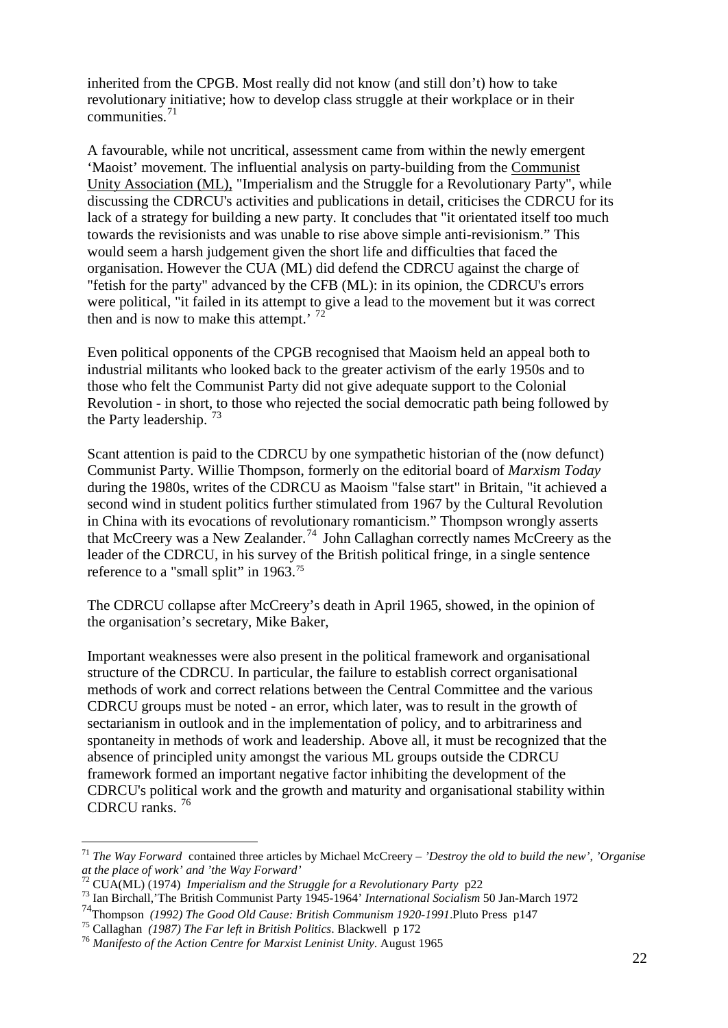inherited from the CPGB. Most really did not know (and still don't) how to take revolutionary initiative; how to develop class struggle at their workplace or in their communities.[71]

A favourable, while not uncritical, assessment came from within the newly emergent 'Maoist' movement. The influential analysis on party-building from the Communist Unity Association (ML), "Imperialism and the Struggle for a Revolutionary Party", while discussing the CDRCU's activities and publications in detail, criticises the CDRCU for its lack of a strategy for building a new party. It concludes that "it orientated itself too much towards the revisionists and was unable to rise above simple anti-revisionism." This would seem a harsh judgement given the short life and difficulties that faced the organisation. However the CUA (ML) did defend the CDRCU against the charge of "fetish for the party" advanced by the CFB (ML): in its opinion, the CDRCU's errors were political, "it failed in its attempt to give a lead to the movement but it was correct then and is now to make this attempt.' [72]

Even political opponents of the CPGB recognised that Maoism held an appeal both to industrial militants who looked back to the greater activism of the early 1950s and to those who felt the Communist Party did not give adequate support to the Colonial Revolution - in short, to those who rejected the social democratic path being followed by the Party leadership. [73]

Scant attention is paid to the CDRCU by one sympathetic historian of the (now defunct) Communist Party. Willie Thompson, formerly on the editorial board of *Marxism Today* during the 1980s, writes of the CDRCU as Maoism "false start" in Britain, "it achieved a second wind in student politics further stimulated from 1967 by the Cultural Revolution in China with its evocations of revolutionary romanticism." Thompson wrongly asserts that McCreery was a New Zealander.[74] John Callaghan correctly names McCreery as the leader of the CDRCU, in his survey of the British political fringe, in a single sentence reference to a "small split" in 1963.[75]

The CDRCU collapse after McCreery's death in April 1965, showed, in the opinion of the organisation's secretary, Mike Baker,

Important weaknesses were also present in the political framework and organisational structure of the CDRCU. In particular, the failure to establish correct organisational methods of work and correct relations between the Central Committee and the various CDRCU groups must be noted - an error, which later, was to result in the growth of sectarianism in outlook and in the implementation of policy, and to arbitrariness and spontaneity in methods of work and leadership. Above all, it must be recognized that the absence of principled unity amongst the various ML groups outside the CDRCU framework formed an important negative factor inhibiting the development of the CDRCU's political work and the growth and maturity and organisational stability within CDRCU ranks. [76]

---

[71] *The Way Forward* contained three articles by Michael McCreery – *'Destroy the old to build the new', 'Organise at the place of work' and 'the Way Forward'*

[72] CUA(ML) (1974) *Imperialism and the Struggle for a Revolutionary Party* p22

[73] Ian Birchall,'The British Communist Party 1945-1964' *International Socialism* 50 Jan-March 1972

[74] Thompson *(1992) The Good Old Cause: British Communism 1920-1991*.Pluto Press p147

[75] Callaghan *(1987) The Far left in British Politics*. Blackwell p 172

[76] *Manifesto of the Action Centre for Marxist Leninist Unity.* August 1965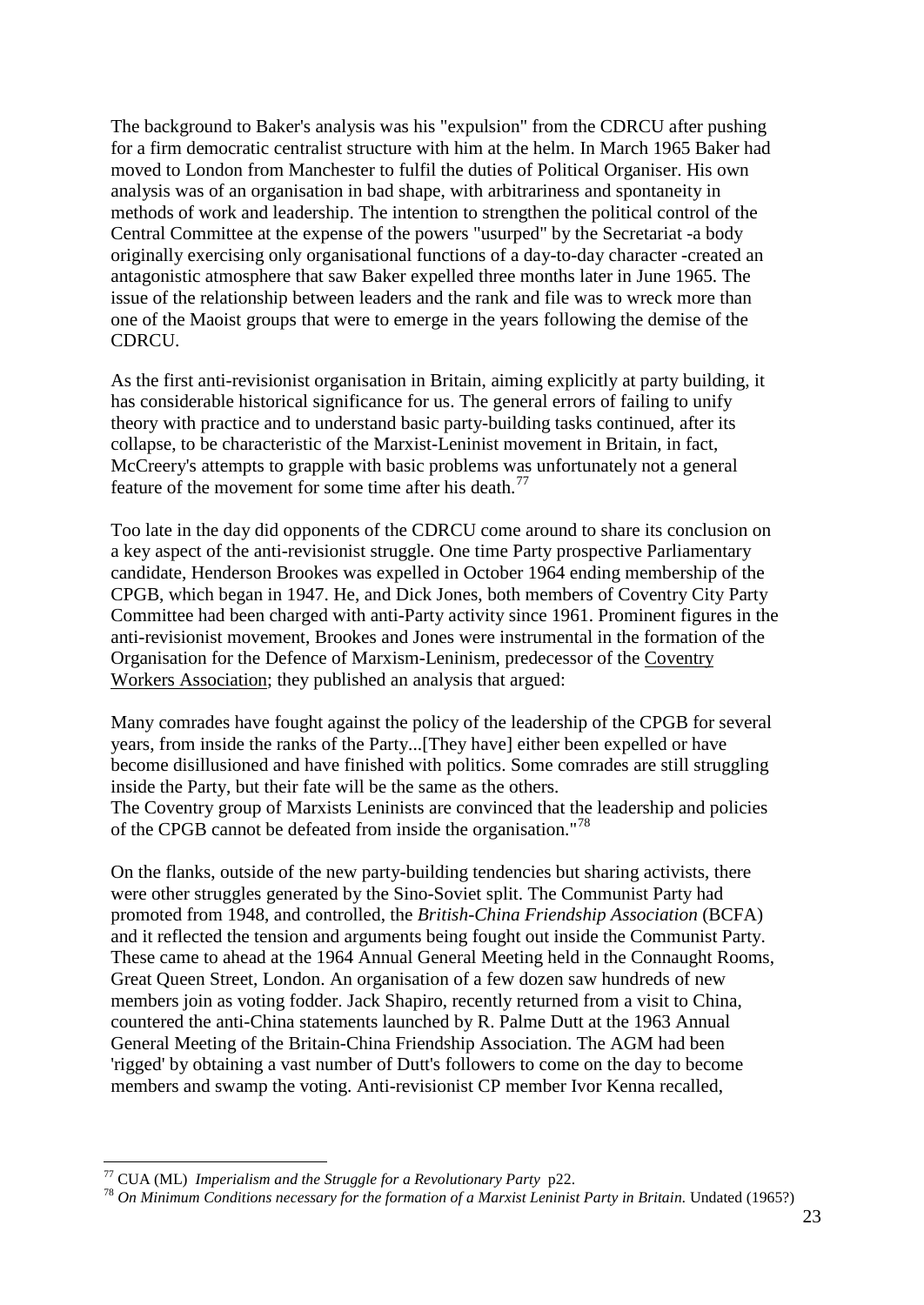The background to Baker's analysis was his "expulsion" from the CDRCU after pushing for a firm democratic centralist structure with him at the helm. In March 1965 Baker had moved to London from Manchester to fulfil the duties of Political Organiser. His own analysis was of an organisation in bad shape, with arbitrariness and spontaneity in methods of work and leadership. The intention to strengthen the political control of the Central Committee at the expense of the powers "usurped" by the Secretariat -a body originally exercising only organisational functions of a day-to-day character -created an antagonistic atmosphere that saw Baker expelled three months later in June 1965. The issue of the relationship between leaders and the rank and file was to wreck more than one of the Maoist groups that were to emerge in the years following the demise of the CDRCU.

As the first anti-revisionist organisation in Britain, aiming explicitly at party building, it has considerable historical significance for us. The general errors of failing to unify theory with practice and to understand basic party-building tasks continued, after its collapse, to be characteristic of the Marxist-Leninist movement in Britain, in fact, McCreery's attempts to grapple with basic problems was unfortunately not a general feature of the movement for some time after his death.[77]

Too late in the day did opponents of the CDRCU come around to share its conclusion on a key aspect of the anti-revisionist struggle. One time Party prospective Parliamentary candidate, Henderson Brookes was expelled in October 1964 ending membership of the CPGB, which began in 1947. He, and Dick Jones, both members of Coventry City Party Committee had been charged with anti-Party activity since 1961. Prominent figures in the anti-revisionist movement, Brookes and Jones were instrumental in the formation of the Organisation for the Defence of Marxism-Leninism, predecessor of the Coventry Workers Association; they published an analysis that argued:

Many comrades have fought against the policy of the leadership of the CPGB for several years, from inside the ranks of the Party...[They have] either been expelled or have become disillusioned and have finished with politics. Some comrades are still struggling inside the Party, but their fate will be the same as the others.
The Coventry group of Marxists Leninists are convinced that the leadership and policies of the CPGB cannot be defeated from inside the organisation."[78]

On the flanks, outside of the new party-building tendencies but sharing activists, there were other struggles generated by the Sino-Soviet split. The Communist Party had promoted from 1948, and controlled, the *British-China Friendship Association* (BCFA) and it reflected the tension and arguments being fought out inside the Communist Party. These came to ahead at the 1964 Annual General Meeting held in the Connaught Rooms, Great Queen Street, London. An organisation of a few dozen saw hundreds of new members join as voting fodder. Jack Shapiro, recently returned from a visit to China, countered the anti-China statements launched by R. Palme Dutt at the 1963 Annual General Meeting of the Britain-China Friendship Association. The AGM had been 'rigged' by obtaining a vast number of Dutt's followers to come on the day to become members and swamp the voting. Anti-revisionist CP member Ivor Kenna recalled,

---

[77] CUA (ML) *Imperialism and the Struggle for a Revolutionary Party* p22.

[78] *On Minimum Conditions necessary for the formation of a Marxist Leninist Party in Britain.* Undated (1965?)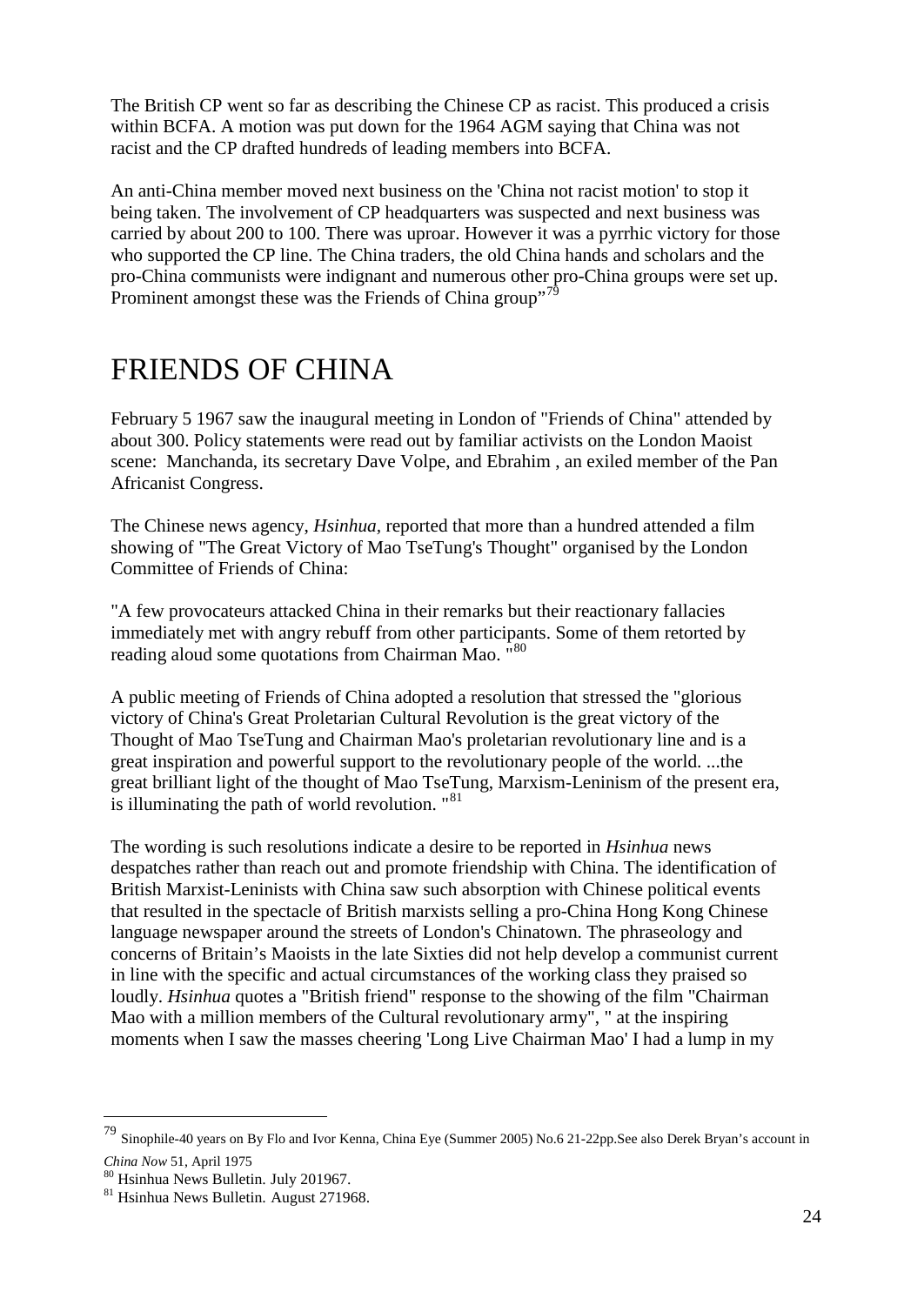The British CP went so far as describing the Chinese CP as racist. This produced a crisis within BCFA. A motion was put down for the 1964 AGM saying that China was not racist and the CP drafted hundreds of leading members into BCFA.

An anti-China member moved next business on the 'China not racist motion' to stop it being taken. The involvement of CP headquarters was suspected and next business was carried by about 200 to 100. There was uproar. However it was a pyrrhic victory for those who supported the CP line. The China traders, the old China hands and scholars and the pro-China communists were indignant and numerous other pro-China groups were set up. Prominent amongst these was the Friends of China group"[79]

# FRIENDS OF CHINA

February 5 1967 saw the inaugural meeting in London of "Friends of China" attended by about 300. Policy statements were read out by familiar activists on the London Maoist scene: Manchanda, its secretary Dave Volpe, and Ebrahim , an exiled member of the Pan Africanist Congress.

The Chinese news agency, *Hsinhua,* reported that more than a hundred attended a film showing of "The Great Victory of Mao TseTung's Thought" organised by the London Committee of Friends of China:

"A few provocateurs attacked China in their remarks but their reactionary fallacies immediately met with angry rebuff from other participants. Some of them retorted by reading aloud some quotations from Chairman Mao. "[80]

A public meeting of Friends of China adopted a resolution that stressed the "glorious victory of China's Great Proletarian Cultural Revolution is the great victory of the Thought of Mao TseTung and Chairman Mao's proletarian revolutionary line and is a great inspiration and powerful support to the revolutionary people of the world. ...the great brilliant light of the thought of Mao TseTung, Marxism-Leninism of the present era, is illuminating the path of world revolution. "[81]

The wording is such resolutions indicate a desire to be reported in *Hsinhua* news despatches rather than reach out and promote friendship with China. The identification of British Marxist-Leninists with China saw such absorption with Chinese political events that resulted in the spectacle of British marxists selling a pro-China Hong Kong Chinese language newspaper around the streets of London's Chinatown. The phraseology and concerns of Britain's Maoists in the late Sixties did not help develop a communist current in line with the specific and actual circumstances of the working class they praised so loudly. *Hsinhua* quotes a "British friend" response to the showing of the film "Chairman Mao with a million members of the Cultural revolutionary army", " at the inspiring moments when I saw the masses cheering 'Long Live Chairman Mao' I had a lump in my

---

[79] Sinophile-40 years on By Flo and Ivor Kenna, China Eye (Summer 2005) No.6 21-22pp.See also Derek Bryan's account in *China Now* 51, April 1975

[80] Hsinhua News Bulletin. July 201967.

[81] Hsinhua News Bulletin. August 271968.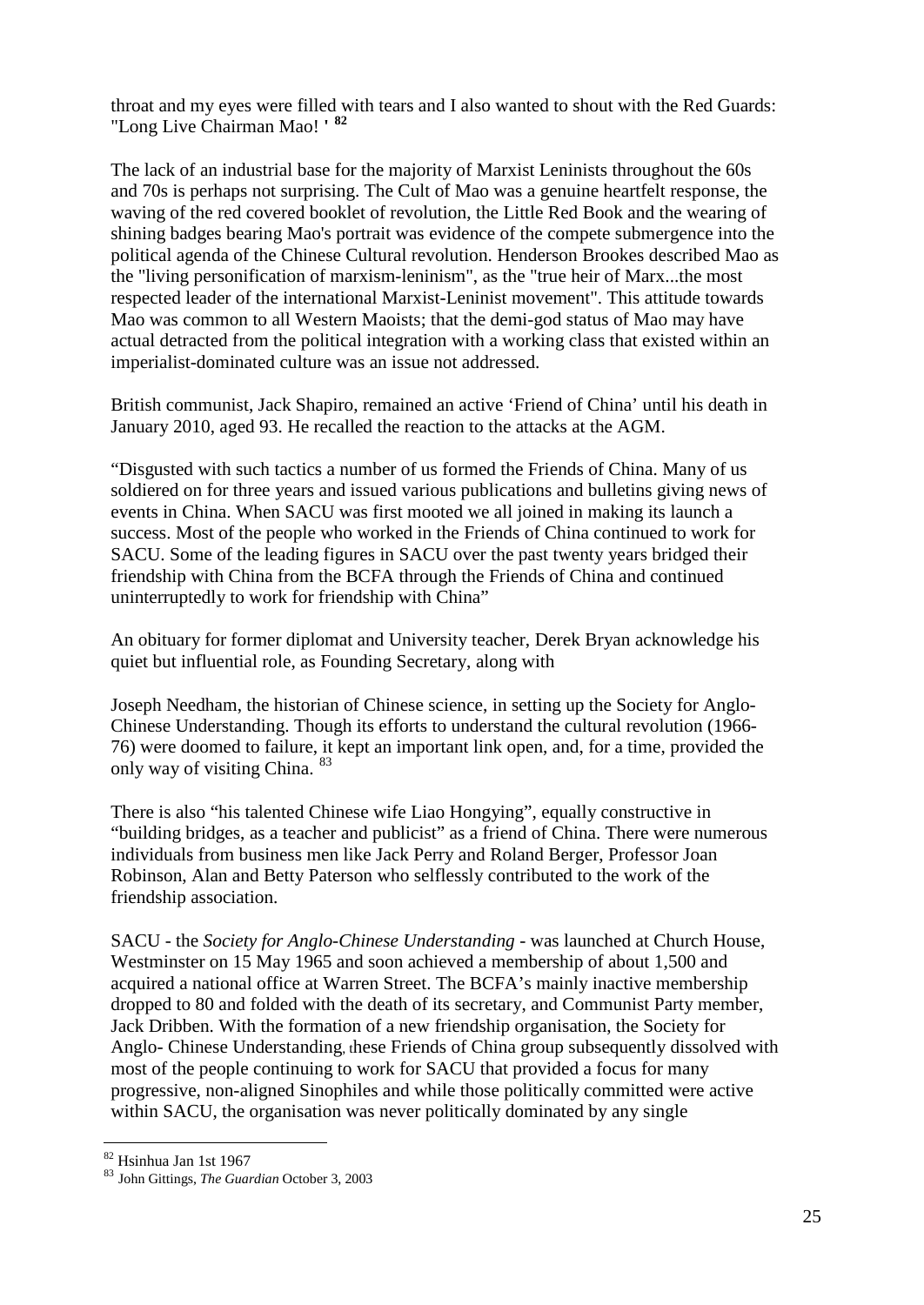throat and my eyes were filled with tears and I also wanted to shout with the Red Guards: "Long Live Chairman Mao! ' [82]

The lack of an industrial base for the majority of Marxist Leninists throughout the 60s and 70s is perhaps not surprising. The Cult of Mao was a genuine heartfelt response, the waving of the red covered booklet of revolution, the Little Red Book and the wearing of shining badges bearing Mao's portrait was evidence of the compete submergence into the political agenda of the Chinese Cultural revolution. Henderson Brookes described Mao as the "living personification of marxism-leninism", as the "true heir of Marx...the most respected leader of the international Marxist-Leninist movement". This attitude towards Mao was common to all Western Maoists; that the demi-god status of Mao may have actual detracted from the political integration with a working class that existed within an imperialist-dominated culture was an issue not addressed.

British communist, Jack Shapiro, remained an active 'Friend of China' until his death in January 2010, aged 93. He recalled the reaction to the attacks at the AGM.

"Disgusted with such tactics a number of us formed the Friends of China. Many of us soldiered on for three years and issued various publications and bulletins giving news of events in China. When SACU was first mooted we all joined in making its launch a success. Most of the people who worked in the Friends of China continued to work for SACU. Some of the leading figures in SACU over the past twenty years bridged their friendship with China from the BCFA through the Friends of China and continued uninterruptedly to work for friendship with China"

An obituary for former diplomat and University teacher, Derek Bryan acknowledge his quiet but influential role, as Founding Secretary, along with

Joseph Needham, the historian of Chinese science, in setting up the Society for Anglo-Chinese Understanding. Though its efforts to understand the cultural revolution (1966-76) were doomed to failure, it kept an important link open, and, for a time, provided the only way of visiting China. [83]

There is also "his talented Chinese wife Liao Hongying", equally constructive in "building bridges, as a teacher and publicist" as a friend of China. There were numerous individuals from business men like Jack Perry and Roland Berger, Professor Joan Robinson, Alan and Betty Paterson who selflessly contributed to the work of the friendship association.

SACU - the *Society for Anglo-Chinese Understanding* - was launched at Church House, Westminster on 15 May 1965 and soon achieved a membership of about 1,500 and acquired a national office at Warren Street. The BCFA's mainly inactive membership dropped to 80 and folded with the death of its secretary, and Communist Party member, Jack Dribben. With the formation of a new friendship organisation, the Society for Anglo- Chinese Understanding, these Friends of China group subsequently dissolved with most of the people continuing to work for SACU that provided a focus for many progressive, non-aligned Sinophiles and while those politically committed were active within SACU, the organisation was never politically dominated by any single

---

[82] Hsinhua Jan 1st 1967

[83] John Gittings, *The Guardian* October 3, 2003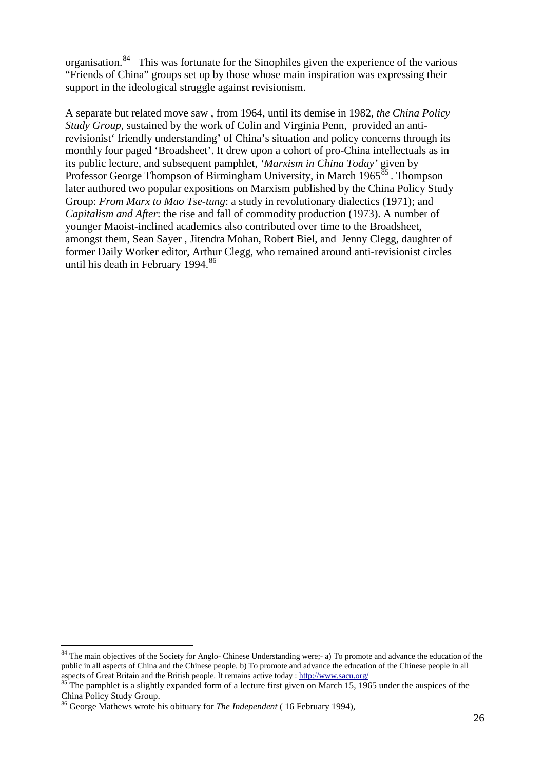organisation.[84] This was fortunate for the Sinophiles given the experience of the various "Friends of China" groups set up by those whose main inspiration was expressing their support in the ideological struggle against revisionism.

A separate but related move saw , from 1964, until its demise in 1982, *the China Policy Study Group*, sustained by the work of Colin and Virginia Penn, provided an anti-revisionist' friendly understanding' of China's situation and policy concerns through its monthly four paged 'Broadsheet'. It drew upon a cohort of pro-China intellectuals as in its public lecture, and subsequent pamphlet, *'Marxism in China Today'* given by Professor George Thompson of Birmingham University, in March 1965[85] . Thompson later authored two popular expositions on Marxism published by the China Policy Study Group: *From Marx to Mao Tse-tung*: a study in revolutionary dialectics (1971); and *Capitalism and After*: the rise and fall of commodity production (1973). A number of younger Maoist-inclined academics also contributed over time to the Broadsheet, amongst them, Sean Sayer , Jitendra Mohan, Robert Biel, and Jenny Clegg, daughter of former Daily Worker editor, Arthur Clegg, who remained around anti-revisionist circles until his death in February 1994.[86]

---

[84] The main objectives of the Society for Anglo- Chinese Understanding were;- a) To promote and advance the education of the public in all aspects of China and the Chinese people. b) To promote and advance the education of the Chinese people in all aspects of Great Britain and the British people. It remains active today : http://www.sacu.org/

[85] The pamphlet is a slightly expanded form of a lecture first given on March 15, 1965 under the auspices of the China Policy Study Group.

[86] George Mathews wrote his obituary for *The Independent* ( 16 February 1994),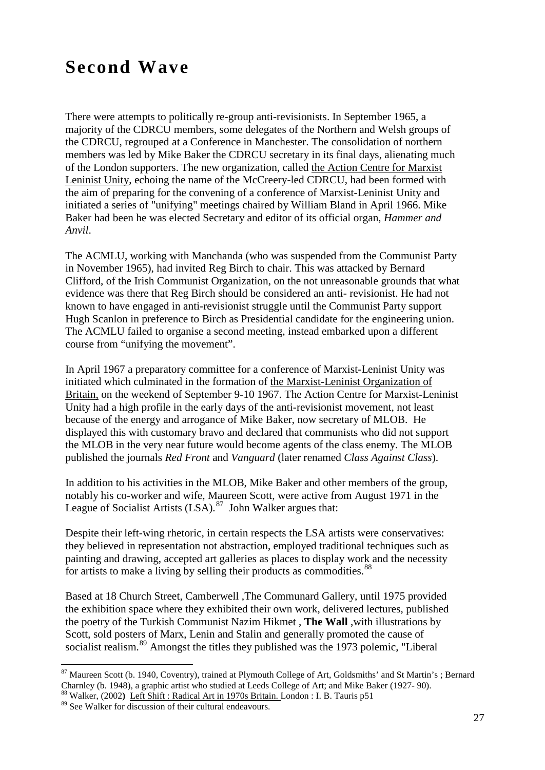# Second Wave

There were attempts to politically re-group anti-revisionists. In September 1965, a majority of the CDRCU members, some delegates of the Northern and Welsh groups of the CDRCU, regrouped at a Conference in Manchester. The consolidation of northern members was led by Mike Baker the CDRCU secretary in its final days, alienating much of the London supporters. The new organization, called the Action Centre for Marxist Leninist Unity, echoing the name of the McCreery-led CDRCU, had been formed with the aim of preparing for the convening of a conference of Marxist-Leninist Unity and initiated a series of "unifying" meetings chaired by William Bland in April 1966. Mike Baker had been he was elected Secretary and editor of its official organ, *Hammer and Anvil*.

The ACMLU, working with Manchanda (who was suspended from the Communist Party in November 1965), had invited Reg Birch to chair. This was attacked by Bernard Clifford, of the Irish Communist Organization, on the not unreasonable grounds that what evidence was there that Reg Birch should be considered an anti- revisionist. He had not known to have engaged in anti-revisionist struggle until the Communist Party support Hugh Scanlon in preference to Birch as Presidential candidate for the engineering union. The ACMLU failed to organise a second meeting, instead embarked upon a different course from "unifying the movement".

In April 1967 a preparatory committee for a conference of Marxist-Leninist Unity was initiated which culminated in the formation of the Marxist-Leninist Organization of Britain, on the weekend of September 9-10 1967. The Action Centre for Marxist-Leninist Unity had a high profile in the early days of the anti-revisionist movement, not least because of the energy and arrogance of Mike Baker, now secretary of MLOB. He displayed this with customary bravo and declared that communists who did not support the MLOB in the very near future would become agents of the class enemy. The MLOB published the journals *Red Front* and *Vanguard* (later renamed *Class Against Class*).

In addition to his activities in the MLOB, Mike Baker and other members of the group, notably his co-worker and wife, Maureen Scott, were active from August 1971 in the League of Socialist Artists (LSA).[87] John Walker argues that:

Despite their left-wing rhetoric, in certain respects the LSA artists were conservatives: they believed in representation not abstraction, employed traditional techniques such as painting and drawing, accepted art galleries as places to display work and the necessity for artists to make a living by selling their products as commodities.[88]

Based at 18 Church Street, Camberwell ,The Communard Gallery, until 1975 provided the exhibition space where they exhibited their own work, delivered lectures, published the poetry of the Turkish Communist Nazim Hikmet , **The Wall** ,with illustrations by Scott, sold posters of Marx, Lenin and Stalin and generally promoted the cause of socialist realism.[89] Amongst the titles they published was the 1973 polemic, "Liberal

---

[87] Maureen Scott (b. 1940, Coventry), trained at Plymouth College of Art, Goldsmiths' and St Martin's ; Bernard Charnley (b. 1948), a graphic artist who studied at Leeds College of Art; and Mike Baker (1927- 90).

[88] Walker, (2002) Left Shift : Radical Art in 1970s Britain. London : I. B. Tauris p51

[89] See Walker for discussion of their cultural endeavours.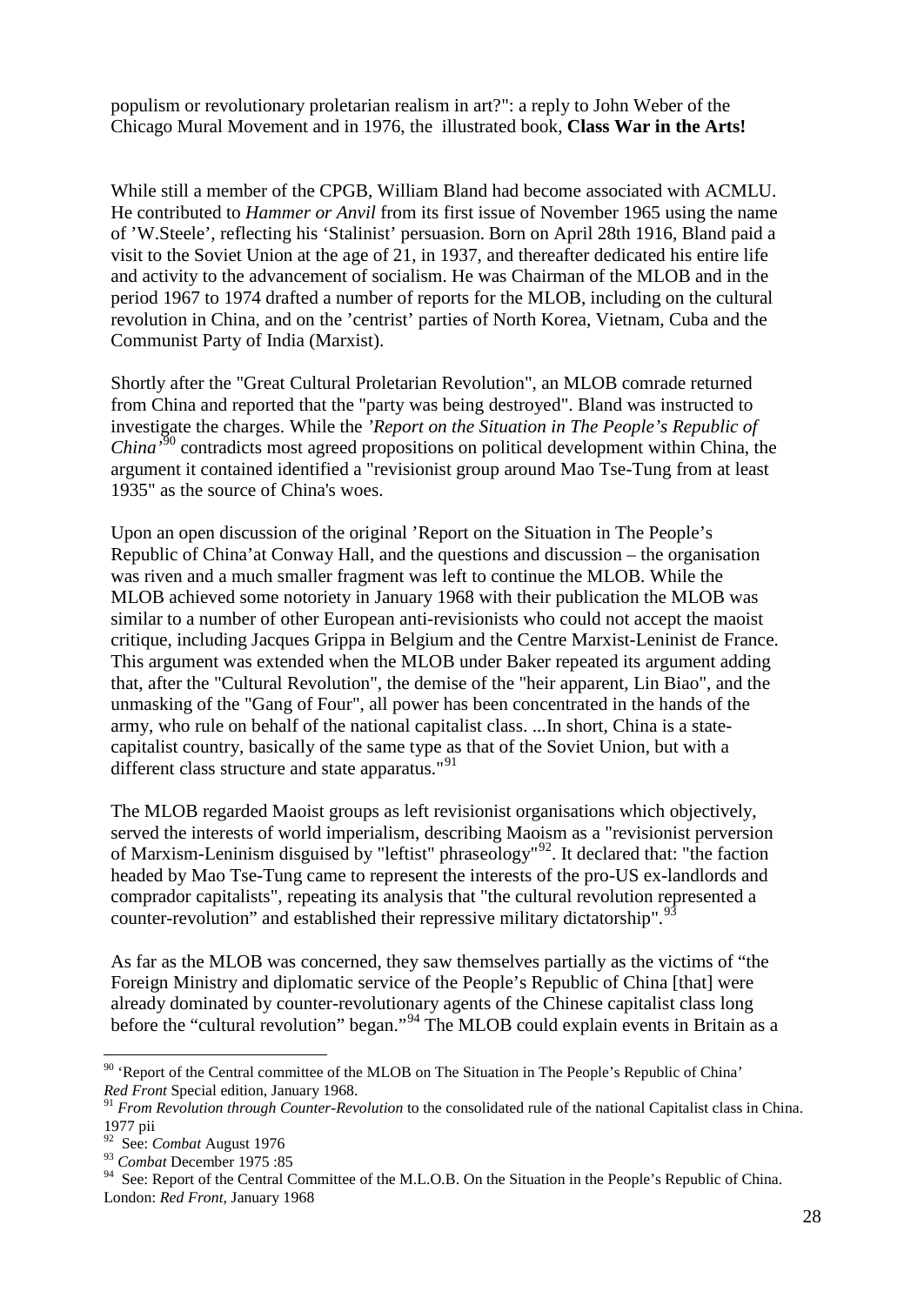populism or revolutionary proletarian realism in art?": a reply to John Weber of the Chicago Mural Movement and in 1976, the illustrated book, **Class War in the Arts!**

While still a member of the CPGB, William Bland had become associated with ACMLU. He contributed to *Hammer or Anvil* from its first issue of November 1965 using the name of 'W.Steele', reflecting his 'Stalinist' persuasion. Born on April 28th 1916, Bland paid a visit to the Soviet Union at the age of 21, in 1937, and thereafter dedicated his entire life and activity to the advancement of socialism. He was Chairman of the MLOB and in the period 1967 to 1974 drafted a number of reports for the MLOB, including on the cultural revolution in China, and on the 'centrist' parties of North Korea, Vietnam, Cuba and the Communist Party of India (Marxist).

Shortly after the "Great Cultural Proletarian Revolution", an MLOB comrade returned from China and reported that the "party was being destroyed". Bland was instructed to investigate the charges. While the *'Report on the Situation in The People's Republic of China'*[90] contradicts most agreed propositions on political development within China, the argument it contained identified a "revisionist group around Mao Tse-Tung from at least 1935" as the source of China's woes.

Upon an open discussion of the original 'Report on the Situation in The People's Republic of China'at Conway Hall, and the questions and discussion – the organisation was riven and a much smaller fragment was left to continue the MLOB. While the MLOB achieved some notoriety in January 1968 with their publication the MLOB was similar to a number of other European anti-revisionists who could not accept the maoist critique, including Jacques Grippa in Belgium and the Centre Marxist-Leninist de France. This argument was extended when the MLOB under Baker repeated its argument adding that, after the "Cultural Revolution", the demise of the "heir apparent, Lin Biao", and the unmasking of the "Gang of Four", all power has been concentrated in the hands of the army, who rule on behalf of the national capitalist class. ...In short, China is a state-capitalist country, basically of the same type as that of the Soviet Union, but with a different class structure and state apparatus."[91]

The MLOB regarded Maoist groups as left revisionist organisations which objectively, served the interests of world imperialism, describing Maoism as a "revisionist perversion of Marxism-Leninism disguised by "leftist" phraseology"[92]. It declared that: "the faction headed by Mao Tse-Tung came to represent the interests of the pro-US ex-landlords and comprador capitalists", repeating its analysis that "the cultural revolution represented a counter-revolution" and established their repressive military dictatorship".[93]

As far as the MLOB was concerned, they saw themselves partially as the victims of "the Foreign Ministry and diplomatic service of the People's Republic of China [that] were already dominated by counter-revolutionary agents of the Chinese capitalist class long before the "cultural revolution" began."[94] The MLOB could explain events in Britain as a

---

[90] 'Report of the Central committee of the MLOB on The Situation in The People's Republic of China' *Red Front* Special edition, January 1968.

[91] *From Revolution through Counter-Revolution* to the consolidated rule of the national Capitalist class in China. 1977 pii

[92] See: *Combat* August 1976

[93] *Combat* December 1975 :85

[94] See: Report of the Central Committee of the M.L.O.B. On the Situation in the People's Republic of China. London: *Red Front*, January 1968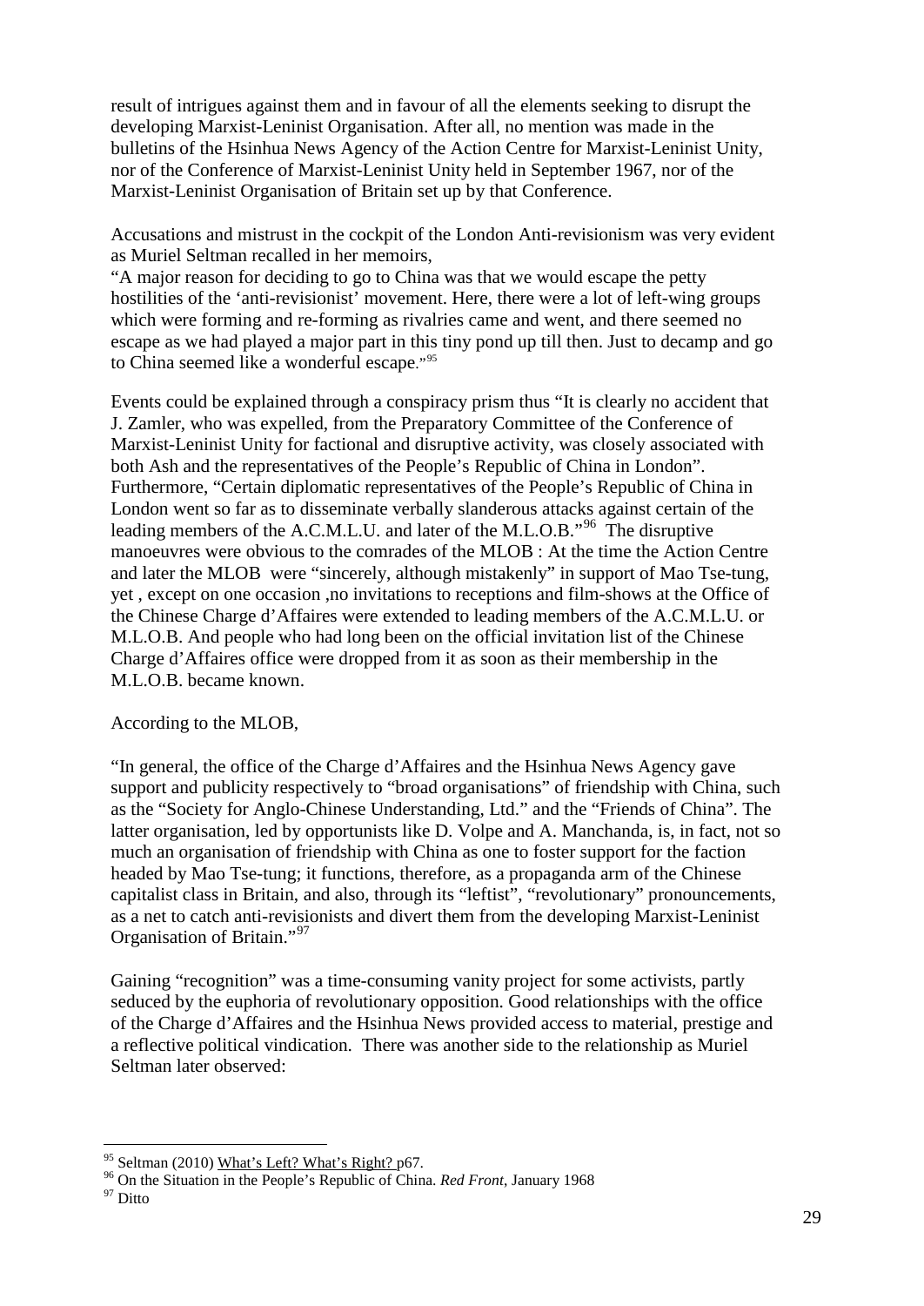result of intrigues against them and in favour of all the elements seeking to disrupt the developing Marxist-Leninist Organisation. After all, no mention was made in the bulletins of the Hsinhua News Agency of the Action Centre for Marxist-Leninist Unity, nor of the Conference of Marxist-Leninist Unity held in September 1967, nor of the Marxist-Leninist Organisation of Britain set up by that Conference.

Accusations and mistrust in the cockpit of the London Anti-revisionism was very evident as Muriel Seltman recalled in her memoirs,

"A major reason for deciding to go to China was that we would escape the petty hostilities of the 'anti-revisionist' movement. Here, there were a lot of left-wing groups which were forming and re-forming as rivalries came and went, and there seemed no escape as we had played a major part in this tiny pond up till then. Just to decamp and go to China seemed like a wonderful escape."[95]

Events could be explained through a conspiracy prism thus "It is clearly no accident that J. Zamler, who was expelled, from the Preparatory Committee of the Conference of Marxist-Leninist Unity for factional and disruptive activity, was closely associated with both Ash and the representatives of the People's Republic of China in London". Furthermore, "Certain diplomatic representatives of the People's Republic of China in London went so far as to disseminate verbally slanderous attacks against certain of the leading members of the A.C.M.L.U. and later of the M.L.O.B."[96] The disruptive manoeuvres were obvious to the comrades of the MLOB : At the time the Action Centre and later the MLOB were "sincerely, although mistakenly" in support of Mao Tse-tung, yet , except on one occasion ,no invitations to receptions and film-shows at the Office of the Chinese Charge d'Affaires were extended to leading members of the A.C.M.L.U. or M.L.O.B. And people who had long been on the official invitation list of the Chinese Charge d'Affaires office were dropped from it as soon as their membership in the M.L.O.B. became known.

According to the MLOB,

"In general, the office of the Charge d'Affaires and the Hsinhua News Agency gave support and publicity respectively to "broad organisations" of friendship with China, such as the "Society for Anglo-Chinese Understanding, Ltd." and the "Friends of China". The latter organisation, led by opportunists like D. Volpe and A. Manchanda, is, in fact, not so much an organisation of friendship with China as one to foster support for the faction headed by Mao Tse-tung; it functions, therefore, as a propaganda arm of the Chinese capitalist class in Britain, and also, through its "leftist", "revolutionary" pronouncements, as a net to catch anti-revisionists and divert them from the developing Marxist-Leninist Organisation of Britain."[97]

Gaining "recognition" was a time-consuming vanity project for some activists, partly seduced by the euphoria of revolutionary opposition. Good relationships with the office of the Charge d'Affaires and the Hsinhua News provided access to material, prestige and a reflective political vindication. There was another side to the relationship as Muriel Seltman later observed:

---

[95] Seltman (2010) What's Left? What's Right? p67.

[96] On the Situation in the People's Republic of China. *Red Front*, January 1968

[97] Ditto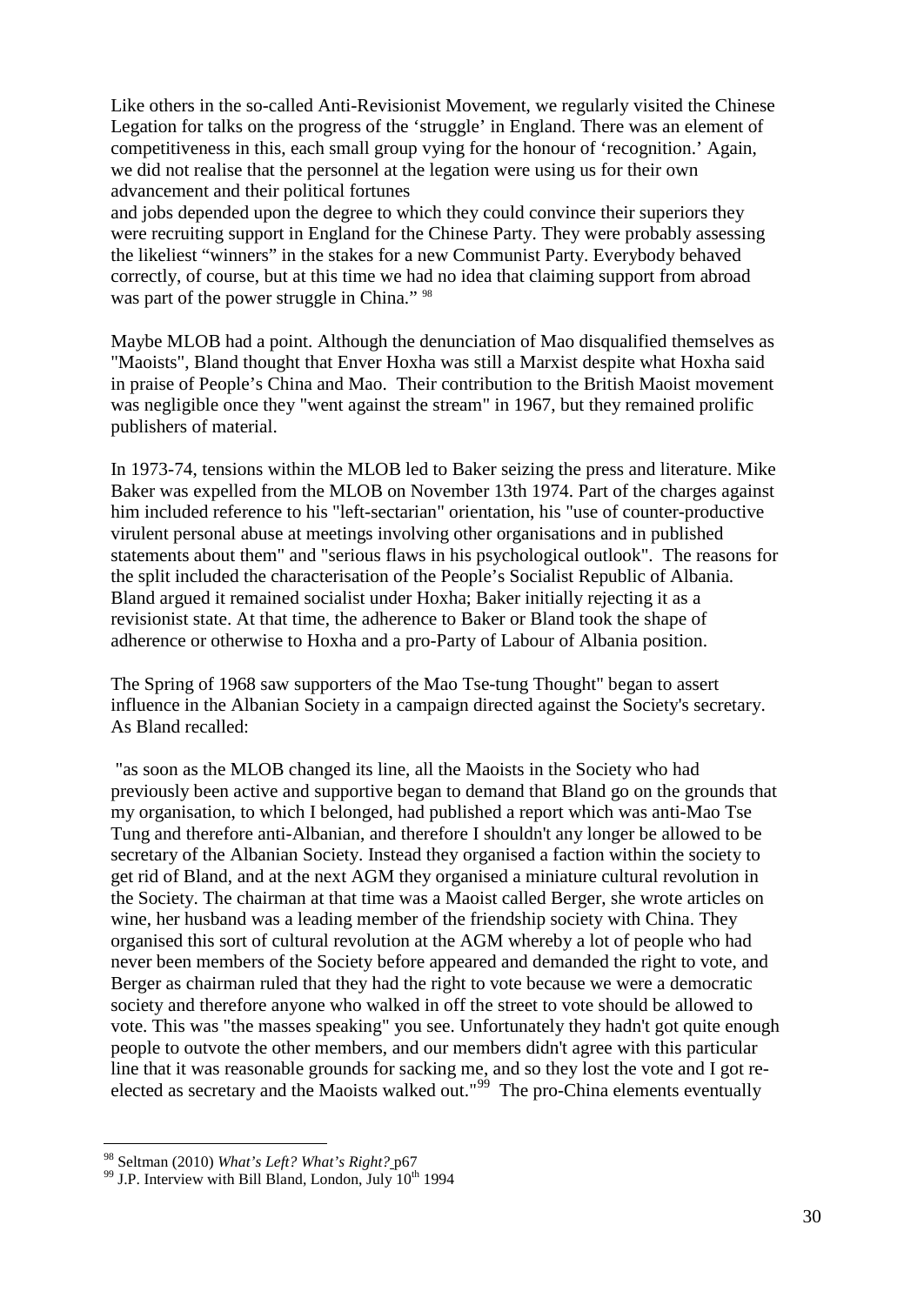Like others in the so-called Anti-Revisionist Movement, we regularly visited the Chinese Legation for talks on the progress of the 'struggle' in England. There was an element of competitiveness in this, each small group vying for the honour of 'recognition.' Again, we did not realise that the personnel at the legation were using us for their own advancement and their political fortunes
and jobs depended upon the degree to which they could convince their superiors they were recruiting support in England for the Chinese Party. They were probably assessing the likeliest "winners" in the stakes for a new Communist Party. Everybody behaved correctly, of course, but at this time we had no idea that claiming support from abroad was part of the power struggle in China." [98]

Maybe MLOB had a point. Although the denunciation of Mao disqualified themselves as "Maoists", Bland thought that Enver Hoxha was still a Marxist despite what Hoxha said in praise of People's China and Mao. Their contribution to the British Maoist movement was negligible once they "went against the stream" in 1967, but they remained prolific publishers of material.

In 1973-74, tensions within the MLOB led to Baker seizing the press and literature. Mike Baker was expelled from the MLOB on November 13th 1974. Part of the charges against him included reference to his "left-sectarian" orientation, his "use of counter-productive virulent personal abuse at meetings involving other organisations and in published statements about them" and "serious flaws in his psychological outlook". The reasons for the split included the characterisation of the People's Socialist Republic of Albania. Bland argued it remained socialist under Hoxha; Baker initially rejecting it as a revisionist state. At that time, the adherence to Baker or Bland took the shape of adherence or otherwise to Hoxha and a pro-Party of Labour of Albania position.

The Spring of 1968 saw supporters of the Mao Tse-tung Thought" began to assert influence in the Albanian Society in a campaign directed against the Society's secretary. As Bland recalled:

"as soon as the MLOB changed its line, all the Maoists in the Society who had previously been active and supportive began to demand that Bland go on the grounds that my organisation, to which I belonged, had published a report which was anti-Mao Tse Tung and therefore anti-Albanian, and therefore I shouldn't any longer be allowed to be secretary of the Albanian Society. Instead they organised a faction within the society to get rid of Bland, and at the next AGM they organised a miniature cultural revolution in the Society. The chairman at that time was a Maoist called Berger, she wrote articles on wine, her husband was a leading member of the friendship society with China. They organised this sort of cultural revolution at the AGM whereby a lot of people who had never been members of the Society before appeared and demanded the right to vote, and Berger as chairman ruled that they had the right to vote because we were a democratic society and therefore anyone who walked in off the street to vote should be allowed to vote. This was "the masses speaking" you see. Unfortunately they hadn't got quite enough people to outvote the other members, and our members didn't agree with this particular line that it was reasonable grounds for sacking me, and so they lost the vote and I got re-elected as secretary and the Maoists walked out."[99] The pro-China elements eventually

[98] Seltman (2010) *What's Left? What's Right?* p67

[99] J.P. Interview with Bill Bland, London, July 10th 1994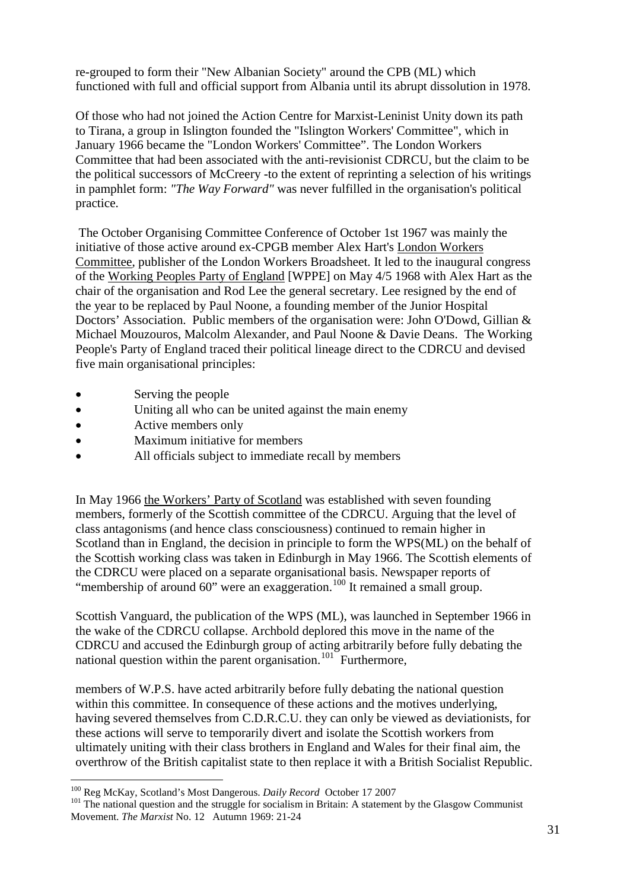re-grouped to form their "New Albanian Society" around the CPB (ML) which functioned with full and official support from Albania until its abrupt dissolution in 1978.

Of those who had not joined the Action Centre for Marxist-Leninist Unity down its path to Tirana, a group in Islington founded the "Islington Workers' Committee", which in January 1966 became the "London Workers' Committee". The London Workers Committee that had been associated with the anti-revisionist CDRCU, but the claim to be the political successors of McCreery -to the extent of reprinting a selection of his writings in pamphlet form: *"The Way Forward"* was never fulfilled in the organisation's political practice.

The October Organising Committee Conference of October 1st 1967 was mainly the initiative of those active around ex-CPGB member Alex Hart's London Workers Committee, publisher of the London Workers Broadsheet. It led to the inaugural congress of the Working Peoples Party of England [WPPE] on May 4/5 1968 with Alex Hart as the chair of the organisation and Rod Lee the general secretary. Lee resigned by the end of the year to be replaced by Paul Noone, a founding member of the Junior Hospital Doctors' Association. Public members of the organisation were: John O'Dowd, Gillian & Michael Mouzouros, Malcolm Alexander, and Paul Noone & Davie Deans. The Working People's Party of England traced their political lineage direct to the CDRCU and devised five main organisational principles:

- Serving the people
- Uniting all who can be united against the main enemy
- Active members only
- Maximum initiative for members
- All officials subject to immediate recall by members

In May 1966 the Workers' Party of Scotland was established with seven founding members, formerly of the Scottish committee of the CDRCU. Arguing that the level of class antagonisms (and hence class consciousness) continued to remain higher in Scotland than in England, the decision in principle to form the WPS(ML) on the behalf of the Scottish working class was taken in Edinburgh in May 1966. The Scottish elements of the CDRCU were placed on a separate organisational basis. Newspaper reports of "membership of around 60" were an exaggeration.[100] It remained a small group.

Scottish Vanguard, the publication of the WPS (ML), was launched in September 1966 in the wake of the CDRCU collapse. Archbold deplored this move in the name of the CDRCU and accused the Edinburgh group of acting arbitrarily before fully debating the national question within the parent organisation.[101] Furthermore,

members of W.P.S. have acted arbitrarily before fully debating the national question within this committee. In consequence of these actions and the motives underlying, having severed themselves from C.D.R.C.U. they can only be viewed as deviationists, for these actions will serve to temporarily divert and isolate the Scottish workers from ultimately uniting with their class brothers in England and Wales for their final aim, the overthrow of the British capitalist state to then replace it with a British Socialist Republic.

---

[100] Reg McKay, Scotland's Most Dangerous. *Daily Record* October 17 2007

[101] The national question and the struggle for socialism in Britain: A statement by the Glasgow Communist Movement. *The Marxist* No. 12 Autumn 1969: 21-24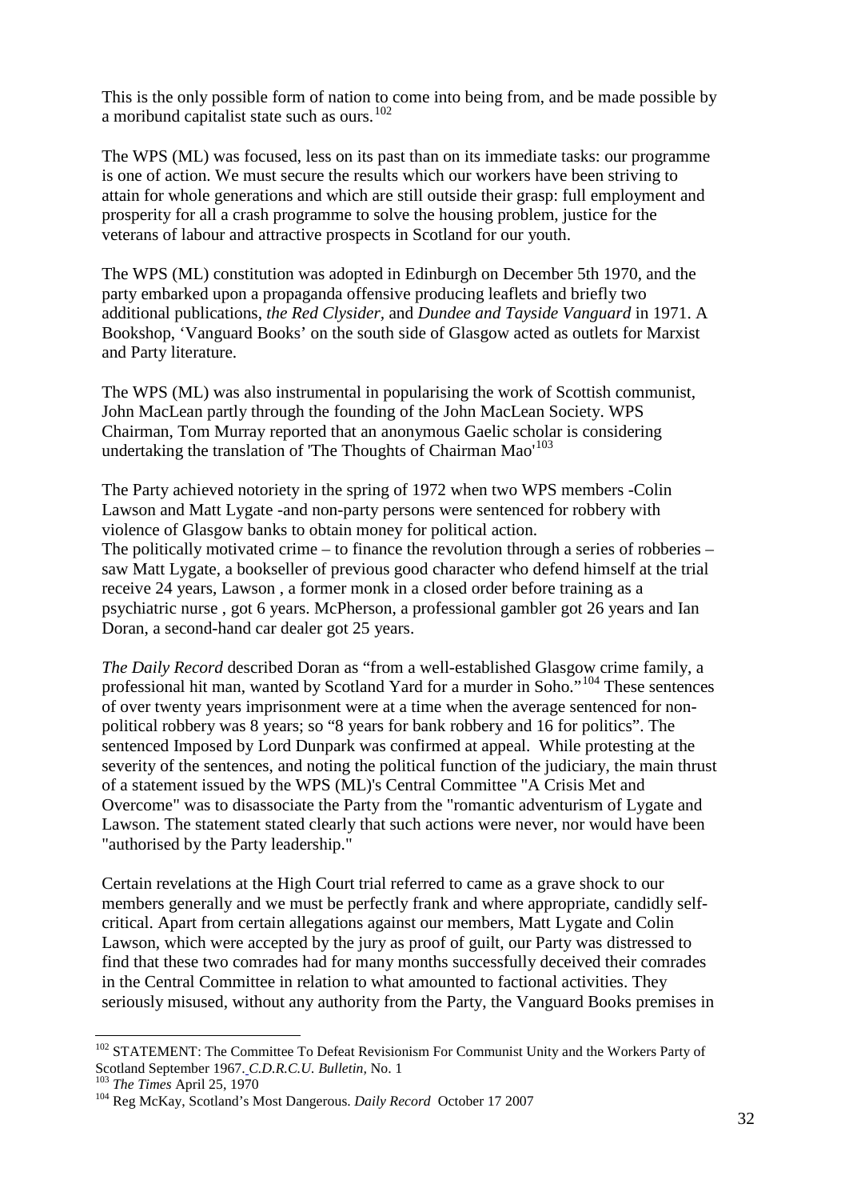This is the only possible form of nation to come into being from, and be made possible by a moribund capitalist state such as ours.[102]

The WPS (ML) was focused, less on its past than on its immediate tasks: our programme is one of action. We must secure the results which our workers have been striving to attain for whole generations and which are still outside their grasp: full employment and prosperity for all a crash programme to solve the housing problem, justice for the veterans of labour and attractive prospects in Scotland for our youth.

The WPS (ML) constitution was adopted in Edinburgh on December 5th 1970, and the party embarked upon a propaganda offensive producing leaflets and briefly two additional publications, *the Red Clysider,* and *Dundee and Tayside Vanguard* in 1971. A Bookshop, 'Vanguard Books' on the south side of Glasgow acted as outlets for Marxist and Party literature.

The WPS (ML) was also instrumental in popularising the work of Scottish communist, John MacLean partly through the founding of the John MacLean Society. WPS Chairman, Tom Murray reported that an anonymous Gaelic scholar is considering undertaking the translation of 'The Thoughts of Chairman Mao'[103]

The Party achieved notoriety in the spring of 1972 when two WPS members -Colin Lawson and Matt Lygate -and non-party persons were sentenced for robbery with violence of Glasgow banks to obtain money for political action.
The politically motivated crime – to finance the revolution through a series of robberies – saw Matt Lygate, a bookseller of previous good character who defend himself at the trial receive 24 years, Lawson , a former monk in a closed order before training as a psychiatric nurse , got 6 years. McPherson, a professional gambler got 26 years and Ian Doran, a second-hand car dealer got 25 years.

*The Daily Record* described Doran as "from a well-established Glasgow crime family, a professional hit man, wanted by Scotland Yard for a murder in Soho."[104] These sentences of over twenty years imprisonment were at a time when the average sentenced for non-political robbery was 8 years; so "8 years for bank robbery and 16 for politics". The sentenced Imposed by Lord Dunpark was confirmed at appeal. While protesting at the severity of the sentences, and noting the political function of the judiciary, the main thrust of a statement issued by the WPS (ML)'s Central Committee "A Crisis Met and Overcome" was to disassociate the Party from the "romantic adventurism of Lygate and Lawson. The statement stated clearly that such actions were never, nor would have been "authorised by the Party leadership."

Certain revelations at the High Court trial referred to came as a grave shock to our members generally and we must be perfectly frank and where appropriate, candidly self-critical. Apart from certain allegations against our members, Matt Lygate and Colin Lawson, which were accepted by the jury as proof of guilt, our Party was distressed to find that these two comrades had for many months successfully deceived their comrades in the Central Committee in relation to what amounted to factional activities. They seriously misused, without any authority from the Party, the Vanguard Books premises in

---

[102] STATEMENT: The Committee To Defeat Revisionism For Communist Unity and the Workers Party of Scotland September 1967. *C.D.R.C.U. Bulletin,* No. 1

[103] *The Times* April 25, 1970

[104] Reg McKay, Scotland's Most Dangerous. *Daily Record* October 17 2007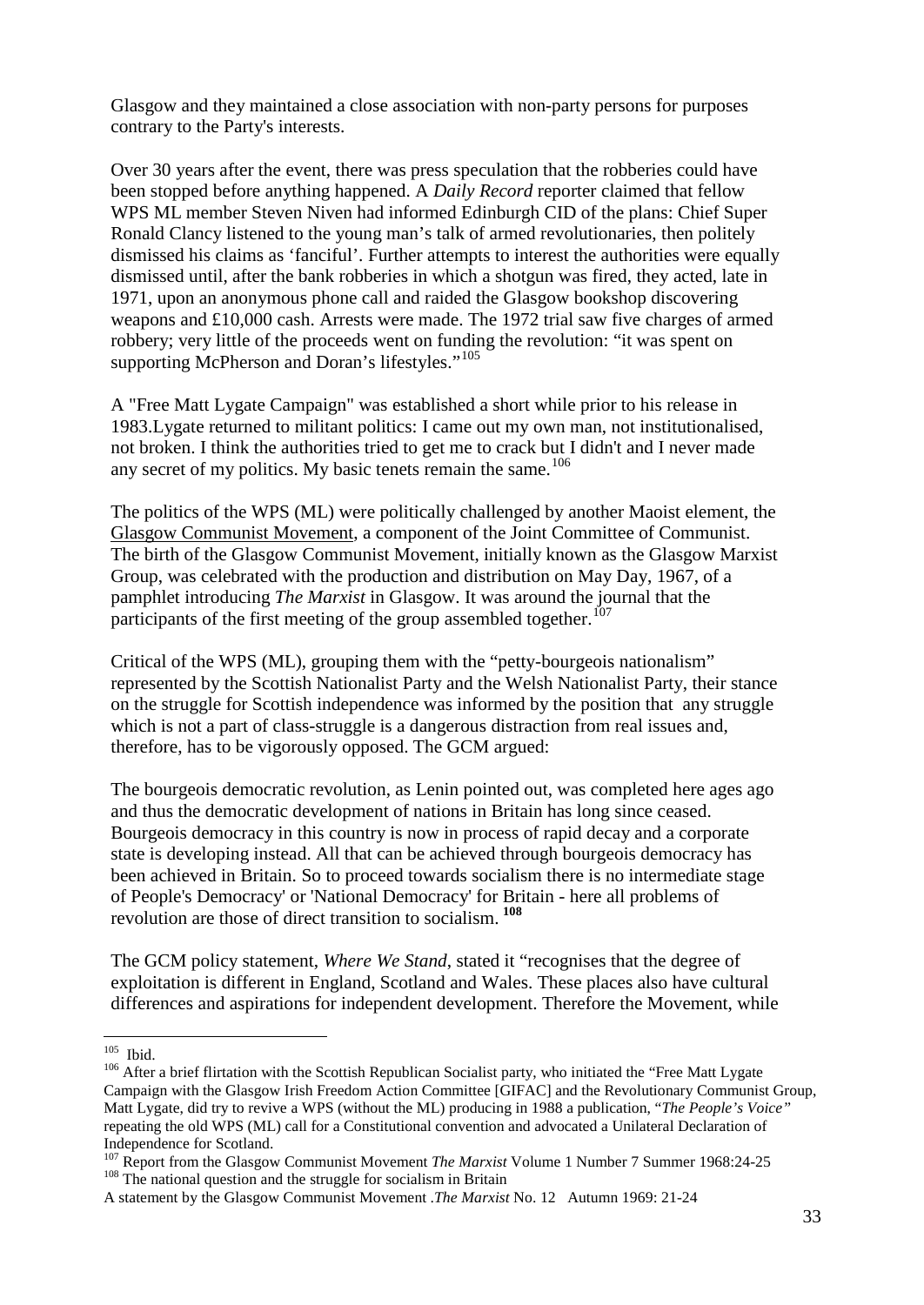Glasgow and they maintained a close association with non-party persons for purposes contrary to the Party's interests.

Over 30 years after the event, there was press speculation that the robberies could have been stopped before anything happened. A *Daily Record* reporter claimed that fellow WPS ML member Steven Niven had informed Edinburgh CID of the plans: Chief Super Ronald Clancy listened to the young man's talk of armed revolutionaries, then politely dismissed his claims as 'fanciful'. Further attempts to interest the authorities were equally dismissed until, after the bank robberies in which a shotgun was fired, they acted, late in 1971, upon an anonymous phone call and raided the Glasgow bookshop discovering weapons and £10,000 cash. Arrests were made. The 1972 trial saw five charges of armed robbery; very little of the proceeds went on funding the revolution: "it was spent on supporting McPherson and Doran's lifestyles."[105]

A "Free Matt Lygate Campaign" was established a short while prior to his release in 1983.Lygate returned to militant politics: I came out my own man, not institutionalised, not broken. I think the authorities tried to get me to crack but I didn't and I never made any secret of my politics. My basic tenets remain the same.[106]

The politics of the WPS (ML) were politically challenged by another Maoist element, the Glasgow Communist Movement, a component of the Joint Committee of Communist. The birth of the Glasgow Communist Movement, initially known as the Glasgow Marxist Group, was celebrated with the production and distribution on May Day, 1967, of a pamphlet introducing *The Marxist* in Glasgow. It was around the journal that the participants of the first meeting of the group assembled together.[107]

Critical of the WPS (ML), grouping them with the "petty-bourgeois nationalism" represented by the Scottish Nationalist Party and the Welsh Nationalist Party, their stance on the struggle for Scottish independence was informed by the position that any struggle which is not a part of class-struggle is a dangerous distraction from real issues and, therefore, has to be vigorously opposed. The GCM argued:

The bourgeois democratic revolution, as Lenin pointed out, was completed here ages ago and thus the democratic development of nations in Britain has long since ceased. Bourgeois democracy in this country is now in process of rapid decay and a corporate state is developing instead. All that can be achieved through bourgeois democracy has been achieved in Britain. So to proceed towards socialism there is no intermediate stage of People's Democracy' or 'National Democracy' for Britain - here all problems of revolution are those of direct transition to socialism. **[108]**

The GCM policy statement, *Where We Stand*, stated it "recognises that the degree of exploitation is different in England, Scotland and Wales. These places also have cultural differences and aspirations for independent development. Therefore the Movement, while

---

[105] Ibid.

[106] After a brief flirtation with the Scottish Republican Socialist party, who initiated the "Free Matt Lygate Campaign with the Glasgow Irish Freedom Action Committee [GIFAC] and the Revolutionary Communist Group, Matt Lygate, did try to revive a WPS (without the ML) producing in 1988 a publication, "*The People's Voice"* repeating the old WPS (ML) call for a Constitutional convention and advocated a Unilateral Declaration of Independence for Scotland.

[107] Report from the Glasgow Communist Movement *The Marxist* Volume 1 Number 7 Summer 1968:24-25

[108] The national question and the struggle for socialism in Britain

A statement by the Glasgow Communist Movement .*The Marxist* No. 12 Autumn 1969: 21-24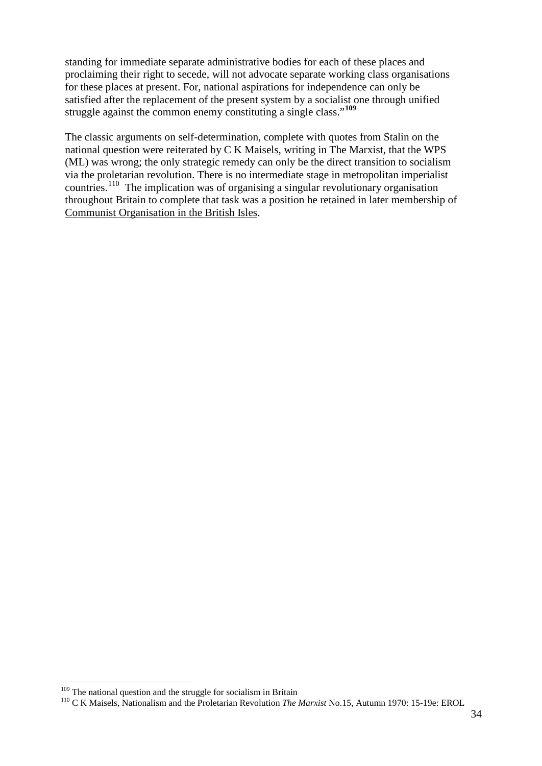standing for immediate separate administrative bodies for each of these places and proclaiming their right to secede, will not advocate separate working class organisations for these places at present. For, national aspirations for independence can only be satisfied after the replacement of the present system by a socialist one through unified struggle against the common enemy constituting a single class."[109]

The classic arguments on self-determination, complete with quotes from Stalin on the national question were reiterated by C K Maisels, writing in The Marxist, that the WPS (ML) was wrong; the only strategic remedy can only be the direct transition to socialism via the proletarian revolution. There is no intermediate stage in metropolitan imperialist countries.[110] The implication was of organising a singular revolutionary organisation throughout Britain to complete that task was a position he retained in later membership of Communist Organisation in the British Isles.

---

[109] The national question and the struggle for socialism in Britain

[110] C K Maisels, Nationalism and the Proletarian Revolution *The Marxist* No.15, Autumn 1970: 15-19e: EROL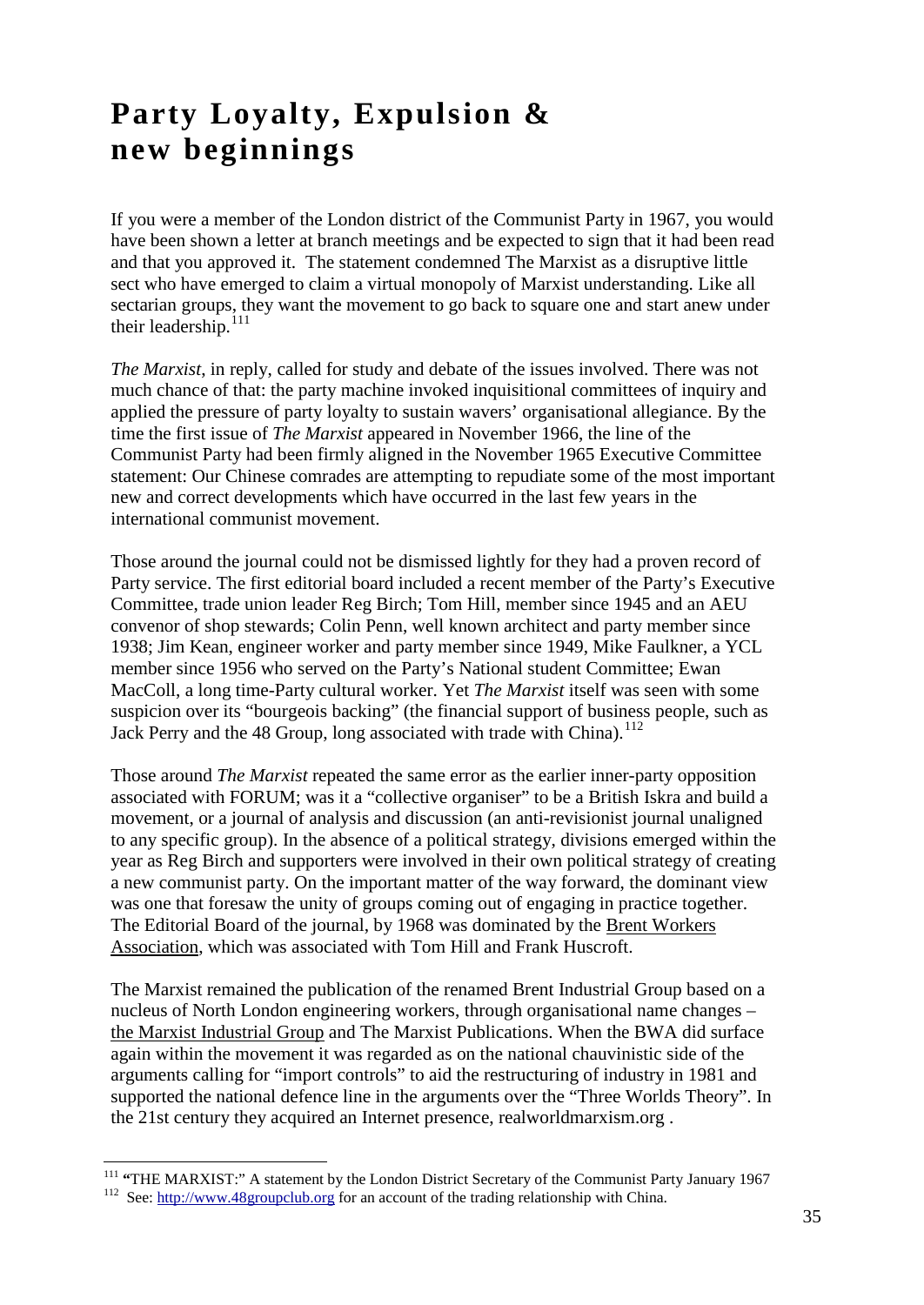# Party Loyalty, Expulsion & new beginnings

If you were a member of the London district of the Communist Party in 1967, you would have been shown a letter at branch meetings and be expected to sign that it had been read and that you approved it. The statement condemned The Marxist as a disruptive little sect who have emerged to claim a virtual monopoly of Marxist understanding. Like all sectarian groups, they want the movement to go back to square one and start anew under their leadership.[111]

*The Marxist*, in reply, called for study and debate of the issues involved. There was not much chance of that: the party machine invoked inquisitional committees of inquiry and applied the pressure of party loyalty to sustain wavers' organisational allegiance. By the time the first issue of *The Marxist* appeared in November 1966, the line of the Communist Party had been firmly aligned in the November 1965 Executive Committee statement: Our Chinese comrades are attempting to repudiate some of the most important new and correct developments which have occurred in the last few years in the international communist movement.

Those around the journal could not be dismissed lightly for they had a proven record of Party service. The first editorial board included a recent member of the Party's Executive Committee, trade union leader Reg Birch; Tom Hill, member since 1945 and an AEU convenor of shop stewards; Colin Penn, well known architect and party member since 1938; Jim Kean, engineer worker and party member since 1949, Mike Faulkner, a YCL member since 1956 who served on the Party's National student Committee; Ewan MacColl, a long time-Party cultural worker. Yet *The Marxist* itself was seen with some suspicion over its "bourgeois backing" (the financial support of business people, such as Jack Perry and the 48 Group, long associated with trade with China).[112]

Those around *The Marxist* repeated the same error as the earlier inner-party opposition associated with FORUM; was it a "collective organiser" to be a British Iskra and build a movement, or a journal of analysis and discussion (an anti-revisionist journal unaligned to any specific group). In the absence of a political strategy, divisions emerged within the year as Reg Birch and supporters were involved in their own political strategy of creating a new communist party. On the important matter of the way forward, the dominant view was one that foresaw the unity of groups coming out of engaging in practice together. The Editorial Board of the journal, by 1968 was dominated by the Brent Workers Association, which was associated with Tom Hill and Frank Huscroft.

The Marxist remained the publication of the renamed Brent Industrial Group based on a nucleus of North London engineering workers, through organisational name changes – the Marxist Industrial Group and The Marxist Publications. When the BWA did surface again within the movement it was regarded as on the national chauvinistic side of the arguments calling for "import controls" to aid the restructuring of industry in 1981 and supported the national defence line in the arguments over the "Three Worlds Theory". In the 21st century they acquired an Internet presence, realworldmarxism.org .

---

[111] **"**THE MARXIST:" A statement by the London District Secretary of the Communist Party January 1967

[112] See: http://www.48groupclub.org for an account of the trading relationship with China.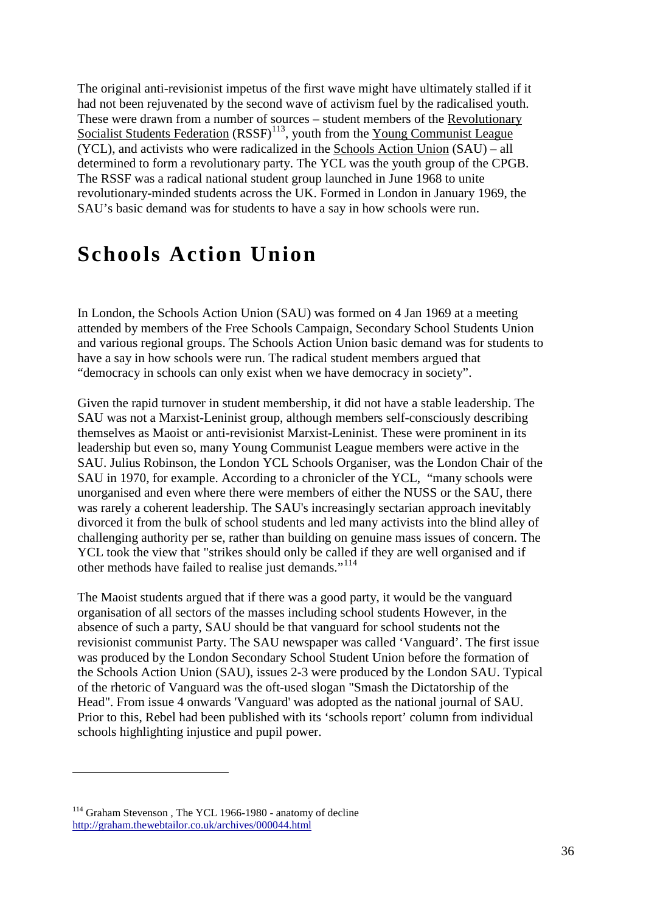The original anti-revisionist impetus of the first wave might have ultimately stalled if it had not been rejuvenated by the second wave of activism fuel by the radicalised youth. These were drawn from a number of sources – student members of the Revolutionary Socialist Students Federation (RSSF)[113], youth from the Young Communist League (YCL), and activists who were radicalized in the Schools Action Union (SAU) – all determined to form a revolutionary party. The YCL was the youth group of the CPGB. The RSSF was a radical national student group launched in June 1968 to unite revolutionary-minded students across the UK. Formed in London in January 1969, the SAU's basic demand was for students to have a say in how schools were run.

# Schools Action Union

In London, the Schools Action Union (SAU) was formed on 4 Jan 1969 at a meeting attended by members of the Free Schools Campaign, Secondary School Students Union and various regional groups. The Schools Action Union basic demand was for students to have a say in how schools were run. The radical student members argued that "democracy in schools can only exist when we have democracy in society".

Given the rapid turnover in student membership, it did not have a stable leadership. The SAU was not a Marxist-Leninist group, although members self-consciously describing themselves as Maoist or anti-revisionist Marxist-Leninist. These were prominent in its leadership but even so, many Young Communist League members were active in the SAU. Julius Robinson, the London YCL Schools Organiser, was the London Chair of the SAU in 1970, for example. According to a chronicler of the YCL, "many schools were unorganised and even where there were members of either the NUSS or the SAU, there was rarely a coherent leadership. The SAU's increasingly sectarian approach inevitably divorced it from the bulk of school students and led many activists into the blind alley of challenging authority per se, rather than building on genuine mass issues of concern. The YCL took the view that "strikes should only be called if they are well organised and if other methods have failed to realise just demands."[114]

The Maoist students argued that if there was a good party, it would be the vanguard organisation of all sectors of the masses including school students However, in the absence of such a party, SAU should be that vanguard for school students not the revisionist communist Party. The SAU newspaper was called 'Vanguard'. The first issue was produced by the London Secondary School Student Union before the formation of the Schools Action Union (SAU), issues 2-3 were produced by the London SAU. Typical of the rhetoric of Vanguard was the oft-used slogan "Smash the Dictatorship of the Head". From issue 4 onwards 'Vanguard' was adopted as the national journal of SAU. Prior to this, Rebel had been published with its 'schools report' column from individual schools highlighting injustice and pupil power.

---

[114] Graham Stevenson , The YCL 1966-1980 - anatomy of decline http://graham.thewebtailor.co.uk/archives/000044.html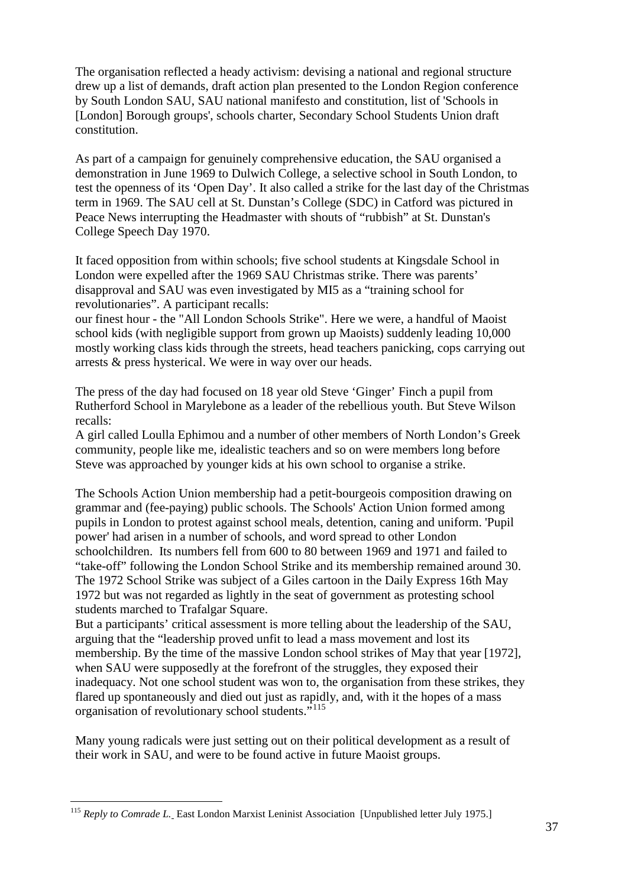The organisation reflected a heady activism: devising a national and regional structure drew up a list of demands, draft action plan presented to the London Region conference by South London SAU, SAU national manifesto and constitution, list of 'Schools in [London] Borough groups', schools charter, Secondary School Students Union draft constitution.

As part of a campaign for genuinely comprehensive education, the SAU organised a demonstration in June 1969 to Dulwich College, a selective school in South London, to test the openness of its 'Open Day'. It also called a strike for the last day of the Christmas term in 1969. The SAU cell at St. Dunstan's College (SDC) in Catford was pictured in Peace News interrupting the Headmaster with shouts of "rubbish" at St. Dunstan's College Speech Day 1970.

It faced opposition from within schools; five school students at Kingsdale School in London were expelled after the 1969 SAU Christmas strike. There was parents' disapproval and SAU was even investigated by MI5 as a "training school for revolutionaries". A participant recalls:

our finest hour - the "All London Schools Strike". Here we were, a handful of Maoist school kids (with negligible support from grown up Maoists) suddenly leading 10,000 mostly working class kids through the streets, head teachers panicking, cops carrying out arrests & press hysterical. We were in way over our heads.

The press of the day had focused on 18 year old Steve 'Ginger' Finch a pupil from Rutherford School in Marylebone as a leader of the rebellious youth. But Steve Wilson recalls:

A girl called Loulla Ephimou and a number of other members of North London's Greek community, people like me, idealistic teachers and so on were members long before Steve was approached by younger kids at his own school to organise a strike.

The Schools Action Union membership had a petit-bourgeois composition drawing on grammar and (fee-paying) public schools. The Schools' Action Union formed among pupils in London to protest against school meals, detention, caning and uniform. 'Pupil power' had arisen in a number of schools, and word spread to other London schoolchildren. Its numbers fell from 600 to 80 between 1969 and 1971 and failed to "take-off" following the London School Strike and its membership remained around 30. The 1972 School Strike was subject of a Giles cartoon in the Daily Express 16th May 1972 but was not regarded as lightly in the seat of government as protesting school students marched to Trafalgar Square.

But a participants' critical assessment is more telling about the leadership of the SAU, arguing that the "leadership proved unfit to lead a mass movement and lost its membership. By the time of the massive London school strikes of May that year [1972], when SAU were supposedly at the forefront of the struggles, they exposed their inadequacy. Not one school student was won to, the organisation from these strikes, they flared up spontaneously and died out just as rapidly, and, with it the hopes of a mass organisation of revolutionary school students."[115]

Many young radicals were just setting out on their political development as a result of their work in SAU, and were to be found active in future Maoist groups.

---

[115] *Reply to Comrade L.* East London Marxist Leninist Association [Unpublished letter July 1975.]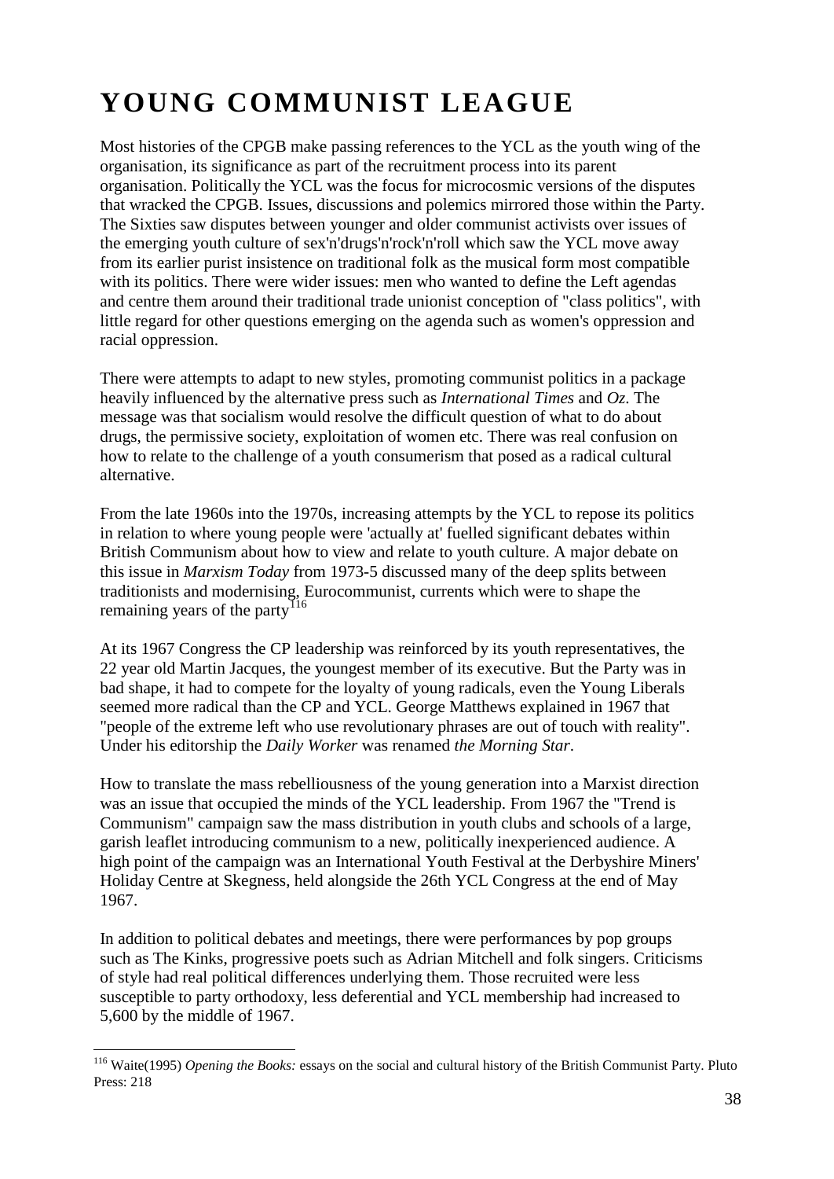# YOUNG COMMUNIST LEAGUE

Most histories of the CPGB make passing references to the YCL as the youth wing of the organisation, its significance as part of the recruitment process into its parent organisation. Politically the YCL was the focus for microcosmic versions of the disputes that wracked the CPGB. Issues, discussions and polemics mirrored those within the Party. The Sixties saw disputes between younger and older communist activists over issues of the emerging youth culture of sex'n'drugs'n'rock'n'roll which saw the YCL move away from its earlier purist insistence on traditional folk as the musical form most compatible with its politics. There were wider issues: men who wanted to define the Left agendas and centre them around their traditional trade unionist conception of "class politics", with little regard for other questions emerging on the agenda such as women's oppression and racial oppression.

There were attempts to adapt to new styles, promoting communist politics in a package heavily influenced by the alternative press such as *International Times* and *Oz*. The message was that socialism would resolve the difficult question of what to do about drugs, the permissive society, exploitation of women etc. There was real confusion on how to relate to the challenge of a youth consumerism that posed as a radical cultural alternative.

From the late 1960s into the 1970s, increasing attempts by the YCL to repose its politics in relation to where young people were 'actually at' fuelled significant debates within British Communism about how to view and relate to youth culture. A major debate on this issue in *Marxism Today* from 1973-5 discussed many of the deep splits between traditionists and modernising, Eurocommunist, currents which were to shape the remaining years of the party[116]

At its 1967 Congress the CP leadership was reinforced by its youth representatives, the 22 year old Martin Jacques, the youngest member of its executive. But the Party was in bad shape, it had to compete for the loyalty of young radicals, even the Young Liberals seemed more radical than the CP and YCL. George Matthews explained in 1967 that "people of the extreme left who use revolutionary phrases are out of touch with reality". Under his editorship the *Daily Worker* was renamed *the Morning Star*.

How to translate the mass rebelliousness of the young generation into a Marxist direction was an issue that occupied the minds of the YCL leadership. From 1967 the "Trend is Communism" campaign saw the mass distribution in youth clubs and schools of a large, garish leaflet introducing communism to a new, politically inexperienced audience. A high point of the campaign was an International Youth Festival at the Derbyshire Miners' Holiday Centre at Skegness, held alongside the 26th YCL Congress at the end of May 1967.

In addition to political debates and meetings, there were performances by pop groups such as The Kinks, progressive poets such as Adrian Mitchell and folk singers. Criticisms of style had real political differences underlying them. Those recruited were less susceptible to party orthodoxy, less deferential and YCL membership had increased to 5,600 by the middle of 1967.

---

[116] Waite(1995) *Opening the Books:* essays on the social and cultural history of the British Communist Party. Pluto Press: 218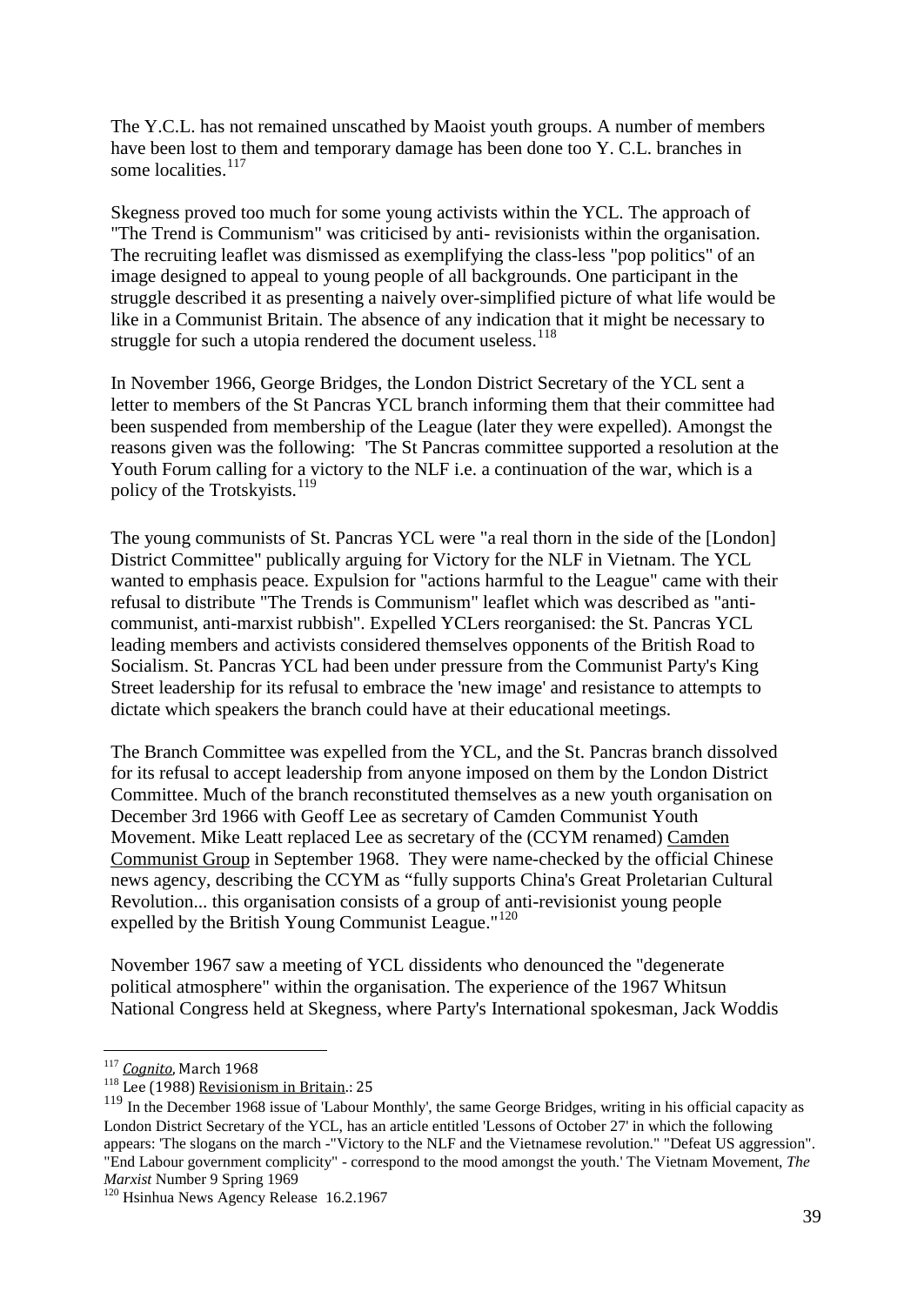The Y.C.L. has not remained unscathed by Maoist youth groups. A number of members have been lost to them and temporary damage has been done too Y. C.L. branches in some localities.[117]

Skegness proved too much for some young activists within the YCL. The approach of "The Trend is Communism" was criticised by anti- revisionists within the organisation. The recruiting leaflet was dismissed as exemplifying the class-less "pop politics" of an image designed to appeal to young people of all backgrounds. One participant in the struggle described it as presenting a naively over-simplified picture of what life would be like in a Communist Britain. The absence of any indication that it might be necessary to struggle for such a utopia rendered the document useless.[118]

In November 1966, George Bridges, the London District Secretary of the YCL sent a letter to members of the St Pancras YCL branch informing them that their committee had been suspended from membership of the League (later they were expelled). Amongst the reasons given was the following: 'The St Pancras committee supported a resolution at the Youth Forum calling for a victory to the NLF i.e. a continuation of the war, which is a policy of the Trotskyists.[119]

The young communists of St. Pancras YCL were "a real thorn in the side of the [London] District Committee" publically arguing for Victory for the NLF in Vietnam. The YCL wanted to emphasis peace. Expulsion for "actions harmful to the League" came with their refusal to distribute "The Trends is Communism" leaflet which was described as "anti-communist, anti-marxist rubbish". Expelled YCLers reorganised: the St. Pancras YCL leading members and activists considered themselves opponents of the British Road to Socialism. St. Pancras YCL had been under pressure from the Communist Party's King Street leadership for its refusal to embrace the 'new image' and resistance to attempts to dictate which speakers the branch could have at their educational meetings.

The Branch Committee was expelled from the YCL, and the St. Pancras branch dissolved for its refusal to accept leadership from anyone imposed on them by the London District Committee. Much of the branch reconstituted themselves as a new youth organisation on December 3rd 1966 with Geoff Lee as secretary of Camden Communist Youth Movement. Mike Leatt replaced Lee as secretary of the (CCYM renamed) Camden Communist Group in September 1968. They were name-checked by the official Chinese news agency, describing the CCYM as "fully supports China's Great Proletarian Cultural Revolution... this organisation consists of a group of anti-revisionist young people expelled by the British Young Communist League."[120]

November 1967 saw a meeting of YCL dissidents who denounced the "degenerate political atmosphere" within the organisation. The experience of the 1967 Whitsun National Congress held at Skegness, where Party's International spokesman, Jack Woddis

---

[117] *Cognito*, March 1968

[118] Lee (1988) Revisionism in Britain.: 25

[119] In the December 1968 issue of 'Labour Monthly', the same George Bridges, writing in his official capacity as London District Secretary of the YCL, has an article entitled 'Lessons of October 27' in which the following appears: 'The slogans on the march -"Victory to the NLF and the Vietnamese revolution." "Defeat US aggression". "End Labour government complicity" - correspond to the mood amongst the youth.' The Vietnam Movement, *The Marxist* Number 9 Spring 1969

[120] Hsinhua News Agency Release 16.2.1967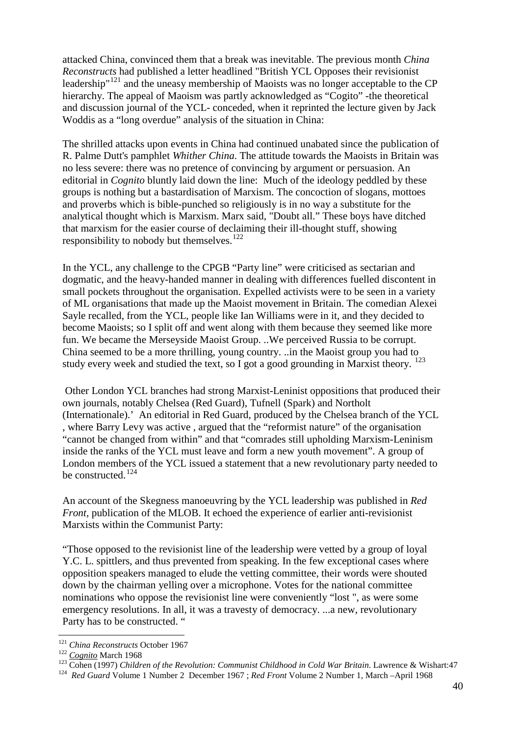attacked China, convinced them that a break was inevitable. The previous month *China Reconstructs* had published a letter headlined "British YCL Opposes their revisionist leadership"[121] and the uneasy membership of Maoists was no longer acceptable to the CP hierarchy. The appeal of Maoism was partly acknowledged as "Cogito" -the theoretical and discussion journal of the YCL- conceded, when it reprinted the lecture given by Jack Woddis as a "long overdue" analysis of the situation in China:

The shrilled attacks upon events in China had continued unabated since the publication of R. Palme Dutt's pamphlet *Whither China*. The attitude towards the Maoists in Britain was no less severe: there was no pretence of convincing by argument or persuasion. An editorial in *Cognito* bluntly laid down the line: Much of the ideology peddled by these groups is nothing but a bastardisation of Marxism. The concoction of slogans, mottoes and proverbs which is bible-punched so religiously is in no way a substitute for the analytical thought which is Marxism. Marx said, "Doubt all." These boys have ditched that marxism for the easier course of declaiming their ill-thought stuff, showing responsibility to nobody but themselves.[122]

In the YCL, any challenge to the CPGB "Party line" were criticised as sectarian and dogmatic, and the heavy-handed manner in dealing with differences fuelled discontent in small pockets throughout the organisation. Expelled activists were to be seen in a variety of ML organisations that made up the Maoist movement in Britain. The comedian Alexei Sayle recalled, from the YCL, people like Ian Williams were in it, and they decided to become Maoists; so I split off and went along with them because they seemed like more fun. We became the Merseyside Maoist Group. ..We perceived Russia to be corrupt. China seemed to be a more thrilling, young country. ..in the Maoist group you had to study every week and studied the text, so I got a good grounding in Marxist theory. [123]

Other London YCL branches had strong Marxist-Leninist oppositions that produced their own journals, notably Chelsea (Red Guard), Tufnell (Spark) and Northolt (Internationale).' An editorial in Red Guard, produced by the Chelsea branch of the YCL , where Barry Levy was active , argued that the "reformist nature" of the organisation "cannot be changed from within" and that "comrades still upholding Marxism-Leninism inside the ranks of the YCL must leave and form a new youth movement". A group of London members of the YCL issued a statement that a new revolutionary party needed to be constructed.[124]

An account of the Skegness manoeuvring by the YCL leadership was published in *Red Front*, publication of the MLOB. It echoed the experience of earlier anti-revisionist Marxists within the Communist Party:

"Those opposed to the revisionist line of the leadership were vetted by a group of loyal Y.C. L. spittlers, and thus prevented from speaking. In the few exceptional cases where opposition speakers managed to elude the vetting committee, their words were shouted down by the chairman yelling over a microphone. Votes for the national committee nominations who oppose the revisionist line were conveniently "lost ", as were some emergency resolutions. In all, it was a travesty of democracy. ...a new, revolutionary Party has to be constructed. "

---

[121] *China Reconstructs* October 1967

[122] *Cognito* March 1968

[123] Cohen (1997) *Children of the Revolution: Communist Childhood in Cold War Britain*. Lawrence & Wishart:47

[124] *Red Guard* Volume 1 Number 2 December 1967 ; *Red Front* Volume 2 Number 1, March –April 1968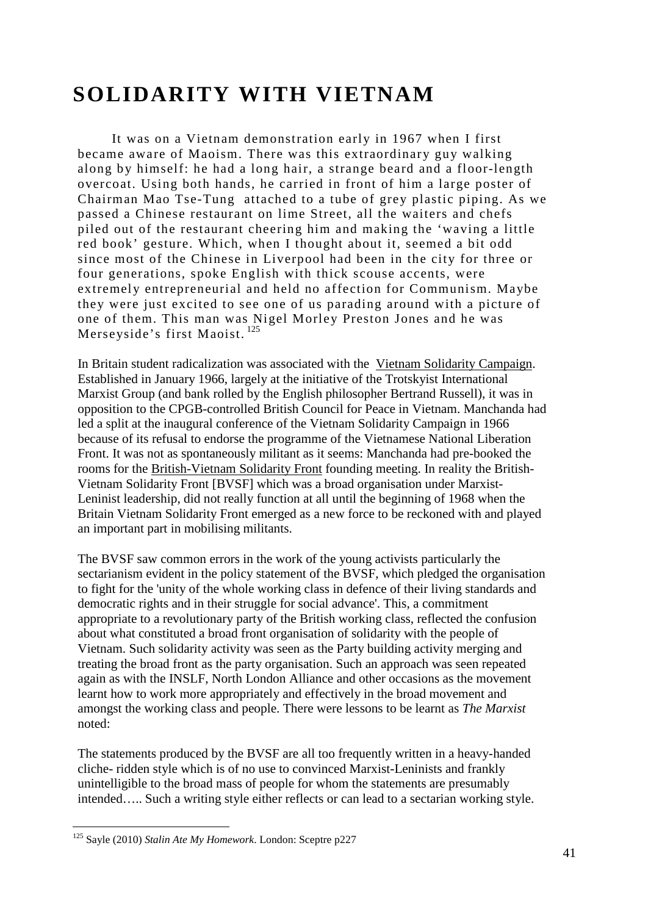# SOLIDARITY WITH VIETNAM

It was on a Vietnam demonstration early in 1967 when I first became aware of Maoism. There was this extraordinary guy walking along by himself: he had a long hair, a strange beard and a floor-length overcoat. Using both hands, he carried in front of him a large poster of Chairman Mao Tse-Tung attached to a tube of grey plastic piping. As we passed a Chinese restaurant on lime Street, all the waiters and chefs piled out of the restaurant cheering him and making the 'waving a little red book' gesture. Which, when I thought about it, seemed a bit odd since most of the Chinese in Liverpool had been in the city for three or four generations, spoke English with thick scouse accents, were extremely entrepreneurial and held no affection for Communism. Maybe they were just excited to see one of us parading around with a picture of one of them. This man was Nigel Morley Preston Jones and he was Merseyside's first Maoist.[125]

In Britain student radicalization was associated with the Vietnam Solidarity Campaign. Established in January 1966, largely at the initiative of the Trotskyist International Marxist Group (and bank rolled by the English philosopher Bertrand Russell), it was in opposition to the CPGB-controlled British Council for Peace in Vietnam. Manchanda had led a split at the inaugural conference of the Vietnam Solidarity Campaign in 1966 because of its refusal to endorse the programme of the Vietnamese National Liberation Front. It was not as spontaneously militant as it seems: Manchanda had pre-booked the rooms for the British-Vietnam Solidarity Front founding meeting. In reality the British-Vietnam Solidarity Front [BVSF] which was a broad organisation under Marxist-Leninist leadership, did not really function at all until the beginning of 1968 when the Britain Vietnam Solidarity Front emerged as a new force to be reckoned with and played an important part in mobilising militants.

The BVSF saw common errors in the work of the young activists particularly the sectarianism evident in the policy statement of the BVSF, which pledged the organisation to fight for the 'unity of the whole working class in defence of their living standards and democratic rights and in their struggle for social advance'. This, a commitment appropriate to a revolutionary party of the British working class, reflected the confusion about what constituted a broad front organisation of solidarity with the people of Vietnam. Such solidarity activity was seen as the Party building activity merging and treating the broad front as the party organisation. Such an approach was seen repeated again as with the INSLF, North London Alliance and other occasions as the movement learnt how to work more appropriately and effectively in the broad movement and amongst the working class and people. There were lessons to be learnt as *The Marxist* noted:

The statements produced by the BVSF are all too frequently written in a heavy-handed cliche- ridden style which is of no use to convinced Marxist-Leninists and frankly unintelligible to the broad mass of people for whom the statements are presumably intended….. Such a writing style either reflects or can lead to a sectarian working style.

---

[125] Sayle (2010) *Stalin Ate My Homework*. London: Sceptre p227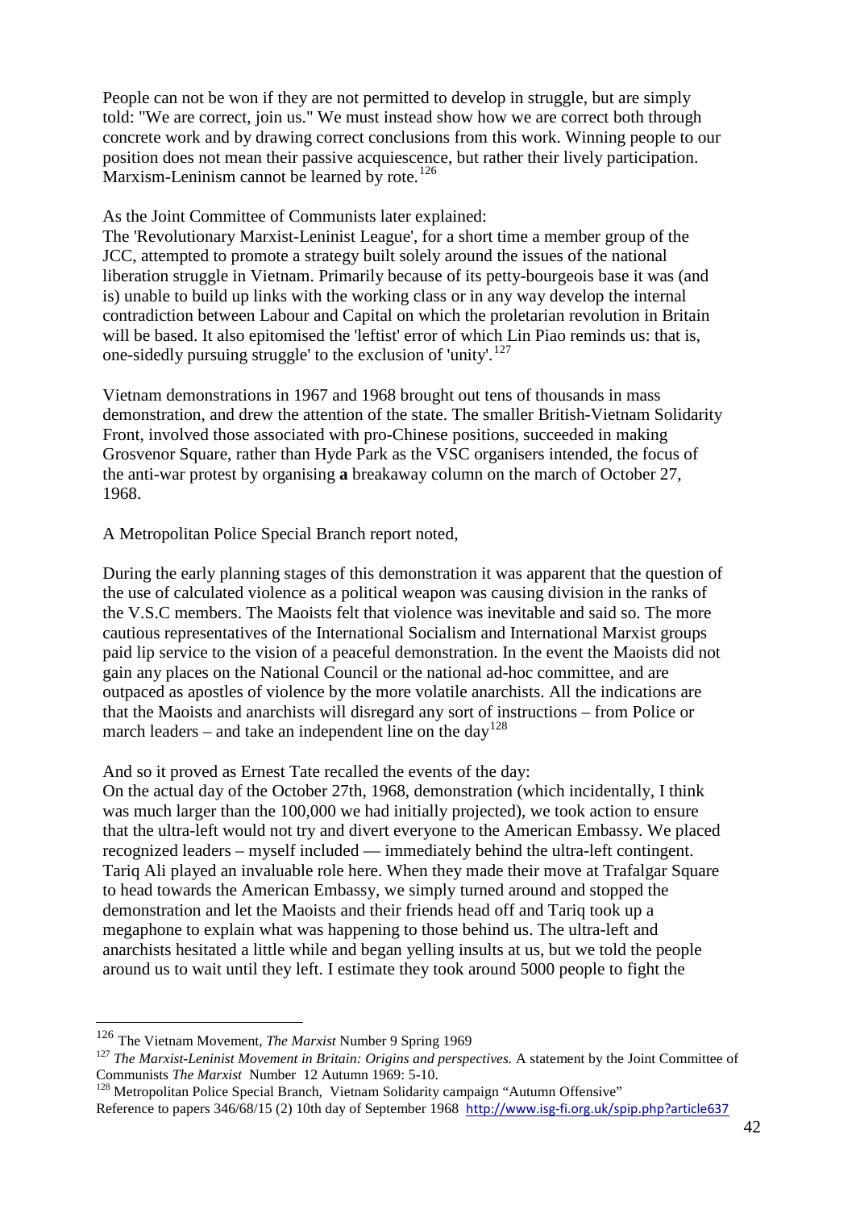People can not be won if they are not permitted to develop in struggle, but are simply told: "We are correct, join us." We must instead show how we are correct both through concrete work and by drawing correct conclusions from this work. Winning people to our position does not mean their passive acquiescence, but rather their lively participation. Marxism-Leninism cannot be learned by rote.[126]

As the Joint Committee of Communists later explained:
The 'Revolutionary Marxist-Leninist League', for a short time a member group of the JCC, attempted to promote a strategy built solely around the issues of the national liberation struggle in Vietnam. Primarily because of its petty-bourgeois base it was (and is) unable to build up links with the working class or in any way develop the internal contradiction between Labour and Capital on which the proletarian revolution in Britain will be based. It also epitomised the 'leftist' error of which Lin Piao reminds us: that is, one-sidedly pursuing struggle' to the exclusion of 'unity'.[127]

Vietnam demonstrations in 1967 and 1968 brought out tens of thousands in mass demonstration, and drew the attention of the state. The smaller British-Vietnam Solidarity Front, involved those associated with pro-Chinese positions, succeeded in making Grosvenor Square, rather than Hyde Park as the VSC organisers intended, the focus of the anti-war protest by organising **a** breakaway column on the march of October 27, 1968.

A Metropolitan Police Special Branch report noted,

During the early planning stages of this demonstration it was apparent that the question of the use of calculated violence as a political weapon was causing division in the ranks of the V.S.C members. The Maoists felt that violence was inevitable and said so. The more cautious representatives of the International Socialism and International Marxist groups paid lip service to the vision of a peaceful demonstration. In the event the Maoists did not gain any places on the National Council or the national ad-hoc committee, and are outpaced as apostles of violence by the more volatile anarchists. All the indications are that the Maoists and anarchists will disregard any sort of instructions – from Police or march leaders – and take an independent line on the day[128]

And so it proved as Ernest Tate recalled the events of the day:
On the actual day of the October 27th, 1968, demonstration (which incidentally, I think was much larger than the 100,000 we had initially projected), we took action to ensure that the ultra-left would not try and divert everyone to the American Embassy. We placed recognized leaders – myself included — immediately behind the ultra-left contingent. Tariq Ali played an invaluable role here. When they made their move at Trafalgar Square to head towards the American Embassy, we simply turned around and stopped the demonstration and let the Maoists and their friends head off and Tariq took up a megaphone to explain what was happening to those behind us. The ultra-left and anarchists hesitated a little while and began yelling insults at us, but we told the people around us to wait until they left. I estimate they took around 5000 people to fight the

---

[126] The Vietnam Movement, *The Marxist* Number 9 Spring 1969

[127] *The Marxist-Leninist Movement in Britain: Origins and perspectives.* A statement by the Joint Committee of Communists *The Marxist* Number 12 Autumn 1969: 5-10.

[128] Metropolitan Police Special Branch, Vietnam Solidarity campaign "Autumn Offensive" Reference to papers 346/68/15 (2) 10th day of September 1968 http://www.isg-fi.org.uk/spip.php?article637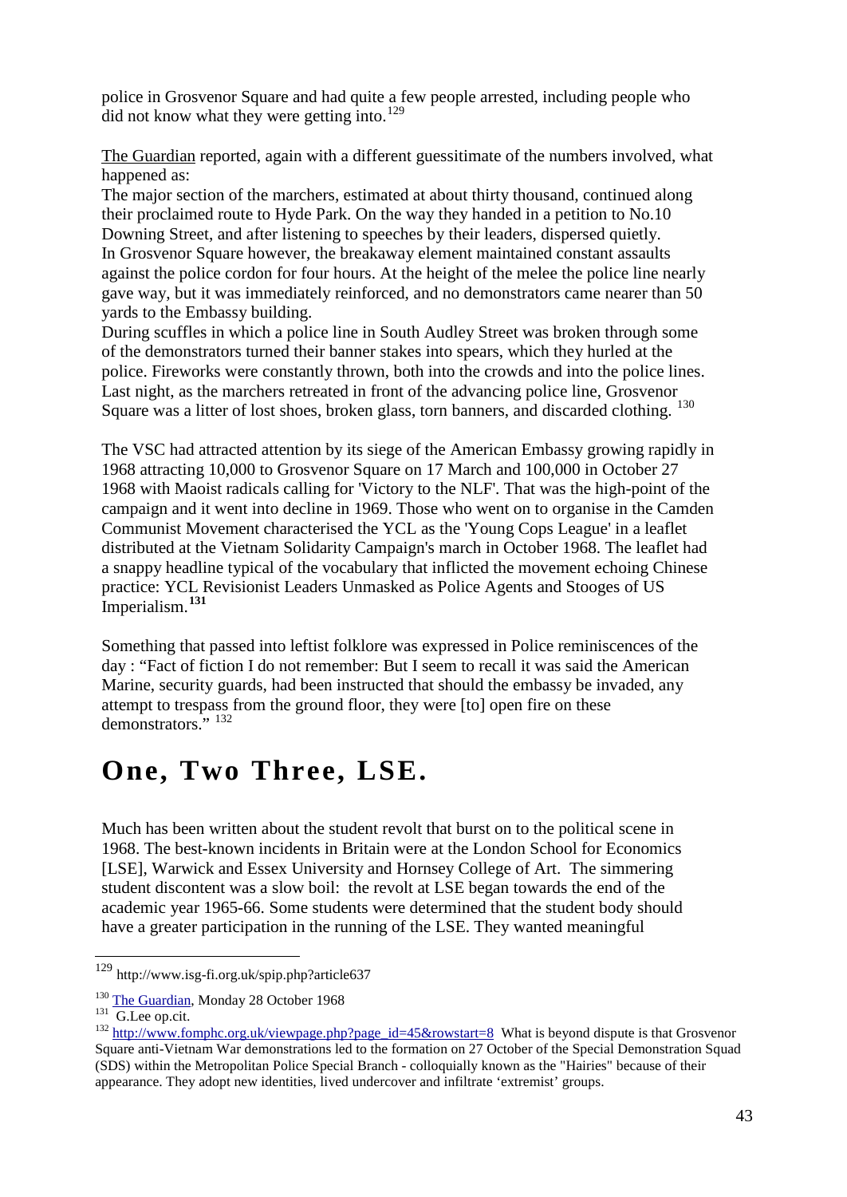police in Grosvenor Square and had quite a few people arrested, including people who did not know what they were getting into.[129]

The Guardian reported, again with a different guessitimate of the numbers involved, what happened as:

The major section of the marchers, estimated at about thirty thousand, continued along their proclaimed route to Hyde Park. On the way they handed in a petition to No.10 Downing Street, and after listening to speeches by their leaders, dispersed quietly.
In Grosvenor Square however, the breakaway element maintained constant assaults against the police cordon for four hours. At the height of the melee the police line nearly gave way, but it was immediately reinforced, and no demonstrators came nearer than 50 yards to the Embassy building.
During scuffles in which a police line in South Audley Street was broken through some of the demonstrators turned their banner stakes into spears, which they hurled at the police. Fireworks were constantly thrown, both into the crowds and into the police lines. Last night, as the marchers retreated in front of the advancing police line, Grosvenor Square was a litter of lost shoes, broken glass, torn banners, and discarded clothing. [130]

The VSC had attracted attention by its siege of the American Embassy growing rapidly in 1968 attracting 10,000 to Grosvenor Square on 17 March and 100,000 in October 27 1968 with Maoist radicals calling for 'Victory to the NLF'. That was the high-point of the campaign and it went into decline in 1969. Those who went on to organise in the Camden Communist Movement characterised the YCL as the 'Young Cops League' in a leaflet distributed at the Vietnam Solidarity Campaign's march in October 1968. The leaflet had a snappy headline typical of the vocabulary that inflicted the movement echoing Chinese practice: YCL Revisionist Leaders Unmasked as Police Agents and Stooges of US Imperialism.[131]

Something that passed into leftist folklore was expressed in Police reminiscences of the day : "Fact of fiction I do not remember: But I seem to recall it was said the American Marine, security guards, had been instructed that should the embassy be invaded, any attempt to trespass from the ground floor, they were [to] open fire on these demonstrators." [132]

# One, Two Three, LSE.

Much has been written about the student revolt that burst on to the political scene in 1968. The best-known incidents in Britain were at the London School for Economics [LSE], Warwick and Essex University and Hornsey College of Art. The simmering student discontent was a slow boil: the revolt at LSE began towards the end of the academic year 1965-66. Some students were determined that the student body should have a greater participation in the running of the LSE. They wanted meaningful

---

[129] http://www.isg-fi.org.uk/spip.php?article637

[130] The Guardian, Monday 28 October 1968

[131] G.Lee op.cit.

[132] http://www.fomphc.org.uk/viewpage.php?page_id=45&rowstart=8 What is beyond dispute is that Grosvenor Square anti-Vietnam War demonstrations led to the formation on 27 October of the Special Demonstration Squad (SDS) within the Metropolitan Police Special Branch - colloquially known as the "Hairies" because of their appearance. They adopt new identities, lived undercover and infiltrate 'extremist' groups.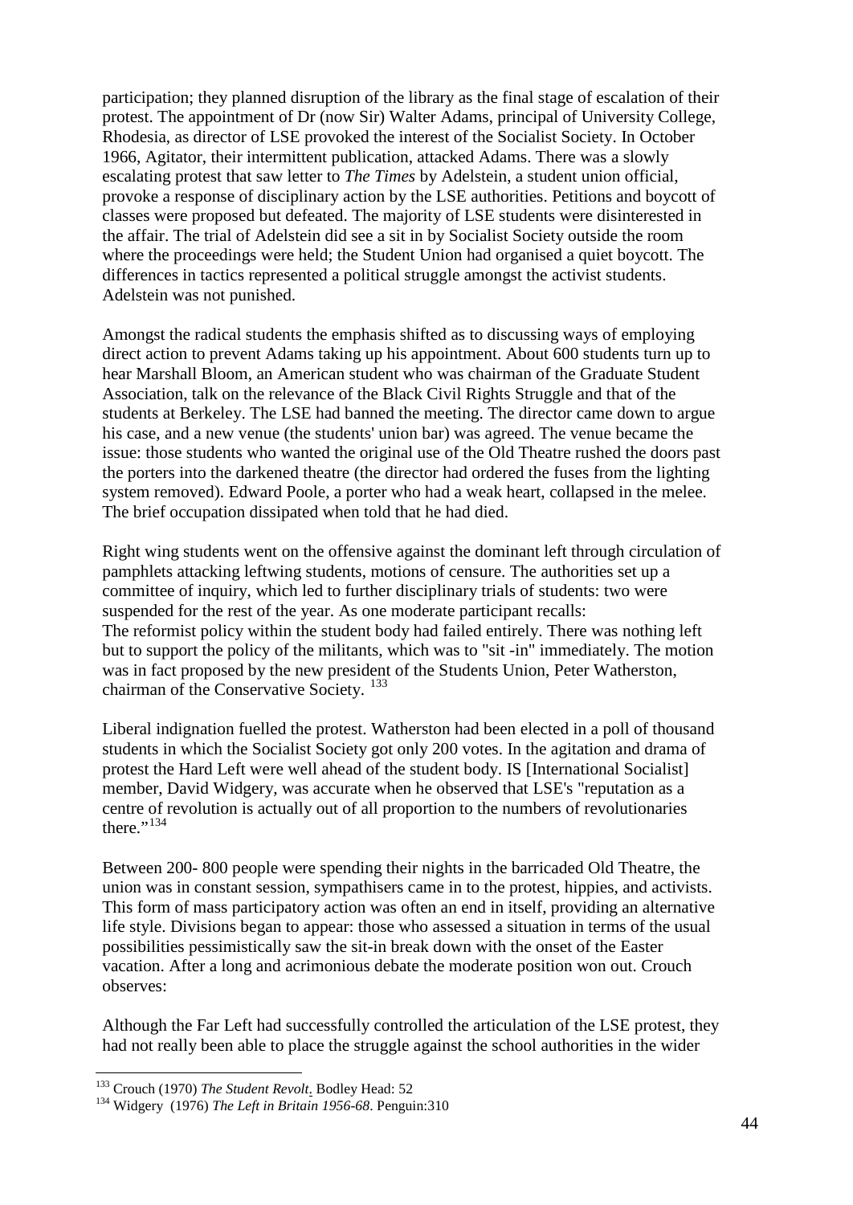participation; they planned disruption of the library as the final stage of escalation of their protest. The appointment of Dr (now Sir) Walter Adams, principal of University College, Rhodesia, as director of LSE provoked the interest of the Socialist Society. In October 1966, Agitator, their intermittent publication, attacked Adams. There was a slowly escalating protest that saw letter to *The Times* by Adelstein, a student union official, provoke a response of disciplinary action by the LSE authorities. Petitions and boycott of classes were proposed but defeated. The majority of LSE students were disinterested in the affair. The trial of Adelstein did see a sit in by Socialist Society outside the room where the proceedings were held; the Student Union had organised a quiet boycott. The differences in tactics represented a political struggle amongst the activist students. Adelstein was not punished.

Amongst the radical students the emphasis shifted as to discussing ways of employing direct action to prevent Adams taking up his appointment. About 600 students turn up to hear Marshall Bloom, an American student who was chairman of the Graduate Student Association, talk on the relevance of the Black Civil Rights Struggle and that of the students at Berkeley. The LSE had banned the meeting. The director came down to argue his case, and a new venue (the students' union bar) was agreed. The venue became the issue: those students who wanted the original use of the Old Theatre rushed the doors past the porters into the darkened theatre (the director had ordered the fuses from the lighting system removed). Edward Poole, a porter who had a weak heart, collapsed in the melee. The brief occupation dissipated when told that he had died.

Right wing students went on the offensive against the dominant left through circulation of pamphlets attacking leftwing students, motions of censure. The authorities set up a committee of inquiry, which led to further disciplinary trials of students: two were suspended for the rest of the year. As one moderate participant recalls:
The reformist policy within the student body had failed entirely. There was nothing left but to support the policy of the militants, which was to "sit -in" immediately. The motion was in fact proposed by the new president of the Students Union, Peter Watherston, chairman of the Conservative Society. [133]

Liberal indignation fuelled the protest. Watherston had been elected in a poll of thousand students in which the Socialist Society got only 200 votes. In the agitation and drama of protest the Hard Left were well ahead of the student body. IS [International Socialist] member, David Widgery, was accurate when he observed that LSE's "reputation as a centre of revolution is actually out of all proportion to the numbers of revolutionaries there."[134]

Between 200- 800 people were spending their nights in the barricaded Old Theatre, the union was in constant session, sympathisers came in to the protest, hippies, and activists. This form of mass participatory action was often an end in itself, providing an alternative life style. Divisions began to appear: those who assessed a situation in terms of the usual possibilities pessimistically saw the sit-in break down with the onset of the Easter vacation. After a long and acrimonious debate the moderate position won out. Crouch observes:

Although the Far Left had successfully controlled the articulation of the LSE protest, they had not really been able to place the struggle against the school authorities in the wider

---

[133] Crouch (1970) *The Student Revolt*. Bodley Head: 52

[134] Widgery (1976) *The Left in Britain 1956-68*. Penguin:310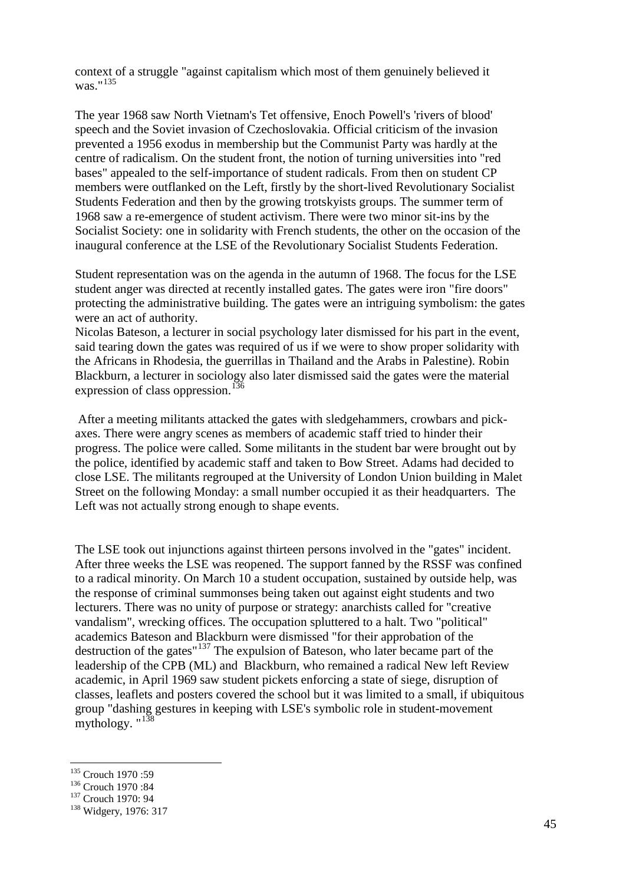context of a struggle "against capitalism which most of them genuinely believed it was."[135]

The year 1968 saw North Vietnam's Tet offensive, Enoch Powell's 'rivers of blood' speech and the Soviet invasion of Czechoslovakia. Official criticism of the invasion prevented a 1956 exodus in membership but the Communist Party was hardly at the centre of radicalism. On the student front, the notion of turning universities into "red bases" appealed to the self-importance of student radicals. From then on student CP members were outflanked on the Left, firstly by the short-lived Revolutionary Socialist Students Federation and then by the growing trotskyists groups. The summer term of 1968 saw a re-emergence of student activism. There were two minor sit-ins by the Socialist Society: one in solidarity with French students, the other on the occasion of the inaugural conference at the LSE of the Revolutionary Socialist Students Federation.

Student representation was on the agenda in the autumn of 1968. The focus for the LSE student anger was directed at recently installed gates. The gates were iron "fire doors" protecting the administrative building. The gates were an intriguing symbolism: the gates were an act of authority.
Nicolas Bateson, a lecturer in social psychology later dismissed for his part in the event, said tearing down the gates was required of us if we were to show proper solidarity with the Africans in Rhodesia, the guerrillas in Thailand and the Arabs in Palestine). Robin Blackburn, a lecturer in sociology also later dismissed said the gates were the material expression of class oppression.[136]

After a meeting militants attacked the gates with sledgehammers, crowbars and pick-axes. There were angry scenes as members of academic staff tried to hinder their progress. The police were called. Some militants in the student bar were brought out by the police, identified by academic staff and taken to Bow Street. Adams had decided to close LSE. The militants regrouped at the University of London Union building in Malet Street on the following Monday: a small number occupied it as their headquarters. The Left was not actually strong enough to shape events.

The LSE took out injunctions against thirteen persons involved in the "gates" incident. After three weeks the LSE was reopened. The support fanned by the RSSF was confined to a radical minority. On March 10 a student occupation, sustained by outside help, was the response of criminal summonses being taken out against eight students and two lecturers. There was no unity of purpose or strategy: anarchists called for "creative vandalism", wrecking offices. The occupation spluttered to a halt. Two "political" academics Bateson and Blackburn were dismissed "for their approbation of the destruction of the gates"[137] The expulsion of Bateson, who later became part of the leadership of the CPB (ML) and Blackburn, who remained a radical New left Review academic, in April 1969 saw student pickets enforcing a state of siege, disruption of classes, leaflets and posters covered the school but it was limited to a small, if ubiquitous group "dashing gestures in keeping with LSE's symbolic role in student-movement mythology. "[138]

---

[135] Crouch 1970 :59
[136] Crouch 1970 :84
[137] Crouch 1970: 94
[138] Widgery, 1976: 317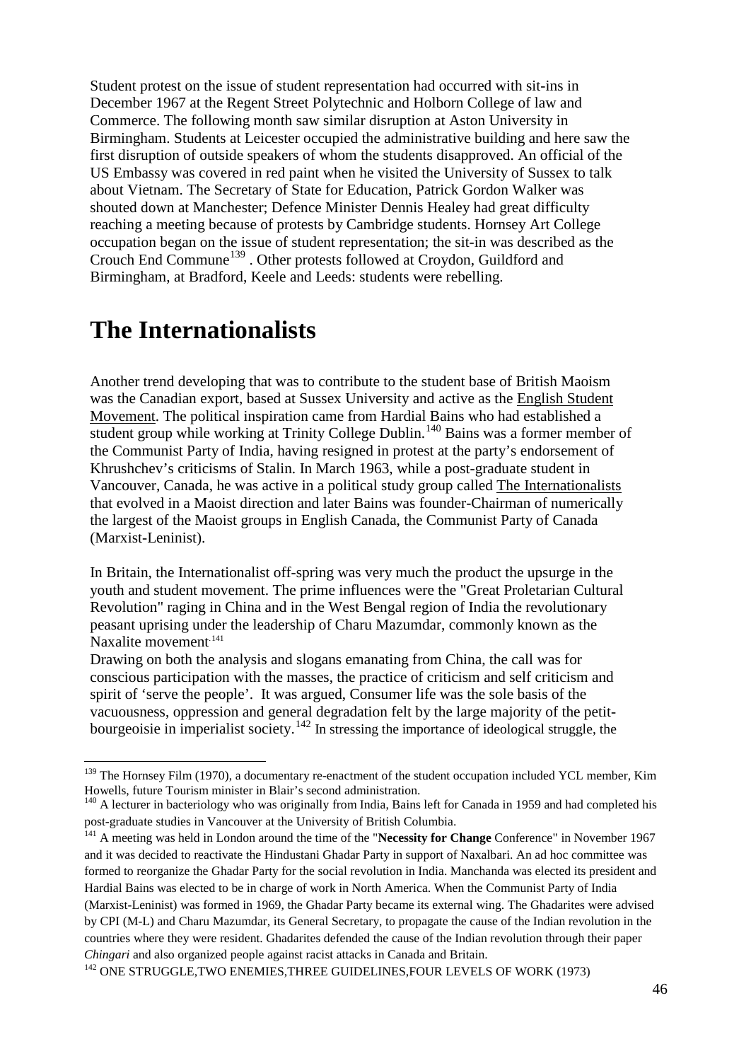Student protest on the issue of student representation had occurred with sit-ins in December 1967 at the Regent Street Polytechnic and Holborn College of law and Commerce. The following month saw similar disruption at Aston University in Birmingham. Students at Leicester occupied the administrative building and here saw the first disruption of outside speakers of whom the students disapproved. An official of the US Embassy was covered in red paint when he visited the University of Sussex to talk about Vietnam. The Secretary of State for Education, Patrick Gordon Walker was shouted down at Manchester; Defence Minister Dennis Healey had great difficulty reaching a meeting because of protests by Cambridge students. Hornsey Art College occupation began on the issue of student representation; the sit-in was described as the Crouch End Commune[139] . Other protests followed at Croydon, Guildford and Birmingham, at Bradford, Keele and Leeds: students were rebelling.

# The Internationalists

Another trend developing that was to contribute to the student base of British Maoism was the Canadian export, based at Sussex University and active as the English Student Movement. The political inspiration came from Hardial Bains who had established a student group while working at Trinity College Dublin.[140] Bains was a former member of the Communist Party of India, having resigned in protest at the party's endorsement of Khrushchev's criticisms of Stalin. In March 1963, while a post-graduate student in Vancouver, Canada, he was active in a political study group called The Internationalists that evolved in a Maoist direction and later Bains was founder-Chairman of numerically the largest of the Maoist groups in English Canada, the Communist Party of Canada (Marxist-Leninist).

In Britain, the Internationalist off-spring was very much the product the upsurge in the youth and student movement. The prime influences were the "Great Proletarian Cultural Revolution" raging in China and in the West Bengal region of India the revolutionary peasant uprising under the leadership of Charu Mazumdar, commonly known as the Naxalite movement.[141]
Drawing on both the analysis and slogans emanating from China, the call was for conscious participation with the masses, the practice of criticism and self criticism and spirit of 'serve the people'. It was argued, Consumer life was the sole basis of the vacuousness, oppression and general degradation felt by the large majority of the petit-bourgeoisie in imperialist society.[142] In stressing the importance of ideological struggle, the

---

[139] The Hornsey Film (1970), a documentary re-enactment of the student occupation included YCL member, Kim Howells, future Tourism minister in Blair's second administration.

[140] A lecturer in bacteriology who was originally from India, Bains left for Canada in 1959 and had completed his post-graduate studies in Vancouver at the University of British Columbia.

[141] A meeting was held in London around the time of the "**Necessity for Change** Conference" in November 1967 and it was decided to reactivate the Hindustani Ghadar Party in support of Naxalbari. An ad hoc committee was formed to reorganize the Ghadar Party for the social revolution in India. Manchanda was elected its president and Hardial Bains was elected to be in charge of work in North America. When the Communist Party of India (Marxist-Leninist) was formed in 1969, the Ghadar Party became its external wing. The Ghadarites were advised by CPI (M-L) and Charu Mazumdar, its General Secretary, to propagate the cause of the Indian revolution in the countries where they were resident. Ghadarites defended the cause of the Indian revolution through their paper *Chingari* and also organized people against racist attacks in Canada and Britain.

[142] ONE STRUGGLE,TWO ENEMIES,THREE GUIDELINES,FOUR LEVELS OF WORK (1973)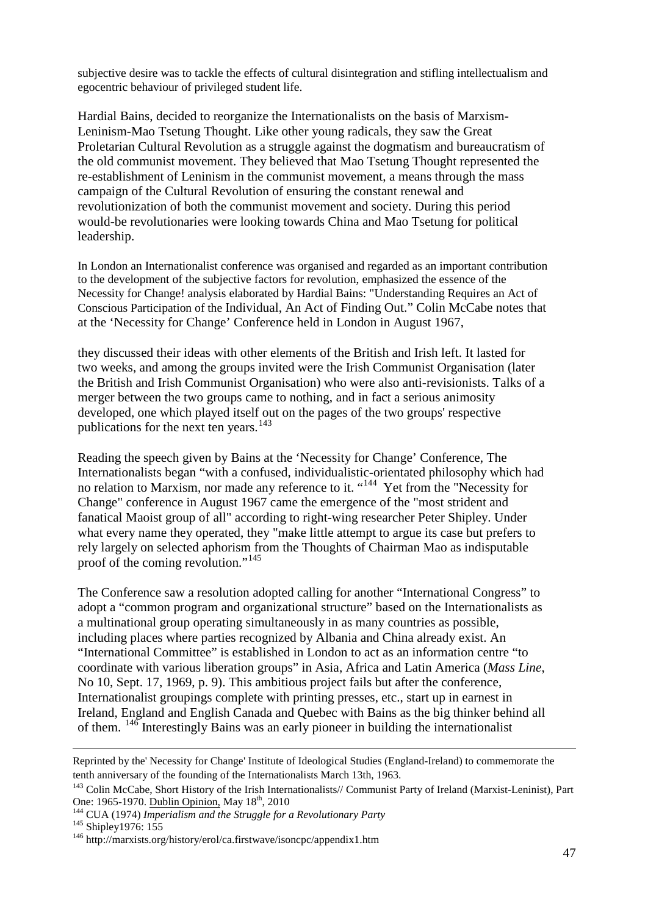subjective desire was to tackle the effects of cultural disintegration and stifling intellectualism and egocentric behaviour of privileged student life.

Hardial Bains, decided to reorganize the Internationalists on the basis of Marxism-Leninism-Mao Tsetung Thought. Like other young radicals, they saw the Great Proletarian Cultural Revolution as a struggle against the dogmatism and bureaucratism of the old communist movement. They believed that Mao Tsetung Thought represented the re-establishment of Leninism in the communist movement, a means through the mass campaign of the Cultural Revolution of ensuring the constant renewal and revolutionization of both the communist movement and society. During this period would-be revolutionaries were looking towards China and Mao Tsetung for political leadership.

In London an Internationalist conference was organised and regarded as an important contribution to the development of the subjective factors for revolution, emphasized the essence of the Necessity for Change! analysis elaborated by Hardial Bains: "Understanding Requires an Act of Conscious Participation of the Individual, An Act of Finding Out." Colin McCabe notes that at the 'Necessity for Change' Conference held in London in August 1967,

they discussed their ideas with other elements of the British and Irish left. It lasted for two weeks, and among the groups invited were the Irish Communist Organisation (later the British and Irish Communist Organisation) who were also anti-revisionists. Talks of a merger between the two groups came to nothing, and in fact a serious animosity developed, one which played itself out on the pages of the two groups' respective publications for the next ten years.[143]

Reading the speech given by Bains at the 'Necessity for Change' Conference, The Internationalists began "with a confused, individualistic-orientated philosophy which had no relation to Marxism, nor made any reference to it. "[144] Yet from the "Necessity for Change" conference in August 1967 came the emergence of the "most strident and fanatical Maoist group of all" according to right-wing researcher Peter Shipley. Under what every name they operated, they "make little attempt to argue its case but prefers to rely largely on selected aphorism from the Thoughts of Chairman Mao as indisputable proof of the coming revolution."[145]

The Conference saw a resolution adopted calling for another "International Congress" to adopt a "common program and organizational structure" based on the Internationalists as a multinational group operating simultaneously in as many countries as possible, including places where parties recognized by Albania and China already exist. An "International Committee" is established in London to act as an information centre "to coordinate with various liberation groups" in Asia, Africa and Latin America (*Mass Line*, No 10, Sept. 17, 1969, p. 9). This ambitious project fails but after the conference, Internationalist groupings complete with printing presses, etc., start up in earnest in Ireland, England and English Canada and Quebec with Bains as the big thinker behind all of them. [146] Interestingly Bains was an early pioneer in building the internationalist

---

Reprinted by the' Necessity for Change' Institute of Ideological Studies (England-Ireland) to commemorate the tenth anniversary of the founding of the Internationalists March 13th, 1963.

[143] Colin McCabe, Short History of the Irish Internationalists// Communist Party of Ireland (Marxist-Leninist), Part One: 1965-1970. Dublin Opinion, May 18th, 2010

[144] CUA (1974) *Imperialism and the Struggle for a Revolutionary Party*

[145] Shipley1976: 155

[146] http://marxists.org/history/erol/ca.firstwave/isoncpc/appendix1.htm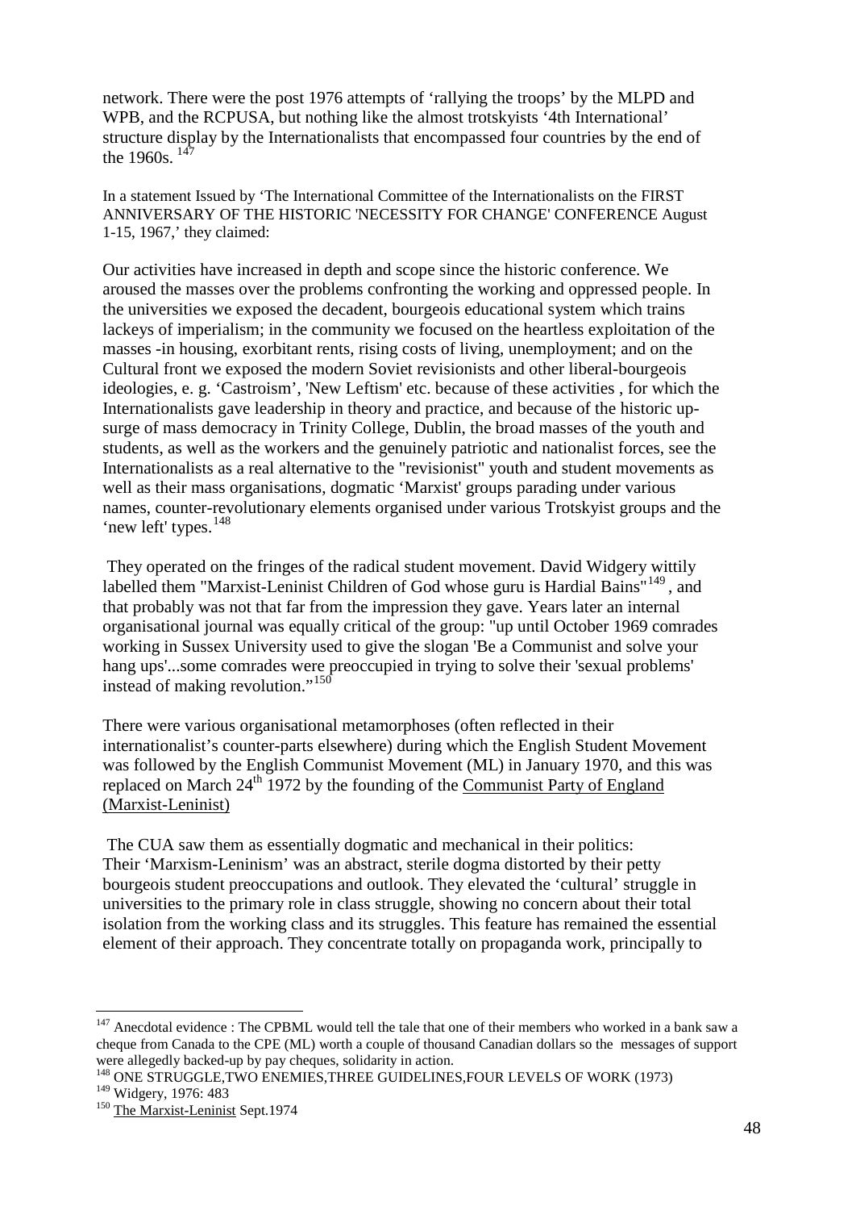network. There were the post 1976 attempts of 'rallying the troops' by the MLPD and WPB, and the RCPUSA, but nothing like the almost trotskyists '4th International' structure display by the Internationalists that encompassed four countries by the end of the 1960s. [147]

In a statement Issued by 'The International Committee of the Internationalists on the FIRST ANNIVERSARY OF THE HISTORIC 'NECESSITY FOR CHANGE' CONFERENCE August 1-15, 1967,' they claimed:

Our activities have increased in depth and scope since the historic conference. We aroused the masses over the problems confronting the working and oppressed people. In the universities we exposed the decadent, bourgeois educational system which trains lackeys of imperialism; in the community we focused on the heartless exploitation of the masses -in housing, exorbitant rents, rising costs of living, unemployment; and on the Cultural front we exposed the modern Soviet revisionists and other liberal-bourgeois ideologies, e. g. 'Castroism', 'New Leftism' etc. because of these activities , for which the Internationalists gave leadership in theory and practice, and because of the historic up-surge of mass democracy in Trinity College, Dublin, the broad masses of the youth and students, as well as the workers and the genuinely patriotic and nationalist forces, see the Internationalists as a real alternative to the "revisionist" youth and student movements as well as their mass organisations, dogmatic 'Marxist' groups parading under various names, counter-revolutionary elements organised under various Trotskyist groups and the 'new left' types. [148]

They operated on the fringes of the radical student movement. David Widgery wittily labelled them "Marxist-Leninist Children of God whose guru is Hardial Bains"[149], and that probably was not that far from the impression they gave. Years later an internal organisational journal was equally critical of the group: "up until October 1969 comrades working in Sussex University used to give the slogan 'Be a Communist and solve your hang ups'...some comrades were preoccupied in trying to solve their 'sexual problems' instead of making revolution."[150]

There were various organisational metamorphoses (often reflected in their internationalist's counter-parts elsewhere) during which the English Student Movement was followed by the English Communist Movement (ML) in January 1970, and this was replaced on March 24th 1972 by the founding of the Communist Party of England (Marxist-Leninist)

The CUA saw them as essentially dogmatic and mechanical in their politics:
Their 'Marxism-Leninism' was an abstract, sterile dogma distorted by their petty bourgeois student preoccupations and outlook. They elevated the 'cultural' struggle in universities to the primary role in class struggle, showing no concern about their total isolation from the working class and its struggles. This feature has remained the essential element of their approach. They concentrate totally on propaganda work, principally to

---

[147] Anecdotal evidence : The CPBML would tell the tale that one of their members who worked in a bank saw a cheque from Canada to the CPE (ML) worth a couple of thousand Canadian dollars so the messages of support were allegedly backed-up by pay cheques, solidarity in action.

[148] ONE STRUGGLE,TWO ENEMIES,THREE GUIDELINES,FOUR LEVELS OF WORK (1973)

[149] Widgery, 1976: 483

[150] The Marxist-Leninist Sept.1974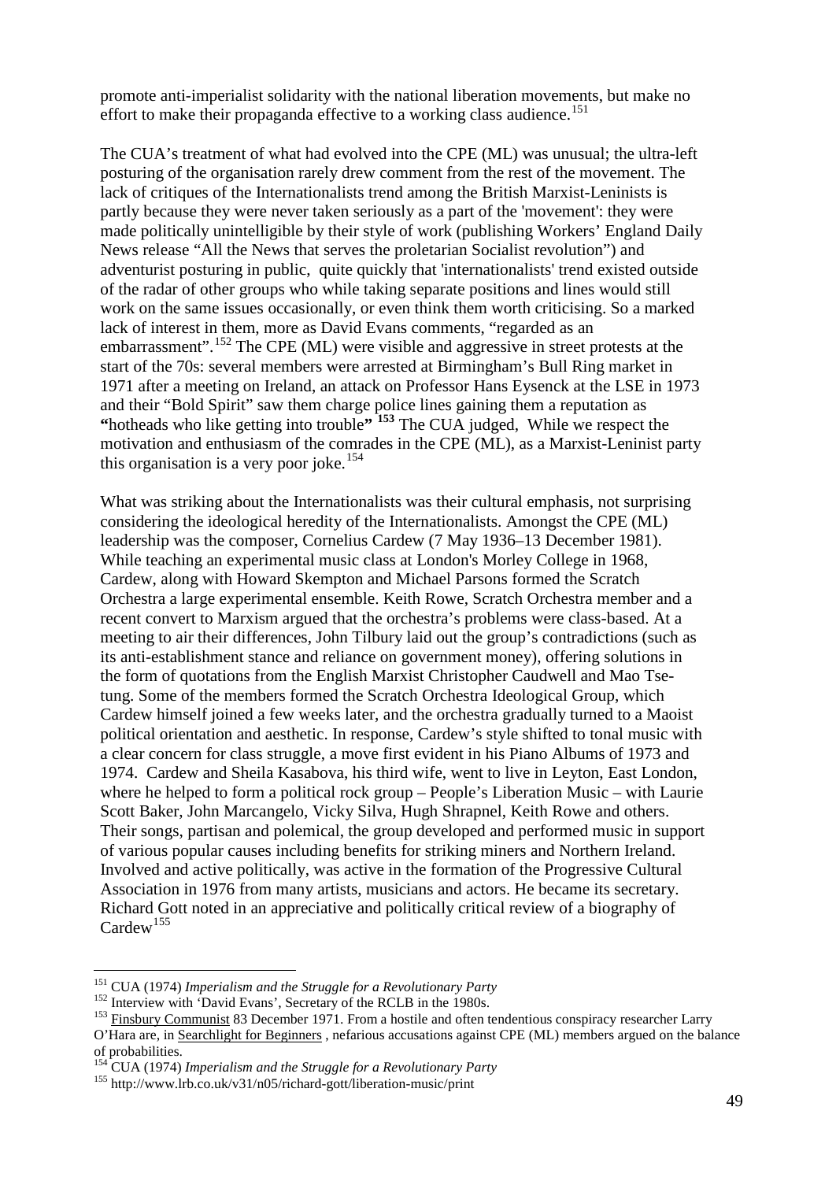promote anti-imperialist solidarity with the national liberation movements, but make no effort to make their propaganda effective to a working class audience.[151]

The CUA's treatment of what had evolved into the CPE (ML) was unusual; the ultra-left posturing of the organisation rarely drew comment from the rest of the movement. The lack of critiques of the Internationalists trend among the British Marxist-Leninists is partly because they were never taken seriously as a part of the 'movement': they were made politically unintelligible by their style of work (publishing Workers' England Daily News release "All the News that serves the proletarian Socialist revolution") and adventurist posturing in public, quite quickly that 'internationalists' trend existed outside of the radar of other groups who while taking separate positions and lines would still work on the same issues occasionally, or even think them worth criticising. So a marked lack of interest in them, more as David Evans comments, "regarded as an embarrassment".[152] The CPE (ML) were visible and aggressive in street protests at the start of the 70s: several members were arrested at Birmingham's Bull Ring market in 1971 after a meeting on Ireland, an attack on Professor Hans Eysenck at the LSE in 1973 and their "Bold Spirit" saw them charge police lines gaining them a reputation as **"**hotheads who like getting into trouble**"** **[153]** The CUA judged, While we respect the motivation and enthusiasm of the comrades in the CPE (ML), as a Marxist-Leninist party this organisation is a very poor joke.[154]

What was striking about the Internationalists was their cultural emphasis, not surprising considering the ideological heredity of the Internationalists. Amongst the CPE (ML) leadership was the composer, Cornelius Cardew (7 May 1936–13 December 1981). While teaching an experimental music class at London's Morley College in 1968, Cardew, along with Howard Skempton and Michael Parsons formed the Scratch Orchestra a large experimental ensemble. Keith Rowe, Scratch Orchestra member and a recent convert to Marxism argued that the orchestra's problems were class-based. At a meeting to air their differences, John Tilbury laid out the group's contradictions (such as its anti-establishment stance and reliance on government money), offering solutions in the form of quotations from the English Marxist Christopher Caudwell and Mao Tse-tung. Some of the members formed the Scratch Orchestra Ideological Group, which Cardew himself joined a few weeks later, and the orchestra gradually turned to a Maoist political orientation and aesthetic. In response, Cardew's style shifted to tonal music with a clear concern for class struggle, a move first evident in his Piano Albums of 1973 and 1974. Cardew and Sheila Kasabova, his third wife, went to live in Leyton, East London, where he helped to form a political rock group – People's Liberation Music – with Laurie Scott Baker, John Marcangelo, Vicky Silva, Hugh Shrapnel, Keith Rowe and others. Their songs, partisan and polemical, the group developed and performed music in support of various popular causes including benefits for striking miners and Northern Ireland. Involved and active politically, was active in the formation of the Progressive Cultural Association in 1976 from many artists, musicians and actors. He became its secretary. Richard Gott noted in an appreciative and politically critical review of a biography of Cardew[155]

---

[151] CUA (1974) *Imperialism and the Struggle for a Revolutionary Party*

[152] Interview with 'David Evans', Secretary of the RCLB in the 1980s.

[153] Finsbury Communist 83 December 1971. From a hostile and often tendentious conspiracy researcher Larry O'Hara are, in Searchlight for Beginners , nefarious accusations against CPE (ML) members argued on the balance of probabilities.

[154] CUA (1974) *Imperialism and the Struggle for a Revolutionary Party*

[155] http://www.lrb.co.uk/v31/n05/richard-gott/liberation-music/print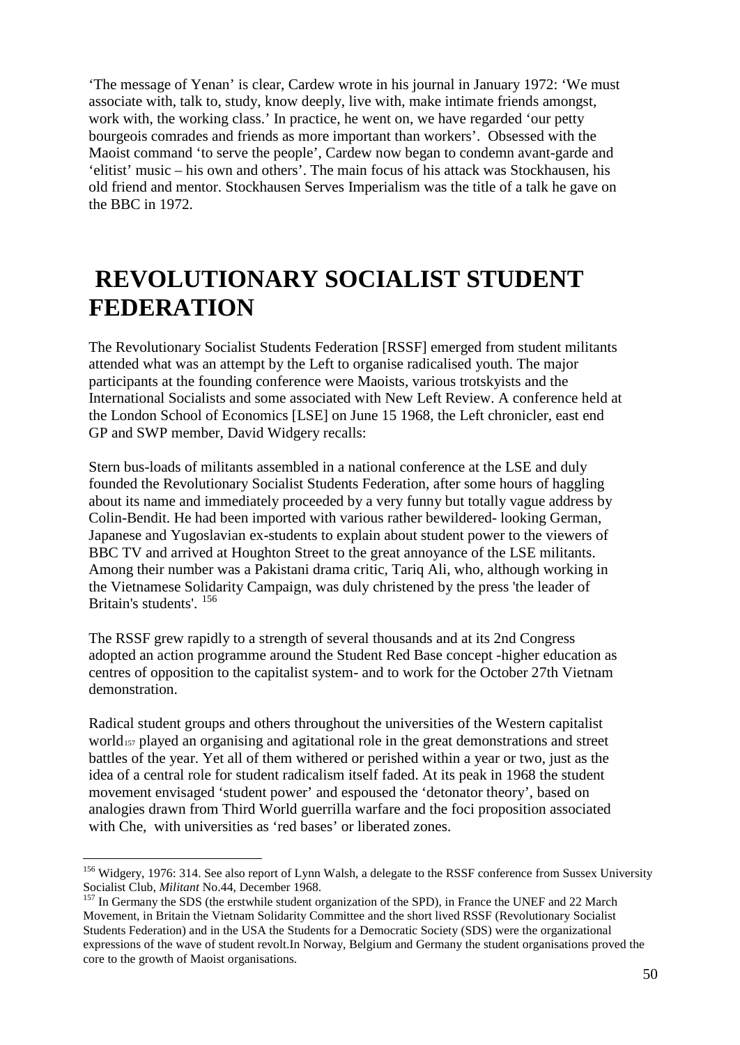'The message of Yenan' is clear, Cardew wrote in his journal in January 1972: 'We must associate with, talk to, study, know deeply, live with, make intimate friends amongst, work with, the working class.' In practice, he went on, we have regarded 'our petty bourgeois comrades and friends as more important than workers'. Obsessed with the Maoist command 'to serve the people', Cardew now began to condemn avant-garde and 'elitist' music – his own and others'. The main focus of his attack was Stockhausen, his old friend and mentor. Stockhausen Serves Imperialism was the title of a talk he gave on the BBC in 1972.

# REVOLUTIONARY SOCIALIST STUDENT FEDERATION

The Revolutionary Socialist Students Federation [RSSF] emerged from student militants attended what was an attempt by the Left to organise radicalised youth. The major participants at the founding conference were Maoists, various trotskyists and the International Socialists and some associated with New Left Review. A conference held at the London School of Economics [LSE] on June 15 1968, the Left chronicler, east end GP and SWP member, David Widgery recalls:

Stern bus-loads of militants assembled in a national conference at the LSE and duly founded the Revolutionary Socialist Students Federation, after some hours of haggling about its name and immediately proceeded by a very funny but totally vague address by Colin-Bendit. He had been imported with various rather bewildered- looking German, Japanese and Yugoslavian ex-students to explain about student power to the viewers of BBC TV and arrived at Houghton Street to the great annoyance of the LSE militants. Among their number was a Pakistani drama critic, Tariq Ali, who, although working in the Vietnamese Solidarity Campaign, was duly christened by the press 'the leader of Britain's students'. [156]

The RSSF grew rapidly to a strength of several thousands and at its 2nd Congress adopted an action programme around the Student Red Base concept -higher education as centres of opposition to the capitalist system- and to work for the October 27th Vietnam demonstration.

Radical student groups and others throughout the universities of the Western capitalist world[157] played an organising and agitational role in the great demonstrations and street battles of the year. Yet all of them withered or perished within a year or two, just as the idea of a central role for student radicalism itself faded. At its peak in 1968 the student movement envisaged 'student power' and espoused the 'detonator theory', based on analogies drawn from Third World guerrilla warfare and the foci proposition associated with Che, with universities as 'red bases' or liberated zones.

---

[156] Widgery, 1976: 314. See also report of Lynn Walsh, a delegate to the RSSF conference from Sussex University Socialist Club, *Militant* No.44, December 1968.

[157] In Germany the SDS (the erstwhile student organization of the SPD), in France the UNEF and 22 March Movement, in Britain the Vietnam Solidarity Committee and the short lived RSSF (Revolutionary Socialist Students Federation) and in the USA the Students for a Democratic Society (SDS) were the organizational expressions of the wave of student revolt.In Norway, Belgium and Germany the student organisations proved the core to the growth of Maoist organisations.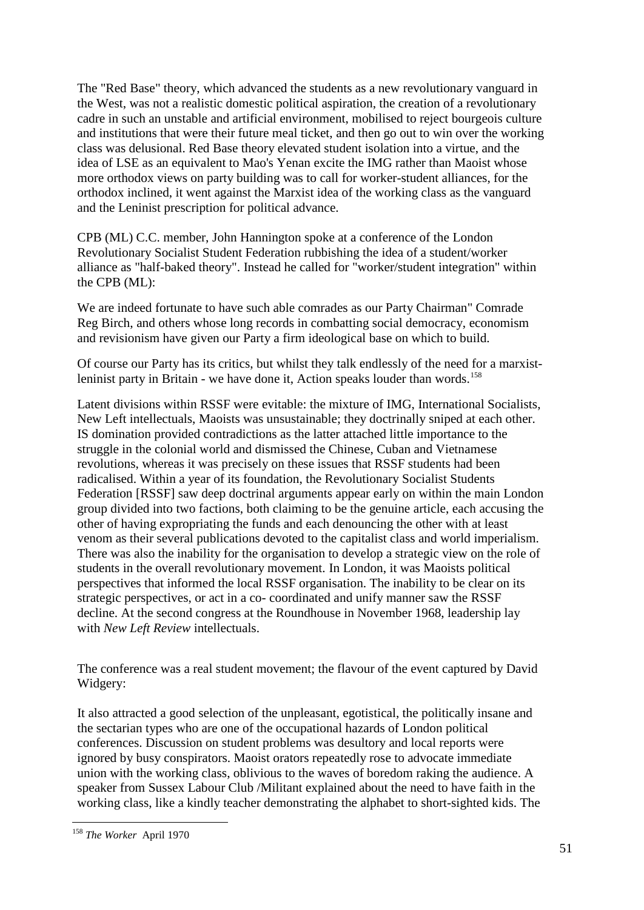The "Red Base" theory, which advanced the students as a new revolutionary vanguard in the West, was not a realistic domestic political aspiration, the creation of a revolutionary cadre in such an unstable and artificial environment, mobilised to reject bourgeois culture and institutions that were their future meal ticket, and then go out to win over the working class was delusional. Red Base theory elevated student isolation into a virtue, and the idea of LSE as an equivalent to Mao's Yenan excite the IMG rather than Maoist whose more orthodox views on party building was to call for worker-student alliances, for the orthodox inclined, it went against the Marxist idea of the working class as the vanguard and the Leninist prescription for political advance.

CPB (ML) C.C. member, John Hannington spoke at a conference of the London Revolutionary Socialist Student Federation rubbishing the idea of a student/worker alliance as "half-baked theory". Instead he called for "worker/student integration" within the CPB (ML):

We are indeed fortunate to have such able comrades as our Party Chairman" Comrade Reg Birch, and others whose long records in combatting social democracy, economism and revisionism have given our Party a firm ideological base on which to build.

Of course our Party has its critics, but whilst they talk endlessly of the need for a marxist-leninist party in Britain - we have done it, Action speaks louder than words.[158]

Latent divisions within RSSF were evitable: the mixture of IMG, International Socialists, New Left intellectuals, Maoists was unsustainable; they doctrinally sniped at each other. IS domination provided contradictions as the latter attached little importance to the struggle in the colonial world and dismissed the Chinese, Cuban and Vietnamese revolutions, whereas it was precisely on these issues that RSSF students had been radicalised. Within a year of its foundation, the Revolutionary Socialist Students Federation [RSSF] saw deep doctrinal arguments appear early on within the main London group divided into two factions, both claiming to be the genuine article, each accusing the other of having expropriating the funds and each denouncing the other with at least venom as their several publications devoted to the capitalist class and world imperialism. There was also the inability for the organisation to develop a strategic view on the role of students in the overall revolutionary movement. In London, it was Maoists political perspectives that informed the local RSSF organisation. The inability to be clear on its strategic perspectives, or act in a co- coordinated and unify manner saw the RSSF decline. At the second congress at the Roundhouse in November 1968, leadership lay with *New Left Review* intellectuals.

The conference was a real student movement; the flavour of the event captured by David Widgery:

It also attracted a good selection of the unpleasant, egotistical, the politically insane and the sectarian types who are one of the occupational hazards of London political conferences. Discussion on student problems was desultory and local reports were ignored by busy conspirators. Maoist orators repeatedly rose to advocate immediate union with the working class, oblivious to the waves of boredom raking the audience. A speaker from Sussex Labour Club /Militant explained about the need to have faith in the working class, like a kindly teacher demonstrating the alphabet to short-sighted kids. The

---

[158] *The Worker* April 1970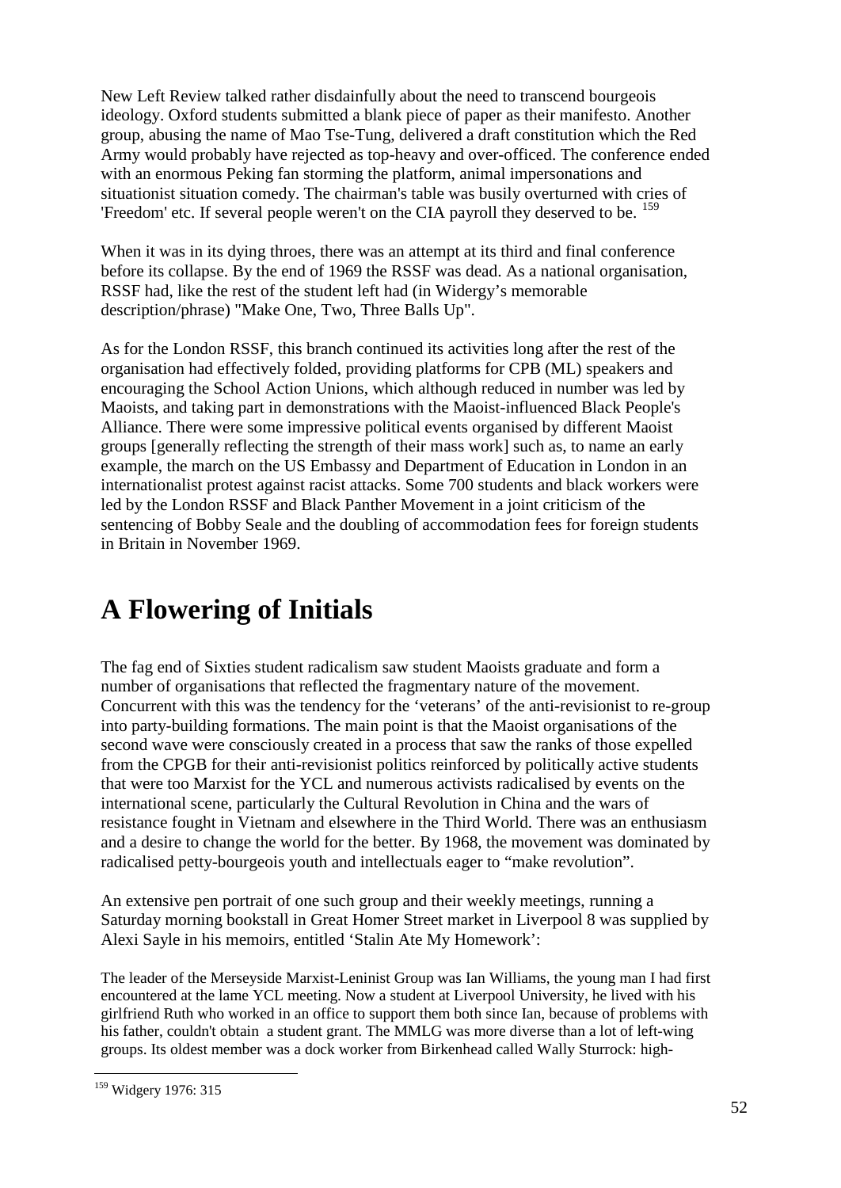New Left Review talked rather disdainfully about the need to transcend bourgeois ideology. Oxford students submitted a blank piece of paper as their manifesto. Another group, abusing the name of Mao Tse-Tung, delivered a draft constitution which the Red Army would probably have rejected as top-heavy and over-officed. The conference ended with an enormous Peking fan storming the platform, animal impersonations and situationist situation comedy. The chairman's table was busily overturned with cries of 'Freedom' etc. If several people weren't on the CIA payroll they deserved to be. [159]

When it was in its dying throes, there was an attempt at its third and final conference before its collapse. By the end of 1969 the RSSF was dead. As a national organisation, RSSF had, like the rest of the student left had (in Widergy's memorable description/phrase) "Make One, Two, Three Balls Up".

As for the London RSSF, this branch continued its activities long after the rest of the organisation had effectively folded, providing platforms for CPB (ML) speakers and encouraging the School Action Unions, which although reduced in number was led by Maoists, and taking part in demonstrations with the Maoist-influenced Black People's Alliance. There were some impressive political events organised by different Maoist groups [generally reflecting the strength of their mass work] such as, to name an early example, the march on the US Embassy and Department of Education in London in an internationalist protest against racist attacks. Some 700 students and black workers were led by the London RSSF and Black Panther Movement in a joint criticism of the sentencing of Bobby Seale and the doubling of accommodation fees for foreign students in Britain in November 1969.

# A Flowering of Initials

The fag end of Sixties student radicalism saw student Maoists graduate and form a number of organisations that reflected the fragmentary nature of the movement. Concurrent with this was the tendency for the 'veterans' of the anti-revisionist to re-group into party-building formations. The main point is that the Maoist organisations of the second wave were consciously created in a process that saw the ranks of those expelled from the CPGB for their anti-revisionist politics reinforced by politically active students that were too Marxist for the YCL and numerous activists radicalised by events on the international scene, particularly the Cultural Revolution in China and the wars of resistance fought in Vietnam and elsewhere in the Third World. There was an enthusiasm and a desire to change the world for the better. By 1968, the movement was dominated by radicalised petty-bourgeois youth and intellectuals eager to "make revolution".

An extensive pen portrait of one such group and their weekly meetings, running a Saturday morning bookstall in Great Homer Street market in Liverpool 8 was supplied by Alexi Sayle in his memoirs, entitled 'Stalin Ate My Homework':

The leader of the Merseyside Marxist-Leninist Group was Ian Williams, the young man I had first encountered at the lame YCL meeting. Now a student at Liverpool University, he lived with his girlfriend Ruth who worked in an office to support them both since Ian, because of problems with his father, couldn't obtain a student grant. The MMLG was more diverse than a lot of left-wing groups. Its oldest member was a dock worker from Birkenhead called Wally Sturrock: high-

[159] Widgery 1976: 315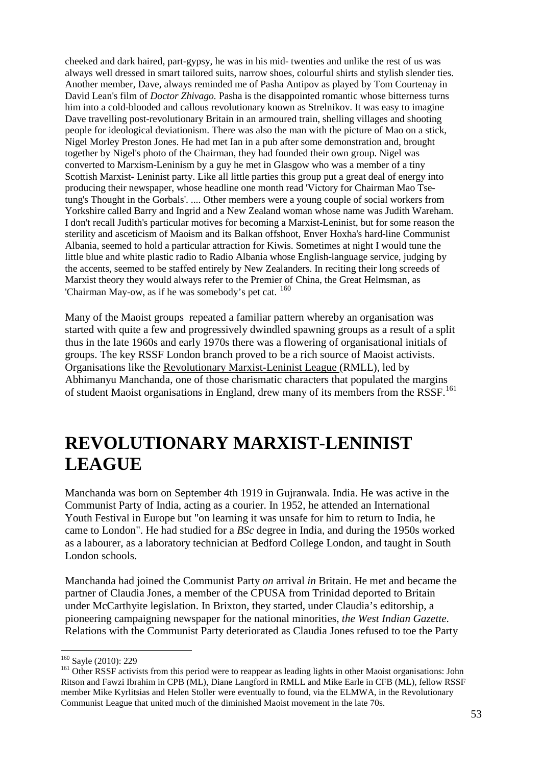cheeked and dark haired, part-gypsy, he was in his mid- twenties and unlike the rest of us was always well dressed in smart tailored suits, narrow shoes, colourful shirts and stylish slender ties. Another member, Dave, always reminded me of Pasha Antipov as played by Tom Courtenay in David Lean's film of *Doctor Zhivago*. Pasha is the disappointed romantic whose bitterness turns him into a cold-blooded and callous revolutionary known as Strelnikov. It was easy to imagine Dave travelling post-revolutionary Britain in an armoured train, shelling villages and shooting people for ideological deviationism. There was also the man with the picture of Mao on a stick, Nigel Morley Preston Jones. He had met Ian in a pub after some demonstration and, brought together by Nigel's photo of the Chairman, they had founded their own group. Nigel was converted to Marxism-Leninism by a guy he met in Glasgow who was a member of a tiny Scottish Marxist- Leninist party. Like all little parties this group put a great deal of energy into producing their newspaper, whose headline one month read 'Victory for Chairman Mao Tse-tung's Thought in the Gorbals'. .... Other members were a young couple of social workers from Yorkshire called Barry and Ingrid and a New Zealand woman whose name was Judith Wareham. I don't recall Judith's particular motives for becoming a Marxist-Leninist, but for some reason the sterility and asceticism of Maoism and its Balkan offshoot, Enver Hoxha's hard-line Communist Albania, seemed to hold a particular attraction for Kiwis. Sometimes at night I would tune the little blue and white plastic radio to Radio Albania whose English-language service, judging by the accents, seemed to be staffed entirely by New Zealanders. In reciting their long screeds of Marxist theory they would always refer to the Premier of China, the Great Helmsman, as 'Chairman May-ow, as if he was somebody's pet cat. [160]

Many of the Maoist groups repeated a familiar pattern whereby an organisation was started with quite a few and progressively dwindled spawning groups as a result of a split thus in the late 1960s and early 1970s there was a flowering of organisational initials of groups. The key RSSF London branch proved to be a rich source of Maoist activists. Organisations like the Revolutionary Marxist-Leninist League (RMLL), led by Abhimanyu Manchanda, one of those charismatic characters that populated the margins of student Maoist organisations in England, drew many of its members from the RSSF.[161]

# REVOLUTIONARY MARXIST-LENINIST LEAGUE

Manchanda was born on September 4th 1919 in Gujranwala. India. He was active in the Communist Party of India, acting as a courier. In 1952, he attended an International Youth Festival in Europe but "on learning it was unsafe for him to return to India, he came to London". He had studied for a *BSc* degree in India, and during the 1950s worked as a labourer, as a laboratory technician at Bedford College London, and taught in South London schools.

Manchanda had joined the Communist Party *on* arrival *in* Britain. He met and became the partner of Claudia Jones, a member of the CPUSA from Trinidad deported to Britain under McCarthyite legislation. In Brixton, they started, under Claudia's editorship, a pioneering campaigning newspaper for the national minorities, *the West Indian Gazette*. Relations with the Communist Party deteriorated as Claudia Jones refused to toe the Party

---

[160] Sayle (2010): 229

[161] Other RSSF activists from this period were to reappear as leading lights in other Maoist organisations: John Ritson and Fawzi Ibrahim in CPB (ML), Diane Langford in RMLL and Mike Earle in CFB (ML), fellow RSSF member Mike Kyrlitsias and Helen Stoller were eventually to found, via the ELMWA, in the Revolutionary Communist League that united much of the diminished Maoist movement in the late 70s.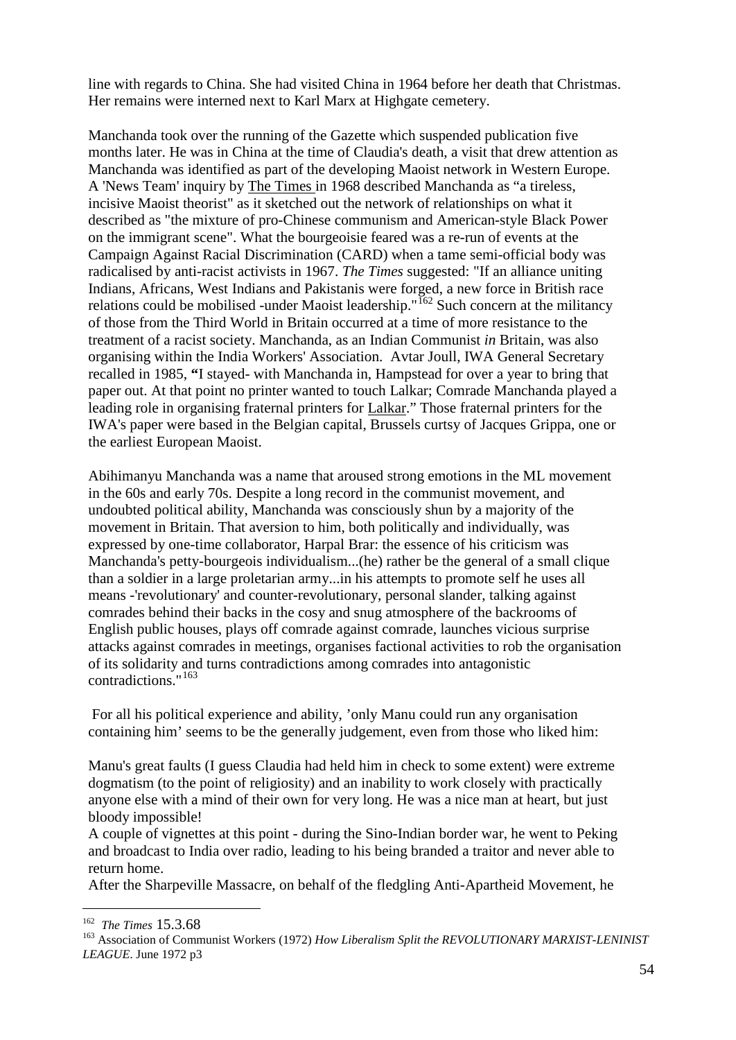line with regards to China. She had visited China in 1964 before her death that Christmas. Her remains were interned next to Karl Marx at Highgate cemetery.

Manchanda took over the running of the Gazette which suspended publication five months later. He was in China at the time of Claudia's death, a visit that drew attention as Manchanda was identified as part of the developing Maoist network in Western Europe. A 'News Team' inquiry by The Times in 1968 described Manchanda as "a tireless, incisive Maoist theorist" as it sketched out the network of relationships on what it described as "the mixture of pro-Chinese communism and American-style Black Power on the immigrant scene". What the bourgeoisie feared was a re-run of events at the Campaign Against Racial Discrimination (CARD) when a tame semi-official body was radicalised by anti-racist activists in 1967. *The Times* suggested: "If an alliance uniting Indians, Africans, West Indians and Pakistanis were forged, a new force in British race relations could be mobilised -under Maoist leadership."[162] Such concern at the militancy of those from the Third World in Britain occurred at a time of more resistance to the treatment of a racist society. Manchanda, as an Indian Communist *in* Britain, was also organising within the India Workers' Association. Avtar Joull, IWA General Secretary recalled in 1985, **"**I stayed- with Manchanda in, Hampstead for over a year to bring that paper out. At that point no printer wanted to touch Lalkar; Comrade Manchanda played a leading role in organising fraternal printers for Lalkar." Those fraternal printers for the IWA's paper were based in the Belgian capital, Brussels curtsy of Jacques Grippa, one or the earliest European Maoist.

Abihimanyu Manchanda was a name that aroused strong emotions in the ML movement in the 60s and early 70s. Despite a long record in the communist movement, and undoubted political ability, Manchanda was consciously shun by a majority of the movement in Britain. That aversion to him, both politically and individually, was expressed by one-time collaborator, Harpal Brar: the essence of his criticism was Manchanda's petty-bourgeois individualism...(he) rather be the general of a small clique than a soldier in a large proletarian army...in his attempts to promote self he uses all means -'revolutionary' and counter-revolutionary, personal slander, talking against comrades behind their backs in the cosy and snug atmosphere of the backrooms of English public houses, plays off comrade against comrade, launches vicious surprise attacks against comrades in meetings, organises factional activities to rob the organisation of its solidarity and turns contradictions among comrades into antagonistic contradictions."[163]

For all his political experience and ability, 'only Manu could run any organisation containing him' seems to be the generally judgement, even from those who liked him:

Manu's great faults (I guess Claudia had held him in check to some extent) were extreme dogmatism (to the point of religiosity) and an inability to work closely with practically anyone else with a mind of their own for very long. He was a nice man at heart, but just bloody impossible!
A couple of vignettes at this point - during the Sino-Indian border war, he went to Peking and broadcast to India over radio, leading to his being branded a traitor and never able to return home.
After the Sharpeville Massacre, on behalf of the fledgling Anti-Apartheid Movement, he

---

[162] *The Times* 15.3.68

[163] Association of Communist Workers (1972) *How Liberalism Split the REVOLUTIONARY MARXIST-LENINIST LEAGUE*. June 1972 p3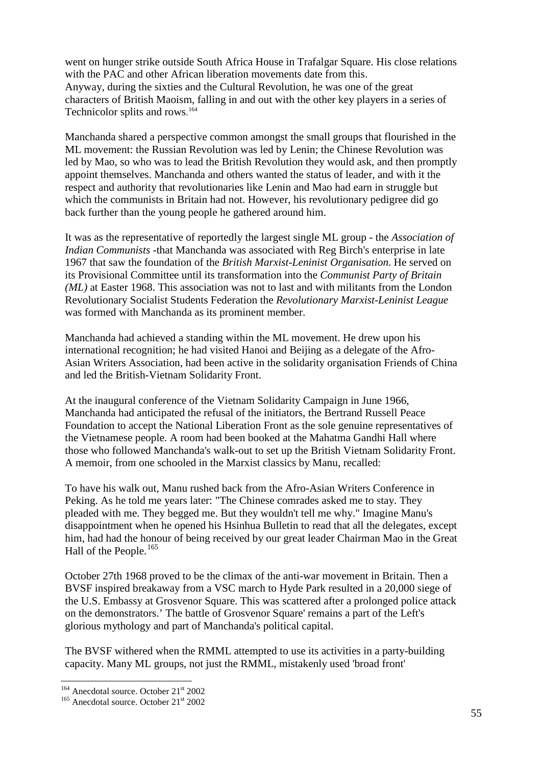went on hunger strike outside South Africa House in Trafalgar Square. His close relations with the PAC and other African liberation movements date from this.
Anyway, during the sixties and the Cultural Revolution, he was one of the great characters of British Maoism, falling in and out with the other key players in a series of Technicolor splits and rows.[164]

Manchanda shared a perspective common amongst the small groups that flourished in the ML movement: the Russian Revolution was led by Lenin; the Chinese Revolution was led by Mao, so who was to lead the British Revolution they would ask, and then promptly appoint themselves. Manchanda and others wanted the status of leader, and with it the respect and authority that revolutionaries like Lenin and Mao had earn in struggle but which the communists in Britain had not. However, his revolutionary pedigree did go back further than the young people he gathered around him.

It was as the representative of reportedly the largest single ML group - the *Association of Indian Communists* -that Manchanda was associated with Reg Birch's enterprise in late 1967 that saw the foundation of the *British Marxist-Leninist Organisation*. He served on its Provisional Committee until its transformation into the *Communist Party of Britain (ML)* at Easter 1968. This association was not to last and with militants from the London Revolutionary Socialist Students Federation the *Revolutionary Marxist-Leninist League* was formed with Manchanda as its prominent member.

Manchanda had achieved a standing within the ML movement. He drew upon his international recognition; he had visited Hanoi and Beijing as a delegate of the Afro-Asian Writers Association, had been active in the solidarity organisation Friends of China and led the British-Vietnam Solidarity Front.

At the inaugural conference of the Vietnam Solidarity Campaign in June 1966, Manchanda had anticipated the refusal of the initiators, the Bertrand Russell Peace Foundation to accept the National Liberation Front as the sole genuine representatives of the Vietnamese people. A room had been booked at the Mahatma Gandhi Hall where those who followed Manchanda's walk-out to set up the British Vietnam Solidarity Front. A memoir, from one schooled in the Marxist classics by Manu, recalled:

To have his walk out, Manu rushed back from the Afro-Asian Writers Conference in Peking. As he told me years later: "The Chinese comrades asked me to stay. They pleaded with me. They begged me. But they wouldn't tell me why." Imagine Manu's disappointment when he opened his Hsinhua Bulletin to read that all the delegates, except him, had had the honour of being received by our great leader Chairman Mao in the Great Hall of the People.[165]

October 27th 1968 proved to be the climax of the anti-war movement in Britain. Then a BVSF inspired breakaway from a VSC march to Hyde Park resulted in a 20,000 siege of the U.S. Embassy at Grosvenor Square. This was scattered after a prolonged police attack on the demonstrators.' The battle of Grosvenor Square' remains a part of the Left's glorious mythology and part of Manchanda's political capital.

The BVSF withered when the RMML attempted to use its activities in a party-building capacity. Many ML groups, not just the RMML, mistakenly used 'broad front'

[164] Anecdotal source. October 21st 2002
[165] Anecdotal source. October 21st 2002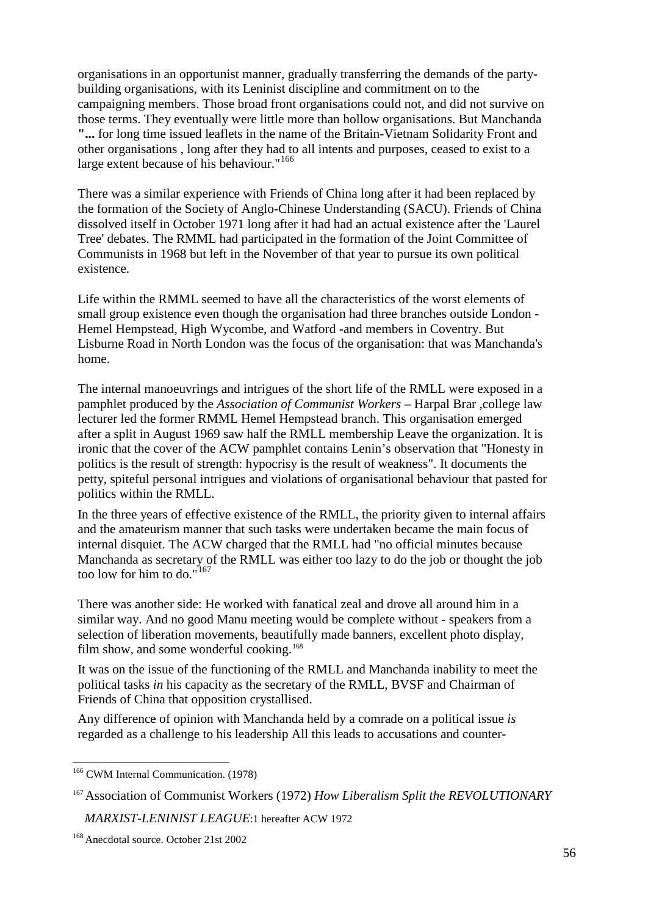organisations in an opportunist manner, gradually transferring the demands of the party-building organisations, with its Leninist discipline and commitment on to the campaigning members. Those broad front organisations could not, and did not survive on those terms. They eventually were little more than hollow organisations. But Manchanda **"...** for long time issued leaflets in the name of the Britain-Vietnam Solidarity Front and other organisations , long after they had to all intents and purposes, ceased to exist to a large extent because of his behaviour."[166]

There was a similar experience with Friends of China long after it had been replaced by the formation of the Society of Anglo-Chinese Understanding (SACU). Friends of China dissolved itself in October 1971 long after it had had an actual existence after the 'Laurel Tree' debates. The RMML had participated in the formation of the Joint Committee of Communists in 1968 but left in the November of that year to pursue its own political existence.

Life within the RMML seemed to have all the characteristics of the worst elements of small group existence even though the organisation had three branches outside London - Hemel Hempstead, High Wycombe, and Watford -and members in Coventry. But Lisburne Road in North London was the focus of the organisation: that was Manchanda's home.

The internal manoeuvrings and intrigues of the short life of the RMLL were exposed in a pamphlet produced by the *Association of Communist Workers* – Harpal Brar ,college law lecturer led the former RMML Hemel Hempstead branch. This organisation emerged after a split in August 1969 saw half the RMLL membership Leave the organization. It is ironic that the cover of the ACW pamphlet contains Lenin’s observation that "Honesty in politics is the result of strength: hypocrisy is the result of weakness". It documents the petty, spiteful personal intrigues and violations of organisational behaviour that pasted for politics within the RMLL.

In the three years of effective existence of the RMLL, the priority given to internal affairs and the amateurism manner that such tasks were undertaken became the main focus of internal disquiet. The ACW charged that the RMLL had "no official minutes because Manchanda as secretary of the RMLL was either too lazy to do the job or thought the job too low for him to do."[167]

There was another side: He worked with fanatical zeal and drove all around him in a similar way. And no good Manu meeting would be complete without - speakers from a selection of liberation movements, beautifully made banners, excellent photo display, film show, and some wonderful cooking.[168]

It was on the issue of the functioning of the RMLL and Manchanda inability to meet the political tasks *in* his capacity as the secretary of the RMLL, BVSF and Chairman of Friends of China that opposition crystallised.

Any difference of opinion with Manchanda held by a comrade on a political issue *is* regarded as a challenge to his leadership All this leads to accusations and counter-

---

[166] CWM Internal Communication. (1978)

[167] Association of Communist Workers (1972) *How Liberalism Split the REVOLUTIONARY MARXIST-LENINIST LEAGUE*:1 hereafter ACW 1972

[168] Anecdotal source. October 21st 2002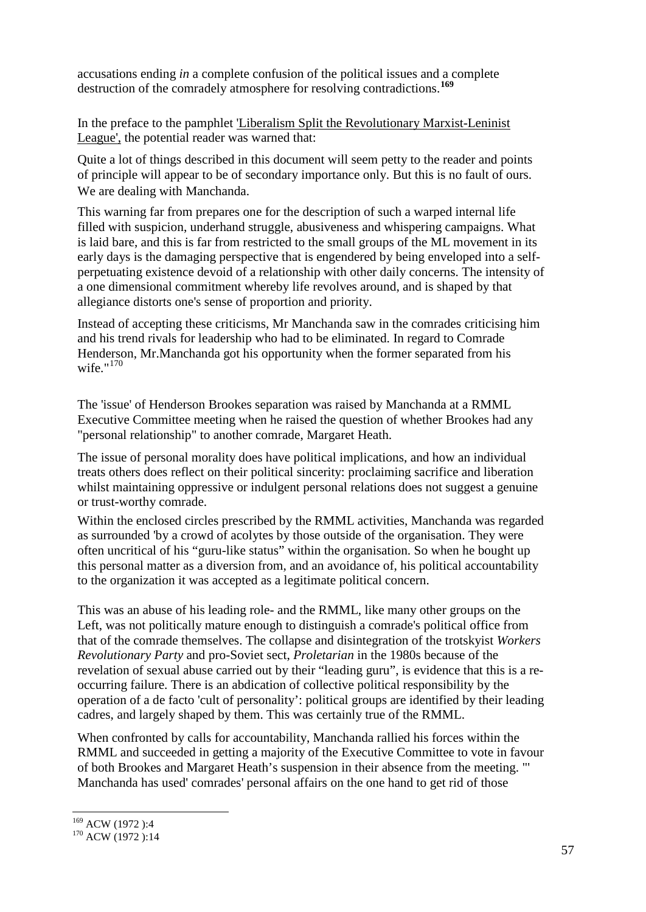accusations ending *in* a complete confusion of the political issues and a complete destruction of the comradely atmosphere for resolving contradictions.[169]

In the preface to the pamphlet 'Liberalism Split the Revolutionary Marxist-Leninist League', the potential reader was warned that:

Quite a lot of things described in this document will seem petty to the reader and points of principle will appear to be of secondary importance only. But this is no fault of ours. We are dealing with Manchanda.

This warning far from prepares one for the description of such a warped internal life filled with suspicion, underhand struggle, abusiveness and whispering campaigns. What is laid bare, and this is far from restricted to the small groups of the ML movement in its early days is the damaging perspective that is engendered by being enveloped into a self-perpetuating existence devoid of a relationship with other daily concerns. The intensity of a one dimensional commitment whereby life revolves around, and is shaped by that allegiance distorts one's sense of proportion and priority.

Instead of accepting these criticisms, Mr Manchanda saw in the comrades criticising him and his trend rivals for leadership who had to be eliminated. In regard to Comrade Henderson, Mr.Manchanda got his opportunity when the former separated from his wife."[170]

The 'issue' of Henderson Brookes separation was raised by Manchanda at a RMML Executive Committee meeting when he raised the question of whether Brookes had any "personal relationship" to another comrade, Margaret Heath.

The issue of personal morality does have political implications, and how an individual treats others does reflect on their political sincerity: proclaiming sacrifice and liberation whilst maintaining oppressive or indulgent personal relations does not suggest a genuine or trust-worthy comrade.

Within the enclosed circles prescribed by the RMML activities, Manchanda was regarded as surrounded 'by a crowd of acolytes by those outside of the organisation. They were often uncritical of his "guru-like status" within the organisation. So when he bought up this personal matter as a diversion from, and an avoidance of, his political accountability to the organization it was accepted as a legitimate political concern.

This was an abuse of his leading role- and the RMML, like many other groups on the Left, was not politically mature enough to distinguish a comrade's political office from that of the comrade themselves. The collapse and disintegration of the trotskyist *Workers Revolutionary Party* and pro-Soviet sect, *Proletarian* in the 1980s because of the revelation of sexual abuse carried out by their "leading guru", is evidence that this is a re-occurring failure. There is an abdication of collective political responsibility by the operation of a de facto 'cult of personality': political groups are identified by their leading cadres, and largely shaped by them. This was certainly true of the RMML.

When confronted by calls for accountability, Manchanda rallied his forces within the RMML and succeeded in getting a majority of the Executive Committee to vote in favour of both Brookes and Margaret Heath's suspension in their absence from the meeting. "' Manchanda has used' comrades' personal affairs on the one hand to get rid of those

[169] ACW (1972 ):4

[170] ACW (1972 ):14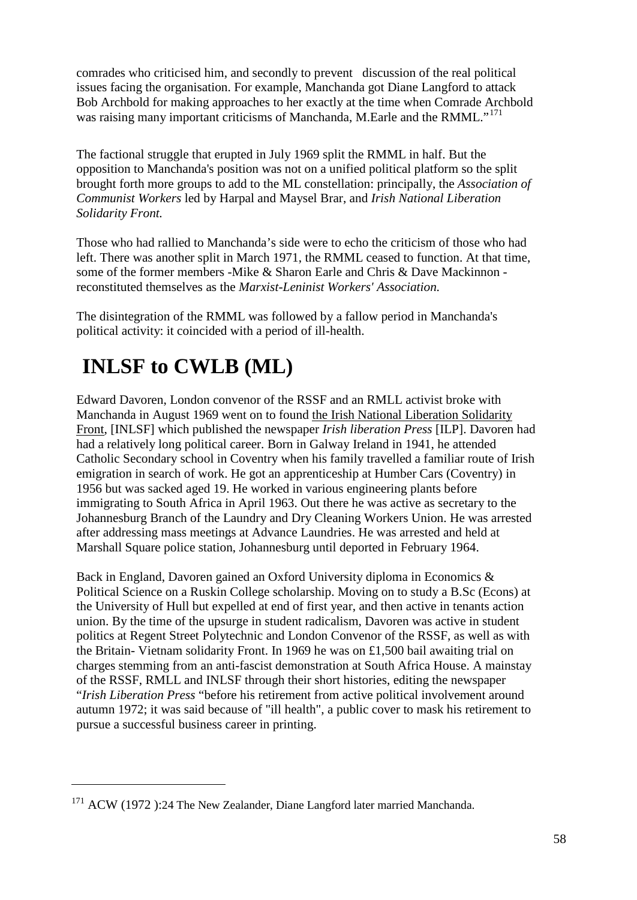comrades who criticised him, and secondly to prevent discussion of the real political issues facing the organisation. For example, Manchanda got Diane Langford to attack Bob Archbold for making approaches to her exactly at the time when Comrade Archbold was raising many important criticisms of Manchanda, M.Earle and the RMML."[171]

The factional struggle that erupted in July 1969 split the RMML in half. But the opposition to Manchanda's position was not on a unified political platform so the split brought forth more groups to add to the ML constellation: principally, the *Association of Communist Workers* led by Harpal and Maysel Brar, and *Irish National Liberation Solidarity Front.*

Those who had rallied to Manchanda's side were to echo the criticism of those who had left. There was another split in March 1971, the RMML ceased to function. At that time, some of the former members -Mike & Sharon Earle and Chris & Dave Mackinnon - reconstituted themselves as the *Marxist-Leninist Workers' Association.*

The disintegration of the RMML was followed by a fallow period in Manchanda's political activity: it coincided with a period of ill-health.

# INLSF to CWLB (ML)

Edward Davoren, London convenor of the RSSF and an RMLL activist broke with Manchanda in August 1969 went on to found the Irish National Liberation Solidarity Front, [INLSF] which published the newspaper *Irish liberation Press* [ILP]. Davoren had had a relatively long political career. Born in Galway Ireland in 1941, he attended Catholic Secondary school in Coventry when his family travelled a familiar route of Irish emigration in search of work. He got an apprenticeship at Humber Cars (Coventry) in 1956 but was sacked aged 19. He worked in various engineering plants before immigrating to South Africa in April 1963. Out there he was active as secretary to the Johannesburg Branch of the Laundry and Dry Cleaning Workers Union. He was arrested after addressing mass meetings at Advance Laundries. He was arrested and held at Marshall Square police station, Johannesburg until deported in February 1964.

Back in England, Davoren gained an Oxford University diploma in Economics & Political Science on a Ruskin College scholarship. Moving on to study a B.Sc (Econs) at the University of Hull but expelled at end of first year, and then active in tenants action union. By the time of the upsurge in student radicalism, Davoren was active in student politics at Regent Street Polytechnic and London Convenor of the RSSF, as well as with the Britain- Vietnam solidarity Front. In 1969 he was on £1,500 bail awaiting trial on charges stemming from an anti-fascist demonstration at South Africa House. A mainstay of the RSSF, RMLL and INLSF through their short histories, editing the newspaper "*Irish Liberation Press* "before his retirement from active political involvement around autumn 1972; it was said because of "ill health", a public cover to mask his retirement to pursue a successful business career in printing.

---

[171] ACW (1972 ):24 The New Zealander, Diane Langford later married Manchanda.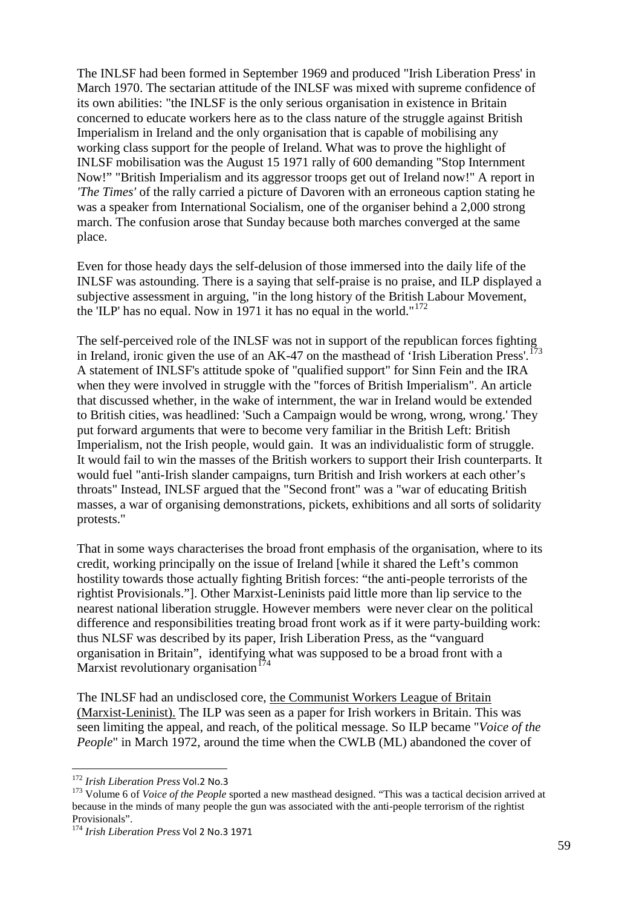The INLSF had been formed in September 1969 and produced "Irish Liberation Press' in March 1970. The sectarian attitude of the INLSF was mixed with supreme confidence of its own abilities: "the INLSF is the only serious organisation in existence in Britain concerned to educate workers here as to the class nature of the struggle against British Imperialism in Ireland and the only organisation that is capable of mobilising any working class support for the people of Ireland. What was to prove the highlight of INLSF mobilisation was the August 15 1971 rally of 600 demanding "Stop Internment Now!" "British Imperialism and its aggressor troops get out of Ireland now!" A report in *'The Times'* of the rally carried a picture of Davoren with an erroneous caption stating he was a speaker from International Socialism, one of the organiser behind a 2,000 strong march. The confusion arose that Sunday because both marches converged at the same place.

Even for those heady days the self-delusion of those immersed into the daily life of the INLSF was astounding. There is a saying that self-praise is no praise, and ILP displayed a subjective assessment in arguing, "in the long history of the British Labour Movement, the 'ILP' has no equal. Now in 1971 it has no equal in the world."[172]

The self-perceived role of the INLSF was not in support of the republican forces fighting in Ireland, ironic given the use of an AK-47 on the masthead of 'Irish Liberation Press'.[173] A statement of INLSF's attitude spoke of "qualified support" for Sinn Fein and the IRA when they were involved in struggle with the "forces of British Imperialism". An article that discussed whether, in the wake of internment, the war in Ireland would be extended to British cities, was headlined: 'Such a Campaign would be wrong, wrong, wrong.' They put forward arguments that were to become very familiar in the British Left: British Imperialism, not the Irish people, would gain. It was an individualistic form of struggle. It would fail to win the masses of the British workers to support their Irish counterparts. It would fuel "anti-Irish slander campaigns, turn British and Irish workers at each other's throats" Instead, INLSF argued that the "Second front" was a "war of educating British masses, a war of organising demonstrations, pickets, exhibitions and all sorts of solidarity protests."

That in some ways characterises the broad front emphasis of the organisation, where to its credit, working principally on the issue of Ireland [while it shared the Left's common hostility towards those actually fighting British forces: "the anti-people terrorists of the rightist Provisionals."]. Other Marxist-Leninists paid little more than lip service to the nearest national liberation struggle. However members were never clear on the political difference and responsibilities treating broad front work as if it were party-building work: thus NLSF was described by its paper, Irish Liberation Press, as the "vanguard organisation in Britain", identifying what was supposed to be a broad front with a Marxist revolutionary organisation[174]

The INLSF had an undisclosed core, the Communist Workers League of Britain (Marxist-Leninist). The ILP was seen as a paper for Irish workers in Britain. This was seen limiting the appeal, and reach, of the political message. So ILP became "*Voice of the People*" in March 1972, around the time when the CWLB (ML) abandoned the cover of

---

[172] *Irish Liberation Press* Vol.2 No.3

[173] Volume 6 of *Voice of the People* sported a new masthead designed. "This was a tactical decision arrived at because in the minds of many people the gun was associated with the anti-people terrorism of the rightist Provisionals".

[174] *Irish Liberation Press* Vol 2 No.3 1971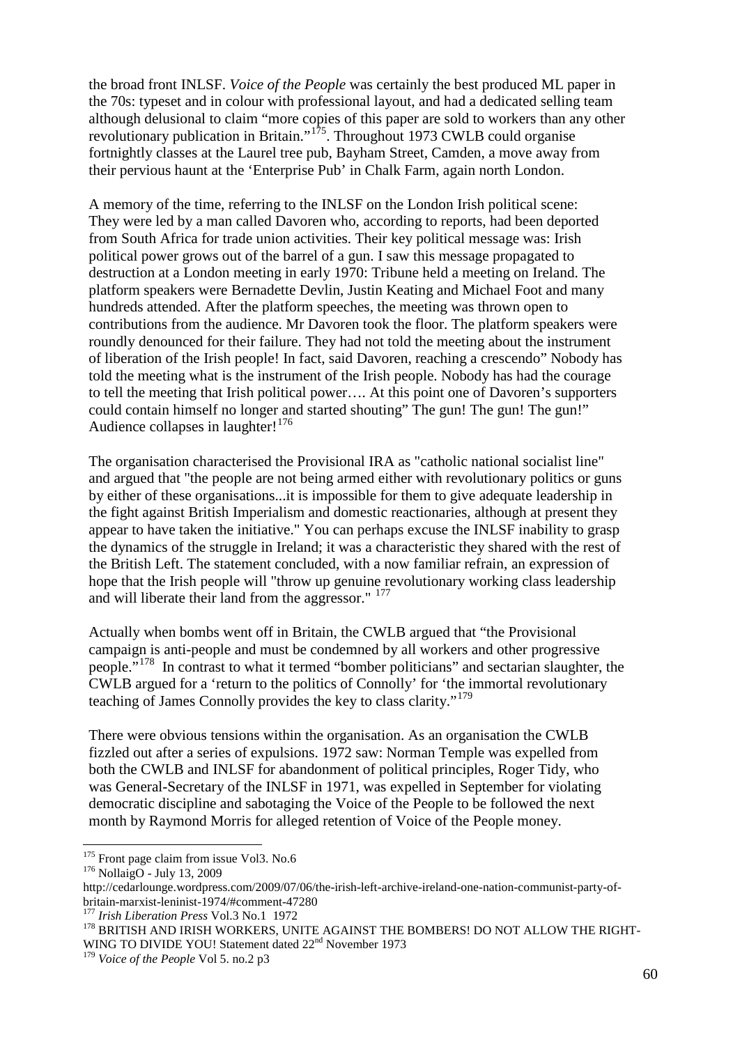the broad front INLSF. *Voice of the People* was certainly the best produced ML paper in the 70s: typeset and in colour with professional layout, and had a dedicated selling team although delusional to claim "more copies of this paper are sold to workers than any other revolutionary publication in Britain."[175]. Throughout 1973 CWLB could organise fortnightly classes at the Laurel tree pub, Bayham Street, Camden, a move away from their pervious haunt at the 'Enterprise Pub' in Chalk Farm, again north London.

A memory of the time, referring to the INLSF on the London Irish political scene: They were led by a man called Davoren who, according to reports, had been deported from South Africa for trade union activities. Their key political message was: Irish political power grows out of the barrel of a gun. I saw this message propagated to destruction at a London meeting in early 1970: Tribune held a meeting on Ireland. The platform speakers were Bernadette Devlin, Justin Keating and Michael Foot and many hundreds attended. After the platform speeches, the meeting was thrown open to contributions from the audience. Mr Davoren took the floor. The platform speakers were roundly denounced for their failure. They had not told the meeting about the instrument of liberation of the Irish people! In fact, said Davoren, reaching a crescendo" Nobody has told the meeting what is the instrument of the Irish people. Nobody has had the courage to tell the meeting that Irish political power…. At this point one of Davoren's supporters could contain himself no longer and started shouting" The gun! The gun! The gun!" Audience collapses in laughter![176]

The organisation characterised the Provisional IRA as "catholic national socialist line" and argued that "the people are not being armed either with revolutionary politics or guns by either of these organisations...it is impossible for them to give adequate leadership in the fight against British Imperialism and domestic reactionaries, although at present they appear to have taken the initiative." You can perhaps excuse the INLSF inability to grasp the dynamics of the struggle in Ireland; it was a characteristic they shared with the rest of the British Left. The statement concluded, with a now familiar refrain, an expression of hope that the Irish people will "throw up genuine revolutionary working class leadership and will liberate their land from the aggressor." [177]

Actually when bombs went off in Britain, the CWLB argued that "the Provisional campaign is anti-people and must be condemned by all workers and other progressive people."[178] In contrast to what it termed "bomber politicians" and sectarian slaughter, the CWLB argued for a 'return to the politics of Connolly' for 'the immortal revolutionary teaching of James Connolly provides the key to class clarity."[179]

There were obvious tensions within the organisation. As an organisation the CWLB fizzled out after a series of expulsions. 1972 saw: Norman Temple was expelled from both the CWLB and INLSF for abandonment of political principles, Roger Tidy, who was General-Secretary of the INLSF in 1971, was expelled in September for violating democratic discipline and sabotaging the Voice of the People to be followed the next month by Raymond Morris for alleged retention of Voice of the People money.

---

[175] Front page claim from issue Vol3. No.6

[176] NollaigO - July 13, 2009 http://cedarlounge.wordpress.com/2009/07/06/the-irish-left-archive-ireland-one-nation-communist-party-of-britain-marxist-leninist-1974/#comment-47280

[177] *Irish Liberation Press* Vol.3 No.1 1972

[178] BRITISH AND IRISH WORKERS, UNITE AGAINST THE BOMBERS! DO NOT ALLOW THE RIGHT-WING TO DIVIDE YOU! Statement dated 22nd November 1973

[179] *Voice of the People* Vol 5. no.2 p3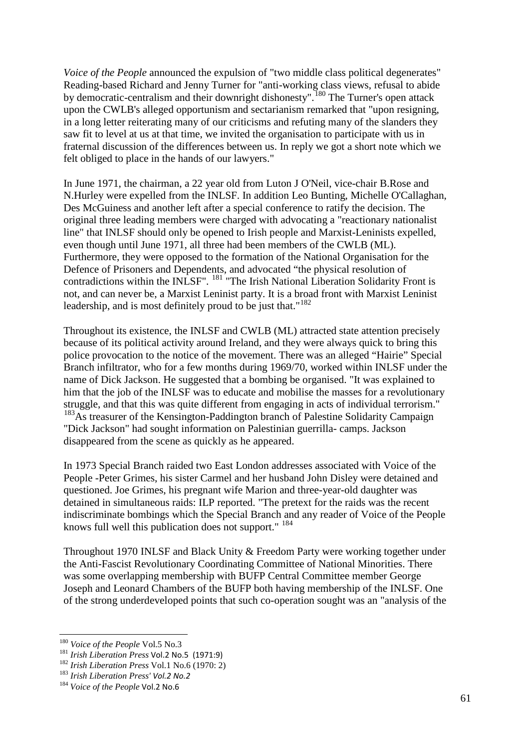*Voice of the People* announced the expulsion of "two middle class political degenerates" Reading-based Richard and Jenny Turner for "anti-working class views, refusal to abide by democratic-centralism and their downright dishonesty".[180] The Turner's open attack upon the CWLB's alleged opportunism and sectarianism remarked that "upon resigning, in a long letter reiterating many of our criticisms and refuting many of the slanders they saw fit to level at us at that time, we invited the organisation to participate with us in fraternal discussion of the differences between us. In reply we got a short note which we felt obliged to place in the hands of our lawyers."

In June 1971, the chairman, a 22 year old from Luton J O'Neil, vice-chair B.Rose and N.Hurley were expelled from the INLSF. In addition Leo Bunting, Michelle O'Callaghan, Des McGuiness and another left after a special conference to ratify the decision. The original three leading members were charged with advocating a "reactionary nationalist line" that INLSF should only be opened to Irish people and Marxist-Leninists expelled, even though until June 1971, all three had been members of the CWLB (ML). Furthermore, they were opposed to the formation of the National Organisation for the Defence of Prisoners and Dependents, and advocated "the physical resolution of contradictions within the INLSF". [181] "The Irish National Liberation Solidarity Front is not, and can never be, a Marxist Leninist party. It is a broad front with Marxist Leninist leadership, and is most definitely proud to be just that."[182]

Throughout its existence, the INLSF and CWLB (ML) attracted state attention precisely because of its political activity around Ireland, and they were always quick to bring this police provocation to the notice of the movement. There was an alleged "Hairie" Special Branch infiltrator, who for a few months during 1969/70, worked within INLSF under the name of Dick Jackson. He suggested that a bombing be organised. "It was explained to him that the job of the INLSF was to educate and mobilise the masses for a revolutionary struggle, and that this was quite different from engaging in acts of individual terrorism." [183]As treasurer of the Kensington-Paddington branch of Palestine Solidarity Campaign "Dick Jackson" had sought information on Palestinian guerrilla- camps. Jackson disappeared from the scene as quickly as he appeared.

In 1973 Special Branch raided two East London addresses associated with Voice of the People -Peter Grimes, his sister Carmel and her husband John Disley were detained and questioned. Joe Grimes, his pregnant wife Marion and three-year-old daughter was detained in simultaneous raids: ILP reported. "The pretext for the raids was the recent indiscriminate bombings which the Special Branch and any reader of Voice of the People knows full well this publication does not support." [184]

Throughout 1970 INLSF and Black Unity & Freedom Party were working together under the Anti-Fascist Revolutionary Coordinating Committee of National Minorities. There was some overlapping membership with BUFP Central Committee member George Joseph and Leonard Chambers of the BUFP both having membership of the INLSF. One of the strong underdeveloped points that such co-operation sought was an "analysis of the

---

[180] *Voice of the People* Vol.5 No.3

[181] *Irish Liberation Press* Vol.2 No.5 (1971:9)

[182] *Irish Liberation Press* Vol.1 No.6 (1970: 2)

[183] *Irish Liberation Press' Vol.2 No.2*

[184] *Voice of the People* Vol.2 No.6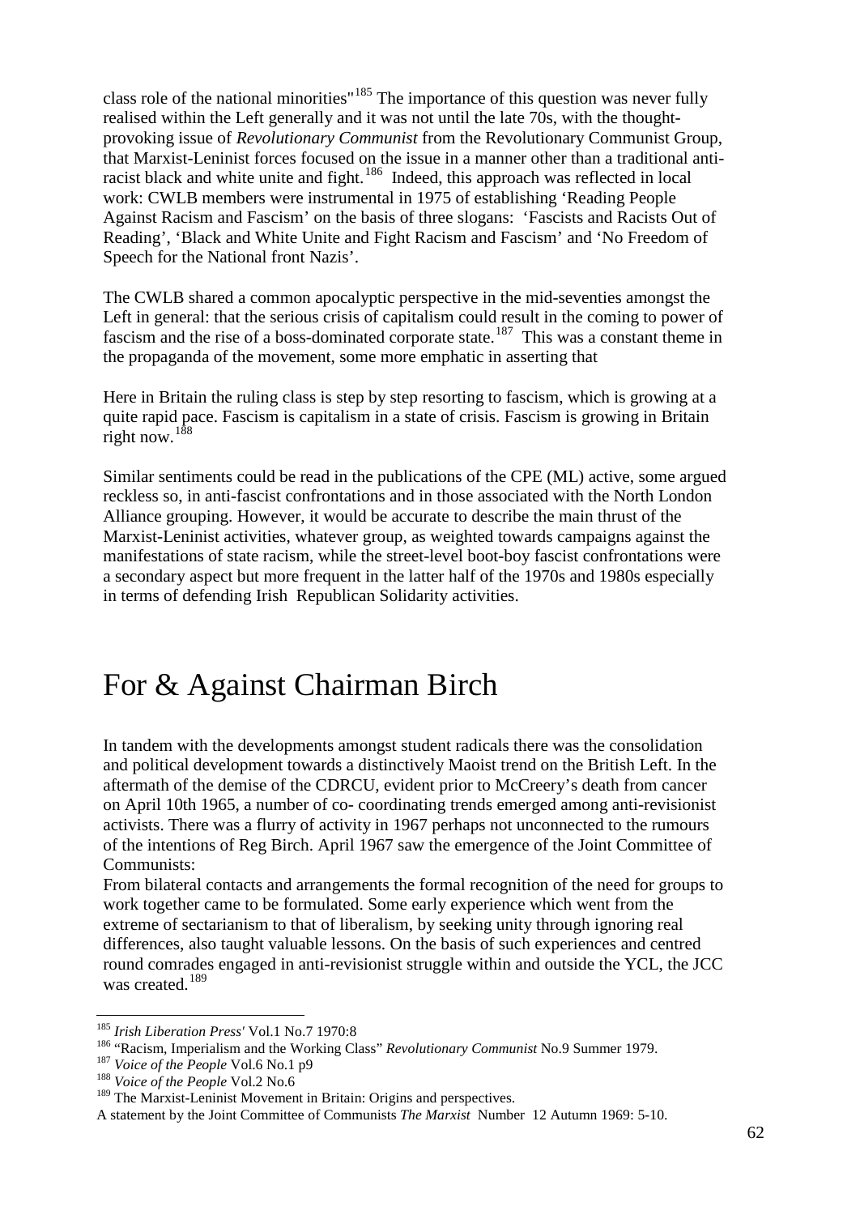class role of the national minorities"[185] The importance of this question was never fully realised within the Left generally and it was not until the late 70s, with the thought-provoking issue of *Revolutionary Communist* from the Revolutionary Communist Group, that Marxist-Leninist forces focused on the issue in a manner other than a traditional anti-racist black and white unite and fight.[186] Indeed, this approach was reflected in local work: CWLB members were instrumental in 1975 of establishing 'Reading People Against Racism and Fascism' on the basis of three slogans: 'Fascists and Racists Out of Reading', 'Black and White Unite and Fight Racism and Fascism' and 'No Freedom of Speech for the National front Nazis'.

The CWLB shared a common apocalyptic perspective in the mid-seventies amongst the Left in general: that the serious crisis of capitalism could result in the coming to power of fascism and the rise of a boss-dominated corporate state.[187] This was a constant theme in the propaganda of the movement, some more emphatic in asserting that

Here in Britain the ruling class is step by step resorting to fascism, which is growing at a quite rapid pace. Fascism is capitalism in a state of crisis. Fascism is growing in Britain right now.[188]

Similar sentiments could be read in the publications of the CPE (ML) active, some argued reckless so, in anti-fascist confrontations and in those associated with the North London Alliance grouping. However, it would be accurate to describe the main thrust of the Marxist-Leninist activities, whatever group, as weighted towards campaigns against the manifestations of state racism, while the street-level boot-boy fascist confrontations were a secondary aspect but more frequent in the latter half of the 1970s and 1980s especially in terms of defending Irish Republican Solidarity activities.

# For & Against Chairman Birch

In tandem with the developments amongst student radicals there was the consolidation and political development towards a distinctively Maoist trend on the British Left. In the aftermath of the demise of the CDRCU, evident prior to McCreery's death from cancer on April 10th 1965, a number of co- coordinating trends emerged among anti-revisionist activists. There was a flurry of activity in 1967 perhaps not unconnected to the rumours of the intentions of Reg Birch. April 1967 saw the emergence of the Joint Committee of Communists:

From bilateral contacts and arrangements the formal recognition of the need for groups to work together came to be formulated. Some early experience which went from the extreme of sectarianism to that of liberalism, by seeking unity through ignoring real differences, also taught valuable lessons. On the basis of such experiences and centred round comrades engaged in anti-revisionist struggle within and outside the YCL, the JCC was created.[189]

---

[185] *Irish Liberation Press'* Vol.1 No.7 1970:8

[186] "Racism, Imperialism and the Working Class" *Revolutionary Communist* No.9 Summer 1979.

[187] *Voice of the People* Vol.6 No.1 p9

[188] *Voice of the People* Vol.2 No.6

[189] The Marxist-Leninist Movement in Britain: Origins and perspectives. A statement by the Joint Committee of Communists *The Marxist* Number 12 Autumn 1969: 5-10.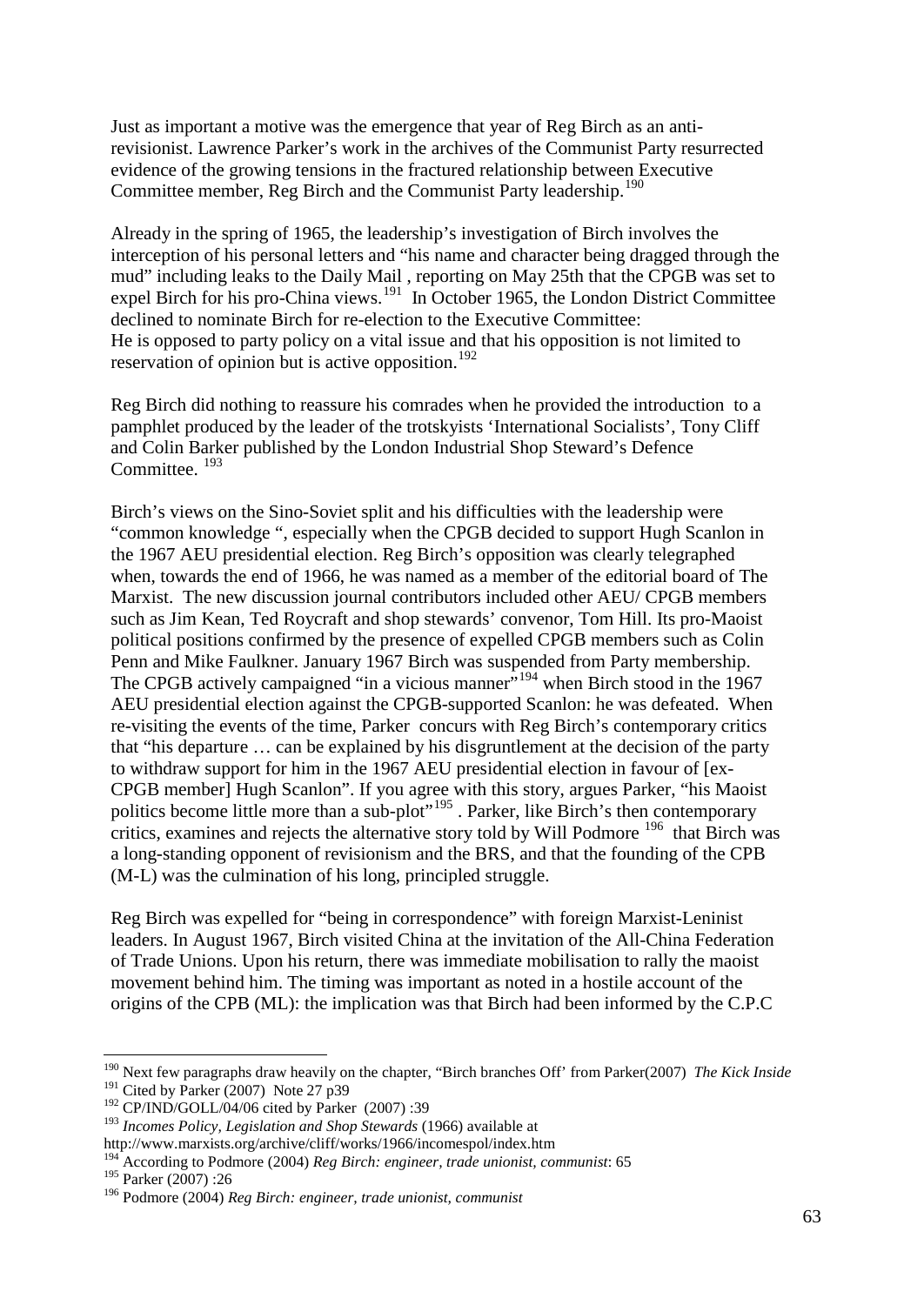Just as important a motive was the emergence that year of Reg Birch as an anti-revisionist. Lawrence Parker's work in the archives of the Communist Party resurrected evidence of the growing tensions in the fractured relationship between Executive Committee member, Reg Birch and the Communist Party leadership.[190]

Already in the spring of 1965, the leadership's investigation of Birch involves the interception of his personal letters and "his name and character being dragged through the mud" including leaks to the Daily Mail , reporting on May 25th that the CPGB was set to expel Birch for his pro-China views.[191] In October 1965, the London District Committee declined to nominate Birch for re-election to the Executive Committee:
He is opposed to party policy on a vital issue and that his opposition is not limited to reservation of opinion but is active opposition.[192]

Reg Birch did nothing to reassure his comrades when he provided the introduction to a pamphlet produced by the leader of the trotskyists 'International Socialists', Tony Cliff and Colin Barker published by the London Industrial Shop Steward's Defence Committee. [193]

Birch's views on the Sino-Soviet split and his difficulties with the leadership were "common knowledge ", especially when the CPGB decided to support Hugh Scanlon in the 1967 AEU presidential election. Reg Birch's opposition was clearly telegraphed when, towards the end of 1966, he was named as a member of the editorial board of The Marxist. The new discussion journal contributors included other AEU/ CPGB members such as Jim Kean, Ted Roycraft and shop stewards' convenor, Tom Hill. Its pro-Maoist political positions confirmed by the presence of expelled CPGB members such as Colin Penn and Mike Faulkner. January 1967 Birch was suspended from Party membership. The CPGB actively campaigned "in a vicious manner"[194] when Birch stood in the 1967 AEU presidential election against the CPGB-supported Scanlon: he was defeated. When re-visiting the events of the time, Parker concurs with Reg Birch's contemporary critics that "his departure … can be explained by his disgruntlement at the decision of the party to withdraw support for him in the 1967 AEU presidential election in favour of [ex-CPGB member] Hugh Scanlon". If you agree with this story, argues Parker, "his Maoist politics become little more than a sub-plot"[195] . Parker, like Birch's then contemporary critics, examines and rejects the alternative story told by Will Podmore [196] that Birch was a long-standing opponent of revisionism and the BRS, and that the founding of the CPB (M-L) was the culmination of his long, principled struggle.

Reg Birch was expelled for "being in correspondence" with foreign Marxist-Leninist leaders. In August 1967, Birch visited China at the invitation of the All-China Federation of Trade Unions. Upon his return, there was immediate mobilisation to rally the maoist movement behind him. The timing was important as noted in a hostile account of the origins of the CPB (ML): the implication was that Birch had been informed by the C.P.C

---

[190] Next few paragraphs draw heavily on the chapter, "Birch branches Off' from Parker(2007) *The Kick Inside*
[191] Cited by Parker (2007) Note 27 p39
[192] CP/IND/GOLL/04/06 cited by Parker (2007) :39
[193] *Incomes Policy, Legislation and Shop Stewards* (1966) available at http://www.marxists.org/archive/cliff/works/1966/incomespol/index.htm
[194] According to Podmore (2004) *Reg Birch: engineer, trade unionist, communist*: 65
[195] Parker (2007) :26
[196] Podmore (2004) *Reg Birch: engineer, trade unionist, communist*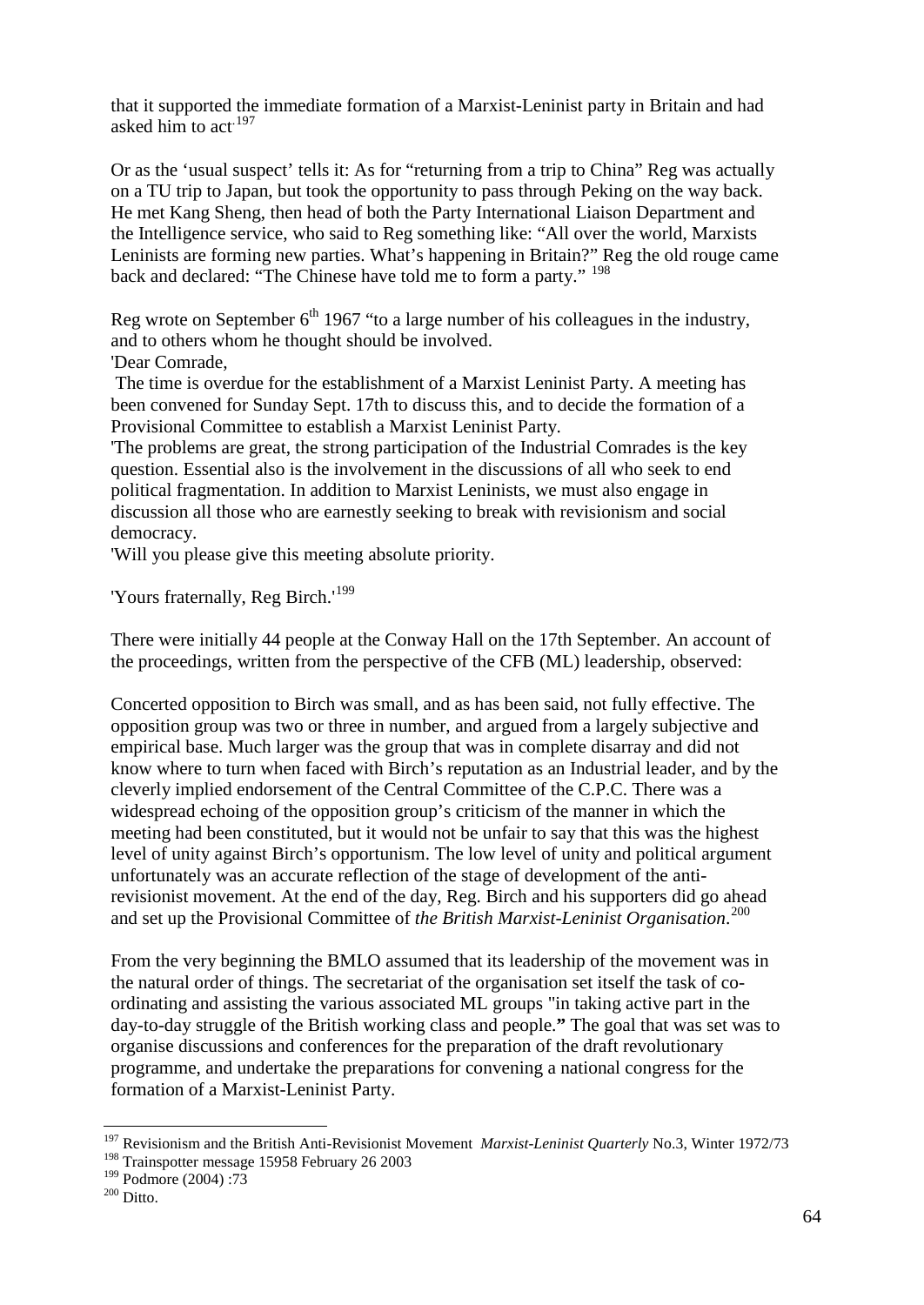that it supported the immediate formation of a Marxist-Leninist party in Britain and had asked him to act.[197]

Or as the 'usual suspect' tells it: As for "returning from a trip to China" Reg was actually on a TU trip to Japan, but took the opportunity to pass through Peking on the way back. He met Kang Sheng, then head of both the Party International Liaison Department and the Intelligence service, who said to Reg something like: "All over the world, Marxists Leninists are forming new parties. What's happening in Britain?" Reg the old rouge came back and declared: "The Chinese have told me to form a party." [198]

Reg wrote on September 6th 1967 "to a large number of his colleagues in the industry, and to others whom he thought should be involved.

'Dear Comrade,

The time is overdue for the establishment of a Marxist Leninist Party. A meeting has been convened for Sunday Sept. 17th to discuss this, and to decide the formation of a Provisional Committee to establish a Marxist Leninist Party.

'The problems are great, the strong participation of the Industrial Comrades is the key question. Essential also is the involvement in the discussions of all who seek to end political fragmentation. In addition to Marxist Leninists, we must also engage in discussion all those who are earnestly seeking to break with revisionism and social democracy.

'Will you please give this meeting absolute priority.

'Yours fraternally, Reg Birch.'[199]

There were initially 44 people at the Conway Hall on the 17th September. An account of the proceedings, written from the perspective of the CFB (ML) leadership, observed:

Concerted opposition to Birch was small, and as has been said, not fully effective. The opposition group was two or three in number, and argued from a largely subjective and empirical base. Much larger was the group that was in complete disarray and did not know where to turn when faced with Birch's reputation as an Industrial leader, and by the cleverly implied endorsement of the Central Committee of the C.P.C. There was a widespread echoing of the opposition group's criticism of the manner in which the meeting had been constituted, but it would not be unfair to say that this was the highest level of unity against Birch's opportunism. The low level of unity and political argument unfortunately was an accurate reflection of the stage of development of the anti-revisionist movement. At the end of the day, Reg. Birch and his supporters did go ahead and set up the Provisional Committee of *the British Marxist-Leninist Organisation*.[200]

From the very beginning the BMLO assumed that its leadership of the movement was in the natural order of things. The secretariat of the organisation set itself the task of co-ordinating and assisting the various associated ML groups "in taking active part in the day-to-day struggle of the British working class and people.**"** The goal that was set was to organise discussions and conferences for the preparation of the draft revolutionary programme, and undertake the preparations for convening a national congress for the formation of a Marxist-Leninist Party.

---

[197] Revisionism and the British Anti-Revisionist Movement *Marxist-Leninist Quarterly* No.3, Winter 1972/73

[198] Trainspotter message 15958 February 26 2003

[199] Podmore (2004) :73

[200] Ditto.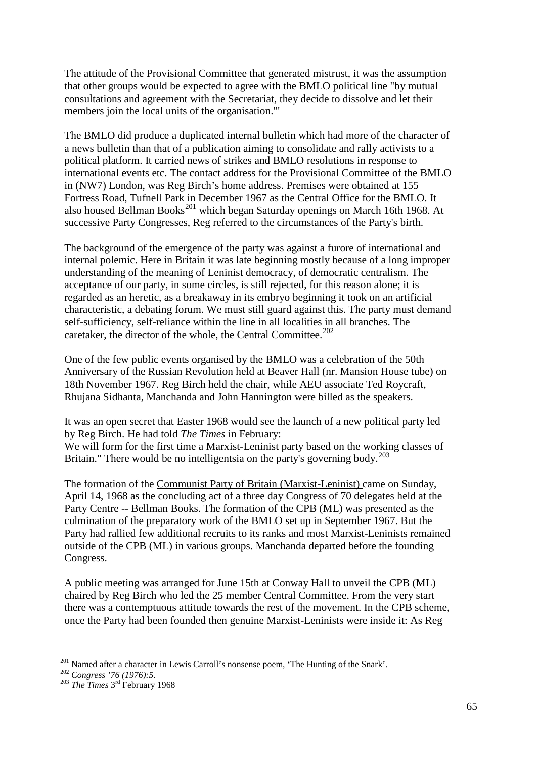The attitude of the Provisional Committee that generated mistrust, it was the assumption that other groups would be expected to agree with the BMLO political line "by mutual consultations and agreement with the Secretariat, they decide to dissolve and let their members join the local units of the organisation."'

The BMLO did produce a duplicated internal bulletin which had more of the character of a news bulletin than that of a publication aiming to consolidate and rally activists to a political platform. It carried news of strikes and BMLO resolutions in response to international events etc. The contact address for the Provisional Committee of the BMLO in (NW7) London, was Reg Birch's home address. Premises were obtained at 155 Fortress Road, Tufnell Park in December 1967 as the Central Office for the BMLO. It also housed Bellman Books[201] which began Saturday openings on March 16th 1968. At successive Party Congresses, Reg referred to the circumstances of the Party's birth.

The background of the emergence of the party was against a furore of international and internal polemic. Here in Britain it was late beginning mostly because of a long improper understanding of the meaning of Leninist democracy, of democratic centralism. The acceptance of our party, in some circles, is still rejected, for this reason alone; it is regarded as an heretic, as a breakaway in its embryo beginning it took on an artificial characteristic, a debating forum. We must still guard against this. The party must demand self-sufficiency, self-reliance within the line in all localities in all branches. The caretaker, the director of the whole, the Central Committee.[202]

One of the few public events organised by the BMLO was a celebration of the 50th Anniversary of the Russian Revolution held at Beaver Hall (nr. Mansion House tube) on 18th November 1967. Reg Birch held the chair, while AEU associate Ted Roycraft, Rhujana Sidhanta, Manchanda and John Hannington were billed as the speakers.

It was an open secret that Easter 1968 would see the launch of a new political party led by Reg Birch. He had told *The Times* in February:
We will form for the first time a Marxist-Leninist party based on the working classes of Britain." There would be no intelligentsia on the party's governing body.[203]

The formation of the Communist Party of Britain (Marxist-Leninist) came on Sunday, April 14, 1968 as the concluding act of a three day Congress of 70 delegates held at the Party Centre -- Bellman Books. The formation of the CPB (ML) was presented as the culmination of the preparatory work of the BMLO set up in September 1967. But the Party had rallied few additional recruits to its ranks and most Marxist-Leninists remained outside of the CPB (ML) in various groups. Manchanda departed before the founding Congress.

A public meeting was arranged for June 15th at Conway Hall to unveil the CPB (ML) chaired by Reg Birch who led the 25 member Central Committee. From the very start there was a contemptuous attitude towards the rest of the movement. In the CPB scheme, once the Party had been founded then genuine Marxist-Leninists were inside it: As Reg

---

[201] Named after a character in Lewis Carroll's nonsense poem, 'The Hunting of the Snark'.

[202] *Congress '76 (1976):5.*

[203] *The Times* 3rd February 1968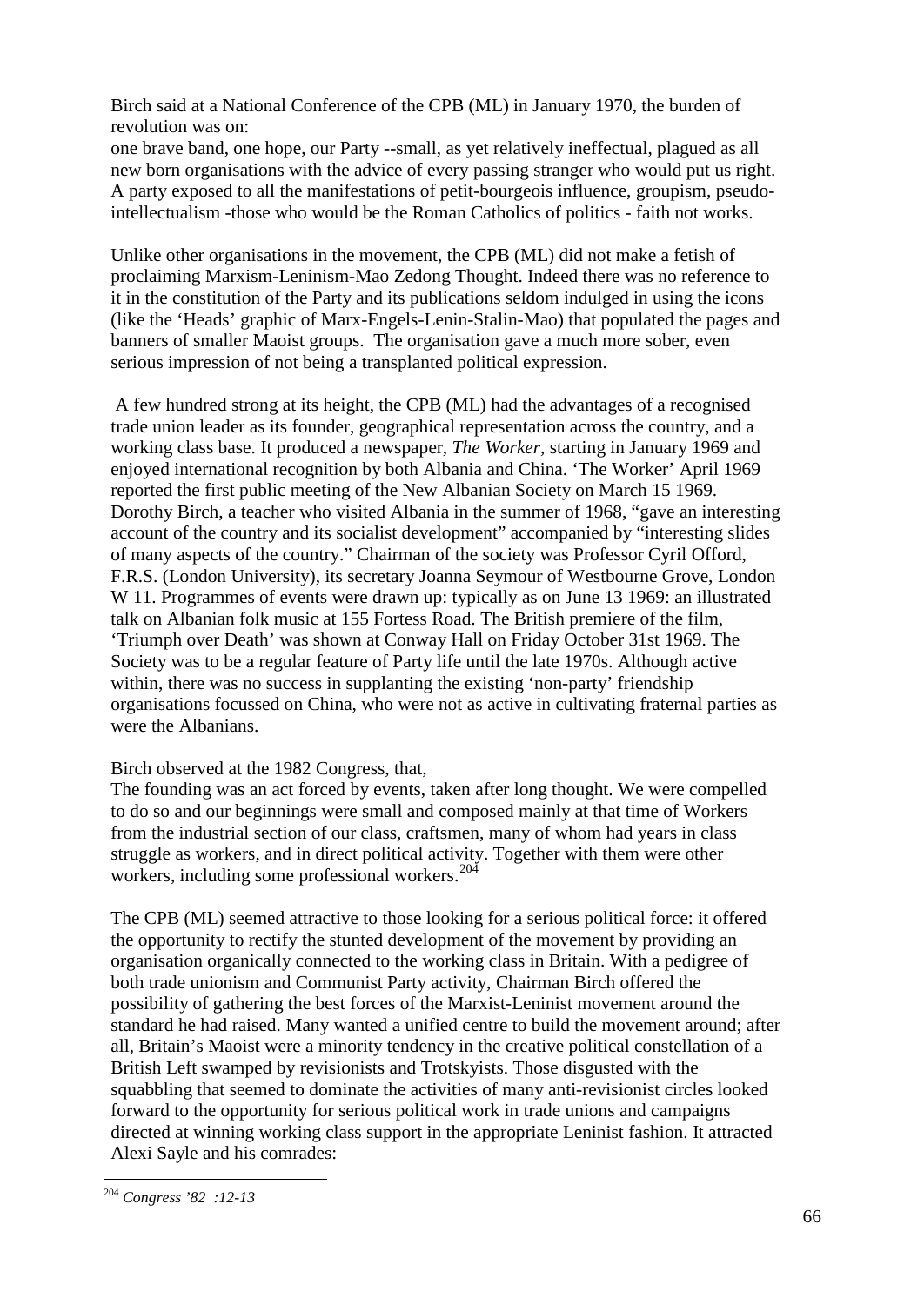Birch said at a National Conference of the CPB (ML) in January 1970, the burden of revolution was on:

one brave band, one hope, our Party --small, as yet relatively ineffectual, plagued as all new born organisations with the advice of every passing stranger who would put us right. A party exposed to all the manifestations of petit-bourgeois influence, groupism, pseudo-intellectualism -those who would be the Roman Catholics of politics - faith not works.

Unlike other organisations in the movement, the CPB (ML) did not make a fetish of proclaiming Marxism-Leninism-Mao Zedong Thought. Indeed there was no reference to it in the constitution of the Party and its publications seldom indulged in using the icons (like the 'Heads' graphic of Marx-Engels-Lenin-Stalin-Mao) that populated the pages and banners of smaller Maoist groups. The organisation gave a much more sober, even serious impression of not being a transplanted political expression.

A few hundred strong at its height, the CPB (ML) had the advantages of a recognised trade union leader as its founder, geographical representation across the country, and a working class base. It produced a newspaper, *The Worker,* starting in January 1969 and enjoyed international recognition by both Albania and China. 'The Worker' April 1969 reported the first public meeting of the New Albanian Society on March 15 1969. Dorothy Birch, a teacher who visited Albania in the summer of 1968, "gave an interesting account of the country and its socialist development" accompanied by "interesting slides of many aspects of the country." Chairman of the society was Professor Cyril Offord, F.R.S. (London University), its secretary Joanna Seymour of Westbourne Grove, London W 11. Programmes of events were drawn up: typically as on June 13 1969: an illustrated talk on Albanian folk music at 155 Fortess Road. The British premiere of the film, 'Triumph over Death' was shown at Conway Hall on Friday October 31st 1969. The Society was to be a regular feature of Party life until the late 1970s. Although active within, there was no success in supplanting the existing 'non-party' friendship organisations focussed on China, who were not as active in cultivating fraternal parties as were the Albanians.

Birch observed at the 1982 Congress, that,

The founding was an act forced by events, taken after long thought. We were compelled to do so and our beginnings were small and composed mainly at that time of Workers from the industrial section of our class, craftsmen, many of whom had years in class struggle as workers, and in direct political activity. Together with them were other workers, including some professional workers.[204]

The CPB (ML) seemed attractive to those looking for a serious political force: it offered the opportunity to rectify the stunted development of the movement by providing an organisation organically connected to the working class in Britain. With a pedigree of both trade unionism and Communist Party activity, Chairman Birch offered the possibility of gathering the best forces of the Marxist-Leninist movement around the standard he had raised. Many wanted a unified centre to build the movement around; after all, Britain's Maoist were a minority tendency in the creative political constellation of a British Left swamped by revisionists and Trotskyists. Those disgusted with the squabbling that seemed to dominate the activities of many anti-revisionist circles looked forward to the opportunity for serious political work in trade unions and campaigns directed at winning working class support in the appropriate Leninist fashion. It attracted Alexi Sayle and his comrades:

---

[204] *Congress '82 :12-13*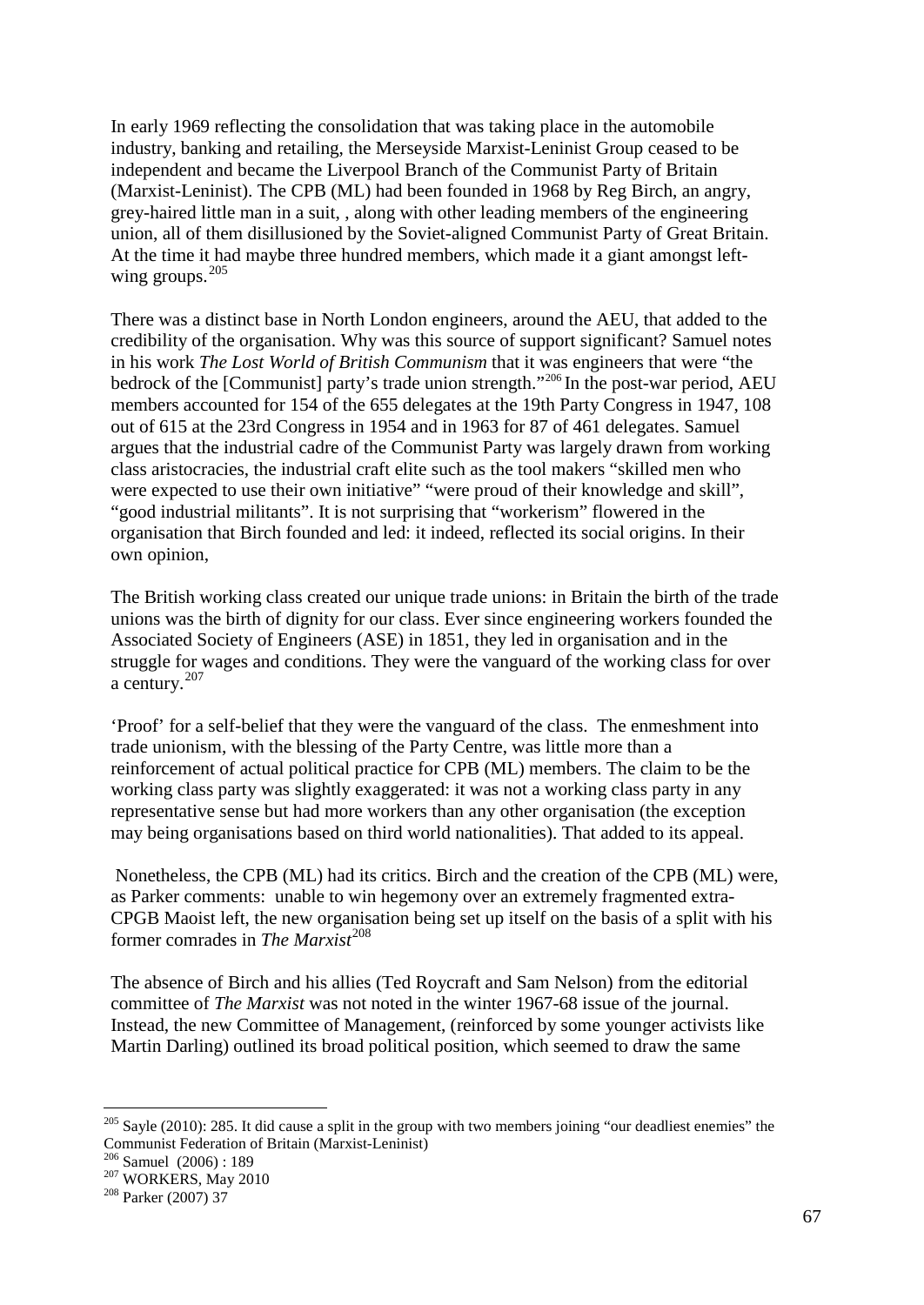In early 1969 reflecting the consolidation that was taking place in the automobile industry, banking and retailing, the Merseyside Marxist-Leninist Group ceased to be independent and became the Liverpool Branch of the Communist Party of Britain (Marxist-Leninist). The CPB (ML) had been founded in 1968 by Reg Birch, an angry, grey-haired little man in a suit, , along with other leading members of the engineering union, all of them disillusioned by the Soviet-aligned Communist Party of Great Britain. At the time it had maybe three hundred members, which made it a giant amongst left-wing groups.[205]

There was a distinct base in North London engineers, around the AEU, that added to the credibility of the organisation. Why was this source of support significant? Samuel notes in his work *The Lost World of British Communism* that it was engineers that were "the bedrock of the [Communist] party's trade union strength."[206] In the post-war period, AEU members accounted for 154 of the 655 delegates at the 19th Party Congress in 1947, 108 out of 615 at the 23rd Congress in 1954 and in 1963 for 87 of 461 delegates. Samuel argues that the industrial cadre of the Communist Party was largely drawn from working class aristocracies, the industrial craft elite such as the tool makers "skilled men who were expected to use their own initiative" "were proud of their knowledge and skill", "good industrial militants". It is not surprising that "workerism" flowered in the organisation that Birch founded and led: it indeed, reflected its social origins. In their own opinion,

The British working class created our unique trade unions: in Britain the birth of the trade unions was the birth of dignity for our class. Ever since engineering workers founded the Associated Society of Engineers (ASE) in 1851, they led in organisation and in the struggle for wages and conditions. They were the vanguard of the working class for over a century.[207]

'Proof' for a self-belief that they were the vanguard of the class. The enmeshment into trade unionism, with the blessing of the Party Centre, was little more than a reinforcement of actual political practice for CPB (ML) members. The claim to be the working class party was slightly exaggerated: it was not a working class party in any representative sense but had more workers than any other organisation (the exception may being organisations based on third world nationalities). That added to its appeal.

Nonetheless, the CPB (ML) had its critics. Birch and the creation of the CPB (ML) were, as Parker comments: unable to win hegemony over an extremely fragmented extra-CPGB Maoist left, the new organisation being set up itself on the basis of a split with his former comrades in *The Marxist*[208]

The absence of Birch and his allies (Ted Roycraft and Sam Nelson) from the editorial committee of *The Marxist* was not noted in the winter 1967-68 issue of the journal. Instead, the new Committee of Management, (reinforced by some younger activists like Martin Darling) outlined its broad political position, which seemed to draw the same

---

[205] Sayle (2010): 285. It did cause a split in the group with two members joining "our deadliest enemies" the Communist Federation of Britain (Marxist-Leninist)

[206] Samuel (2006) : 189

[207] WORKERS, May 2010

[208] Parker (2007) 37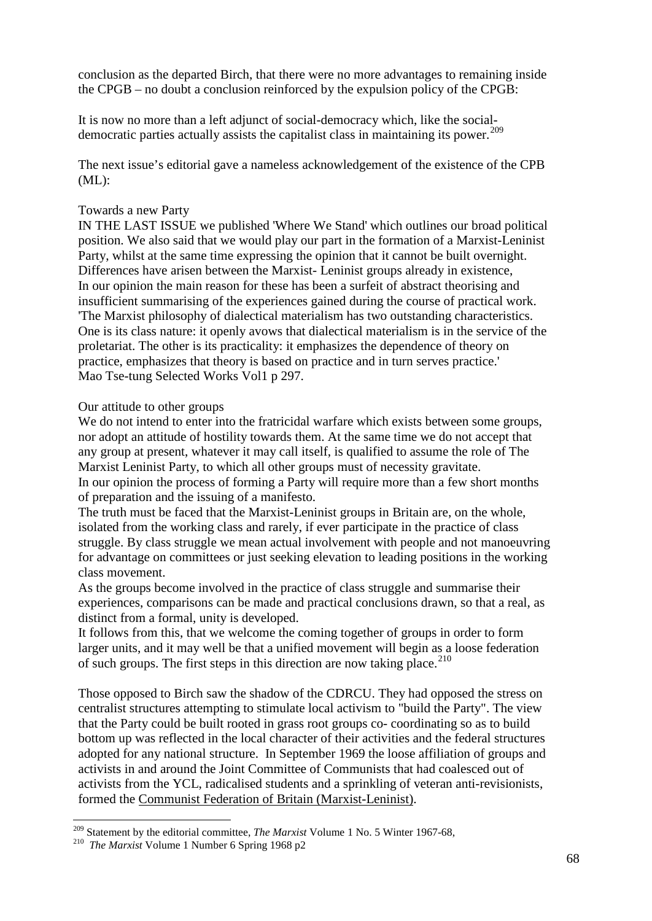conclusion as the departed Birch, that there were no more advantages to remaining inside the CPGB – no doubt a conclusion reinforced by the expulsion policy of the CPGB:

It is now no more than a left adjunct of social-democracy which, like the social-democratic parties actually assists the capitalist class in maintaining its power.[209]

The next issue's editorial gave a nameless acknowledgement of the existence of the CPB (ML):

Towards a new Party
IN THE LAST ISSUE we published 'Where We Stand' which outlines our broad political position. We also said that we would play our part in the formation of a Marxist-Leninist Party, whilst at the same time expressing the opinion that it cannot be built overnight. Differences have arisen between the Marxist- Leninist groups already in existence, In our opinion the main reason for these has been a surfeit of abstract theorising and insufficient summarising of the experiences gained during the course of practical work. 'The Marxist philosophy of dialectical materialism has two outstanding characteristics. One is its class nature: it openly avows that dialectical materialism is in the service of the proletariat. The other is its practicality: it emphasizes the dependence of theory on practice, emphasizes that theory is based on practice and in turn serves practice.' Mao Tse-tung Selected Works Vol1 p 297.

Our attitude to other groups
We do not intend to enter into the fratricidal warfare which exists between some groups, nor adopt an attitude of hostility towards them. At the same time we do not accept that any group at present, whatever it may call itself, is qualified to assume the role of The Marxist Leninist Party, to which all other groups must of necessity gravitate.
In our opinion the process of forming a Party will require more than a few short months of preparation and the issuing of a manifesto.
The truth must be faced that the Marxist-Leninist groups in Britain are, on the whole, isolated from the working class and rarely, if ever participate in the practice of class struggle. By class struggle we mean actual involvement with people and not manoeuvring for advantage on committees or just seeking elevation to leading positions in the working class movement.
As the groups become involved in the practice of class struggle and summarise their experiences, comparisons can be made and practical conclusions drawn, so that a real, as distinct from a formal, unity is developed.
It follows from this, that we welcome the coming together of groups in order to form larger units, and it may well be that a unified movement will begin as a loose federation of such groups. The first steps in this direction are now taking place.[210]

Those opposed to Birch saw the shadow of the CDRCU. They had opposed the stress on centralist structures attempting to stimulate local activism to "build the Party". The view that the Party could be built rooted in grass root groups co- coordinating so as to build bottom up was reflected in the local character of their activities and the federal structures adopted for any national structure. In September 1969 the loose affiliation of groups and activists in and around the Joint Committee of Communists that had coalesced out of activists from the YCL, radicalised students and a sprinkling of veteran anti-revisionists, formed the Communist Federation of Britain (Marxist-Leninist).

---

[209] Statement by the editorial committee, *The Marxist* Volume 1 No. 5 Winter 1967-68,

[210] *The Marxist* Volume 1 Number 6 Spring 1968 p2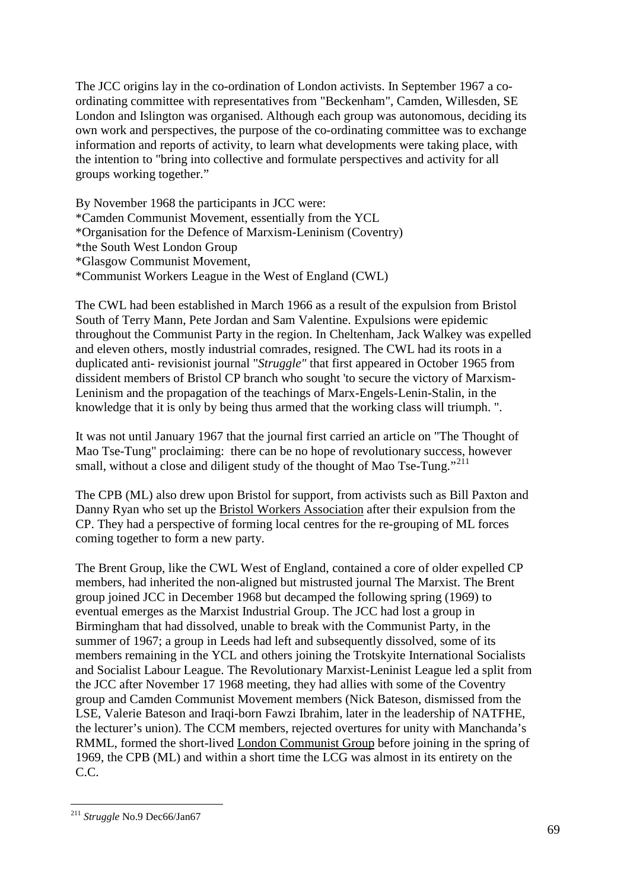The JCC origins lay in the co-ordination of London activists. In September 1967 a co-ordinating committee with representatives from "Beckenham", Camden, Willesden, SE London and Islington was organised. Although each group was autonomous, deciding its own work and perspectives, the purpose of the co-ordinating committee was to exchange information and reports of activity, to learn what developments were taking place, with the intention to "bring into collective and formulate perspectives and activity for all groups working together."

By November 1968 the participants in JCC were:
*Camden Communist Movement, essentially from the YCL
*Organisation for the Defence of Marxism-Leninism (Coventry)
*the South West London Group
*Glasgow Communist Movement,
*Communist Workers League in the West of England (CWL)

The CWL had been established in March 1966 as a result of the expulsion from Bristol South of Terry Mann, Pete Jordan and Sam Valentine. Expulsions were epidemic throughout the Communist Party in the region. In Cheltenham, Jack Walkey was expelled and eleven others, mostly industrial comrades, resigned. The CWL had its roots in a duplicated anti- revisionist journal "*Struggle"* that first appeared in October 1965 from dissident members of Bristol CP branch who sought 'to secure the victory of Marxism-Leninism and the propagation of the teachings of Marx-Engels-Lenin-Stalin, in the knowledge that it is only by being thus armed that the working class will triumph. ".

It was not until January 1967 that the journal first carried an article on "The Thought of Mao Tse-Tung" proclaiming: there can be no hope of revolutionary success, however small, without a close and diligent study of the thought of Mao Tse-Tung."[211]

The CPB (ML) also drew upon Bristol for support, from activists such as Bill Paxton and Danny Ryan who set up the Bristol Workers Association after their expulsion from the CP. They had a perspective of forming local centres for the re-grouping of ML forces coming together to form a new party.

The Brent Group, like the CWL West of England, contained a core of older expelled CP members, had inherited the non-aligned but mistrusted journal The Marxist. The Brent group joined JCC in December 1968 but decamped the following spring (1969) to eventual emerges as the Marxist Industrial Group. The JCC had lost a group in Birmingham that had dissolved, unable to break with the Communist Party, in the summer of 1967; a group in Leeds had left and subsequently dissolved, some of its members remaining in the YCL and others joining the Trotskyite International Socialists and Socialist Labour League. The Revolutionary Marxist-Leninist League led a split from the JCC after November 17 1968 meeting, they had allies with some of the Coventry group and Camden Communist Movement members (Nick Bateson, dismissed from the LSE, Valerie Bateson and Iraqi-born Fawzi Ibrahim, later in the leadership of NATFHE, the lecturer's union). The CCM members, rejected overtures for unity with Manchanda's RMML, formed the short-lived London Communist Group before joining in the spring of 1969, the CPB (ML) and within a short time the LCG was almost in its entirety on the C.C.

---

[211] *Struggle* No.9 Dec66/Jan67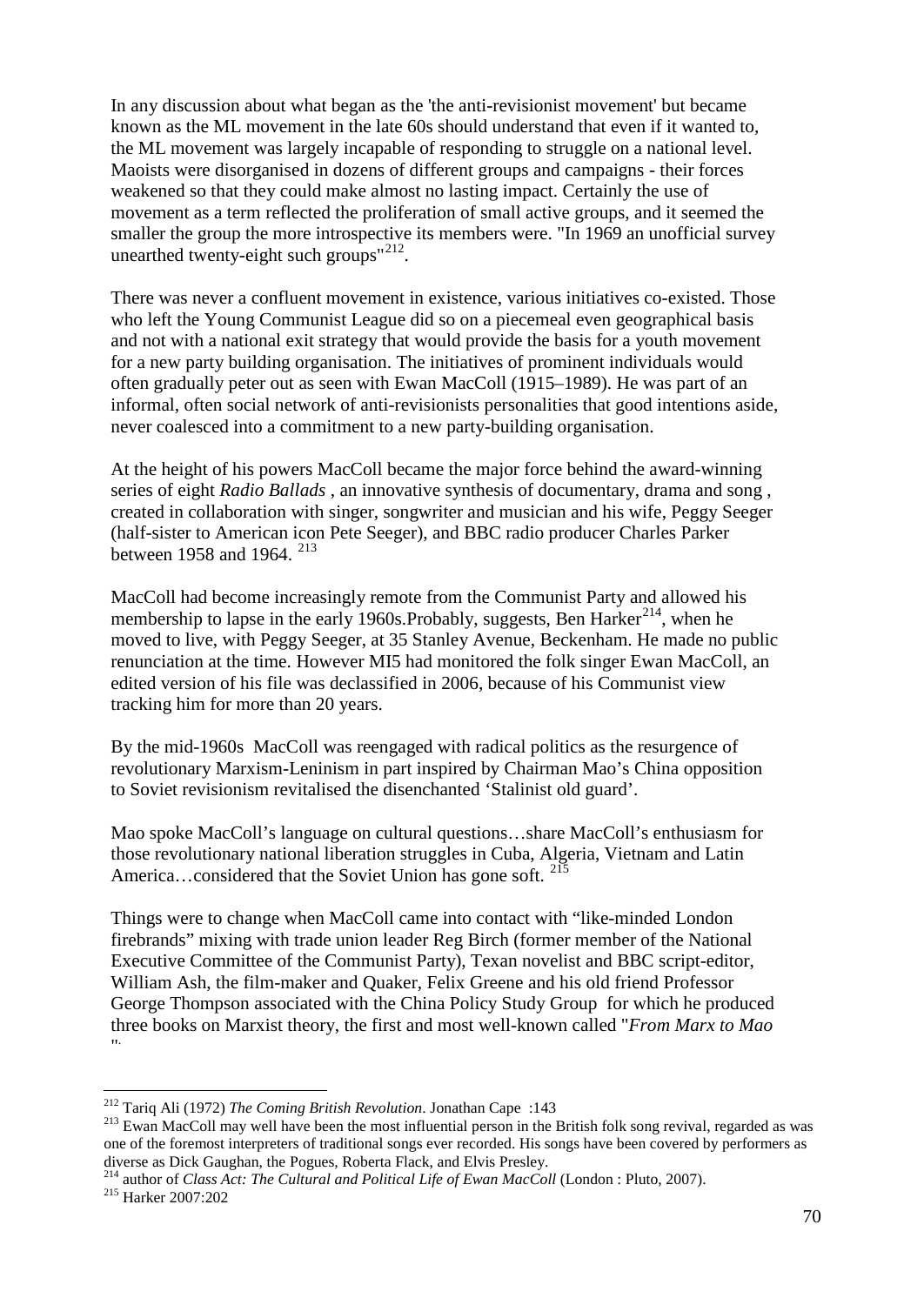In any discussion about what began as the 'the anti-revisionist movement' but became known as the ML movement in the late 60s should understand that even if it wanted to, the ML movement was largely incapable of responding to struggle on a national level. Maoists were disorganised in dozens of different groups and campaigns - their forces weakened so that they could make almost no lasting impact. Certainly the use of movement as a term reflected the proliferation of small active groups, and it seemed the smaller the group the more introspective its members were. "In 1969 an unofficial survey unearthed twenty-eight such groups"[212].

There was never a confluent movement in existence, various initiatives co-existed. Those who left the Young Communist League did so on a piecemeal even geographical basis and not with a national exit strategy that would provide the basis for a youth movement for a new party building organisation. The initiatives of prominent individuals would often gradually peter out as seen with Ewan MacColl (1915–1989). He was part of an informal, often social network of anti-revisionists personalities that good intentions aside, never coalesced into a commitment to a new party-building organisation.

At the height of his powers MacColl became the major force behind the award-winning series of eight *Radio Ballads* , an innovative synthesis of documentary, drama and song , created in collaboration with singer, songwriter and musician and his wife, Peggy Seeger (half-sister to American icon Pete Seeger), and BBC radio producer Charles Parker between 1958 and 1964. [213]

MacColl had become increasingly remote from the Communist Party and allowed his membership to lapse in the early 1960s.Probably, suggests, Ben Harker[214], when he moved to live, with Peggy Seeger, at 35 Stanley Avenue, Beckenham. He made no public renunciation at the time. However MI5 had monitored the folk singer Ewan MacColl, an edited version of his file was declassified in 2006, because of his Communist view tracking him for more than 20 years.

By the mid-1960s MacColl was reengaged with radical politics as the resurgence of revolutionary Marxism-Leninism in part inspired by Chairman Mao's China opposition to Soviet revisionism revitalised the disenchanted 'Stalinist old guard'.

Mao spoke MacColl's language on cultural questions…share MacColl's enthusiasm for those revolutionary national liberation struggles in Cuba, Algeria, Vietnam and Latin America…considered that the Soviet Union has gone soft. [215]

Things were to change when MacColl came into contact with "like-minded London firebrands" mixing with trade union leader Reg Birch (former member of the National Executive Committee of the Communist Party), Texan novelist and BBC script-editor, William Ash, the film-maker and Quaker, Felix Greene and his old friend Professor George Thompson associated with the China Policy Study Group for which he produced three books on Marxist theory, the first and most well-known called "*From Marx to Mao*".

---

[212] Tariq Ali (1972) *The Coming British Revolution*. Jonathan Cape :143

[213] Ewan MacColl may well have been the most influential person in the British folk song revival, regarded as was one of the foremost interpreters of traditional songs ever recorded. His songs have been covered by performers as diverse as Dick Gaughan, the Pogues, Roberta Flack, and Elvis Presley.

[214] author of *Class Act: The Cultural and Political Life of Ewan MacColl* (London : Pluto, 2007).

[215] Harker 2007:202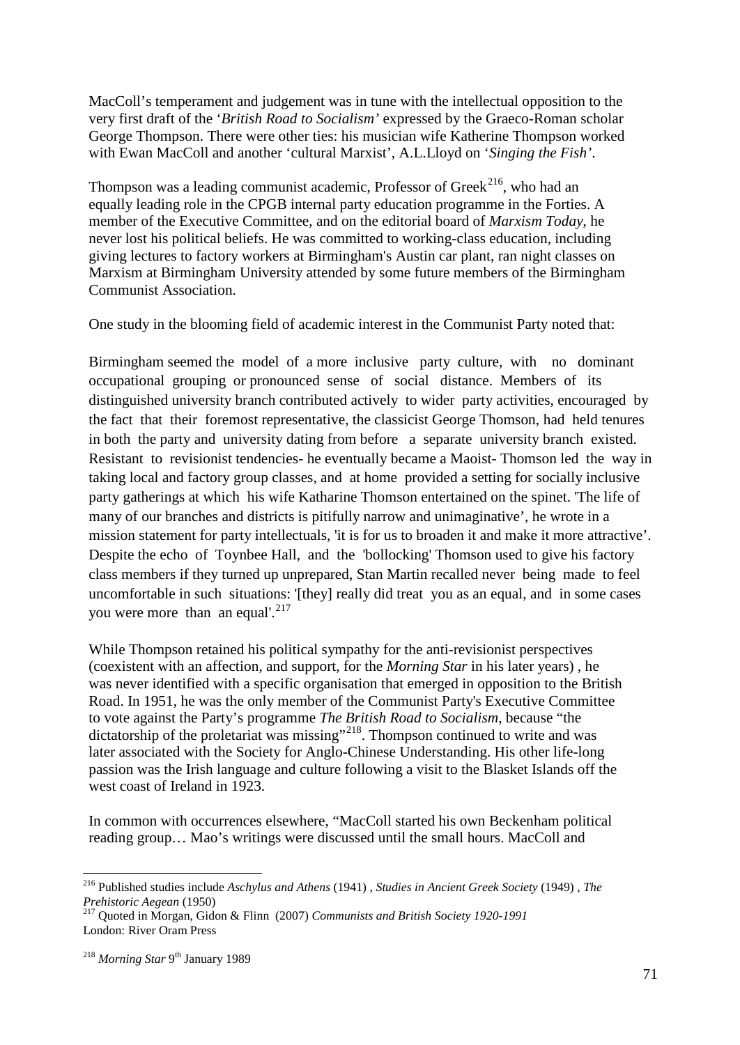MacColl's temperament and judgement was in tune with the intellectual opposition to the very first draft of the '*British Road to Socialism'* expressed by the Graeco-Roman scholar George Thompson. There were other ties: his musician wife Katherine Thompson worked with Ewan MacColl and another 'cultural Marxist', A.L.Lloyd on '*Singing the Fish'*.

Thompson was a leading communist academic, Professor of Greek[216], who had an equally leading role in the CPGB internal party education programme in the Forties. A member of the Executive Committee, and on the editorial board of *Marxism Today*, he never lost his political beliefs. He was committed to working-class education, including giving lectures to factory workers at Birmingham's Austin car plant, ran night classes on Marxism at Birmingham University attended by some future members of the Birmingham Communist Association.

One study in the blooming field of academic interest in the Communist Party noted that:

Birmingham seemed the model of a more inclusive party culture, with no dominant occupational grouping or pronounced sense of social distance. Members of its distinguished university branch contributed actively to wider party activities, encouraged by the fact that their foremost representative, the classicist George Thomson, had held tenures in both the party and university dating from before a separate university branch existed. Resistant to revisionist tendencies- he eventually became a Maoist- Thomson led the way in taking local and factory group classes, and at home provided a setting for socially inclusive party gatherings at which his wife Katharine Thomson entertained on the spinet. 'The life of many of our branches and districts is pitifully narrow and unimaginative', he wrote in a mission statement for party intellectuals, 'it is for us to broaden it and make it more attractive'. Despite the echo of Toynbee Hall, and the 'bollocking' Thomson used to give his factory class members if they turned up unprepared, Stan Martin recalled never being made to feel uncomfortable in such situations: '[they] really did treat you as an equal, and in some cases you were more than an equal'.[217]

While Thompson retained his political sympathy for the anti-revisionist perspectives (coexistent with an affection, and support, for the *Morning Star* in his later years) , he was never identified with a specific organisation that emerged in opposition to the British Road. In 1951, he was the only member of the Communist Party's Executive Committee to vote against the Party's programme *The British Road to Socialism*, because "the dictatorship of the proletariat was missing"[218]. Thompson continued to write and was later associated with the Society for Anglo-Chinese Understanding. His other life-long passion was the Irish language and culture following a visit to the Blasket Islands off the west coast of Ireland in 1923.

In common with occurrences elsewhere, "MacColl started his own Beckenham political reading group… Mao's writings were discussed until the small hours. MacColl and

---

[216] Published studies include *Aschylus and Athens* (1941) , *Studies in Ancient Greek Society* (1949) , *The Prehistoric Aegean* (1950)

[217] Quoted in Morgan, Gidon & Flinn (2007) *Communists and British Society 1920-1991* London: River Oram Press

[218] *Morning Star* 9th January 1989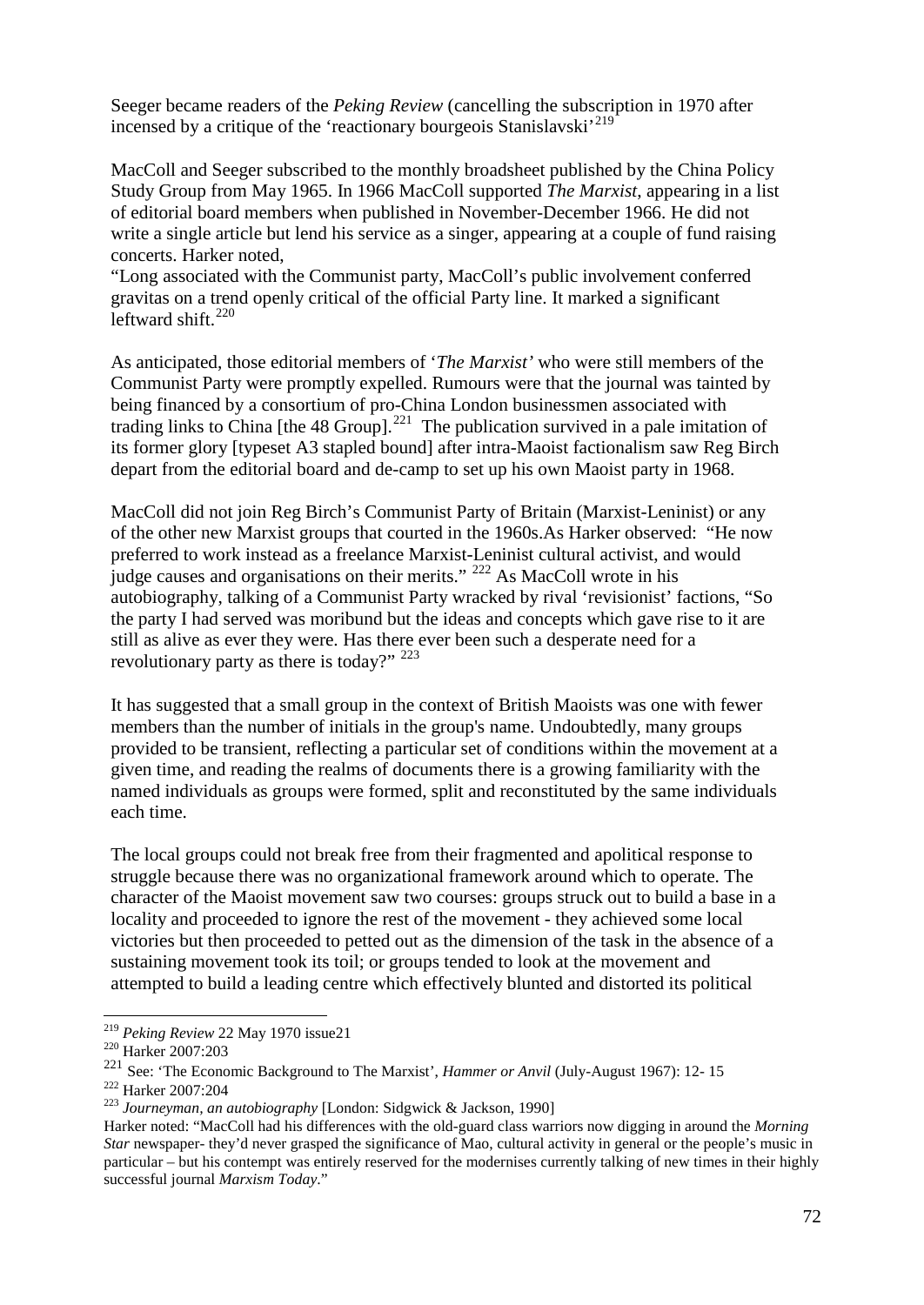Seeger became readers of the *Peking Review* (cancelling the subscription in 1970 after incensed by a critique of the 'reactionary bourgeois Stanislavski'[219]

MacColl and Seeger subscribed to the monthly broadsheet published by the China Policy Study Group from May 1965. In 1966 MacColl supported *The Marxist*, appearing in a list of editorial board members when published in November-December 1966. He did not write a single article but lend his service as a singer, appearing at a couple of fund raising concerts. Harker noted,
"Long associated with the Communist party, MacColl's public involvement conferred gravitas on a trend openly critical of the official Party line. It marked a significant leftward shift.[220]

As anticipated, those editorial members of '*The Marxist'* who were still members of the Communist Party were promptly expelled. Rumours were that the journal was tainted by being financed by a consortium of pro-China London businessmen associated with trading links to China [the 48 Group].[221] The publication survived in a pale imitation of its former glory [typeset A3 stapled bound] after intra-Maoist factionalism saw Reg Birch depart from the editorial board and de-camp to set up his own Maoist party in 1968.

MacColl did not join Reg Birch's Communist Party of Britain (Marxist-Leninist) or any of the other new Marxist groups that courted in the 1960s.As Harker observed: "He now preferred to work instead as a freelance Marxist-Leninist cultural activist, and would judge causes and organisations on their merits." [222] As MacColl wrote in his autobiography, talking of a Communist Party wracked by rival 'revisionist' factions, "So the party I had served was moribund but the ideas and concepts which gave rise to it are still as alive as ever they were. Has there ever been such a desperate need for a revolutionary party as there is today?" [223]

It has suggested that a small group in the context of British Maoists was one with fewer members than the number of initials in the group's name. Undoubtedly, many groups provided to be transient, reflecting a particular set of conditions within the movement at a given time, and reading the realms of documents there is a growing familiarity with the named individuals as groups were formed, split and reconstituted by the same individuals each time.

The local groups could not break free from their fragmented and apolitical response to struggle because there was no organizational framework around which to operate. The character of the Maoist movement saw two courses: groups struck out to build a base in a locality and proceeded to ignore the rest of the movement - they achieved some local victories but then proceeded to petted out as the dimension of the task in the absence of a sustaining movement took its toil; or groups tended to look at the movement and attempted to build a leading centre which effectively blunted and distorted its political

---

[219] *Peking Review* 22 May 1970 issue21

[220] Harker 2007:203

[221] See: 'The Economic Background to The Marxist', *Hammer or Anvil* (July-August 1967): 12- 15

[222] Harker 2007:204

[223] *Journeyman, an autobiography* [London: Sidgwick & Jackson, 1990]

Harker noted: "MacColl had his differences with the old-guard class warriors now digging in around the *Morning Star* newspaper- they'd never grasped the significance of Mao, cultural activity in general or the people's music in particular – but his contempt was entirely reserved for the modernises currently talking of new times in their highly successful journal *Marxism Today*."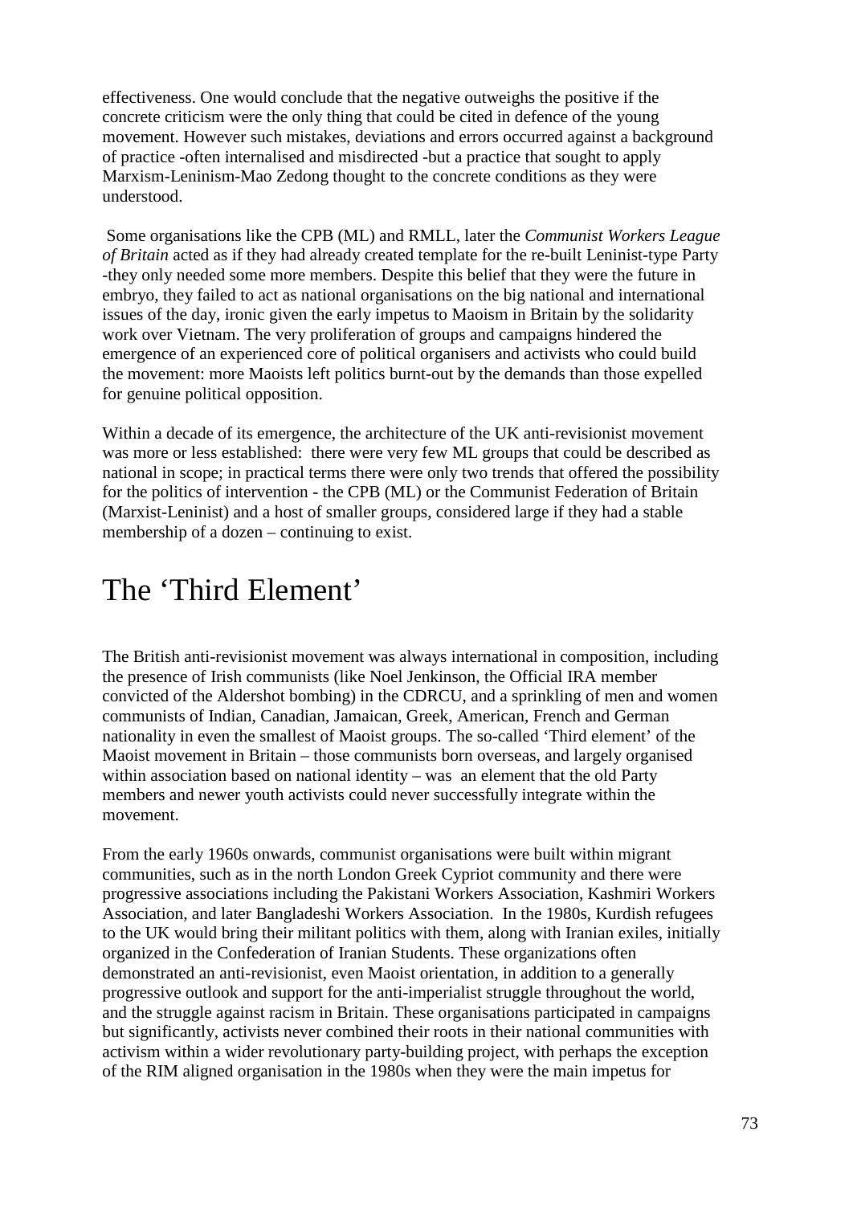effectiveness. One would conclude that the negative outweighs the positive if the concrete criticism were the only thing that could be cited in defence of the young movement. However such mistakes, deviations and errors occurred against a background of practice -often internalised and misdirected -but a practice that sought to apply Marxism-Leninism-Mao Zedong thought to the concrete conditions as they were understood.

Some organisations like the CPB (ML) and RMLL, later the *Communist Workers League of Britain* acted as if they had already created template for the re-built Leninist-type Party -they only needed some more members. Despite this belief that they were the future in embryo, they failed to act as national organisations on the big national and international issues of the day, ironic given the early impetus to Maoism in Britain by the solidarity work over Vietnam. The very proliferation of groups and campaigns hindered the emergence of an experienced core of political organisers and activists who could build the movement: more Maoists left politics burnt-out by the demands than those expelled for genuine political opposition.

Within a decade of its emergence, the architecture of the UK anti-revisionist movement was more or less established: there were very few ML groups that could be described as national in scope; in practical terms there were only two trends that offered the possibility for the politics of intervention - the CPB (ML) or the Communist Federation of Britain (Marxist-Leninist) and a host of smaller groups, considered large if they had a stable membership of a dozen – continuing to exist.

# The 'Third Element'

The British anti-revisionist movement was always international in composition, including the presence of Irish communists (like Noel Jenkinson, the Official IRA member convicted of the Aldershot bombing) in the CDRCU, and a sprinkling of men and women communists of Indian, Canadian, Jamaican, Greek, American, French and German nationality in even the smallest of Maoist groups. The so-called 'Third element' of the Maoist movement in Britain – those communists born overseas, and largely organised within association based on national identity – was an element that the old Party members and newer youth activists could never successfully integrate within the movement.

From the early 1960s onwards, communist organisations were built within migrant communities, such as in the north London Greek Cypriot community and there were progressive associations including the Pakistani Workers Association, Kashmiri Workers Association, and later Bangladeshi Workers Association. In the 1980s, Kurdish refugees to the UK would bring their militant politics with them, along with Iranian exiles, initially organized in the Confederation of Iranian Students. These organizations often demonstrated an anti-revisionist, even Maoist orientation, in addition to a generally progressive outlook and support for the anti-imperialist struggle throughout the world, and the struggle against racism in Britain. These organisations participated in campaigns but significantly, activists never combined their roots in their national communities with activism within a wider revolutionary party-building project, with perhaps the exception of the RIM aligned organisation in the 1980s when they were the main impetus for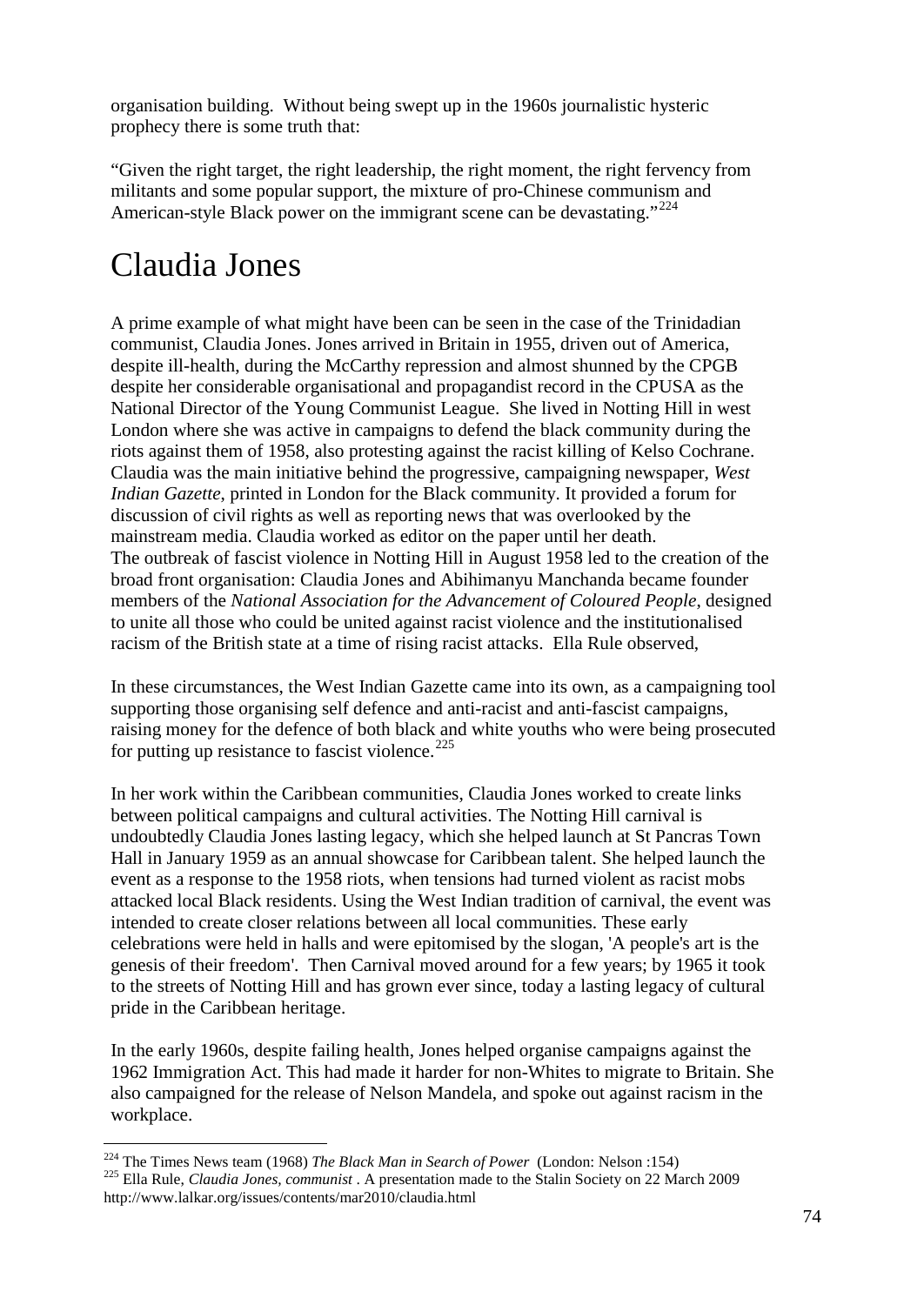organisation building. Without being swept up in the 1960s journalistic hysteric prophecy there is some truth that:

"Given the right target, the right leadership, the right moment, the right fervency from militants and some popular support, the mixture of pro-Chinese communism and American-style Black power on the immigrant scene can be devastating."[224]

# Claudia Jones

A prime example of what might have been can be seen in the case of the Trinidadian communist, Claudia Jones. Jones arrived in Britain in 1955, driven out of America, despite ill-health, during the McCarthy repression and almost shunned by the CPGB despite her considerable organisational and propagandist record in the CPUSA as the National Director of the Young Communist League. She lived in Notting Hill in west London where she was active in campaigns to defend the black community during the riots against them of 1958, also protesting against the racist killing of Kelso Cochrane. Claudia was the main initiative behind the progressive, campaigning newspaper, *West Indian Gazette*, printed in London for the Black community. It provided a forum for discussion of civil rights as well as reporting news that was overlooked by the mainstream media. Claudia worked as editor on the paper until her death.
The outbreak of fascist violence in Notting Hill in August 1958 led to the creation of the broad front organisation: Claudia Jones and Abihimanyu Manchanda became founder members of the *National Association for the Advancement of Coloured People*, designed to unite all those who could be united against racist violence and the institutionalised racism of the British state at a time of rising racist attacks. Ella Rule observed,

In these circumstances, the West Indian Gazette came into its own, as a campaigning tool supporting those organising self defence and anti-racist and anti-fascist campaigns, raising money for the defence of both black and white youths who were being prosecuted for putting up resistance to fascist violence.[225]

In her work within the Caribbean communities, Claudia Jones worked to create links between political campaigns and cultural activities. The Notting Hill carnival is undoubtedly Claudia Jones lasting legacy, which she helped launch at St Pancras Town Hall in January 1959 as an annual showcase for Caribbean talent. She helped launch the event as a response to the 1958 riots, when tensions had turned violent as racist mobs attacked local Black residents. Using the West Indian tradition of carnival, the event was intended to create closer relations between all local communities. These early celebrations were held in halls and were epitomised by the slogan, 'A people's art is the genesis of their freedom'. Then Carnival moved around for a few years; by 1965 it took to the streets of Notting Hill and has grown ever since, today a lasting legacy of cultural pride in the Caribbean heritage.

In the early 1960s, despite failing health, Jones helped organise campaigns against the 1962 Immigration Act. This had made it harder for non-Whites to migrate to Britain. She also campaigned for the release of Nelson Mandela, and spoke out against racism in the workplace.

---

[224] The Times News team (1968) *The Black Man in Search of Power* (London: Nelson :154)

[225] Ella Rule, *Claudia Jones, communist* . A presentation made to the Stalin Society on 22 March 2009 http://www.lalkar.org/issues/contents/mar2010/claudia.html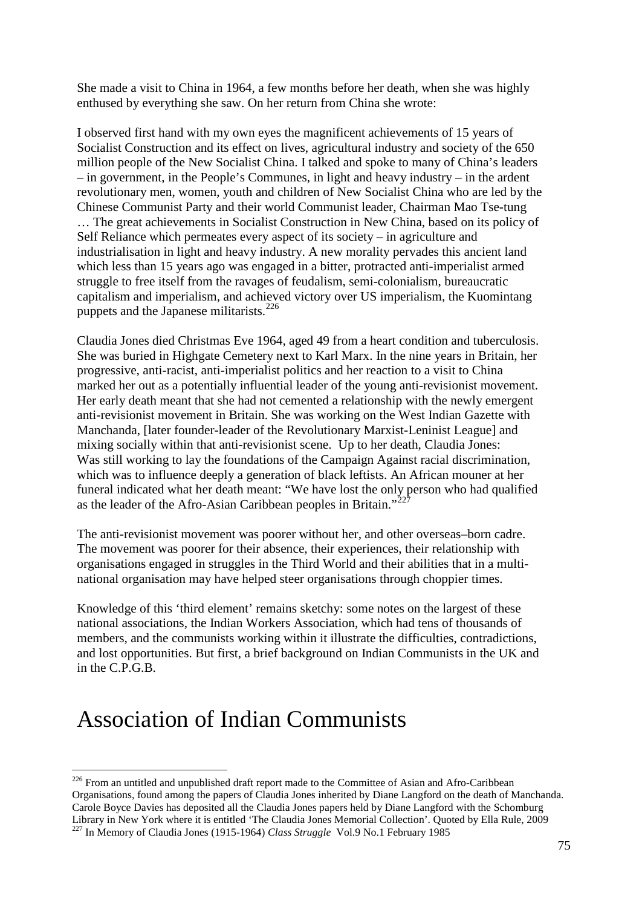She made a visit to China in 1964, a few months before her death, when she was highly enthused by everything she saw. On her return from China she wrote:

I observed first hand with my own eyes the magnificent achievements of 15 years of Socialist Construction and its effect on lives, agricultural industry and society of the 650 million people of the New Socialist China. I talked and spoke to many of China's leaders – in government, in the People's Communes, in light and heavy industry – in the ardent revolutionary men, women, youth and children of New Socialist China who are led by the Chinese Communist Party and their world Communist leader, Chairman Mao Tse-tung … The great achievements in Socialist Construction in New China, based on its policy of Self Reliance which permeates every aspect of its society – in agriculture and industrialisation in light and heavy industry. A new morality pervades this ancient land which less than 15 years ago was engaged in a bitter, protracted anti-imperialist armed struggle to free itself from the ravages of feudalism, semi-colonialism, bureaucratic capitalism and imperialism, and achieved victory over US imperialism, the Kuomintang puppets and the Japanese militarists.[226]

Claudia Jones died Christmas Eve 1964, aged 49 from a heart condition and tuberculosis. She was buried in Highgate Cemetery next to Karl Marx. In the nine years in Britain, her progressive, anti-racist, anti-imperialist politics and her reaction to a visit to China marked her out as a potentially influential leader of the young anti-revisionist movement. Her early death meant that she had not cemented a relationship with the newly emergent anti-revisionist movement in Britain. She was working on the West Indian Gazette with Manchanda, [later founder-leader of the Revolutionary Marxist-Leninist League] and mixing socially within that anti-revisionist scene. Up to her death, Claudia Jones:
Was still working to lay the foundations of the Campaign Against racial discrimination, which was to influence deeply a generation of black leftists. An African mouner at her funeral indicated what her death meant: "We have lost the only person who had qualified as the leader of the Afro-Asian Caribbean peoples in Britain."[227]

The anti-revisionist movement was poorer without her, and other overseas–born cadre. The movement was poorer for their absence, their experiences, their relationship with organisations engaged in struggles in the Third World and their abilities that in a multi-national organisation may have helped steer organisations through choppier times.

Knowledge of this 'third element' remains sketchy: some notes on the largest of these national associations, the Indian Workers Association, which had tens of thousands of members, and the communists working within it illustrate the difficulties, contradictions, and lost opportunities. But first, a brief background on Indian Communists in the UK and in the C.P.G.B.

# Association of Indian Communists

[226] From an untitled and unpublished draft report made to the Committee of Asian and Afro-Caribbean Organisations, found among the papers of Claudia Jones inherited by Diane Langford on the death of Manchanda. Carole Boyce Davies has deposited all the Claudia Jones papers held by Diane Langford with the Schomburg Library in New York where it is entitled 'The Claudia Jones Memorial Collection'. Quoted by Ella Rule, 2009

[227] In Memory of Claudia Jones (1915-1964) *Class Struggle* Vol.9 No.1 February 1985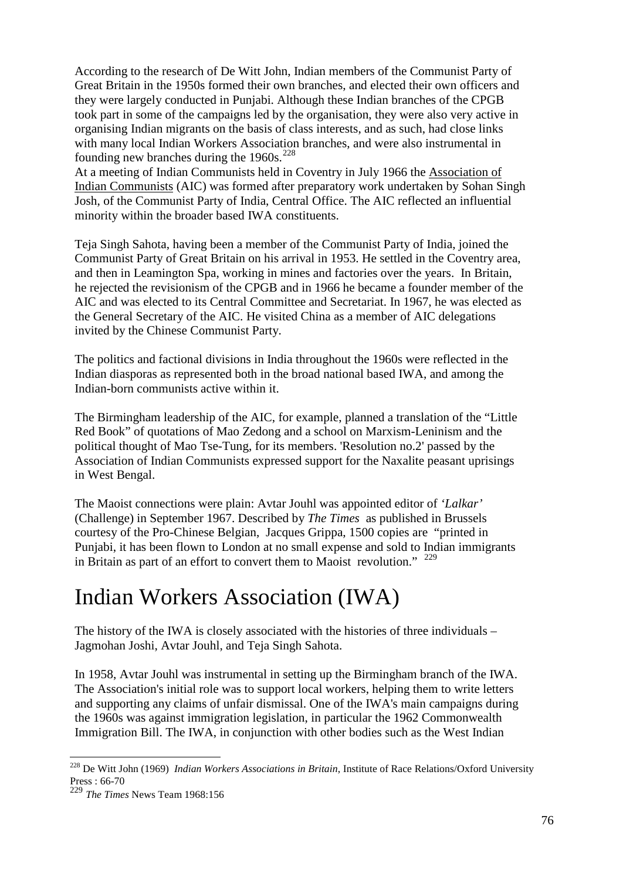According to the research of De Witt John, Indian members of the Communist Party of Great Britain in the 1950s formed their own branches, and elected their own officers and they were largely conducted in Punjabi. Although these Indian branches of the CPGB took part in some of the campaigns led by the organisation, they were also very active in organising Indian migrants on the basis of class interests, and as such, had close links with many local Indian Workers Association branches, and were also instrumental in founding new branches during the 1960s.[228]

At a meeting of Indian Communists held in Coventry in July 1966 the Association of Indian Communists (AIC) was formed after preparatory work undertaken by Sohan Singh Josh, of the Communist Party of India, Central Office. The AIC reflected an influential minority within the broader based IWA constituents.

Teja Singh Sahota, having been a member of the Communist Party of India, joined the Communist Party of Great Britain on his arrival in 1953. He settled in the Coventry area, and then in Leamington Spa, working in mines and factories over the years. In Britain, he rejected the revisionism of the CPGB and in 1966 he became a founder member of the AIC and was elected to its Central Committee and Secretariat. In 1967, he was elected as the General Secretary of the AIC. He visited China as a member of AIC delegations invited by the Chinese Communist Party.

The politics and factional divisions in India throughout the 1960s were reflected in the Indian diasporas as represented both in the broad national based IWA, and among the Indian-born communists active within it.

The Birmingham leadership of the AIC, for example, planned a translation of the "Little Red Book" of quotations of Mao Zedong and a school on Marxism-Leninism and the political thought of Mao Tse-Tung, for its members. 'Resolution no.2' passed by the Association of Indian Communists expressed support for the Naxalite peasant uprisings in West Bengal.

The Maoist connections were plain: Avtar Jouhl was appointed editor of *'Lalkar'* (Challenge) in September 1967. Described by *The Times* as published in Brussels courtesy of the Pro-Chinese Belgian, Jacques Grippa, 1500 copies are "printed in Punjabi, it has been flown to London at no small expense and sold to Indian immigrants in Britain as part of an effort to convert them to Maoist revolution." [229]

# Indian Workers Association (IWA)

The history of the IWA is closely associated with the histories of three individuals – Jagmohan Joshi, Avtar Jouhl, and Teja Singh Sahota.

In 1958, Avtar Jouhl was instrumental in setting up the Birmingham branch of the IWA. The Association's initial role was to support local workers, helping them to write letters and supporting any claims of unfair dismissal. One of the IWA's main campaigns during the 1960s was against immigration legislation, in particular the 1962 Commonwealth Immigration Bill. The IWA, in conjunction with other bodies such as the West Indian

---

[228] De Witt John (1969) *Indian Workers Associations in Britain*, Institute of Race Relations/Oxford University Press : 66-70

[229] *The Times* News Team 1968:156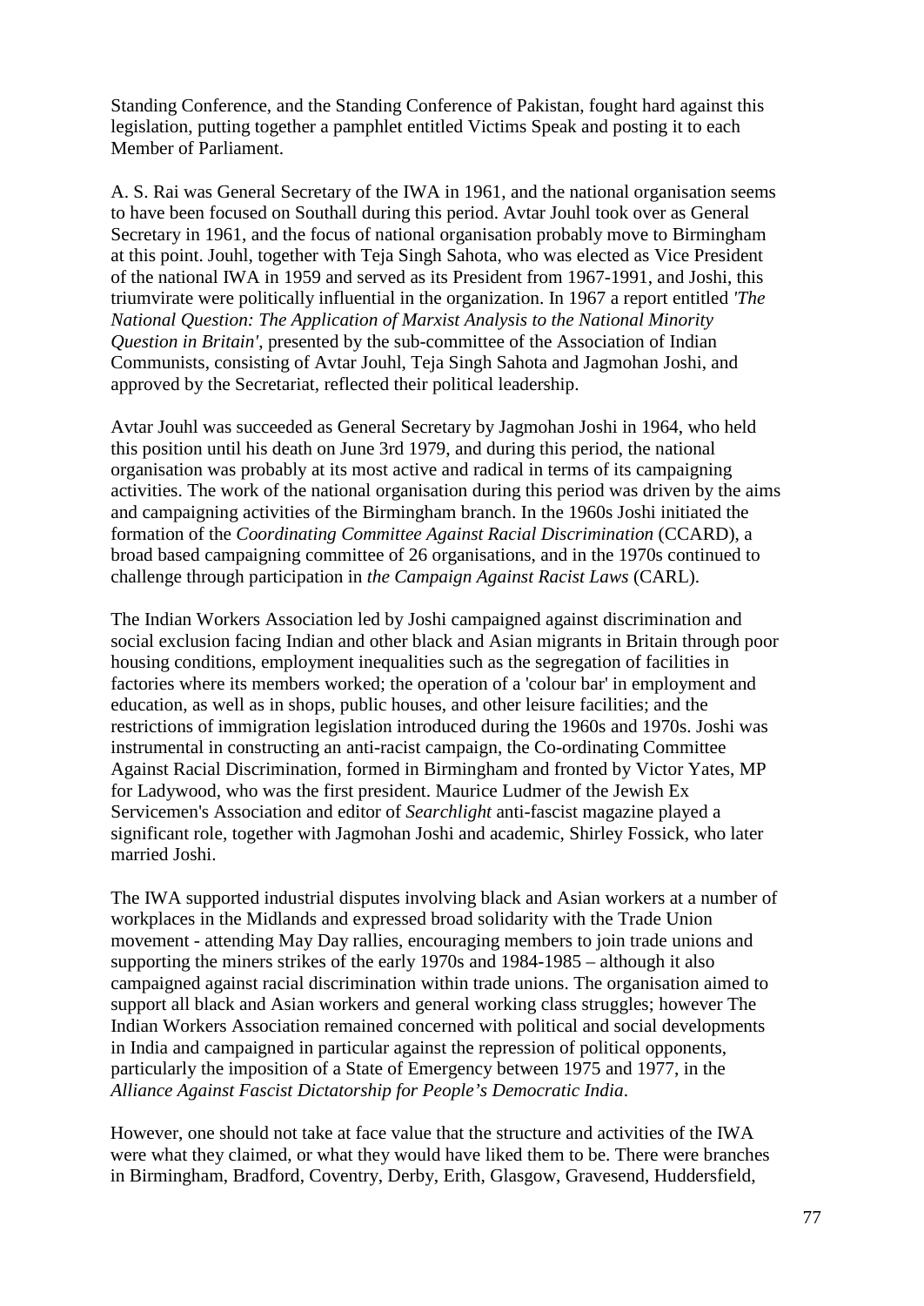Standing Conference, and the Standing Conference of Pakistan, fought hard against this legislation, putting together a pamphlet entitled Victims Speak and posting it to each Member of Parliament.

A. S. Rai was General Secretary of the IWA in 1961, and the national organisation seems to have been focused on Southall during this period. Avtar Jouhl took over as General Secretary in 1961, and the focus of national organisation probably move to Birmingham at this point. Jouhl, together with Teja Singh Sahota, who was elected as Vice President of the national IWA in 1959 and served as its President from 1967-1991, and Joshi, this triumvirate were politically influential in the organization. In 1967 a report entitled *'The National Question: The Application of Marxist Analysis to the National Minority Question in Britain'*, presented by the sub-committee of the Association of Indian Communists, consisting of Avtar Jouhl, Teja Singh Sahota and Jagmohan Joshi, and approved by the Secretariat, reflected their political leadership.

Avtar Jouhl was succeeded as General Secretary by Jagmohan Joshi in 1964, who held this position until his death on June 3rd 1979, and during this period, the national organisation was probably at its most active and radical in terms of its campaigning activities. The work of the national organisation during this period was driven by the aims and campaigning activities of the Birmingham branch. In the 1960s Joshi initiated the formation of the *Coordinating Committee Against Racial Discrimination* (CCARD), a broad based campaigning committee of 26 organisations, and in the 1970s continued to challenge through participation in *the Campaign Against Racist Laws* (CARL).

The Indian Workers Association led by Joshi campaigned against discrimination and social exclusion facing Indian and other black and Asian migrants in Britain through poor housing conditions, employment inequalities such as the segregation of facilities in factories where its members worked; the operation of a 'colour bar' in employment and education, as well as in shops, public houses, and other leisure facilities; and the restrictions of immigration legislation introduced during the 1960s and 1970s. Joshi was instrumental in constructing an anti-racist campaign, the Co-ordinating Committee Against Racial Discrimination, formed in Birmingham and fronted by Victor Yates, MP for Ladywood, who was the first president. Maurice Ludmer of the Jewish Ex Servicemen's Association and editor of *Searchlight* anti-fascist magazine played a significant role, together with Jagmohan Joshi and academic, Shirley Fossick, who later married Joshi.

The IWA supported industrial disputes involving black and Asian workers at a number of workplaces in the Midlands and expressed broad solidarity with the Trade Union movement - attending May Day rallies, encouraging members to join trade unions and supporting the miners strikes of the early 1970s and 1984-1985 – although it also campaigned against racial discrimination within trade unions. The organisation aimed to support all black and Asian workers and general working class struggles; however The Indian Workers Association remained concerned with political and social developments in India and campaigned in particular against the repression of political opponents, particularly the imposition of a State of Emergency between 1975 and 1977, in the *Alliance Against Fascist Dictatorship for People's Democratic India*.

However, one should not take at face value that the structure and activities of the IWA were what they claimed, or what they would have liked them to be. There were branches in Birmingham, Bradford, Coventry, Derby, Erith, Glasgow, Gravesend, Huddersfield,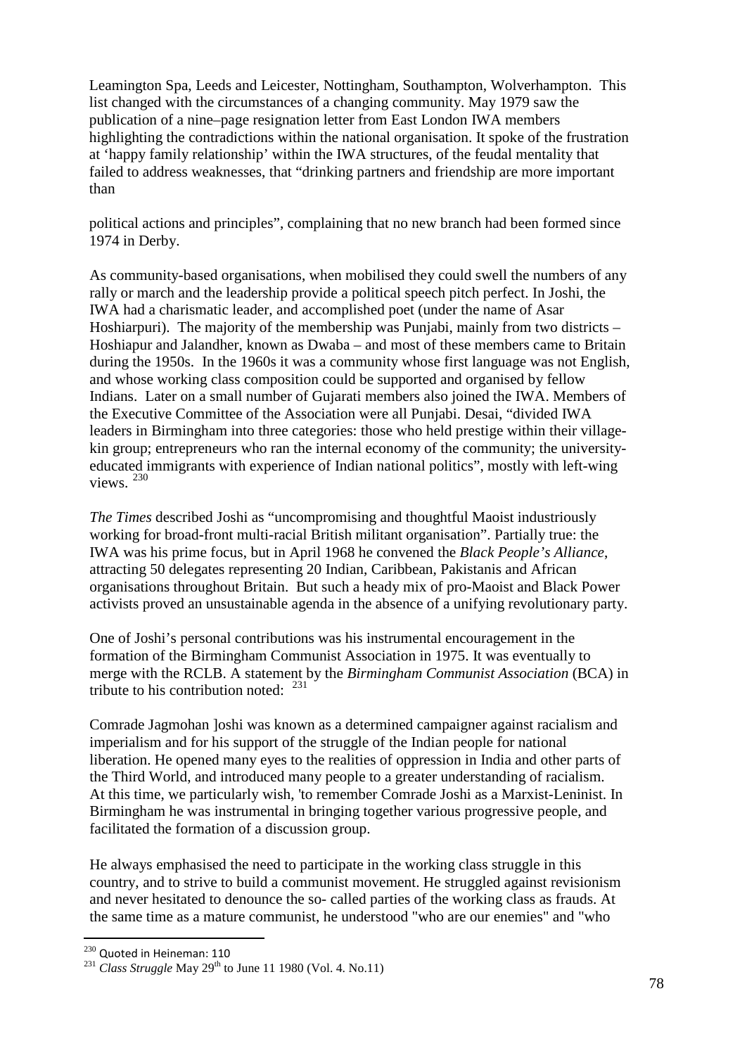Leamington Spa, Leeds and Leicester, Nottingham, Southampton, Wolverhampton. This list changed with the circumstances of a changing community. May 1979 saw the publication of a nine–page resignation letter from East London IWA members highlighting the contradictions within the national organisation. It spoke of the frustration at 'happy family relationship' within the IWA structures, of the feudal mentality that failed to address weaknesses, that "drinking partners and friendship are more important than

political actions and principles", complaining that no new branch had been formed since 1974 in Derby.

As community-based organisations, when mobilised they could swell the numbers of any rally or march and the leadership provide a political speech pitch perfect. In Joshi, the IWA had a charismatic leader, and accomplished poet (under the name of Asar Hoshiarpuri). The majority of the membership was Punjabi, mainly from two districts – Hoshiapur and Jalandher, known as Dwaba – and most of these members came to Britain during the 1950s. In the 1960s it was a community whose first language was not English, and whose working class composition could be supported and organised by fellow Indians. Later on a small number of Gujarati members also joined the IWA. Members of the Executive Committee of the Association were all Punjabi. Desai, "divided IWA leaders in Birmingham into three categories: those who held prestige within their village-kin group; entrepreneurs who ran the internal economy of the community; the university-educated immigrants with experience of Indian national politics", mostly with left-wing views. [230]

*The Times* described Joshi as "uncompromising and thoughtful Maoist industriously working for broad-front multi-racial British militant organisation". Partially true: the IWA was his prime focus, but in April 1968 he convened the *Black People's Alliance*, attracting 50 delegates representing 20 Indian, Caribbean, Pakistanis and African organisations throughout Britain. But such a heady mix of pro-Maoist and Black Power activists proved an unsustainable agenda in the absence of a unifying revolutionary party.

One of Joshi's personal contributions was his instrumental encouragement in the formation of the Birmingham Communist Association in 1975. It was eventually to merge with the RCLB. A statement by the *Birmingham Communist Association* (BCA) in tribute to his contribution noted: [231]

Comrade Jagmohan ]oshi was known as a determined campaigner against racialism and imperialism and for his support of the struggle of the Indian people for national liberation. He opened many eyes to the realities of oppression in India and other parts of the Third World, and introduced many people to a greater understanding of racialism. At this time, we particularly wish, 'to remember Comrade Joshi as a Marxist-Leninist. In Birmingham he was instrumental in bringing together various progressive people, and facilitated the formation of a discussion group.

He always emphasised the need to participate in the working class struggle in this country, and to strive to build a communist movement. He struggled against revisionism and never hesitated to denounce the so- called parties of the working class as frauds. At the same time as a mature communist, he understood "who are our enemies" and "who

---

[230] Quoted in Heineman: 110

[231] *Class Struggle* May 29th to June 11 1980 (Vol. 4. No.11)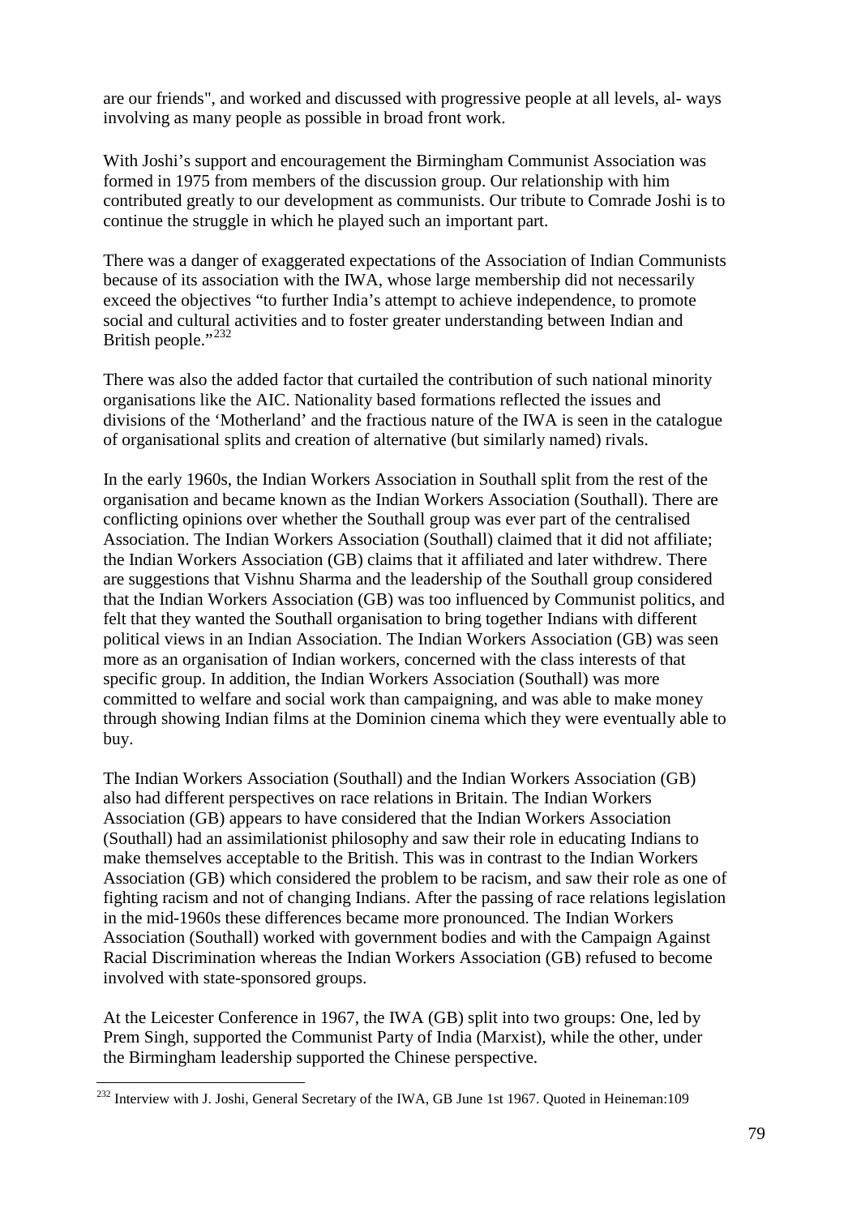are our friends", and worked and discussed with progressive people at all levels, al- ways involving as many people as possible in broad front work.

With Joshi's support and encouragement the Birmingham Communist Association was formed in 1975 from members of the discussion group. Our relationship with him contributed greatly to our development as communists. Our tribute to Comrade Joshi is to continue the struggle in which he played such an important part.

There was a danger of exaggerated expectations of the Association of Indian Communists because of its association with the IWA, whose large membership did not necessarily exceed the objectives "to further India's attempt to achieve independence, to promote social and cultural activities and to foster greater understanding between Indian and British people."[232]

There was also the added factor that curtailed the contribution of such national minority organisations like the AIC. Nationality based formations reflected the issues and divisions of the 'Motherland' and the fractious nature of the IWA is seen in the catalogue of organisational splits and creation of alternative (but similarly named) rivals.

In the early 1960s, the Indian Workers Association in Southall split from the rest of the organisation and became known as the Indian Workers Association (Southall). There are conflicting opinions over whether the Southall group was ever part of the centralised Association. The Indian Workers Association (Southall) claimed that it did not affiliate; the Indian Workers Association (GB) claims that it affiliated and later withdrew. There are suggestions that Vishnu Sharma and the leadership of the Southall group considered that the Indian Workers Association (GB) was too influenced by Communist politics, and felt that they wanted the Southall organisation to bring together Indians with different political views in an Indian Association. The Indian Workers Association (GB) was seen more as an organisation of Indian workers, concerned with the class interests of that specific group. In addition, the Indian Workers Association (Southall) was more committed to welfare and social work than campaigning, and was able to make money through showing Indian films at the Dominion cinema which they were eventually able to buy.

The Indian Workers Association (Southall) and the Indian Workers Association (GB) also had different perspectives on race relations in Britain. The Indian Workers Association (GB) appears to have considered that the Indian Workers Association (Southall) had an assimilationist philosophy and saw their role in educating Indians to make themselves acceptable to the British. This was in contrast to the Indian Workers Association (GB) which considered the problem to be racism, and saw their role as one of fighting racism and not of changing Indians. After the passing of race relations legislation in the mid-1960s these differences became more pronounced. The Indian Workers Association (Southall) worked with government bodies and with the Campaign Against Racial Discrimination whereas the Indian Workers Association (GB) refused to become involved with state-sponsored groups.

At the Leicester Conference in 1967, the IWA (GB) split into two groups: One, led by Prem Singh, supported the Communist Party of India (Marxist), while the other, under the Birmingham leadership supported the Chinese perspective.

---

[232] Interview with J. Joshi, General Secretary of the IWA, GB June 1st 1967. Quoted in Heineman:109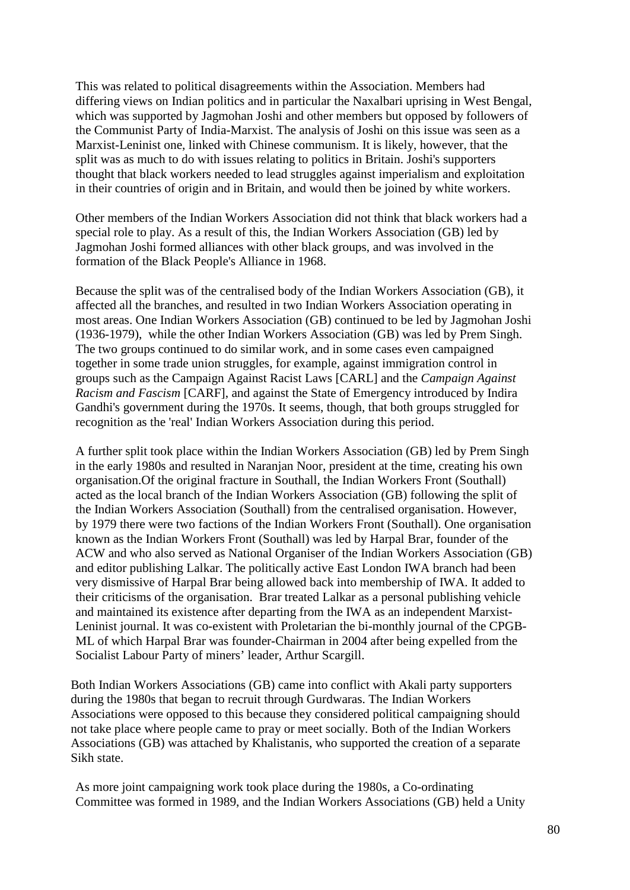This was related to political disagreements within the Association. Members had differing views on Indian politics and in particular the Naxalbari uprising in West Bengal, which was supported by Jagmohan Joshi and other members but opposed by followers of the Communist Party of India-Marxist. The analysis of Joshi on this issue was seen as a Marxist-Leninist one, linked with Chinese communism. It is likely, however, that the split was as much to do with issues relating to politics in Britain. Joshi's supporters thought that black workers needed to lead struggles against imperialism and exploitation in their countries of origin and in Britain, and would then be joined by white workers.

Other members of the Indian Workers Association did not think that black workers had a special role to play. As a result of this, the Indian Workers Association (GB) led by Jagmohan Joshi formed alliances with other black groups, and was involved in the formation of the Black People's Alliance in 1968.

Because the split was of the centralised body of the Indian Workers Association (GB), it affected all the branches, and resulted in two Indian Workers Association operating in most areas. One Indian Workers Association (GB) continued to be led by Jagmohan Joshi (1936-1979), while the other Indian Workers Association (GB) was led by Prem Singh. The two groups continued to do similar work, and in some cases even campaigned together in some trade union struggles, for example, against immigration control in groups such as the Campaign Against Racist Laws [CARL] and the *Campaign Against Racism and Fascism* [CARF], and against the State of Emergency introduced by Indira Gandhi's government during the 1970s. It seems, though, that both groups struggled for recognition as the 'real' Indian Workers Association during this period.

A further split took place within the Indian Workers Association (GB) led by Prem Singh in the early 1980s and resulted in Naranjan Noor, president at the time, creating his own organisation.Of the original fracture in Southall, the Indian Workers Front (Southall) acted as the local branch of the Indian Workers Association (GB) following the split of the Indian Workers Association (Southall) from the centralised organisation. However, by 1979 there were two factions of the Indian Workers Front (Southall). One organisation known as the Indian Workers Front (Southall) was led by Harpal Brar, founder of the ACW and who also served as National Organiser of the Indian Workers Association (GB) and editor publishing Lalkar. The politically active East London IWA branch had been very dismissive of Harpal Brar being allowed back into membership of IWA. It added to their criticisms of the organisation. Brar treated Lalkar as a personal publishing vehicle and maintained its existence after departing from the IWA as an independent Marxist-Leninist journal. It was co-existent with Proletarian the bi-monthly journal of the CPGB-ML of which Harpal Brar was founder-Chairman in 2004 after being expelled from the Socialist Labour Party of miners' leader, Arthur Scargill.

Both Indian Workers Associations (GB) came into conflict with Akali party supporters during the 1980s that began to recruit through Gurdwaras. The Indian Workers Associations were opposed to this because they considered political campaigning should not take place where people came to pray or meet socially. Both of the Indian Workers Associations (GB) was attached by Khalistanis, who supported the creation of a separate Sikh state.

As more joint campaigning work took place during the 1980s, a Co-ordinating Committee was formed in 1989, and the Indian Workers Associations (GB) held a Unity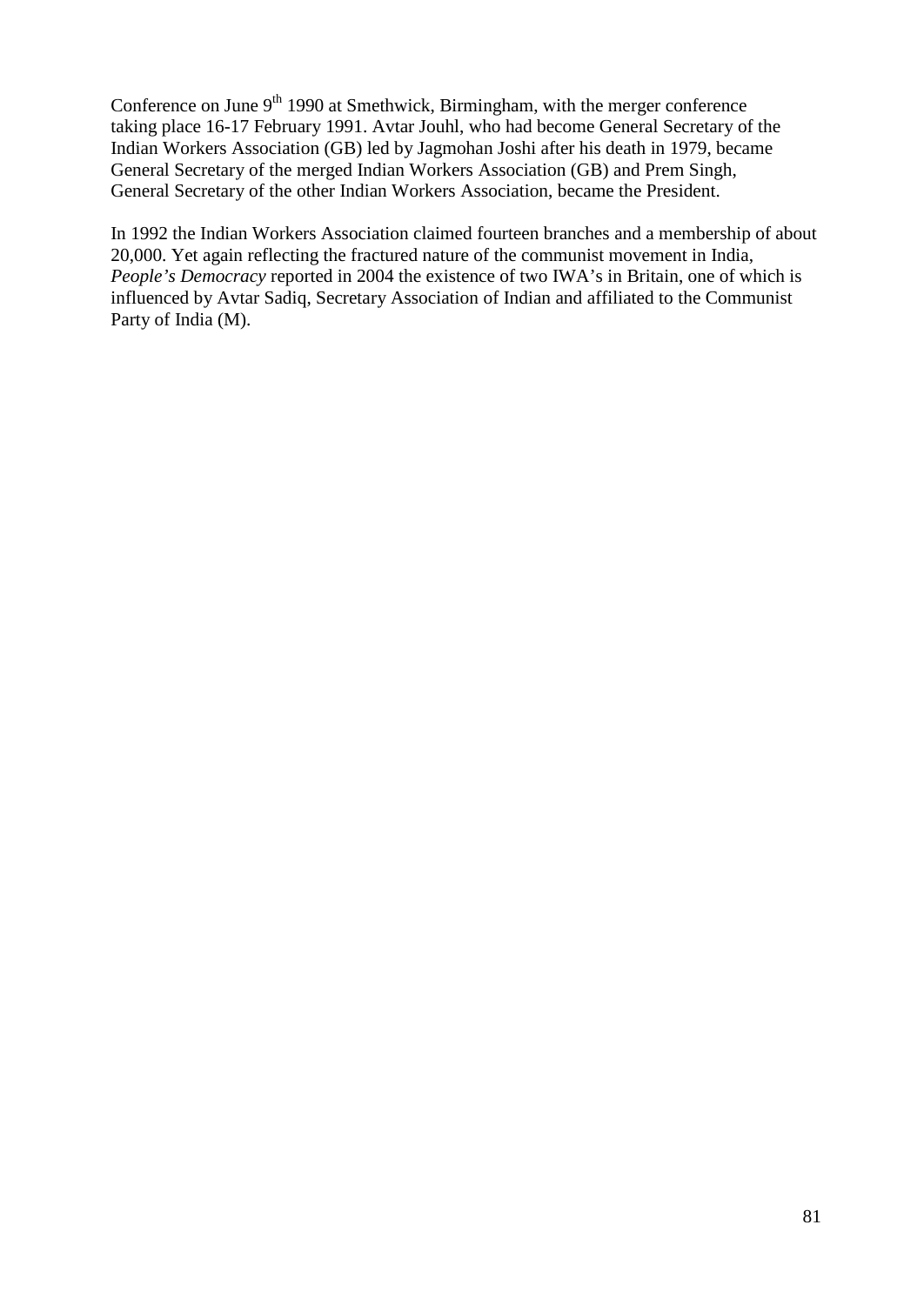Conference on June 9th 1990 at Smethwick, Birmingham, with the merger conference taking place 16-17 February 1991. Avtar Jouhl, who had become General Secretary of the Indian Workers Association (GB) led by Jagmohan Joshi after his death in 1979, became General Secretary of the merged Indian Workers Association (GB) and Prem Singh, General Secretary of the other Indian Workers Association, became the President.

In 1992 the Indian Workers Association claimed fourteen branches and a membership of about 20,000. Yet again reflecting the fractured nature of the communist movement in India, *People's Democracy* reported in 2004 the existence of two IWA's in Britain, one of which is influenced by Avtar Sadiq, Secretary Association of Indian and affiliated to the Communist Party of India (M).